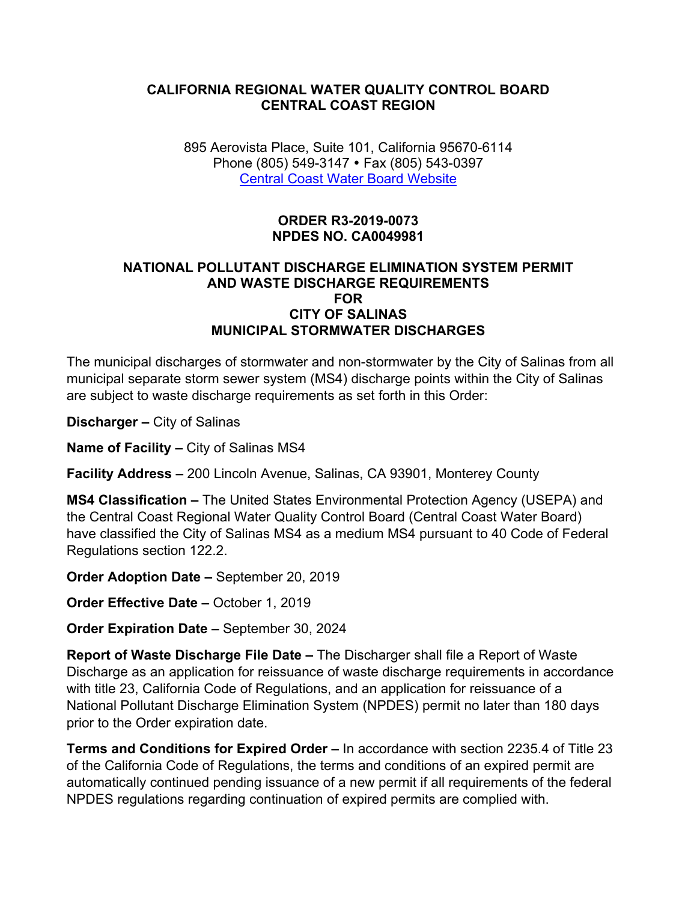# CALIFORNIA REGIONAL WATER QUALITY CONTROL BOARD CENTRAL COAST REGION

895 Aerovista Place, Suite 101, California 95670-6114
Phone (805) 549-3147 • Fax (805) 543-0397
[Central Coast Water Board Website]

## ORDER R3-2019-0073
## NPDES NO. CA0049981

## NATIONAL POLLUTANT DISCHARGE ELIMINATION SYSTEM PERMIT AND WASTE DISCHARGE REQUIREMENTS FOR CITY OF SALINAS MUNICIPAL STORMWATER DISCHARGES

The municipal discharges of stormwater and non-stormwater by the City of Salinas from all municipal separate storm sewer system (MS4) discharge points within the City of Salinas are subject to waste discharge requirements as set forth in this Order:

**Discharger –** City of Salinas

**Name of Facility –** City of Salinas MS4

**Facility Address –** 200 Lincoln Avenue, Salinas, CA 93901, Monterey County

**MS4 Classification –** The United States Environmental Protection Agency (USEPA) and the Central Coast Regional Water Quality Control Board (Central Coast Water Board) have classified the City of Salinas MS4 as a medium MS4 pursuant to 40 Code of Federal Regulations section 122.2.

**Order Adoption Date –** September 20, 2019

**Order Effective Date –** October 1, 2019

**Order Expiration Date –** September 30, 2024

**Report of Waste Discharge File Date –** The Discharger shall file a Report of Waste Discharge as an application for reissuance of waste discharge requirements in accordance with title 23, California Code of Regulations, and an application for reissuance of a National Pollutant Discharge Elimination System (NPDES) permit no later than 180 days prior to the Order expiration date.

**Terms and Conditions for Expired Order –** In accordance with section 2235.4 of Title 23 of the California Code of Regulations, the terms and conditions of an expired permit are automatically continued pending issuance of a new permit if all requirements of the federal NPDES regulations regarding continuation of expired permits are complied with.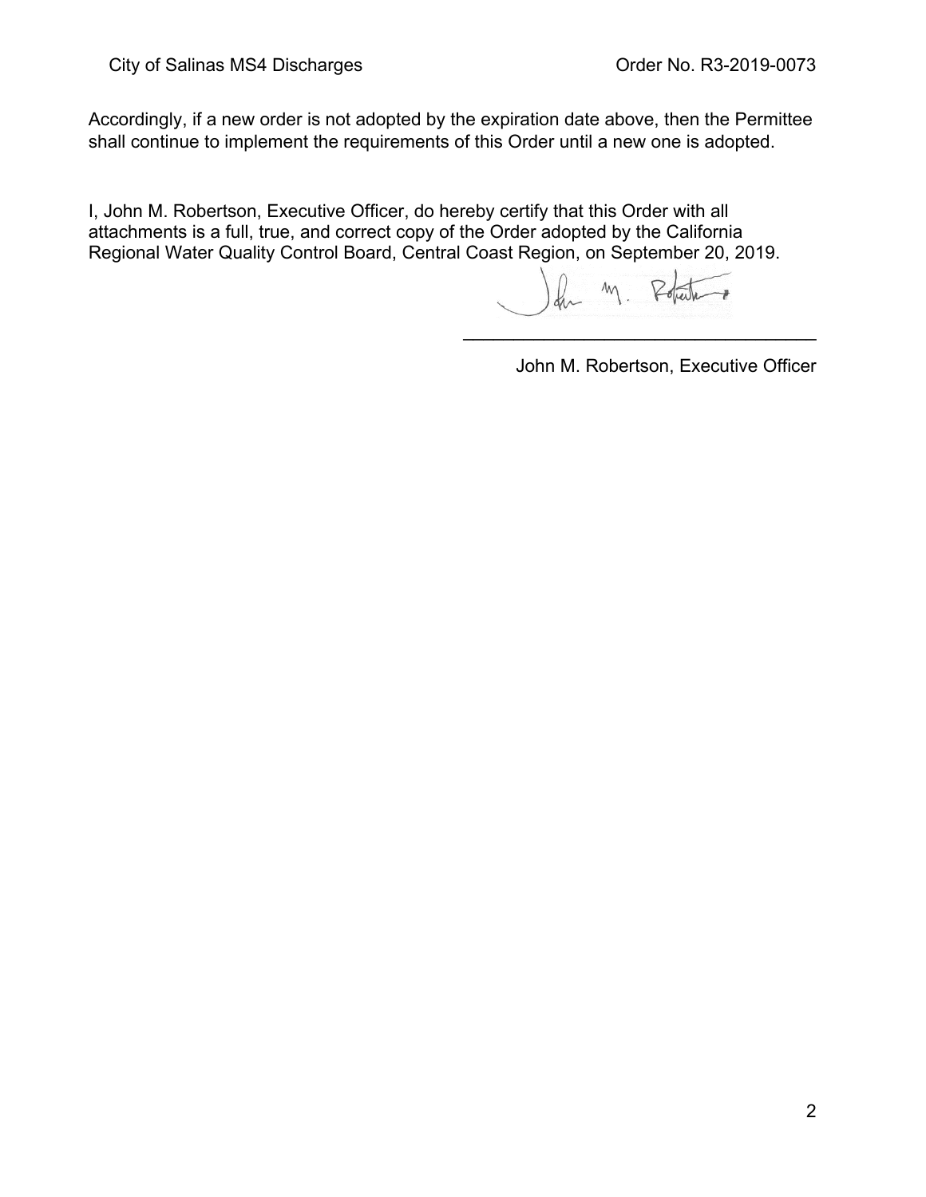Accordingly, if a new order is not adopted by the expiration date above, then the Permittee shall continue to implement the requirements of this Order until a new one is adopted.

I, John M. Robertson, Executive Officer, do hereby certify that this Order with all attachments is a full, true, and correct copy of the Order adopted by the California Regional Water Quality Control Board, Central Coast Region, on September 20, 2019.

\_\_\_\_\_\_\_\_\_\_\_\_\_\_\_\_\_\_\_\_\_\_\_\_\_\_\_\_\_\_\_\_\_\_\_\_

John M. Robertson, Executive Officer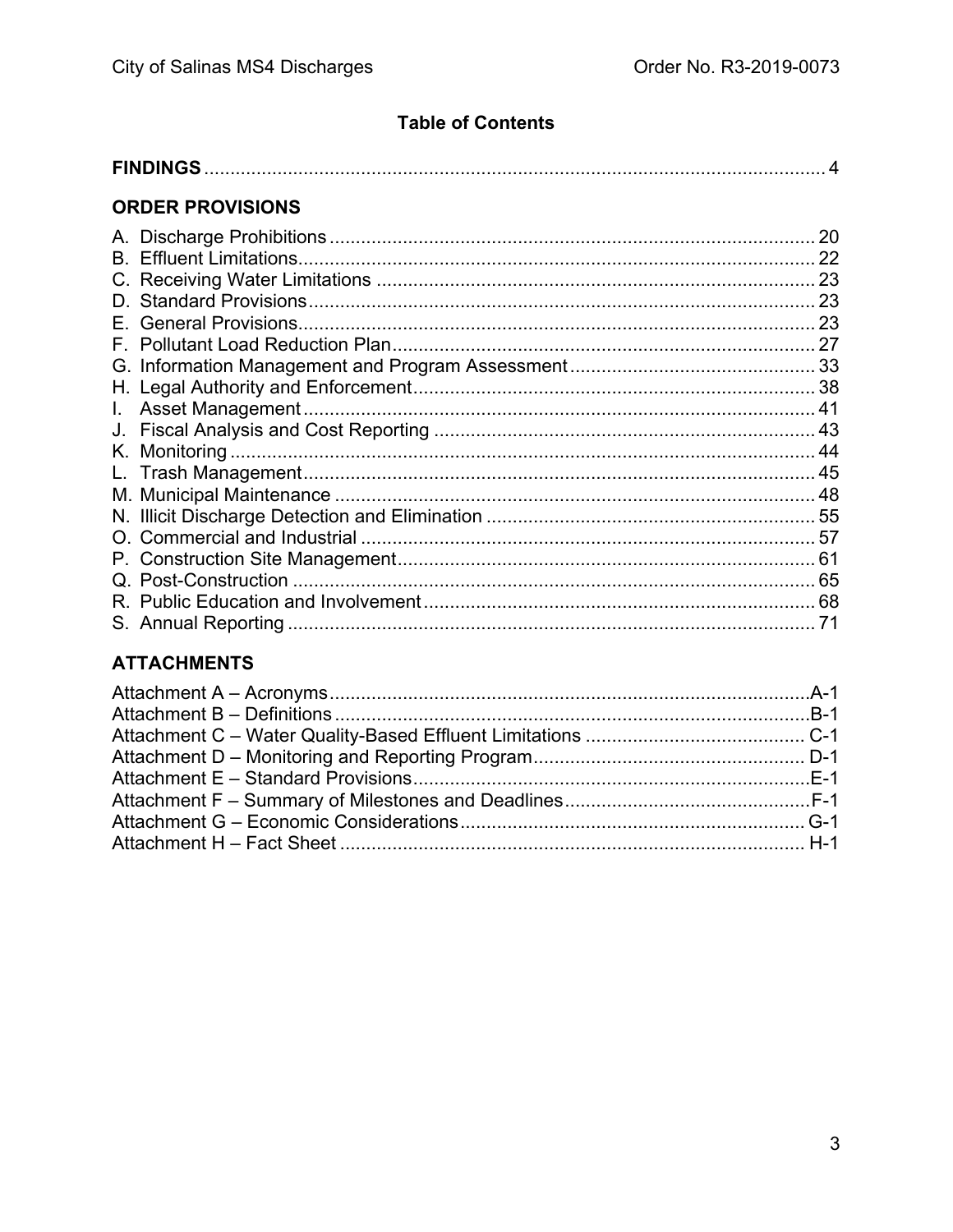## Table of Contents

**FINDINGS** ..... 4

### ORDER PROVISIONS

A. Discharge Prohibitions ..... 20
B. Effluent Limitations ..... 22
C. Receiving Water Limitations ..... 23
D. Standard Provisions ..... 23
E. General Provisions ..... 23
F. Pollutant Load Reduction Plan ..... 27
G. Information Management and Program Assessment ..... 33
H. Legal Authority and Enforcement ..... 38
I. Asset Management ..... 41
J. Fiscal Analysis and Cost Reporting ..... 43
K. Monitoring ..... 44
L. Trash Management ..... 45
M. Municipal Maintenance ..... 48
N. Illicit Discharge Detection and Elimination ..... 55
O. Commercial and Industrial ..... 57
P. Construction Site Management ..... 61
Q. Post-Construction ..... 65
R. Public Education and Involvement ..... 68
S. Annual Reporting ..... 71

### ATTACHMENTS

Attachment A – Acronyms ..... A-1
Attachment B – Definitions ..... B-1
Attachment C – Water Quality-Based Effluent Limitations ..... C-1
Attachment D – Monitoring and Reporting Program ..... D-1
Attachment E – Standard Provisions ..... E-1
Attachment F – Summary of Milestones and Deadlines ..... F-1
Attachment G – Economic Considerations ..... G-1
Attachment H – Fact Sheet ..... H-1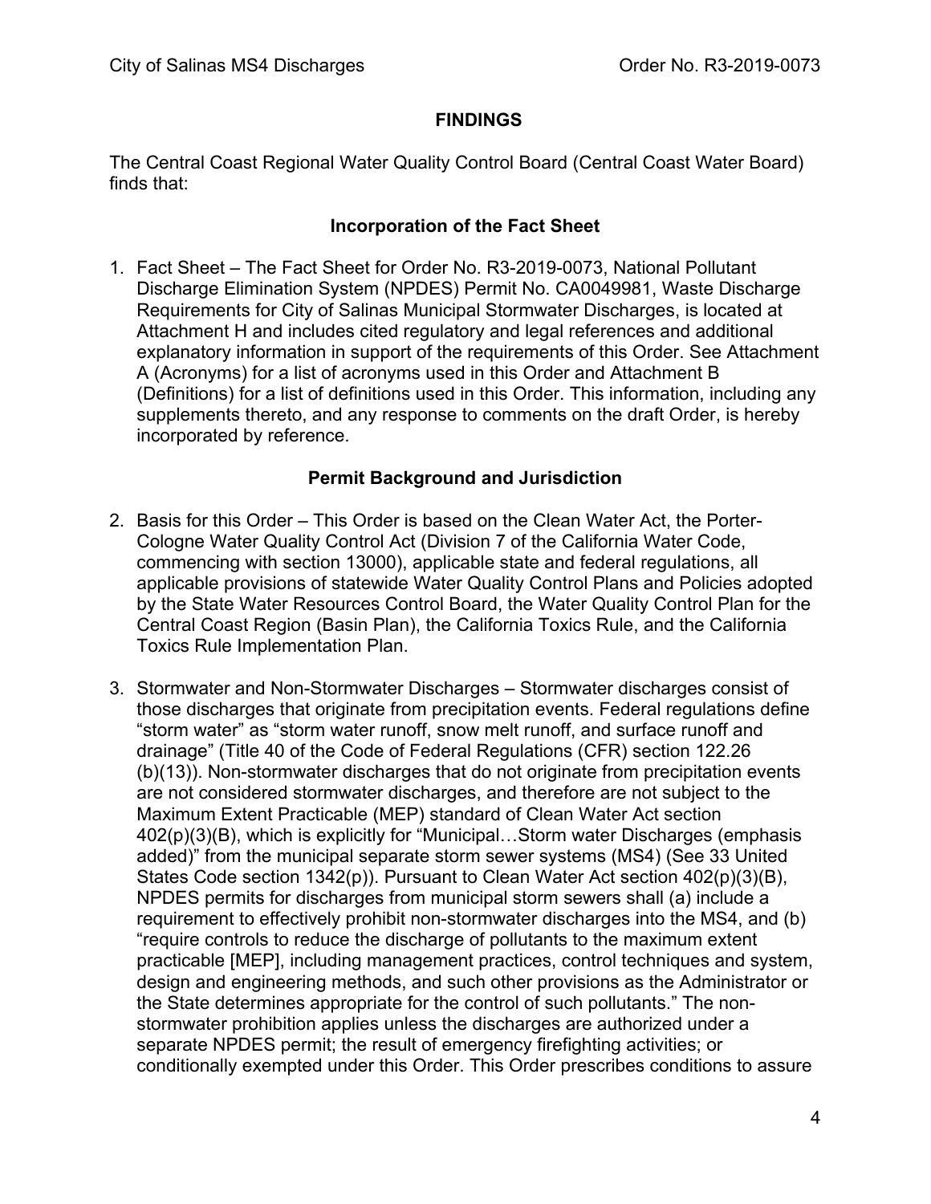## FINDINGS

The Central Coast Regional Water Quality Control Board (Central Coast Water Board) finds that:

### Incorporation of the Fact Sheet

1. Fact Sheet – The Fact Sheet for Order No. R3-2019-0073, National Pollutant Discharge Elimination System (NPDES) Permit No. CA0049981, Waste Discharge Requirements for City of Salinas Municipal Stormwater Discharges, is located at Attachment H and includes cited regulatory and legal references and additional explanatory information in support of the requirements of this Order. See Attachment A (Acronyms) for a list of acronyms used in this Order and Attachment B (Definitions) for a list of definitions used in this Order. This information, including any supplements thereto, and any response to comments on the draft Order, is hereby incorporated by reference.

### Permit Background and Jurisdiction

2. Basis for this Order – This Order is based on the Clean Water Act, the Porter-Cologne Water Quality Control Act (Division 7 of the California Water Code, commencing with section 13000), applicable state and federal regulations, all applicable provisions of statewide Water Quality Control Plans and Policies adopted by the State Water Resources Control Board, the Water Quality Control Plan for the Central Coast Region (Basin Plan), the California Toxics Rule, and the California Toxics Rule Implementation Plan.

3. Stormwater and Non-Stormwater Discharges – Stormwater discharges consist of those discharges that originate from precipitation events. Federal regulations define "storm water" as "storm water runoff, snow melt runoff, and surface runoff and drainage" (Title 40 of the Code of Federal Regulations (CFR) section 122.26 (b)(13)). Non-stormwater discharges that do not originate from precipitation events are not considered stormwater discharges, and therefore are not subject to the Maximum Extent Practicable (MEP) standard of Clean Water Act section 402(p)(3)(B), which is explicitly for "Municipal…Storm water Discharges (emphasis added)" from the municipal separate storm sewer systems (MS4) (See 33 United States Code section 1342(p)). Pursuant to Clean Water Act section 402(p)(3)(B), NPDES permits for discharges from municipal storm sewers shall (a) include a requirement to effectively prohibit non-stormwater discharges into the MS4, and (b) "require controls to reduce the discharge of pollutants to the maximum extent practicable [MEP], including management practices, control techniques and system, design and engineering methods, and such other provisions as the Administrator or the State determines appropriate for the control of such pollutants." The non-stormwater prohibition applies unless the discharges are authorized under a separate NPDES permit; the result of emergency firefighting activities; or conditionally exempted under this Order. This Order prescribes conditions to assure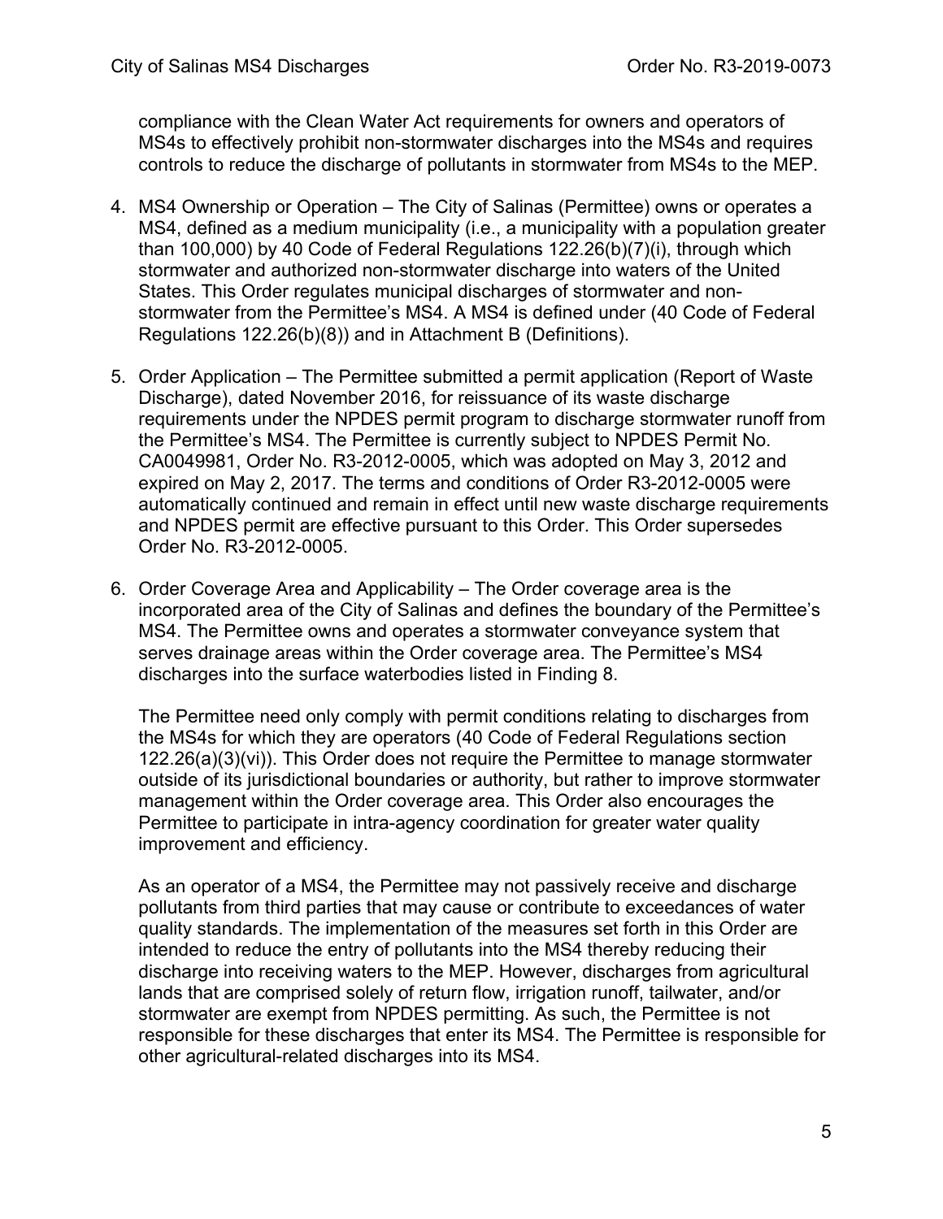compliance with the Clean Water Act requirements for owners and operators of MS4s to effectively prohibit non-stormwater discharges into the MS4s and requires controls to reduce the discharge of pollutants in stormwater from MS4s to the MEP.

4. MS4 Ownership or Operation – The City of Salinas (Permittee) owns or operates a MS4, defined as a medium municipality (i.e., a municipality with a population greater than 100,000) by 40 Code of Federal Regulations 122.26(b)(7)(i), through which stormwater and authorized non-stormwater discharge into waters of the United States. This Order regulates municipal discharges of stormwater and non-stormwater from the Permittee's MS4. A MS4 is defined under (40 Code of Federal Regulations 122.26(b)(8)) and in Attachment B (Definitions).

5. Order Application – The Permittee submitted a permit application (Report of Waste Discharge), dated November 2016, for reissuance of its waste discharge requirements under the NPDES permit program to discharge stormwater runoff from the Permittee's MS4. The Permittee is currently subject to NPDES Permit No. CA0049981, Order No. R3-2012-0005, which was adopted on May 3, 2012 and expired on May 2, 2017. The terms and conditions of Order R3-2012-0005 were automatically continued and remain in effect until new waste discharge requirements and NPDES permit are effective pursuant to this Order. This Order supersedes Order No. R3-2012-0005.

6. Order Coverage Area and Applicability – The Order coverage area is the incorporated area of the City of Salinas and defines the boundary of the Permittee's MS4. The Permittee owns and operates a stormwater conveyance system that serves drainage areas within the Order coverage area. The Permittee's MS4 discharges into the surface waterbodies listed in Finding 8.

   The Permittee need only comply with permit conditions relating to discharges from the MS4s for which they are operators (40 Code of Federal Regulations section 122.26(a)(3)(vi)). This Order does not require the Permittee to manage stormwater outside of its jurisdictional boundaries or authority, but rather to improve stormwater management within the Order coverage area. This Order also encourages the Permittee to participate in intra-agency coordination for greater water quality improvement and efficiency.

   As an operator of a MS4, the Permittee may not passively receive and discharge pollutants from third parties that may cause or contribute to exceedances of water quality standards. The implementation of the measures set forth in this Order are intended to reduce the entry of pollutants into the MS4 thereby reducing their discharge into receiving waters to the MEP. However, discharges from agricultural lands that are comprised solely of return flow, irrigation runoff, tailwater, and/or stormwater are exempt from NPDES permitting. As such, the Permittee is not responsible for these discharges that enter its MS4. The Permittee is responsible for other agricultural-related discharges into its MS4.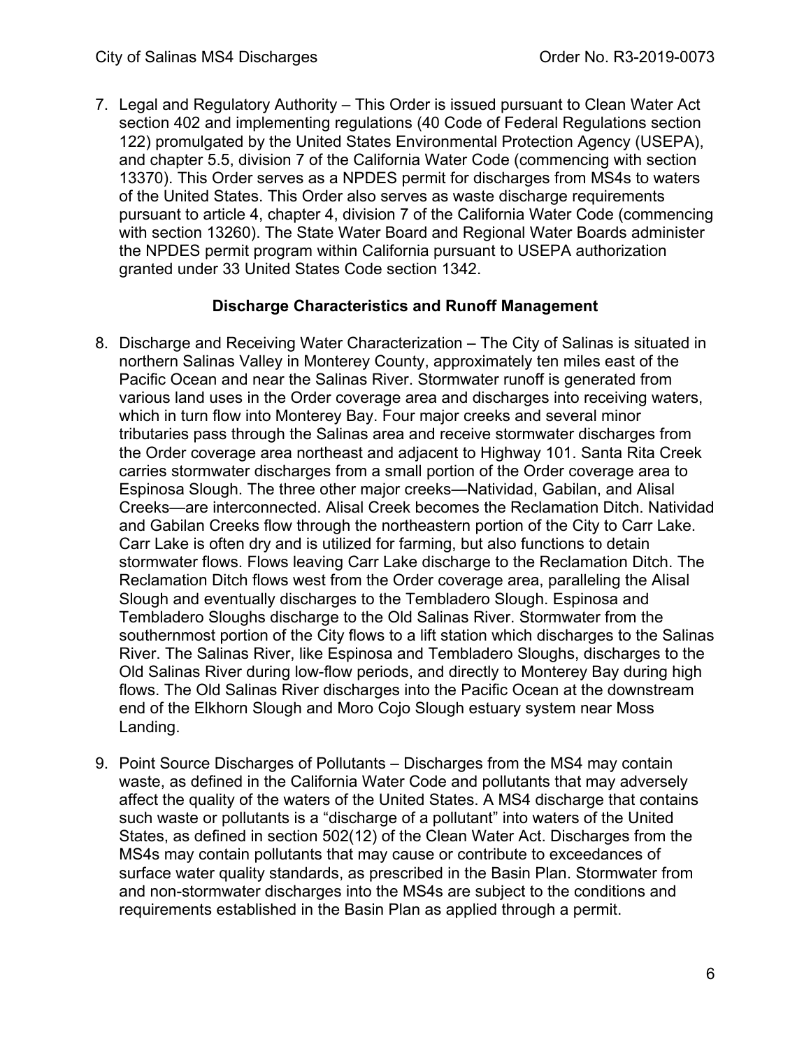7. Legal and Regulatory Authority – This Order is issued pursuant to Clean Water Act section 402 and implementing regulations (40 Code of Federal Regulations section 122) promulgated by the United States Environmental Protection Agency (USEPA), and chapter 5.5, division 7 of the California Water Code (commencing with section 13370). This Order serves as a NPDES permit for discharges from MS4s to waters of the United States. This Order also serves as waste discharge requirements pursuant to article 4, chapter 4, division 7 of the California Water Code (commencing with section 13260). The State Water Board and Regional Water Boards administer the NPDES permit program within California pursuant to USEPA authorization granted under 33 United States Code section 1342.

### Discharge Characteristics and Runoff Management

8. Discharge and Receiving Water Characterization – The City of Salinas is situated in northern Salinas Valley in Monterey County, approximately ten miles east of the Pacific Ocean and near the Salinas River. Stormwater runoff is generated from various land uses in the Order coverage area and discharges into receiving waters, which in turn flow into Monterey Bay. Four major creeks and several minor tributaries pass through the Salinas area and receive stormwater discharges from the Order coverage area northeast and adjacent to Highway 101. Santa Rita Creek carries stormwater discharges from a small portion of the Order coverage area to Espinosa Slough. The three other major creeks—Natividad, Gabilan, and Alisal Creeks—are interconnected. Alisal Creek becomes the Reclamation Ditch. Natividad and Gabilan Creeks flow through the northeastern portion of the City to Carr Lake. Carr Lake is often dry and is utilized for farming, but also functions to detain stormwater flows. Flows leaving Carr Lake discharge to the Reclamation Ditch. The Reclamation Ditch flows west from the Order coverage area, paralleling the Alisal Slough and eventually discharges to the Tembladero Slough. Espinosa and Tembladero Sloughs discharge to the Old Salinas River. Stormwater from the southernmost portion of the City flows to a lift station which discharges to the Salinas River. The Salinas River, like Espinosa and Tembladero Sloughs, discharges to the Old Salinas River during low-flow periods, and directly to Monterey Bay during high flows. The Old Salinas River discharges into the Pacific Ocean at the downstream end of the Elkhorn Slough and Moro Cojo Slough estuary system near Moss Landing.

9. Point Source Discharges of Pollutants – Discharges from the MS4 may contain waste, as defined in the California Water Code and pollutants that may adversely affect the quality of the waters of the United States. A MS4 discharge that contains such waste or pollutants is a "discharge of a pollutant" into waters of the United States, as defined in section 502(12) of the Clean Water Act. Discharges from the MS4s may contain pollutants that may cause or contribute to exceedances of surface water quality standards, as prescribed in the Basin Plan. Stormwater from and non-stormwater discharges into the MS4s are subject to the conditions and requirements established in the Basin Plan as applied through a permit.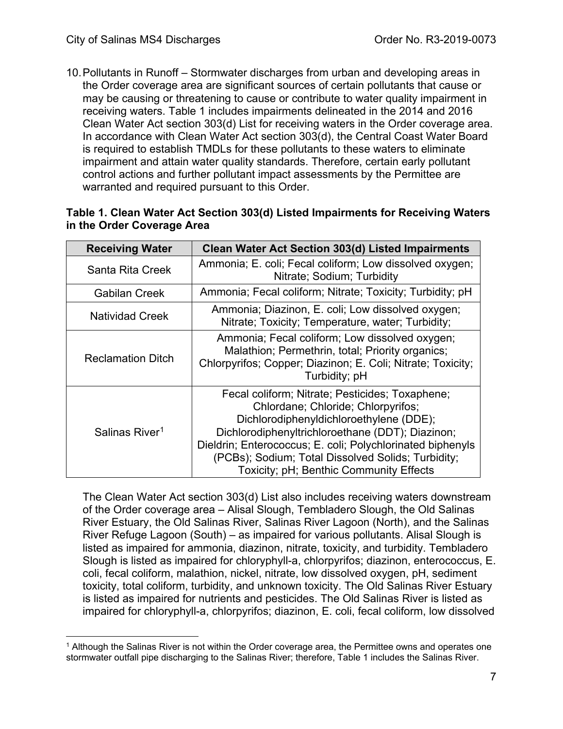10. Pollutants in Runoff – Stormwater discharges from urban and developing areas in the Order coverage area are significant sources of certain pollutants that cause or may be causing or threatening to cause or contribute to water quality impairment in receiving waters. Table 1 includes impairments delineated in the 2014 and 2016 Clean Water Act section 303(d) List for receiving waters in the Order coverage area. In accordance with Clean Water Act section 303(d), the Central Coast Water Board is required to establish TMDLs for these pollutants to these waters to eliminate impairment and attain water quality standards. Therefore, certain early pollutant control actions and further pollutant impact assessments by the Permittee are warranted and required pursuant to this Order.

**Table 1. Clean Water Act Section 303(d) Listed Impairments for Receiving Waters in the Order Coverage Area**

| Receiving Water | Clean Water Act Section 303(d) Listed Impairments |
|---|---|
| Santa Rita Creek | Ammonia; E. coli; Fecal coliform; Low dissolved oxygen; Nitrate; Sodium; Turbidity |
| Gabilan Creek | Ammonia; Fecal coliform; Nitrate; Toxicity; Turbidity; pH |
| Natividad Creek | Ammonia; Diazinon, E. coli; Low dissolved oxygen; Nitrate; Toxicity; Temperature, water; Turbidity; |
| Reclamation Ditch | Ammonia; Fecal coliform; Low dissolved oxygen; Malathion; Permethrin, total; Priority organics; Chlorpyrifos; Copper; Diazinon; E. Coli; Nitrate; Toxicity; Turbidity; pH |
| Salinas River[1] | Fecal coliform; Nitrate; Pesticides; Toxaphene; Chlordane; Chloride; Chlorpyrifos; Dichlorodiphenyldichloroethylene (DDE); Dichlorodiphenyltrichloroethane (DDT); Diazinon; Dieldrin; Enterococcus; E. coli; Polychlorinated biphenyls (PCBs); Sodium; Total Dissolved Solids; Turbidity; Toxicity; pH; Benthic Community Effects |

The Clean Water Act section 303(d) List also includes receiving waters downstream of the Order coverage area – Alisal Slough, Tembladero Slough, the Old Salinas River Estuary, the Old Salinas River, Salinas River Lagoon (North), and the Salinas River Refuge Lagoon (South) – as impaired for various pollutants. Alisal Slough is listed as impaired for ammonia, diazinon, nitrate, toxicity, and turbidity. Tembladero Slough is listed as impaired for chloryphyll-a, chlorpyrifos; diazinon, enterococcus, E. coli, fecal coliform, malathion, nickel, nitrate, low dissolved oxygen, pH, sediment toxicity, total coliform, turbidity, and unknown toxicity. The Old Salinas River Estuary is listed as impaired for nutrients and pesticides. The Old Salinas River is listed as impaired for chloryphyll-a, chlorpyrifos; diazinon, E. coli, fecal coliform, low dissolved

[1] Although the Salinas River is not within the Order coverage area, the Permittee owns and operates one stormwater outfall pipe discharging to the Salinas River; therefore, Table 1 includes the Salinas River.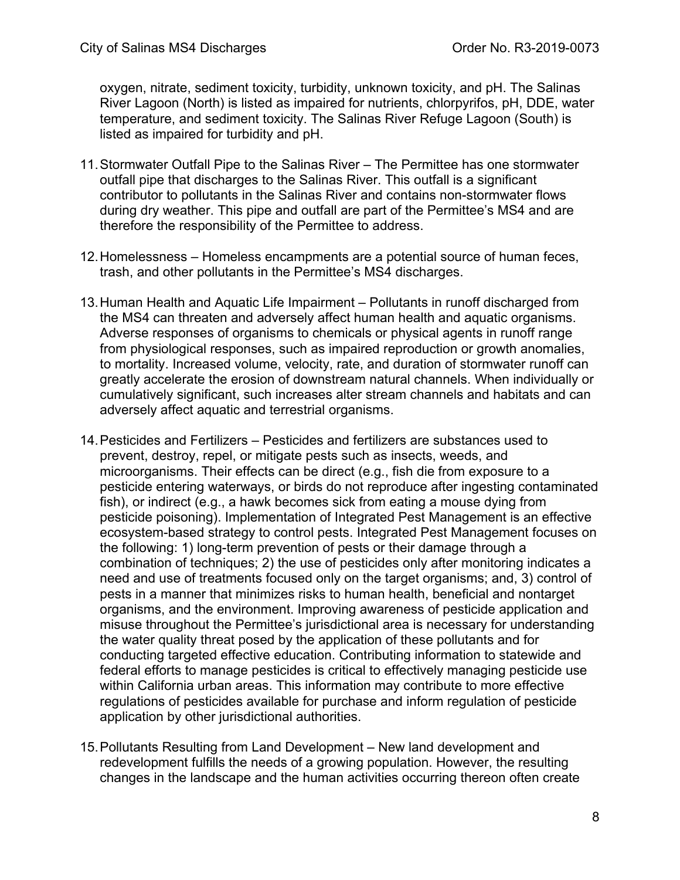oxygen, nitrate, sediment toxicity, turbidity, unknown toxicity, and pH. The Salinas River Lagoon (North) is listed as impaired for nutrients, chlorpyrifos, pH, DDE, water temperature, and sediment toxicity. The Salinas River Refuge Lagoon (South) is listed as impaired for turbidity and pH.

11. Stormwater Outfall Pipe to the Salinas River – The Permittee has one stormwater outfall pipe that discharges to the Salinas River. This outfall is a significant contributor to pollutants in the Salinas River and contains non-stormwater flows during dry weather. This pipe and outfall are part of the Permittee's MS4 and are therefore the responsibility of the Permittee to address.

12. Homelessness – Homeless encampments are a potential source of human feces, trash, and other pollutants in the Permittee's MS4 discharges.

13. Human Health and Aquatic Life Impairment – Pollutants in runoff discharged from the MS4 can threaten and adversely affect human health and aquatic organisms. Adverse responses of organisms to chemicals or physical agents in runoff range from physiological responses, such as impaired reproduction or growth anomalies, to mortality. Increased volume, velocity, rate, and duration of stormwater runoff can greatly accelerate the erosion of downstream natural channels. When individually or cumulatively significant, such increases alter stream channels and habitats and can adversely affect aquatic and terrestrial organisms.

14. Pesticides and Fertilizers – Pesticides and fertilizers are substances used to prevent, destroy, repel, or mitigate pests such as insects, weeds, and microorganisms. Their effects can be direct (e.g., fish die from exposure to a pesticide entering waterways, or birds do not reproduce after ingesting contaminated fish), or indirect (e.g., a hawk becomes sick from eating a mouse dying from pesticide poisoning). Implementation of Integrated Pest Management is an effective ecosystem-based strategy to control pests. Integrated Pest Management focuses on the following: 1) long-term prevention of pests or their damage through a combination of techniques; 2) the use of pesticides only after monitoring indicates a need and use of treatments focused only on the target organisms; and, 3) control of pests in a manner that minimizes risks to human health, beneficial and nontarget organisms, and the environment. Improving awareness of pesticide application and misuse throughout the Permittee's jurisdictional area is necessary for understanding the water quality threat posed by the application of these pollutants and for conducting targeted effective education. Contributing information to statewide and federal efforts to manage pesticides is critical to effectively managing pesticide use within California urban areas. This information may contribute to more effective regulations of pesticides available for purchase and inform regulation of pesticide application by other jurisdictional authorities.

15. Pollutants Resulting from Land Development – New land development and redevelopment fulfills the needs of a growing population. However, the resulting changes in the landscape and the human activities occurring thereon often create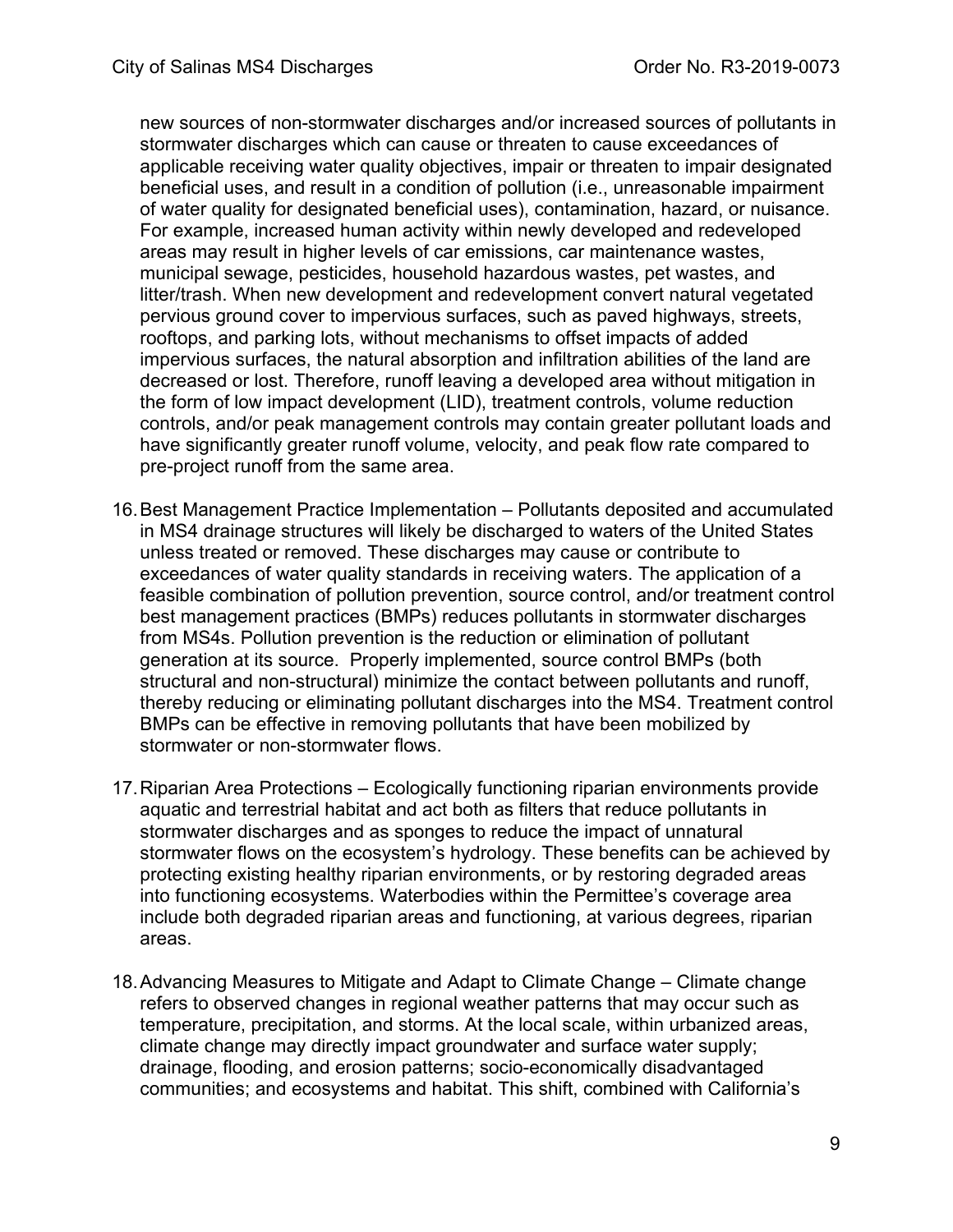new sources of non-stormwater discharges and/or increased sources of pollutants in stormwater discharges which can cause or threaten to cause exceedances of applicable receiving water quality objectives, impair or threaten to impair designated beneficial uses, and result in a condition of pollution (i.e., unreasonable impairment of water quality for designated beneficial uses), contamination, hazard, or nuisance. For example, increased human activity within newly developed and redeveloped areas may result in higher levels of car emissions, car maintenance wastes, municipal sewage, pesticides, household hazardous wastes, pet wastes, and litter/trash. When new development and redevelopment convert natural vegetated pervious ground cover to impervious surfaces, such as paved highways, streets, rooftops, and parking lots, without mechanisms to offset impacts of added impervious surfaces, the natural absorption and infiltration abilities of the land are decreased or lost. Therefore, runoff leaving a developed area without mitigation in the form of low impact development (LID), treatment controls, volume reduction controls, and/or peak management controls may contain greater pollutant loads and have significantly greater runoff volume, velocity, and peak flow rate compared to pre-project runoff from the same area.

16. Best Management Practice Implementation – Pollutants deposited and accumulated in MS4 drainage structures will likely be discharged to waters of the United States unless treated or removed. These discharges may cause or contribute to exceedances of water quality standards in receiving waters. The application of a feasible combination of pollution prevention, source control, and/or treatment control best management practices (BMPs) reduces pollutants in stormwater discharges from MS4s. Pollution prevention is the reduction or elimination of pollutant generation at its source. Properly implemented, source control BMPs (both structural and non-structural) minimize the contact between pollutants and runoff, thereby reducing or eliminating pollutant discharges into the MS4. Treatment control BMPs can be effective in removing pollutants that have been mobilized by stormwater or non-stormwater flows.

17. Riparian Area Protections – Ecologically functioning riparian environments provide aquatic and terrestrial habitat and act both as filters that reduce pollutants in stormwater discharges and as sponges to reduce the impact of unnatural stormwater flows on the ecosystem's hydrology. These benefits can be achieved by protecting existing healthy riparian environments, or by restoring degraded areas into functioning ecosystems. Waterbodies within the Permittee's coverage area include both degraded riparian areas and functioning, at various degrees, riparian areas.

18. Advancing Measures to Mitigate and Adapt to Climate Change – Climate change refers to observed changes in regional weather patterns that may occur such as temperature, precipitation, and storms. At the local scale, within urbanized areas, climate change may directly impact groundwater and surface water supply; drainage, flooding, and erosion patterns; socio-economically disadvantaged communities; and ecosystems and habitat. This shift, combined with California's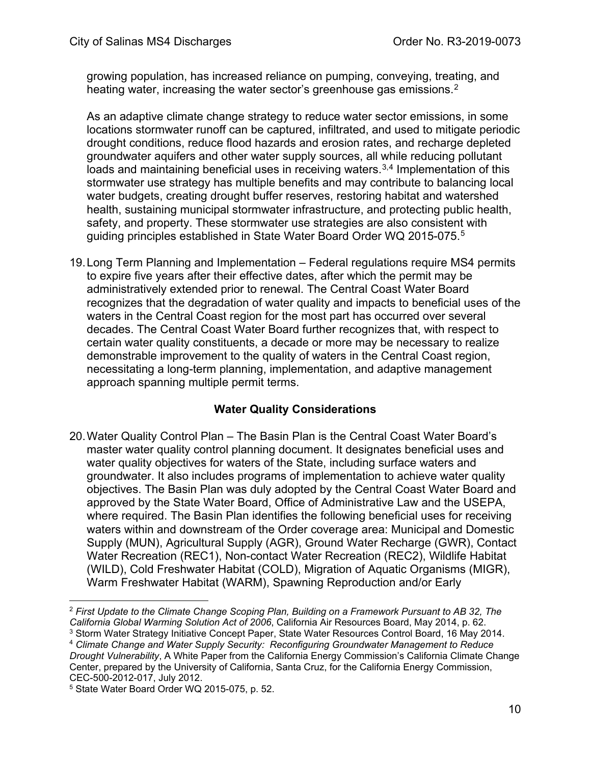growing population, has increased reliance on pumping, conveying, treating, and heating water, increasing the water sector's greenhouse gas emissions.[2]

As an adaptive climate change strategy to reduce water sector emissions, in some locations stormwater runoff can be captured, infiltrated, and used to mitigate periodic drought conditions, reduce flood hazards and erosion rates, and recharge depleted groundwater aquifers and other water supply sources, all while reducing pollutant loads and maintaining beneficial uses in receiving waters.[3,4] Implementation of this stormwater use strategy has multiple benefits and may contribute to balancing local water budgets, creating drought buffer reserves, restoring habitat and watershed health, sustaining municipal stormwater infrastructure, and protecting public health, safety, and property. These stormwater use strategies are also consistent with guiding principles established in State Water Board Order WQ 2015-075.[5]

19. Long Term Planning and Implementation – Federal regulations require MS4 permits to expire five years after their effective dates, after which the permit may be administratively extended prior to renewal. The Central Coast Water Board recognizes that the degradation of water quality and impacts to beneficial uses of the waters in the Central Coast region for the most part has occurred over several decades. The Central Coast Water Board further recognizes that, with respect to certain water quality constituents, a decade or more may be necessary to realize demonstrable improvement to the quality of waters in the Central Coast region, necessitating a long-term planning, implementation, and adaptive management approach spanning multiple permit terms.

## Water Quality Considerations

20. Water Quality Control Plan – The Basin Plan is the Central Coast Water Board's master water quality control planning document. It designates beneficial uses and water quality objectives for waters of the State, including surface waters and groundwater. It also includes programs of implementation to achieve water quality objectives. The Basin Plan was duly adopted by the Central Coast Water Board and approved by the State Water Board, Office of Administrative Law and the USEPA, where required. The Basin Plan identifies the following beneficial uses for receiving waters within and downstream of the Order coverage area: Municipal and Domestic Supply (MUN), Agricultural Supply (AGR), Ground Water Recharge (GWR), Contact Water Recreation (REC1), Non-contact Water Recreation (REC2), Wildlife Habitat (WILD), Cold Freshwater Habitat (COLD), Migration of Aquatic Organisms (MIGR), Warm Freshwater Habitat (WARM), Spawning Reproduction and/or Early

---

[2] *First Update to the Climate Change Scoping Plan, Building on a Framework Pursuant to AB 32, The California Global Warming Solution Act of 2006*, California Air Resources Board, May 2014, p. 62.

[3] Storm Water Strategy Initiative Concept Paper, State Water Resources Control Board, 16 May 2014.

[4] *Climate Change and Water Supply Security: Reconfiguring Groundwater Management to Reduce Drought Vulnerability*, A White Paper from the California Energy Commission's California Climate Change Center, prepared by the University of California, Santa Cruz, for the California Energy Commission, CEC-500-2012-017, July 2012.

[5] State Water Board Order WQ 2015-075, p. 52.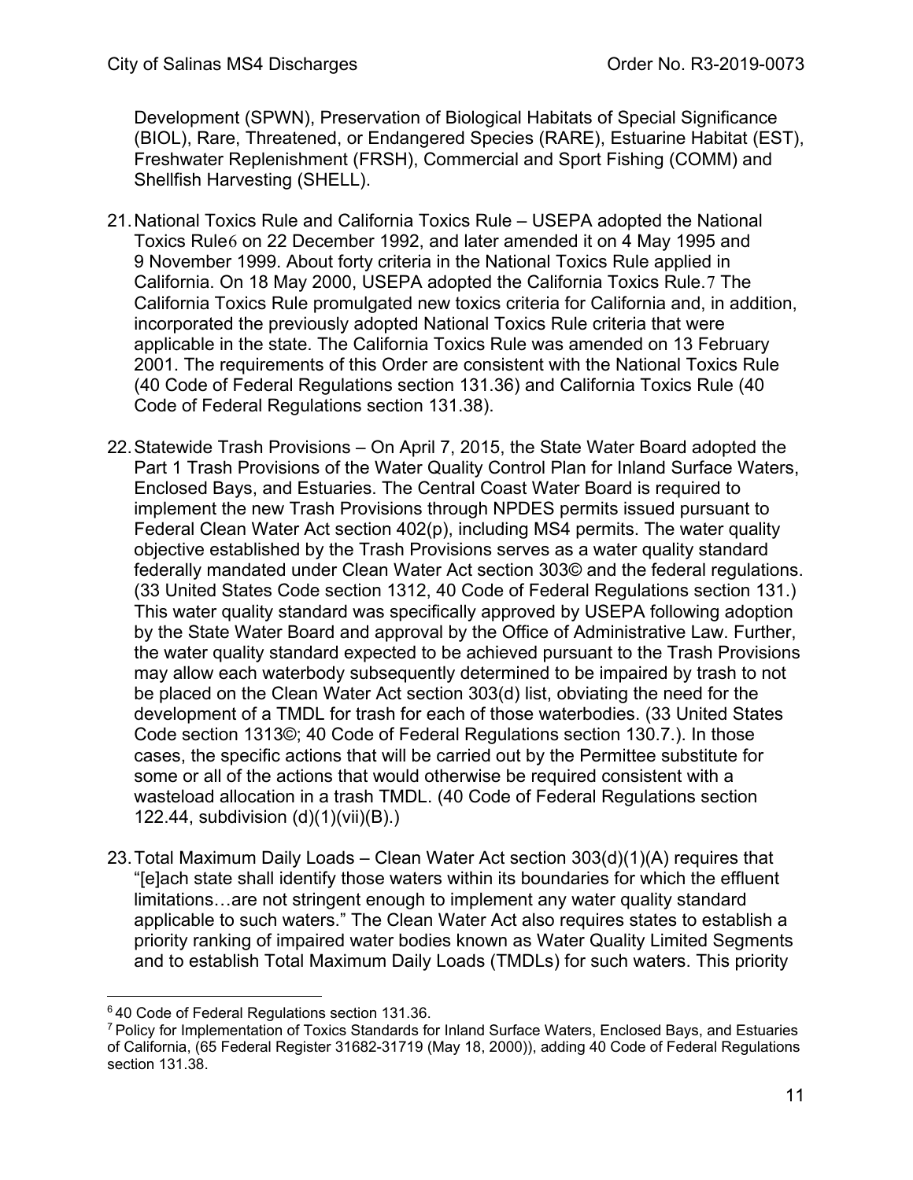Development (SPWN), Preservation of Biological Habitats of Special Significance (BIOL), Rare, Threatened, or Endangered Species (RARE), Estuarine Habitat (EST), Freshwater Replenishment (FRSH), Commercial and Sport Fishing (COMM) and Shellfish Harvesting (SHELL).

21. National Toxics Rule and California Toxics Rule – USEPA adopted the National Toxics Rule[6] on 22 December 1992, and later amended it on 4 May 1995 and 9 November 1999. About forty criteria in the National Toxics Rule applied in California. On 18 May 2000, USEPA adopted the California Toxics Rule.[7] The California Toxics Rule promulgated new toxics criteria for California and, in addition, incorporated the previously adopted National Toxics Rule criteria that were applicable in the state. The California Toxics Rule was amended on 13 February 2001. The requirements of this Order are consistent with the National Toxics Rule (40 Code of Federal Regulations section 131.36) and California Toxics Rule (40 Code of Federal Regulations section 131.38).

22. Statewide Trash Provisions – On April 7, 2015, the State Water Board adopted the Part 1 Trash Provisions of the Water Quality Control Plan for Inland Surface Waters, Enclosed Bays, and Estuaries. The Central Coast Water Board is required to implement the new Trash Provisions through NPDES permits issued pursuant to Federal Clean Water Act section 402(p), including MS4 permits. The water quality objective established by the Trash Provisions serves as a water quality standard federally mandated under Clean Water Act section 303© and the federal regulations. (33 United States Code section 1312, 40 Code of Federal Regulations section 131.) This water quality standard was specifically approved by USEPA following adoption by the State Water Board and approval by the Office of Administrative Law. Further, the water quality standard expected to be achieved pursuant to the Trash Provisions may allow each waterbody subsequently determined to be impaired by trash to not be placed on the Clean Water Act section 303(d) list, obviating the need for the development of a TMDL for trash for each of those waterbodies. (33 United States Code section 1313©; 40 Code of Federal Regulations section 130.7.). In those cases, the specific actions that will be carried out by the Permittee substitute for some or all of the actions that would otherwise be required consistent with a wasteload allocation in a trash TMDL. (40 Code of Federal Regulations section 122.44, subdivision (d)(1)(vii)(B).)

23. Total Maximum Daily Loads – Clean Water Act section 303(d)(1)(A) requires that "[e]ach state shall identify those waters within its boundaries for which the effluent limitations…are not stringent enough to implement any water quality standard applicable to such waters." The Clean Water Act also requires states to establish a priority ranking of impaired water bodies known as Water Quality Limited Segments and to establish Total Maximum Daily Loads (TMDLs) for such waters. This priority

---

[6] 40 Code of Federal Regulations section 131.36.

[7] Policy for Implementation of Toxics Standards for Inland Surface Waters, Enclosed Bays, and Estuaries of California, (65 Federal Register 31682-31719 (May 18, 2000)), adding 40 Code of Federal Regulations section 131.38.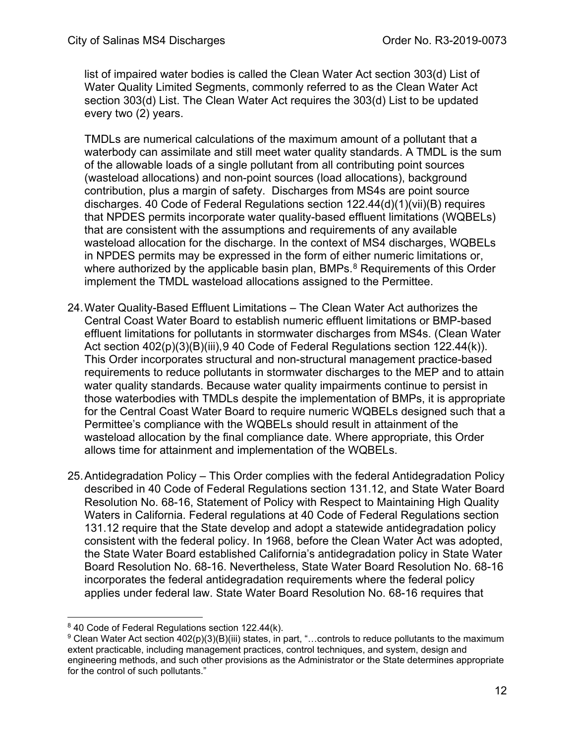list of impaired water bodies is called the Clean Water Act section 303(d) List of Water Quality Limited Segments, commonly referred to as the Clean Water Act section 303(d) List. The Clean Water Act requires the 303(d) List to be updated every two (2) years.

TMDLs are numerical calculations of the maximum amount of a pollutant that a waterbody can assimilate and still meet water quality standards. A TMDL is the sum of the allowable loads of a single pollutant from all contributing point sources (wasteload allocations) and non-point sources (load allocations), background contribution, plus a margin of safety. Discharges from MS4s are point source discharges. 40 Code of Federal Regulations section 122.44(d)(1)(vii)(B) requires that NPDES permits incorporate water quality-based effluent limitations (WQBELs) that are consistent with the assumptions and requirements of any available wasteload allocation for the discharge. In the context of MS4 discharges, WQBELs in NPDES permits may be expressed in the form of either numeric limitations or, where authorized by the applicable basin plan, BMPs.[8] Requirements of this Order implement the TMDL wasteload allocations assigned to the Permittee.

24. Water Quality-Based Effluent Limitations – The Clean Water Act authorizes the Central Coast Water Board to establish numeric effluent limitations or BMP-based effluent limitations for pollutants in stormwater discharges from MS4s. (Clean Water Act section 402(p)(3)(B)(iii),[9] 40 Code of Federal Regulations section 122.44(k)). This Order incorporates structural and non-structural management practice-based requirements to reduce pollutants in stormwater discharges to the MEP and to attain water quality standards. Because water quality impairments continue to persist in those waterbodies with TMDLs despite the implementation of BMPs, it is appropriate for the Central Coast Water Board to require numeric WQBELs designed such that a Permittee's compliance with the WQBELs should result in attainment of the wasteload allocation by the final compliance date. Where appropriate, this Order allows time for attainment and implementation of the WQBELs.

25. Antidegradation Policy – This Order complies with the federal Antidegradation Policy described in 40 Code of Federal Regulations section 131.12, and State Water Board Resolution No. 68-16, Statement of Policy with Respect to Maintaining High Quality Waters in California. Federal regulations at 40 Code of Federal Regulations section 131.12 require that the State develop and adopt a statewide antidegradation policy consistent with the federal policy. In 1968, before the Clean Water Act was adopted, the State Water Board established California's antidegradation policy in State Water Board Resolution No. 68-16. Nevertheless, State Water Board Resolution No. 68-16 incorporates the federal antidegradation requirements where the federal policy applies under federal law. State Water Board Resolution No. 68-16 requires that

---

[8] 40 Code of Federal Regulations section 122.44(k).

[9] Clean Water Act section 402(p)(3)(B)(iii) states, in part, "…controls to reduce pollutants to the maximum extent practicable, including management practices, control techniques, and system, design and engineering methods, and such other provisions as the Administrator or the State determines appropriate for the control of such pollutants."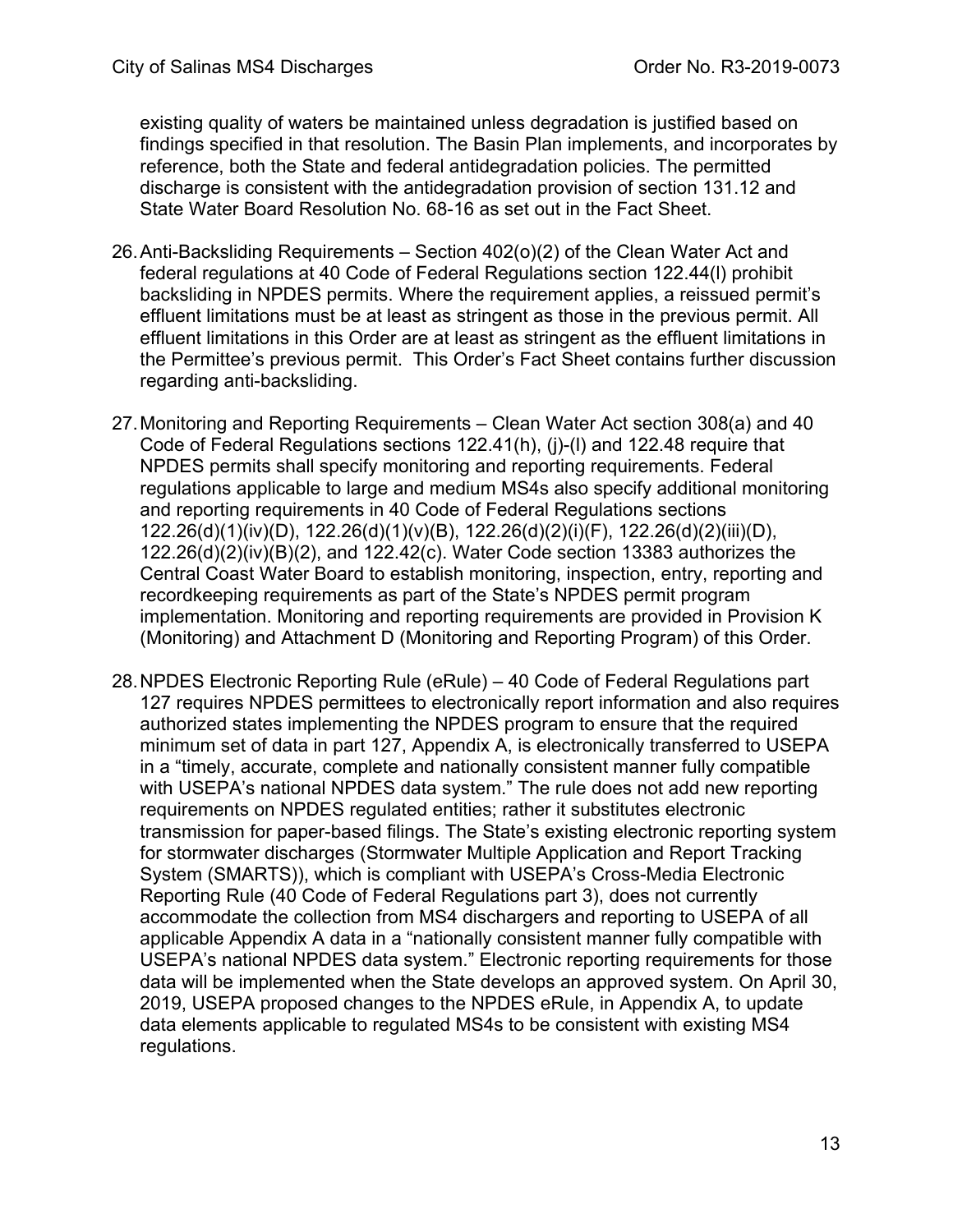existing quality of waters be maintained unless degradation is justified based on findings specified in that resolution. The Basin Plan implements, and incorporates by reference, both the State and federal antidegradation policies. The permitted discharge is consistent with the antidegradation provision of section 131.12 and State Water Board Resolution No. 68-16 as set out in the Fact Sheet.

26. Anti-Backsliding Requirements – Section 402(o)(2) of the Clean Water Act and federal regulations at 40 Code of Federal Regulations section 122.44(l) prohibit backsliding in NPDES permits. Where the requirement applies, a reissued permit's effluent limitations must be at least as stringent as those in the previous permit. All effluent limitations in this Order are at least as stringent as the effluent limitations in the Permittee's previous permit. This Order's Fact Sheet contains further discussion regarding anti-backsliding.

27. Monitoring and Reporting Requirements – Clean Water Act section 308(a) and 40 Code of Federal Regulations sections 122.41(h), (j)-(l) and 122.48 require that NPDES permits shall specify monitoring and reporting requirements. Federal regulations applicable to large and medium MS4s also specify additional monitoring and reporting requirements in 40 Code of Federal Regulations sections 122.26(d)(1)(iv)(D), 122.26(d)(1)(v)(B), 122.26(d)(2)(i)(F), 122.26(d)(2)(iii)(D), 122.26(d)(2)(iv)(B)(2), and 122.42(c). Water Code section 13383 authorizes the Central Coast Water Board to establish monitoring, inspection, entry, reporting and recordkeeping requirements as part of the State's NPDES permit program implementation. Monitoring and reporting requirements are provided in Provision K (Monitoring) and Attachment D (Monitoring and Reporting Program) of this Order.

28. NPDES Electronic Reporting Rule (eRule) – 40 Code of Federal Regulations part 127 requires NPDES permittees to electronically report information and also requires authorized states implementing the NPDES program to ensure that the required minimum set of data in part 127, Appendix A, is electronically transferred to USEPA in a "timely, accurate, complete and nationally consistent manner fully compatible with USEPA's national NPDES data system." The rule does not add new reporting requirements on NPDES regulated entities; rather it substitutes electronic transmission for paper-based filings. The State's existing electronic reporting system for stormwater discharges (Stormwater Multiple Application and Report Tracking System (SMARTS)), which is compliant with USEPA's Cross-Media Electronic Reporting Rule (40 Code of Federal Regulations part 3), does not currently accommodate the collection from MS4 dischargers and reporting to USEPA of all applicable Appendix A data in a "nationally consistent manner fully compatible with USEPA's national NPDES data system." Electronic reporting requirements for those data will be implemented when the State develops an approved system. On April 30, 2019, USEPA proposed changes to the NPDES eRule, in Appendix A, to update data elements applicable to regulated MS4s to be consistent with existing MS4 regulations.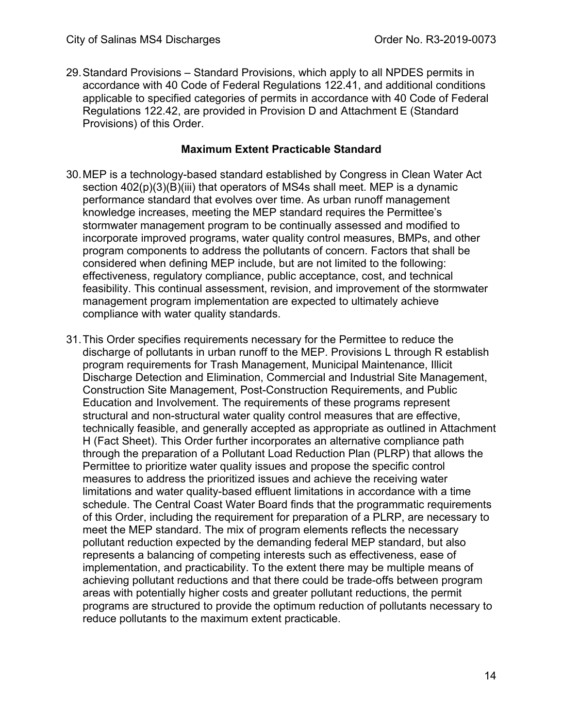29. Standard Provisions – Standard Provisions, which apply to all NPDES permits in accordance with 40 Code of Federal Regulations 122.41, and additional conditions applicable to specified categories of permits in accordance with 40 Code of Federal Regulations 122.42, are provided in Provision D and Attachment E (Standard Provisions) of this Order.

### Maximum Extent Practicable Standard

30. MEP is a technology-based standard established by Congress in Clean Water Act section 402(p)(3)(B)(iii) that operators of MS4s shall meet. MEP is a dynamic performance standard that evolves over time. As urban runoff management knowledge increases, meeting the MEP standard requires the Permittee's stormwater management program to be continually assessed and modified to incorporate improved programs, water quality control measures, BMPs, and other program components to address the pollutants of concern. Factors that shall be considered when defining MEP include, but are not limited to the following: effectiveness, regulatory compliance, public acceptance, cost, and technical feasibility. This continual assessment, revision, and improvement of the stormwater management program implementation are expected to ultimately achieve compliance with water quality standards.

31. This Order specifies requirements necessary for the Permittee to reduce the discharge of pollutants in urban runoff to the MEP. Provisions L through R establish program requirements for Trash Management, Municipal Maintenance, Illicit Discharge Detection and Elimination, Commercial and Industrial Site Management, Construction Site Management, Post-Construction Requirements, and Public Education and Involvement. The requirements of these programs represent structural and non-structural water quality control measures that are effective, technically feasible, and generally accepted as appropriate as outlined in Attachment H (Fact Sheet). This Order further incorporates an alternative compliance path through the preparation of a Pollutant Load Reduction Plan (PLRP) that allows the Permittee to prioritize water quality issues and propose the specific control measures to address the prioritized issues and achieve the receiving water limitations and water quality-based effluent limitations in accordance with a time schedule. The Central Coast Water Board finds that the programmatic requirements of this Order, including the requirement for preparation of a PLRP, are necessary to meet the MEP standard. The mix of program elements reflects the necessary pollutant reduction expected by the demanding federal MEP standard, but also represents a balancing of competing interests such as effectiveness, ease of implementation, and practicability. To the extent there may be multiple means of achieving pollutant reductions and that there could be trade-offs between program areas with potentially higher costs and greater pollutant reductions, the permit programs are structured to provide the optimum reduction of pollutants necessary to reduce pollutants to the maximum extent practicable.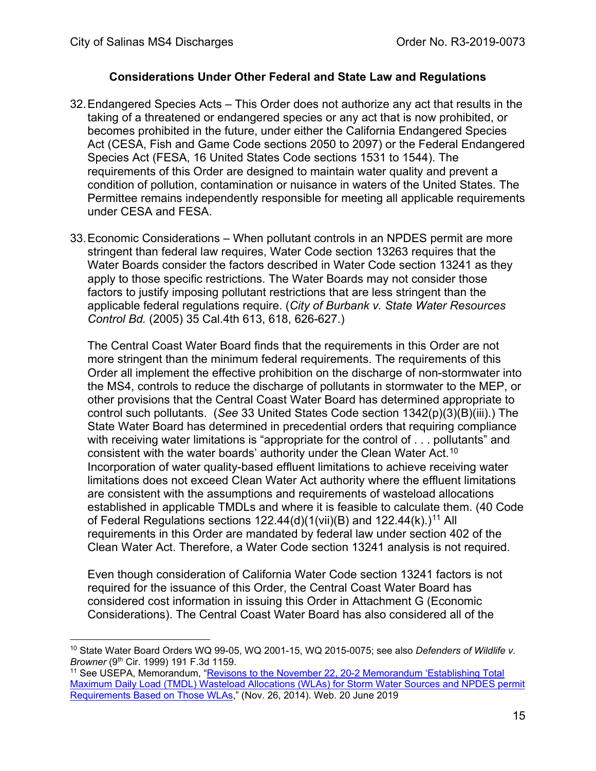### Considerations Under Other Federal and State Law and Regulations

32. Endangered Species Acts – This Order does not authorize any act that results in the taking of a threatened or endangered species or any act that is now prohibited, or becomes prohibited in the future, under either the California Endangered Species Act (CESA, Fish and Game Code sections 2050 to 2097) or the Federal Endangered Species Act (FESA, 16 United States Code sections 1531 to 1544). The requirements of this Order are designed to maintain water quality and prevent a condition of pollution, contamination or nuisance in waters of the United States. The Permittee remains independently responsible for meeting all applicable requirements under CESA and FESA.

33. Economic Considerations – When pollutant controls in an NPDES permit are more stringent than federal law requires, Water Code section 13263 requires that the Water Boards consider the factors described in Water Code section 13241 as they apply to those specific restrictions. The Water Boards may not consider those factors to justify imposing pollutant restrictions that are less stringent than the applicable federal regulations require. (*City of Burbank v. State Water Resources Control Bd.* (2005) 35 Cal.4th 613, 618, 626-627.)

    The Central Coast Water Board finds that the requirements in this Order are not more stringent than the minimum federal requirements. The requirements of this Order all implement the effective prohibition on the discharge of non-stormwater into the MS4, controls to reduce the discharge of pollutants in stormwater to the MEP, or other provisions that the Central Coast Water Board has determined appropriate to control such pollutants. (*See* 33 United States Code section 1342(p)(3)(B)(iii).) The State Water Board has determined in precedential orders that requiring compliance with receiving water limitations is "appropriate for the control of . . . pollutants" and consistent with the water boards' authority under the Clean Water Act.[10] Incorporation of water quality-based effluent limitations to achieve receiving water limitations does not exceed Clean Water Act authority where the effluent limitations are consistent with the assumptions and requirements of wasteload allocations established in applicable TMDLs and where it is feasible to calculate them. (40 Code of Federal Regulations sections 122.44(d)(1(vii)(B) and 122.44(k).)[11] All requirements in this Order are mandated by federal law under section 402 of the Clean Water Act. Therefore, a Water Code section 13241 analysis is not required.

    Even though consideration of California Water Code section 13241 factors is not required for the issuance of this Order, the Central Coast Water Board has considered cost information in issuing this Order in Attachment G (Economic Considerations). The Central Coast Water Board has also considered all of the

---

[10] State Water Board Orders WQ 99-05, WQ 2001-15, WQ 2015-0075; see also *Defenders of Wildlife v. Browner* (9th Cir. 1999) 191 F.3d 1159.

[11] See USEPA, Memorandum, "Revisons to the November 22, 20-2 Memorandum 'Establishing Total Maximum Daily Load (TMDL) Wasteload Allocations (WLAs) for Storm Water Sources and NPDES permit Requirements Based on Those WLAs," (Nov. 26, 2014). Web. 20 June 2019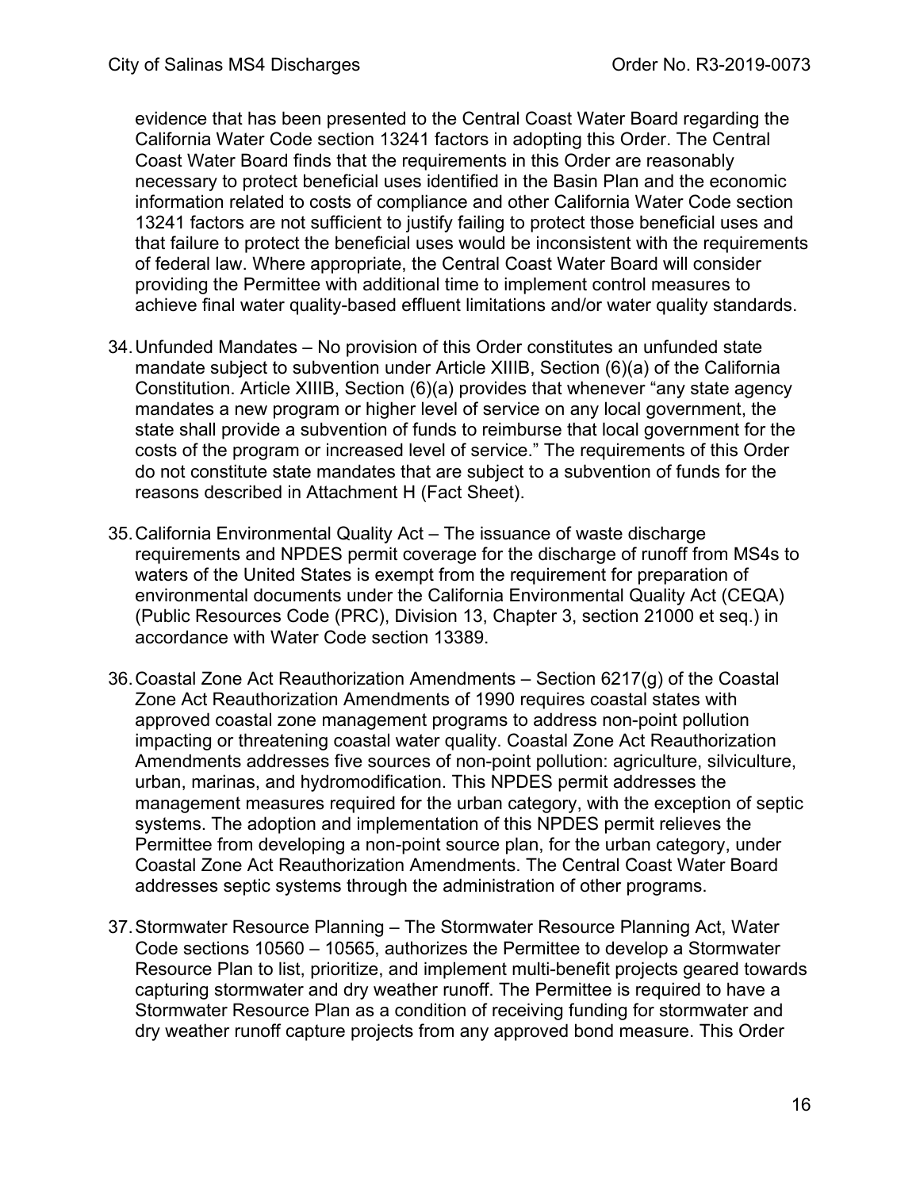evidence that has been presented to the Central Coast Water Board regarding the California Water Code section 13241 factors in adopting this Order. The Central Coast Water Board finds that the requirements in this Order are reasonably necessary to protect beneficial uses identified in the Basin Plan and the economic information related to costs of compliance and other California Water Code section 13241 factors are not sufficient to justify failing to protect those beneficial uses and that failure to protect the beneficial uses would be inconsistent with the requirements of federal law. Where appropriate, the Central Coast Water Board will consider providing the Permittee with additional time to implement control measures to achieve final water quality-based effluent limitations and/or water quality standards.

34. Unfunded Mandates – No provision of this Order constitutes an unfunded state mandate subject to subvention under Article XIIIB, Section (6)(a) of the California Constitution. Article XIIIB, Section (6)(a) provides that whenever "any state agency mandates a new program or higher level of service on any local government, the state shall provide a subvention of funds to reimburse that local government for the costs of the program or increased level of service." The requirements of this Order do not constitute state mandates that are subject to a subvention of funds for the reasons described in Attachment H (Fact Sheet).

35. California Environmental Quality Act – The issuance of waste discharge requirements and NPDES permit coverage for the discharge of runoff from MS4s to waters of the United States is exempt from the requirement for preparation of environmental documents under the California Environmental Quality Act (CEQA) (Public Resources Code (PRC), Division 13, Chapter 3, section 21000 et seq.) in accordance with Water Code section 13389.

36. Coastal Zone Act Reauthorization Amendments – Section 6217(g) of the Coastal Zone Act Reauthorization Amendments of 1990 requires coastal states with approved coastal zone management programs to address non-point pollution impacting or threatening coastal water quality. Coastal Zone Act Reauthorization Amendments addresses five sources of non-point pollution: agriculture, silviculture, urban, marinas, and hydromodification. This NPDES permit addresses the management measures required for the urban category, with the exception of septic systems. The adoption and implementation of this NPDES permit relieves the Permittee from developing a non-point source plan, for the urban category, under Coastal Zone Act Reauthorization Amendments. The Central Coast Water Board addresses septic systems through the administration of other programs.

37. Stormwater Resource Planning – The Stormwater Resource Planning Act, Water Code sections 10560 – 10565, authorizes the Permittee to develop a Stormwater Resource Plan to list, prioritize, and implement multi-benefit projects geared towards capturing stormwater and dry weather runoff. The Permittee is required to have a Stormwater Resource Plan as a condition of receiving funding for stormwater and dry weather runoff capture projects from any approved bond measure. This Order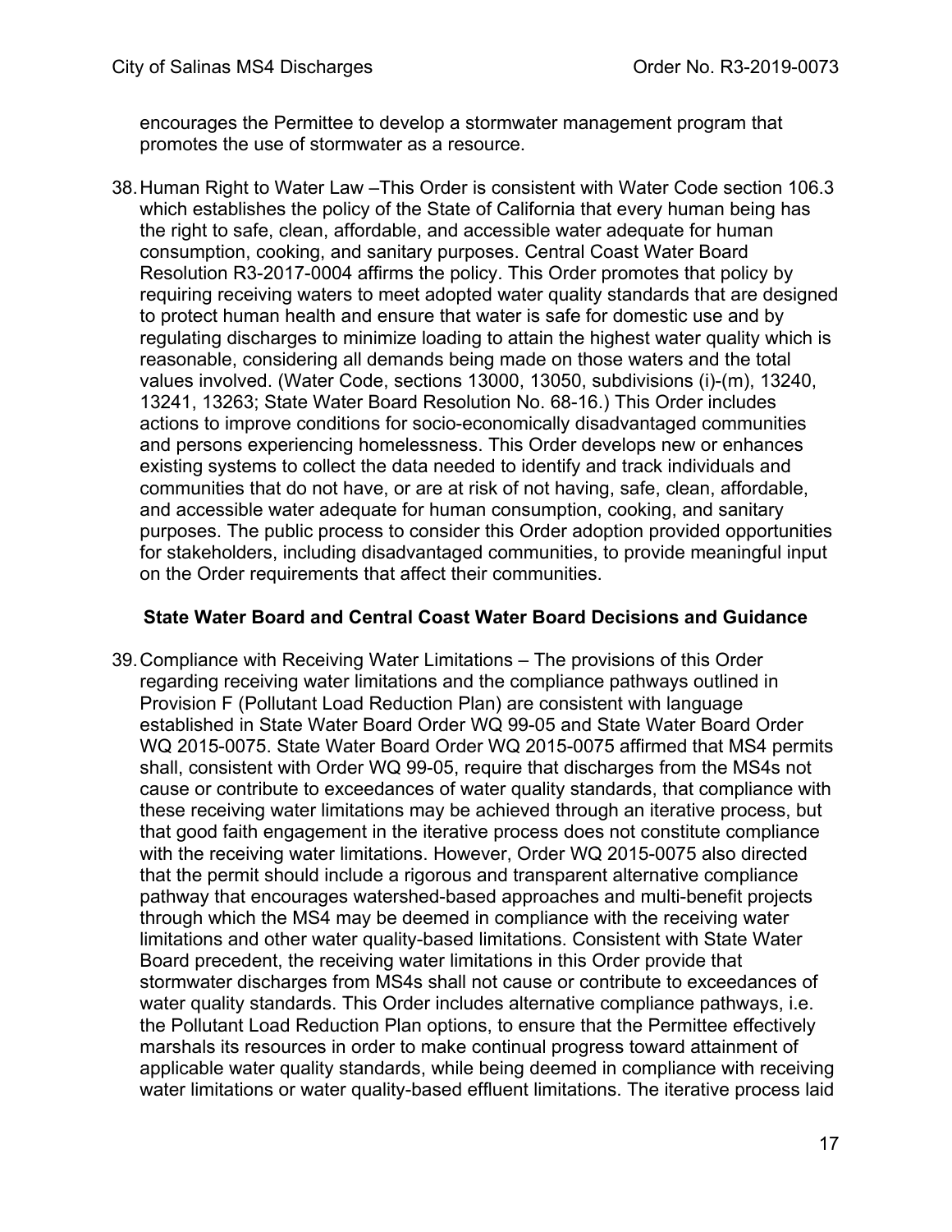encourages the Permittee to develop a stormwater management program that promotes the use of stormwater as a resource.

38. Human Right to Water Law –This Order is consistent with Water Code section 106.3 which establishes the policy of the State of California that every human being has the right to safe, clean, affordable, and accessible water adequate for human consumption, cooking, and sanitary purposes. Central Coast Water Board Resolution R3-2017-0004 affirms the policy. This Order promotes that policy by requiring receiving waters to meet adopted water quality standards that are designed to protect human health and ensure that water is safe for domestic use and by regulating discharges to minimize loading to attain the highest water quality which is reasonable, considering all demands being made on those waters and the total values involved. (Water Code, sections 13000, 13050, subdivisions (i)-(m), 13240, 13241, 13263; State Water Board Resolution No. 68-16.) This Order includes actions to improve conditions for socio-economically disadvantaged communities and persons experiencing homelessness. This Order develops new or enhances existing systems to collect the data needed to identify and track individuals and communities that do not have, or are at risk of not having, safe, clean, affordable, and accessible water adequate for human consumption, cooking, and sanitary purposes. The public process to consider this Order adoption provided opportunities for stakeholders, including disadvantaged communities, to provide meaningful input on the Order requirements that affect their communities.

### State Water Board and Central Coast Water Board Decisions and Guidance

39. Compliance with Receiving Water Limitations – The provisions of this Order regarding receiving water limitations and the compliance pathways outlined in Provision F (Pollutant Load Reduction Plan) are consistent with language established in State Water Board Order WQ 99-05 and State Water Board Order WQ 2015-0075. State Water Board Order WQ 2015-0075 affirmed that MS4 permits shall, consistent with Order WQ 99-05, require that discharges from the MS4s not cause or contribute to exceedances of water quality standards, that compliance with these receiving water limitations may be achieved through an iterative process, but that good faith engagement in the iterative process does not constitute compliance with the receiving water limitations. However, Order WQ 2015-0075 also directed that the permit should include a rigorous and transparent alternative compliance pathway that encourages watershed-based approaches and multi-benefit projects through which the MS4 may be deemed in compliance with the receiving water limitations and other water quality-based limitations. Consistent with State Water Board precedent, the receiving water limitations in this Order provide that stormwater discharges from MS4s shall not cause or contribute to exceedances of water quality standards. This Order includes alternative compliance pathways, i.e. the Pollutant Load Reduction Plan options, to ensure that the Permittee effectively marshals its resources in order to make continual progress toward attainment of applicable water quality standards, while being deemed in compliance with receiving water limitations or water quality-based effluent limitations. The iterative process laid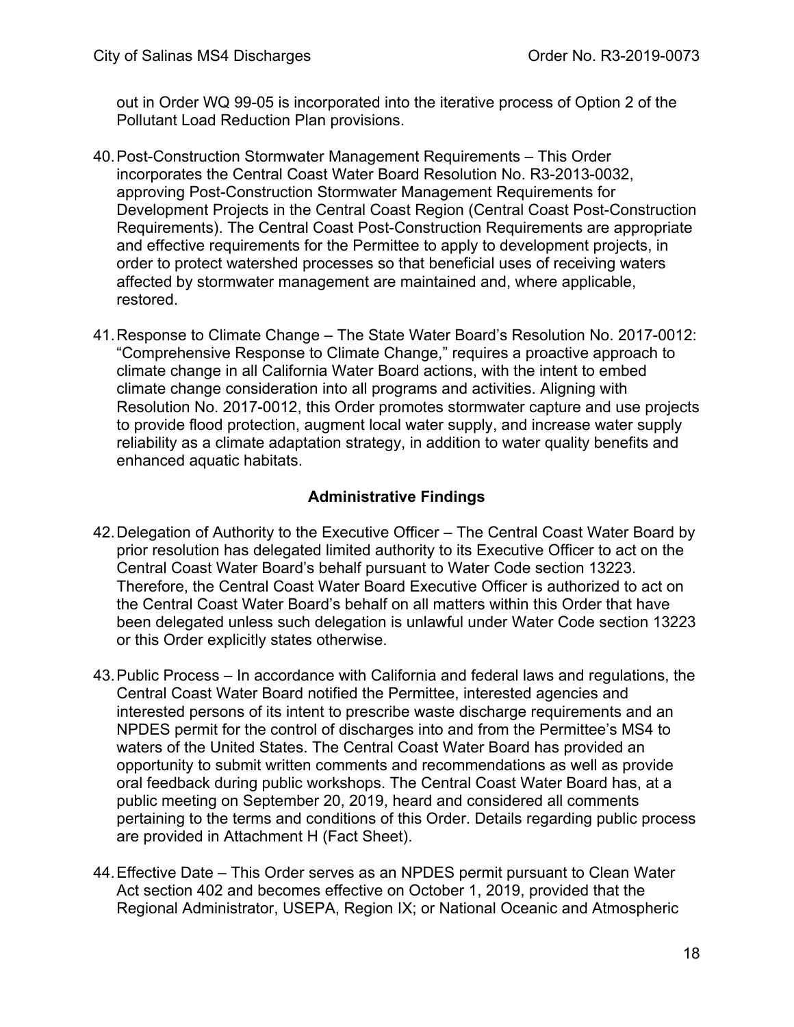out in Order WQ 99-05 is incorporated into the iterative process of Option 2 of the Pollutant Load Reduction Plan provisions.

40. Post-Construction Stormwater Management Requirements – This Order incorporates the Central Coast Water Board Resolution No. R3-2013-0032, approving Post-Construction Stormwater Management Requirements for Development Projects in the Central Coast Region (Central Coast Post-Construction Requirements). The Central Coast Post-Construction Requirements are appropriate and effective requirements for the Permittee to apply to development projects, in order to protect watershed processes so that beneficial uses of receiving waters affected by stormwater management are maintained and, where applicable, restored.

41. Response to Climate Change – The State Water Board's Resolution No. 2017-0012: "Comprehensive Response to Climate Change," requires a proactive approach to climate change in all California Water Board actions, with the intent to embed climate change consideration into all programs and activities. Aligning with Resolution No. 2017-0012, this Order promotes stormwater capture and use projects to provide flood protection, augment local water supply, and increase water supply reliability as a climate adaptation strategy, in addition to water quality benefits and enhanced aquatic habitats.

### Administrative Findings

42. Delegation of Authority to the Executive Officer – The Central Coast Water Board by prior resolution has delegated limited authority to its Executive Officer to act on the Central Coast Water Board's behalf pursuant to Water Code section 13223. Therefore, the Central Coast Water Board Executive Officer is authorized to act on the Central Coast Water Board's behalf on all matters within this Order that have been delegated unless such delegation is unlawful under Water Code section 13223 or this Order explicitly states otherwise.

43. Public Process – In accordance with California and federal laws and regulations, the Central Coast Water Board notified the Permittee, interested agencies and interested persons of its intent to prescribe waste discharge requirements and an NPDES permit for the control of discharges into and from the Permittee's MS4 to waters of the United States. The Central Coast Water Board has provided an opportunity to submit written comments and recommendations as well as provide oral feedback during public workshops. The Central Coast Water Board has, at a public meeting on September 20, 2019, heard and considered all comments pertaining to the terms and conditions of this Order. Details regarding public process are provided in Attachment H (Fact Sheet).

44. Effective Date – This Order serves as an NPDES permit pursuant to Clean Water Act section 402 and becomes effective on October 1, 2019, provided that the Regional Administrator, USEPA, Region IX; or National Oceanic and Atmospheric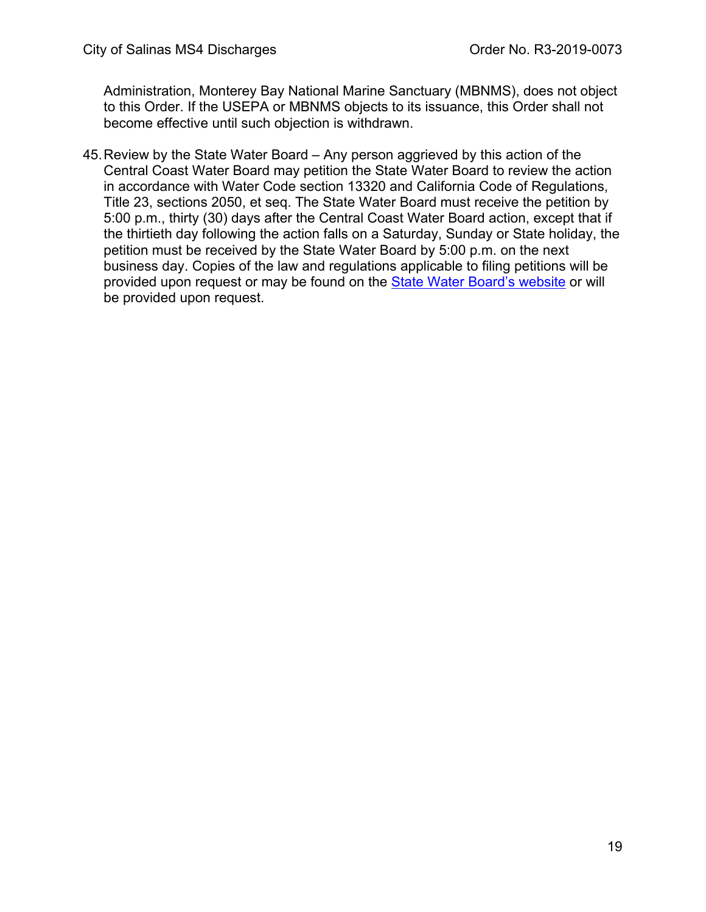Administration, Monterey Bay National Marine Sanctuary (MBNMS), does not object to this Order. If the USEPA or MBNMS objects to its issuance, this Order shall not become effective until such objection is withdrawn.

45. Review by the State Water Board – Any person aggrieved by this action of the Central Coast Water Board may petition the State Water Board to review the action in accordance with Water Code section 13320 and California Code of Regulations, Title 23, sections 2050, et seq. The State Water Board must receive the petition by 5:00 p.m., thirty (30) days after the Central Coast Water Board action, except that if the thirtieth day following the action falls on a Saturday, Sunday or State holiday, the petition must be received by the State Water Board by 5:00 p.m. on the next business day. Copies of the law and regulations applicable to filing petitions will be provided upon request or may be found on the State Water Board's website or will be provided upon request.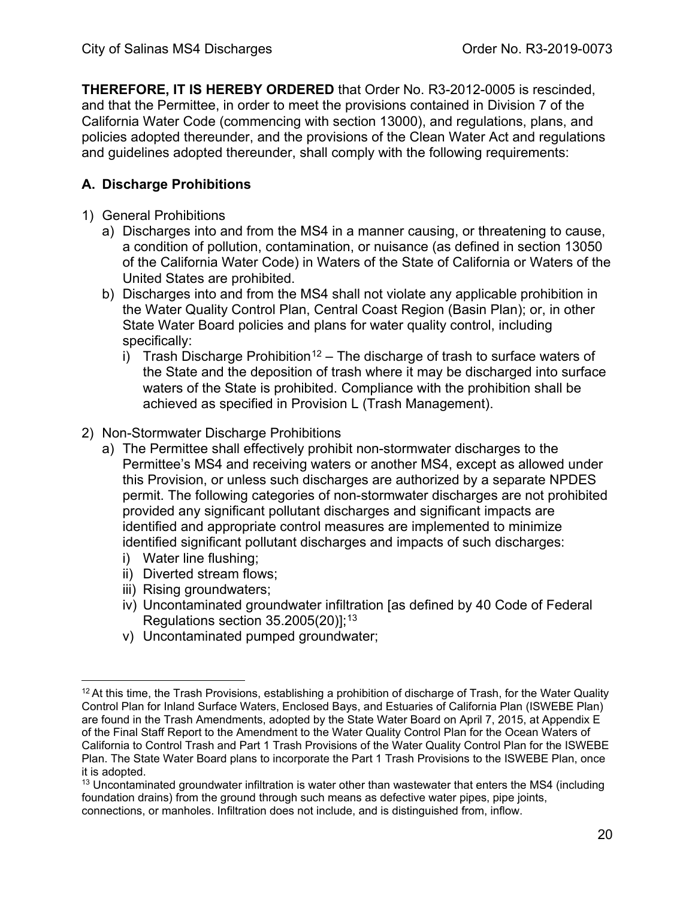**THEREFORE, IT IS HEREBY ORDERED** that Order No. R3-2012-0005 is rescinded, and that the Permittee, in order to meet the provisions contained in Division 7 of the California Water Code (commencing with section 13000), and regulations, plans, and policies adopted thereunder, and the provisions of the Clean Water Act and regulations and guidelines adopted thereunder, shall comply with the following requirements:

## A. Discharge Prohibitions

1) General Prohibitions
   a) Discharges into and from the MS4 in a manner causing, or threatening to cause, a condition of pollution, contamination, or nuisance (as defined in section 13050 of the California Water Code) in Waters of the State of California or Waters of the United States are prohibited.
   b) Discharges into and from the MS4 shall not violate any applicable prohibition in the Water Quality Control Plan, Central Coast Region (Basin Plan); or, in other State Water Board policies and plans for water quality control, including specifically:
      i) Trash Discharge Prohibition[12] – The discharge of trash to surface waters of the State and the deposition of trash where it may be discharged into surface waters of the State is prohibited. Compliance with the prohibition shall be achieved as specified in Provision L (Trash Management).

2) Non-Stormwater Discharge Prohibitions
   a) The Permittee shall effectively prohibit non-stormwater discharges to the Permittee's MS4 and receiving waters or another MS4, except as allowed under this Provision, or unless such discharges are authorized by a separate NPDES permit. The following categories of non-stormwater discharges are not prohibited provided any significant pollutant discharges and significant impacts are identified and appropriate control measures are implemented to minimize identified significant pollutant discharges and impacts of such discharges:
      i) Water line flushing;
      ii) Diverted stream flows;
      iii) Rising groundwaters;
      iv) Uncontaminated groundwater infiltration [as defined by 40 Code of Federal Regulations section 35.2005(20)];[13]
      v) Uncontaminated pumped groundwater;

---

[12] At this time, the Trash Provisions, establishing a prohibition of discharge of Trash, for the Water Quality Control Plan for Inland Surface Waters, Enclosed Bays, and Estuaries of California Plan (ISWEBE Plan) are found in the Trash Amendments, adopted by the State Water Board on April 7, 2015, at Appendix E of the Final Staff Report to the Amendment to the Water Quality Control Plan for the Ocean Waters of California to Control Trash and Part 1 Trash Provisions of the Water Quality Control Plan for the ISWEBE Plan. The State Water Board plans to incorporate the Part 1 Trash Provisions to the ISWEBE Plan, once it is adopted.

[13] Uncontaminated groundwater infiltration is water other than wastewater that enters the MS4 (including foundation drains) from the ground through such means as defective water pipes, pipe joints, connections, or manholes. Infiltration does not include, and is distinguished from, inflow.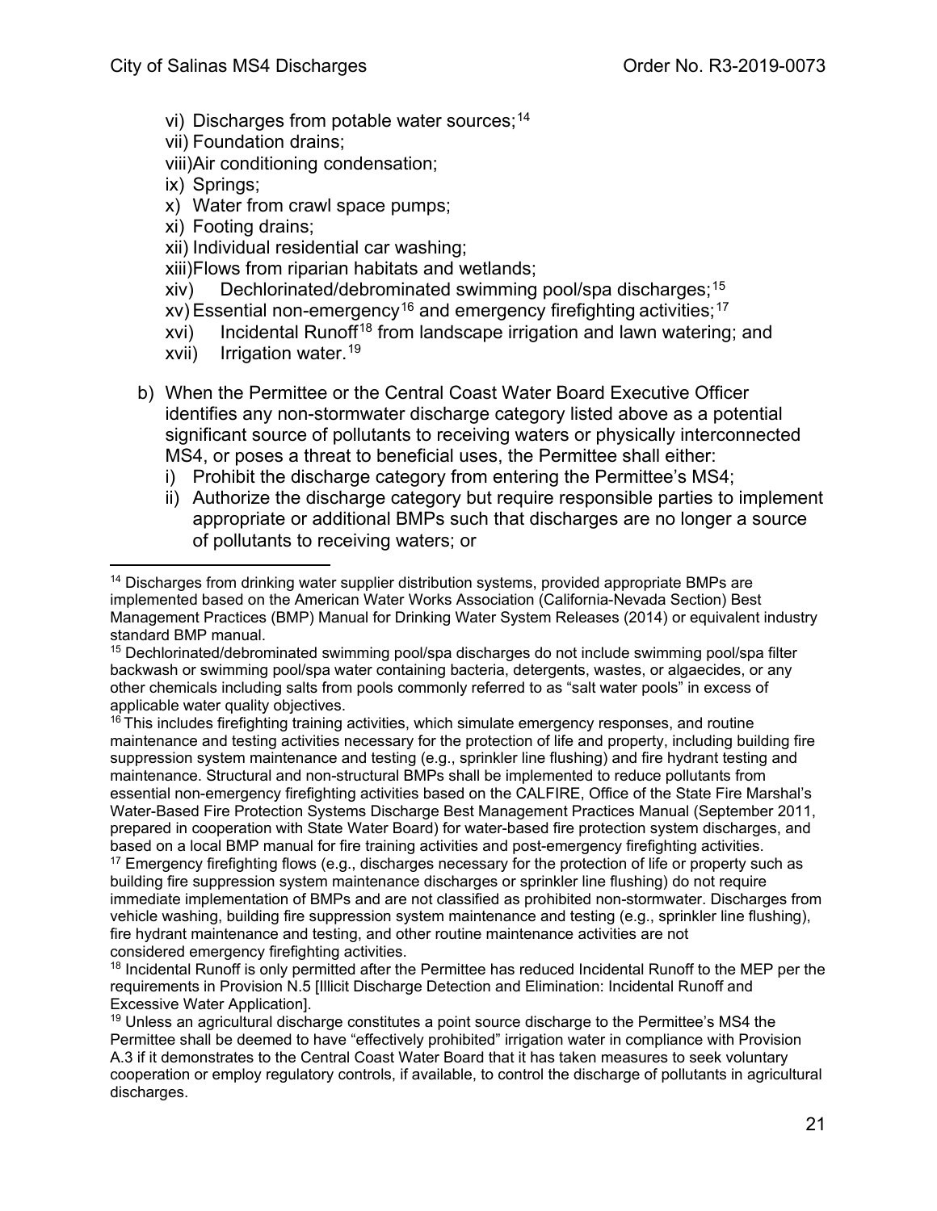vi) Discharges from potable water sources;[14]
vii) Foundation drains;
viii) Air conditioning condensation;
ix) Springs;
x) Water from crawl space pumps;
xi) Footing drains;
xii) Individual residential car washing;
xiii) Flows from riparian habitats and wetlands;
xiv) Dechlorinated/debrominated swimming pool/spa discharges;[15]
xv) Essential non-emergency[16] and emergency firefighting activities;[17]
xvi) Incidental Runoff[18] from landscape irrigation and lawn watering; and
xvii) Irrigation water.[19]

b) When the Permittee or the Central Coast Water Board Executive Officer identifies any non-stormwater discharge category listed above as a potential significant source of pollutants to receiving waters or physically interconnected MS4, or poses a threat to beneficial uses, the Permittee shall either:
   i) Prohibit the discharge category from entering the Permittee's MS4;
   ii) Authorize the discharge category but require responsible parties to implement appropriate or additional BMPs such that discharges are no longer a source of pollutants to receiving waters; or

---

[14] Discharges from drinking water supplier distribution systems, provided appropriate BMPs are implemented based on the American Water Works Association (California-Nevada Section) Best Management Practices (BMP) Manual for Drinking Water System Releases (2014) or equivalent industry standard BMP manual.

[15] Dechlorinated/debrominated swimming pool/spa discharges do not include swimming pool/spa filter backwash or swimming pool/spa water containing bacteria, detergents, wastes, or algaecides, or any other chemicals including salts from pools commonly referred to as "salt water pools" in excess of applicable water quality objectives.

[16] This includes firefighting training activities, which simulate emergency responses, and routine maintenance and testing activities necessary for the protection of life and property, including building fire suppression system maintenance and testing (e.g., sprinkler line flushing) and fire hydrant testing and maintenance. Structural and non-structural BMPs shall be implemented to reduce pollutants from essential non-emergency firefighting activities based on the CALFIRE, Office of the State Fire Marshal's Water-Based Fire Protection Systems Discharge Best Management Practices Manual (September 2011, prepared in cooperation with State Water Board) for water-based fire protection system discharges, and based on a local BMP manual for fire training activities and post-emergency firefighting activities.

[17] Emergency firefighting flows (e.g., discharges necessary for the protection of life or property such as building fire suppression system maintenance discharges or sprinkler line flushing) do not require immediate implementation of BMPs and are not classified as prohibited non-stormwater. Discharges from vehicle washing, building fire suppression system maintenance and testing (e.g., sprinkler line flushing), fire hydrant maintenance and testing, and other routine maintenance activities are not considered emergency firefighting activities.

[18] Incidental Runoff is only permitted after the Permittee has reduced Incidental Runoff to the MEP per the requirements in Provision N.5 [Illicit Discharge Detection and Elimination: Incidental Runoff and Excessive Water Application].

[19] Unless an agricultural discharge constitutes a point source discharge to the Permittee's MS4 the Permittee shall be deemed to have "effectively prohibited" irrigation water in compliance with Provision A.3 if it demonstrates to the Central Coast Water Board that it has taken measures to seek voluntary cooperation or employ regulatory controls, if available, to control the discharge of pollutants in agricultural discharges.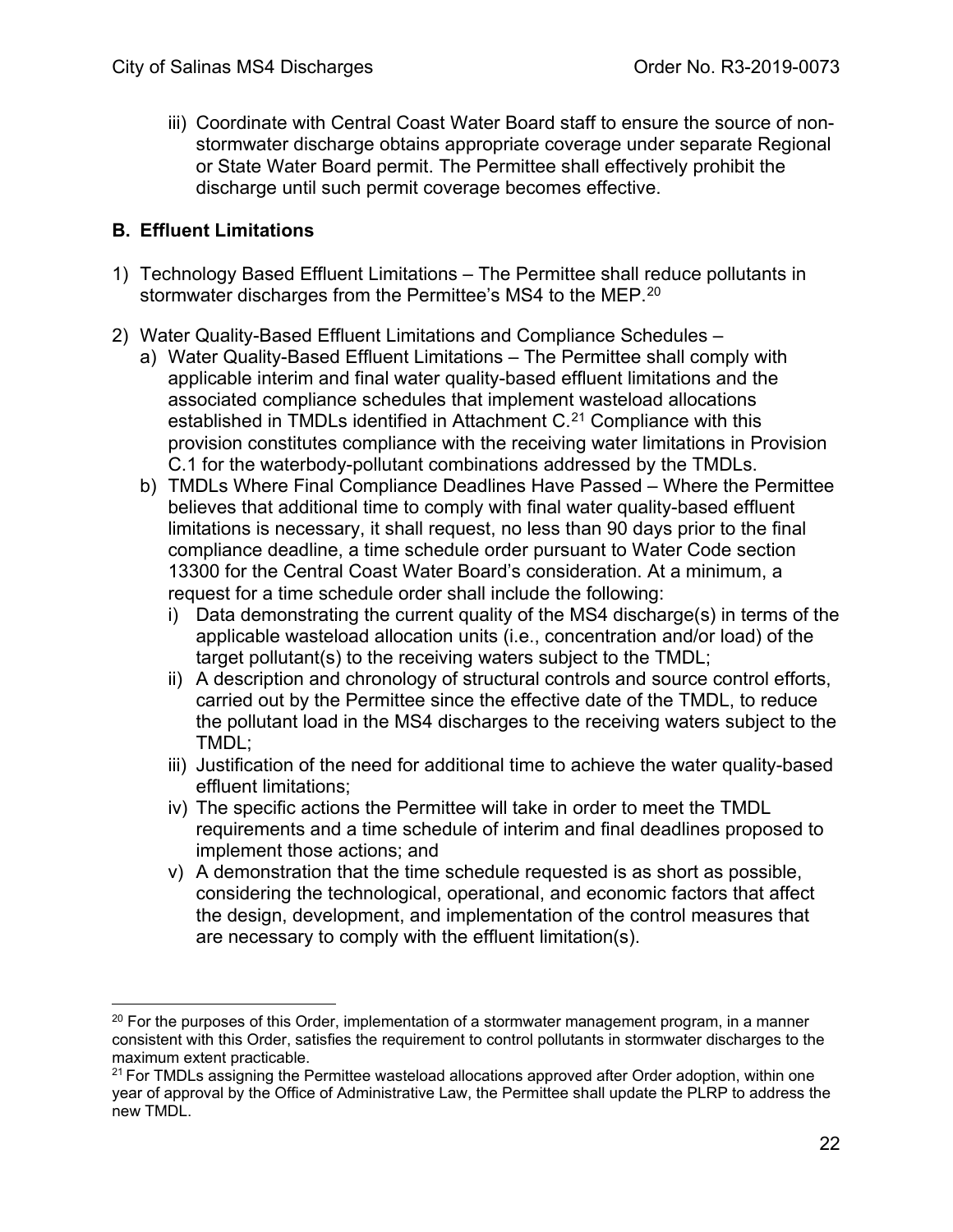iii) Coordinate with Central Coast Water Board staff to ensure the source of non-stormwater discharge obtains appropriate coverage under separate Regional or State Water Board permit. The Permittee shall effectively prohibit the discharge until such permit coverage becomes effective.

## B. Effluent Limitations

1) Technology Based Effluent Limitations – The Permittee shall reduce pollutants in stormwater discharges from the Permittee's MS4 to the MEP.[20]

2) Water Quality-Based Effluent Limitations and Compliance Schedules –
   a) Water Quality-Based Effluent Limitations – The Permittee shall comply with applicable interim and final water quality-based effluent limitations and the associated compliance schedules that implement wasteload allocations established in TMDLs identified in Attachment C.[21] Compliance with this provision constitutes compliance with the receiving water limitations in Provision C.1 for the waterbody-pollutant combinations addressed by the TMDLs.
   b) TMDLs Where Final Compliance Deadlines Have Passed – Where the Permittee believes that additional time to comply with final water quality-based effluent limitations is necessary, it shall request, no less than 90 days prior to the final compliance deadline, a time schedule order pursuant to Water Code section 13300 for the Central Coast Water Board's consideration. At a minimum, a request for a time schedule order shall include the following:
      i) Data demonstrating the current quality of the MS4 discharge(s) in terms of the applicable wasteload allocation units (i.e., concentration and/or load) of the target pollutant(s) to the receiving waters subject to the TMDL;
      ii) A description and chronology of structural controls and source control efforts, carried out by the Permittee since the effective date of the TMDL, to reduce the pollutant load in the MS4 discharges to the receiving waters subject to the TMDL;
      iii) Justification of the need for additional time to achieve the water quality-based effluent limitations;
      iv) The specific actions the Permittee will take in order to meet the TMDL requirements and a time schedule of interim and final deadlines proposed to implement those actions; and
      v) A demonstration that the time schedule requested is as short as possible, considering the technological, operational, and economic factors that affect the design, development, and implementation of the control measures that are necessary to comply with the effluent limitation(s).

---

[20] For the purposes of this Order, implementation of a stormwater management program, in a manner consistent with this Order, satisfies the requirement to control pollutants in stormwater discharges to the maximum extent practicable.

[21] For TMDLs assigning the Permittee wasteload allocations approved after Order adoption, within one year of approval by the Office of Administrative Law, the Permittee shall update the PLRP to address the new TMDL.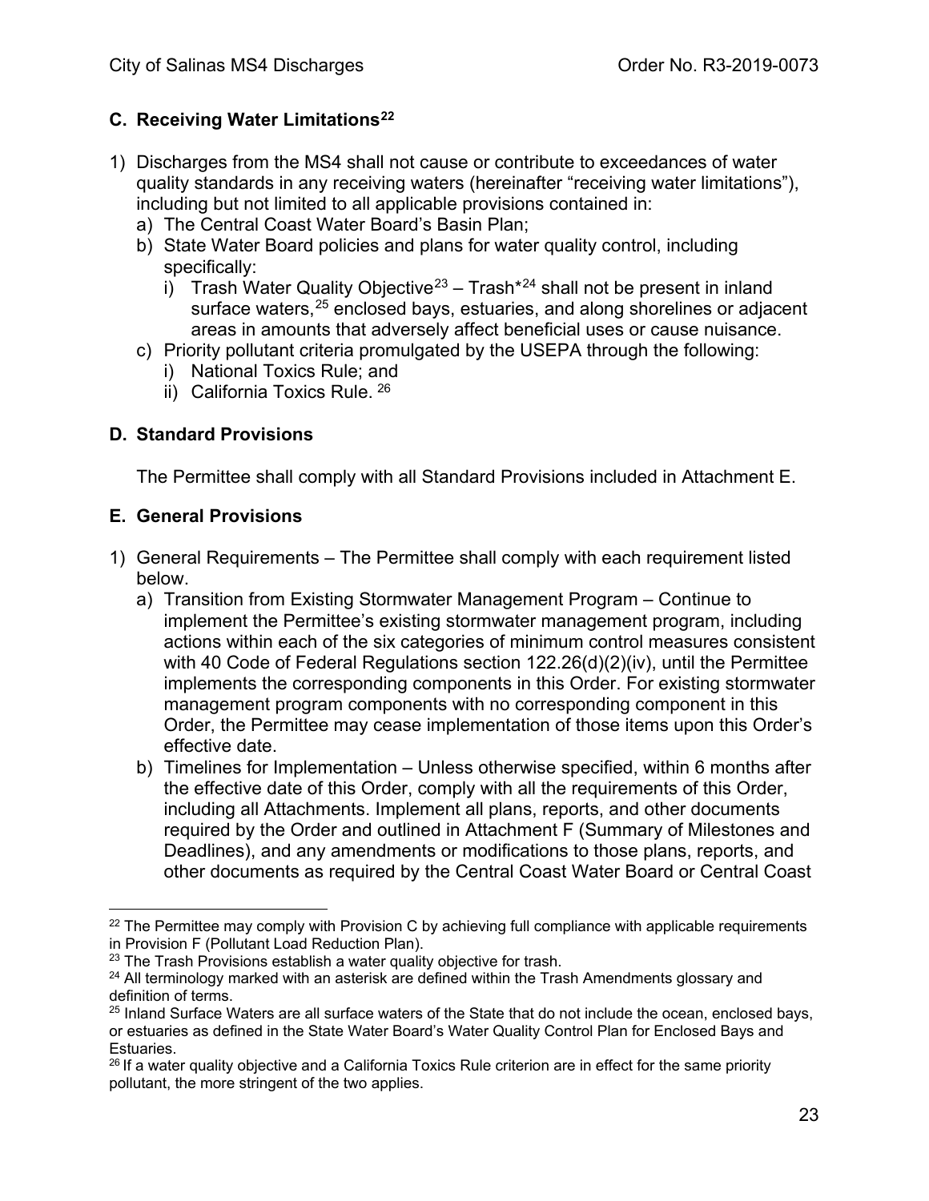### C. Receiving Water Limitations[22]

1) Discharges from the MS4 shall not cause or contribute to exceedances of water quality standards in any receiving waters (hereinafter "receiving water limitations"), including but not limited to all applicable provisions contained in:
   a) The Central Coast Water Board's Basin Plan;
   b) State Water Board policies and plans for water quality control, including specifically:
      i) Trash Water Quality Objective[23] – Trash*[24] shall not be present in inland surface waters,[25] enclosed bays, estuaries, and along shorelines or adjacent areas in amounts that adversely affect beneficial uses or cause nuisance.
   c) Priority pollutant criteria promulgated by the USEPA through the following:
      i) National Toxics Rule; and
      ii) California Toxics Rule. [26]

### D. Standard Provisions

The Permittee shall comply with all Standard Provisions included in Attachment E.

### E. General Provisions

1) General Requirements – The Permittee shall comply with each requirement listed below.
   a) Transition from Existing Stormwater Management Program – Continue to implement the Permittee's existing stormwater management program, including actions within each of the six categories of minimum control measures consistent with 40 Code of Federal Regulations section 122.26(d)(2)(iv), until the Permittee implements the corresponding components in this Order. For existing stormwater management program components with no corresponding component in this Order, the Permittee may cease implementation of those items upon this Order's effective date.
   b) Timelines for Implementation – Unless otherwise specified, within 6 months after the effective date of this Order, comply with all the requirements of this Order, including all Attachments. Implement all plans, reports, and other documents required by the Order and outlined in Attachment F (Summary of Milestones and Deadlines), and any amendments or modifications to those plans, reports, and other documents as required by the Central Coast Water Board or Central Coast

[22] The Permittee may comply with Provision C by achieving full compliance with applicable requirements in Provision F (Pollutant Load Reduction Plan).

[23] The Trash Provisions establish a water quality objective for trash.

[24] All terminology marked with an asterisk are defined within the Trash Amendments glossary and definition of terms.

[25] Inland Surface Waters are all surface waters of the State that do not include the ocean, enclosed bays, or estuaries as defined in the State Water Board's Water Quality Control Plan for Enclosed Bays and Estuaries.

[26] If a water quality objective and a California Toxics Rule criterion are in effect for the same priority pollutant, the more stringent of the two applies.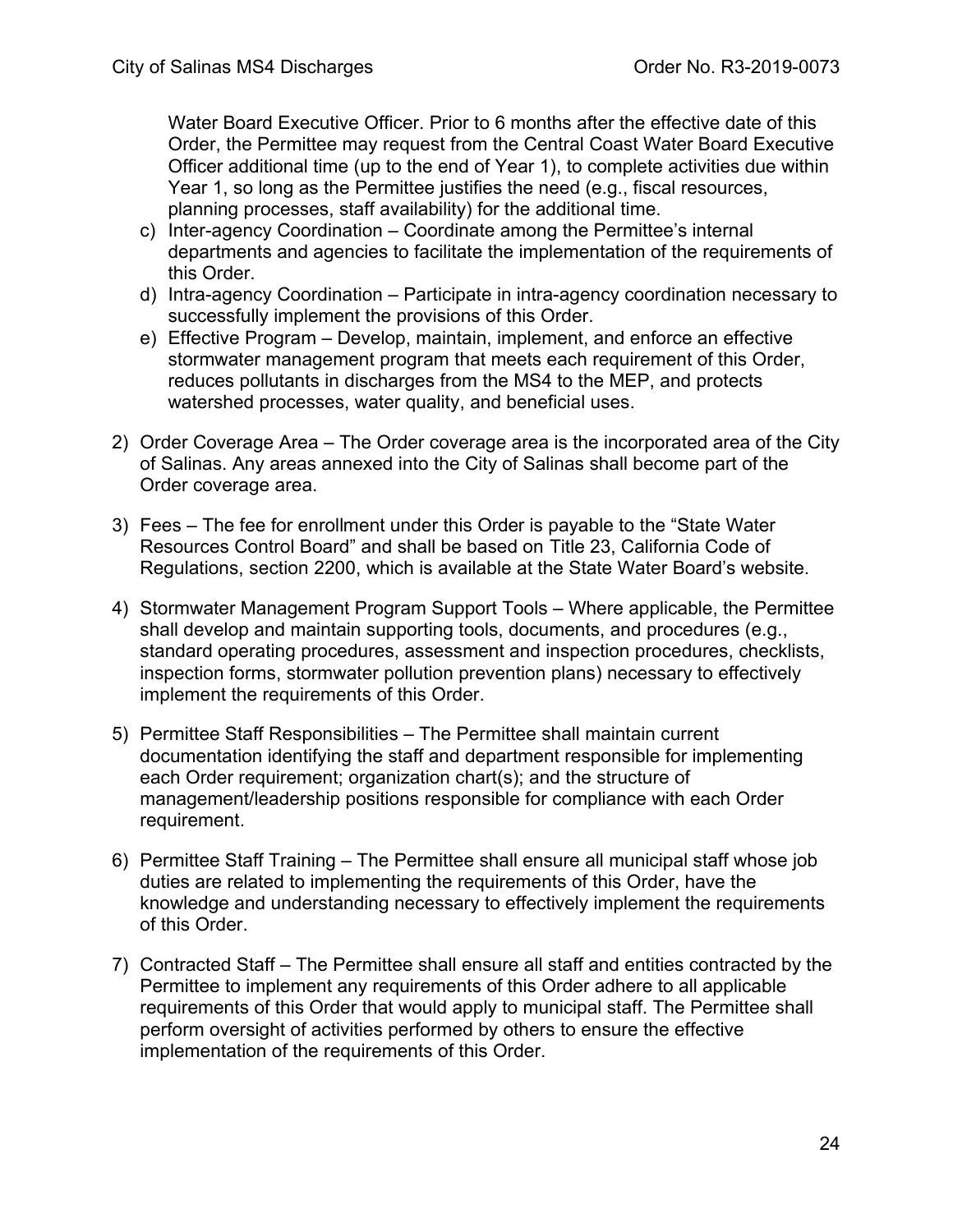Water Board Executive Officer. Prior to 6 months after the effective date of this Order, the Permittee may request from the Central Coast Water Board Executive Officer additional time (up to the end of Year 1), to complete activities due within Year 1, so long as the Permittee justifies the need (e.g., fiscal resources, planning processes, staff availability) for the additional time.

c) Inter-agency Coordination – Coordinate among the Permittee's internal departments and agencies to facilitate the implementation of the requirements of this Order.
d) Intra-agency Coordination – Participate in intra-agency coordination necessary to successfully implement the provisions of this Order.
e) Effective Program – Develop, maintain, implement, and enforce an effective stormwater management program that meets each requirement of this Order, reduces pollutants in discharges from the MS4 to the MEP, and protects watershed processes, water quality, and beneficial uses.

2) Order Coverage Area – The Order coverage area is the incorporated area of the City of Salinas. Any areas annexed into the City of Salinas shall become part of the Order coverage area.

3) Fees – The fee for enrollment under this Order is payable to the "State Water Resources Control Board" and shall be based on Title 23, California Code of Regulations, section 2200, which is available at the State Water Board's website.

4) Stormwater Management Program Support Tools – Where applicable, the Permittee shall develop and maintain supporting tools, documents, and procedures (e.g., standard operating procedures, assessment and inspection procedures, checklists, inspection forms, stormwater pollution prevention plans) necessary to effectively implement the requirements of this Order.

5) Permittee Staff Responsibilities – The Permittee shall maintain current documentation identifying the staff and department responsible for implementing each Order requirement; organization chart(s); and the structure of management/leadership positions responsible for compliance with each Order requirement.

6) Permittee Staff Training – The Permittee shall ensure all municipal staff whose job duties are related to implementing the requirements of this Order, have the knowledge and understanding necessary to effectively implement the requirements of this Order.

7) Contracted Staff – The Permittee shall ensure all staff and entities contracted by the Permittee to implement any requirements of this Order adhere to all applicable requirements of this Order that would apply to municipal staff. The Permittee shall perform oversight of activities performed by others to ensure the effective implementation of the requirements of this Order.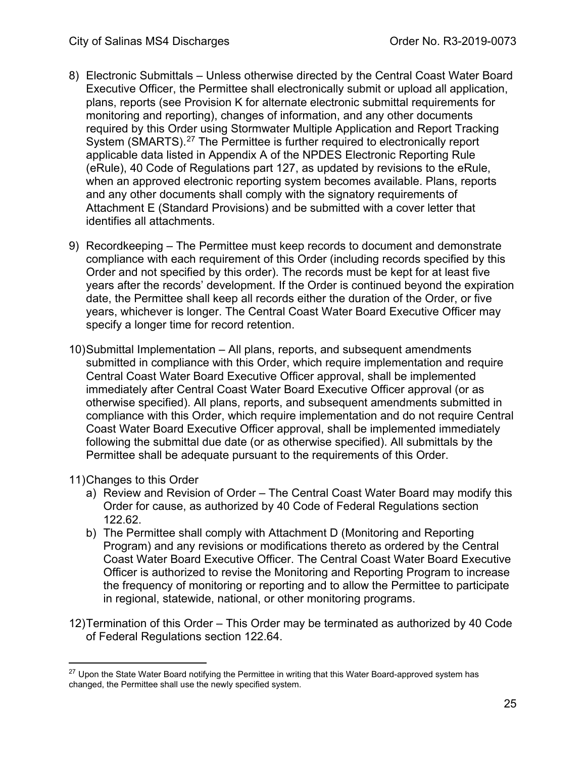8) Electronic Submittals – Unless otherwise directed by the Central Coast Water Board Executive Officer, the Permittee shall electronically submit or upload all application, plans, reports (see Provision K for alternate electronic submittal requirements for monitoring and reporting), changes of information, and any other documents required by this Order using Stormwater Multiple Application and Report Tracking System (SMARTS).[27] The Permittee is further required to electronically report applicable data listed in Appendix A of the NPDES Electronic Reporting Rule (eRule), 40 Code of Regulations part 127, as updated by revisions to the eRule, when an approved electronic reporting system becomes available. Plans, reports and any other documents shall comply with the signatory requirements of Attachment E (Standard Provisions) and be submitted with a cover letter that identifies all attachments.

9) Recordkeeping – The Permittee must keep records to document and demonstrate compliance with each requirement of this Order (including records specified by this Order and not specified by this order). The records must be kept for at least five years after the records' development. If the Order is continued beyond the expiration date, the Permittee shall keep all records either the duration of the Order, or five years, whichever is longer. The Central Coast Water Board Executive Officer may specify a longer time for record retention.

10) Submittal Implementation – All plans, reports, and subsequent amendments submitted in compliance with this Order, which require implementation and require Central Coast Water Board Executive Officer approval, shall be implemented immediately after Central Coast Water Board Executive Officer approval (or as otherwise specified). All plans, reports, and subsequent amendments submitted in compliance with this Order, which require implementation and do not require Central Coast Water Board Executive Officer approval, shall be implemented immediately following the submittal due date (or as otherwise specified). All submittals by the Permittee shall be adequate pursuant to the requirements of this Order.

11) Changes to this Order
    a) Review and Revision of Order – The Central Coast Water Board may modify this Order for cause, as authorized by 40 Code of Federal Regulations section 122.62.
    b) The Permittee shall comply with Attachment D (Monitoring and Reporting Program) and any revisions or modifications thereto as ordered by the Central Coast Water Board Executive Officer. The Central Coast Water Board Executive Officer is authorized to revise the Monitoring and Reporting Program to increase the frequency of monitoring or reporting and to allow the Permittee to participate in regional, statewide, national, or other monitoring programs.

12) Termination of this Order – This Order may be terminated as authorized by 40 Code of Federal Regulations section 122.64.

[27] Upon the State Water Board notifying the Permittee in writing that this Water Board-approved system has changed, the Permittee shall use the newly specified system.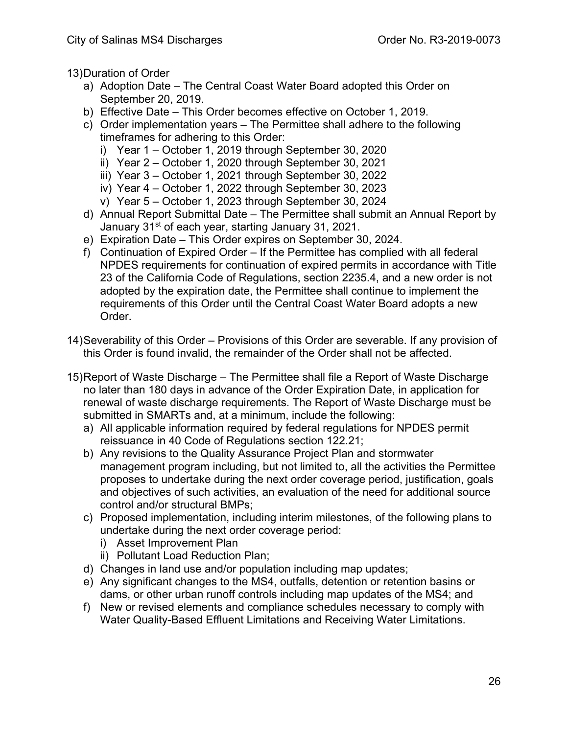13) Duration of Order
   a) Adoption Date – The Central Coast Water Board adopted this Order on September 20, 2019.
   b) Effective Date – This Order becomes effective on October 1, 2019.
   c) Order implementation years – The Permittee shall adhere to the following timeframes for adhering to this Order:
      i) Year 1 – October 1, 2019 through September 30, 2020
      ii) Year 2 – October 1, 2020 through September 30, 2021
      iii) Year 3 – October 1, 2021 through September 30, 2022
      iv) Year 4 – October 1, 2022 through September 30, 2023
      v) Year 5 – October 1, 2023 through September 30, 2024
   d) Annual Report Submittal Date – The Permittee shall submit an Annual Report by January 31st of each year, starting January 31, 2021.
   e) Expiration Date – This Order expires on September 30, 2024.
   f) Continuation of Expired Order – If the Permittee has complied with all federal NPDES requirements for continuation of expired permits in accordance with Title 23 of the California Code of Regulations, section 2235.4, and a new order is not adopted by the expiration date, the Permittee shall continue to implement the requirements of this Order until the Central Coast Water Board adopts a new Order.

14) Severability of this Order – Provisions of this Order are severable. If any provision of this Order is found invalid, the remainder of the Order shall not be affected.

15) Report of Waste Discharge – The Permittee shall file a Report of Waste Discharge no later than 180 days in advance of the Order Expiration Date, in application for renewal of waste discharge requirements. The Report of Waste Discharge must be submitted in SMARTs and, at a minimum, include the following:
   a) All applicable information required by federal regulations for NPDES permit reissuance in 40 Code of Regulations section 122.21;
   b) Any revisions to the Quality Assurance Project Plan and stormwater management program including, but not limited to, all the activities the Permittee proposes to undertake during the next order coverage period, justification, goals and objectives of such activities, an evaluation of the need for additional source control and/or structural BMPs;
   c) Proposed implementation, including interim milestones, of the following plans to undertake during the next order coverage period:
      i) Asset Improvement Plan
      ii) Pollutant Load Reduction Plan;
   d) Changes in land use and/or population including map updates;
   e) Any significant changes to the MS4, outfalls, detention or retention basins or dams, or other urban runoff controls including map updates of the MS4; and
   f) New or revised elements and compliance schedules necessary to comply with Water Quality-Based Effluent Limitations and Receiving Water Limitations.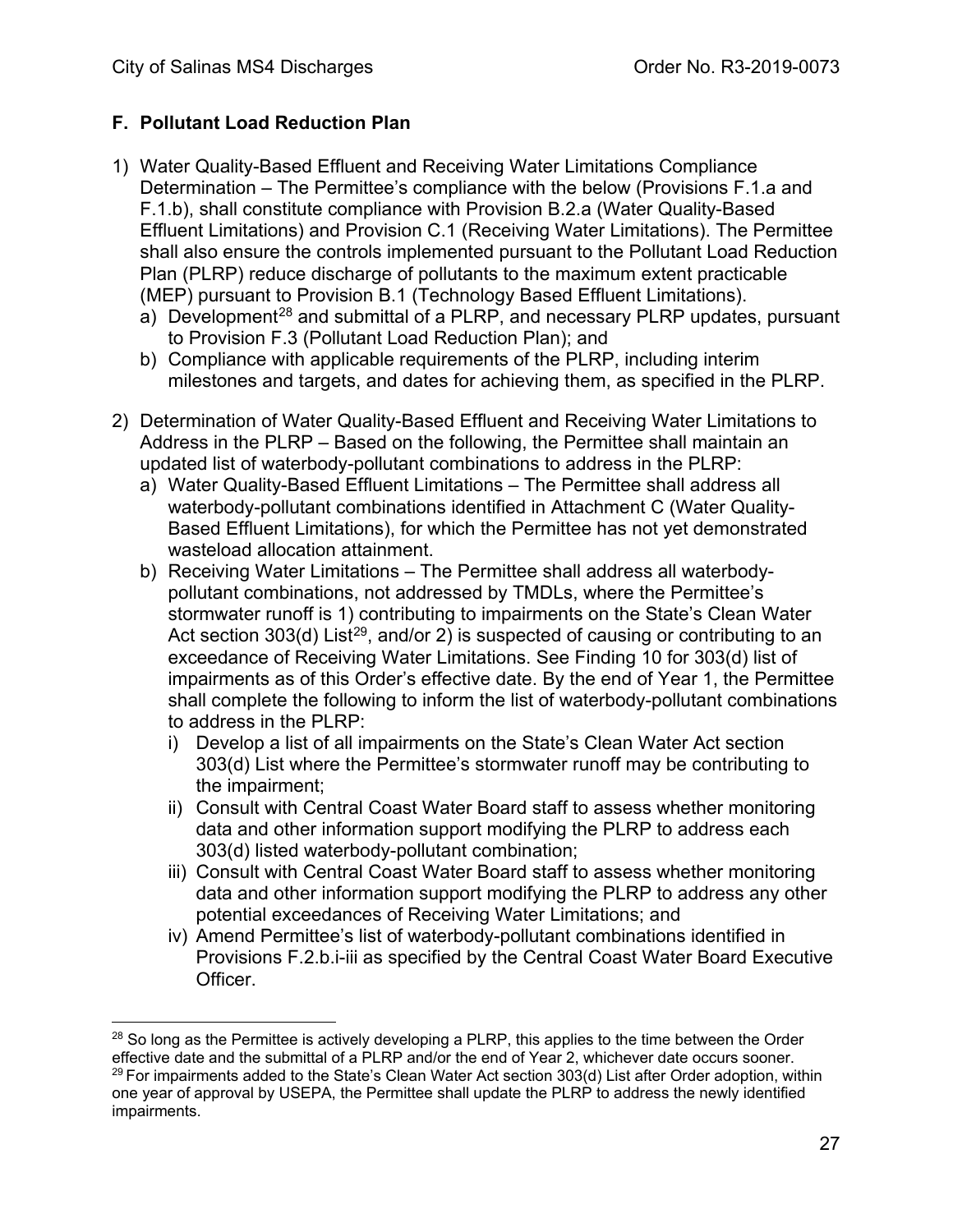### F. Pollutant Load Reduction Plan

1) Water Quality-Based Effluent and Receiving Water Limitations Compliance Determination – The Permittee's compliance with the below (Provisions F.1.a and F.1.b), shall constitute compliance with Provision B.2.a (Water Quality-Based Effluent Limitations) and Provision C.1 (Receiving Water Limitations). The Permittee shall also ensure the controls implemented pursuant to the Pollutant Load Reduction Plan (PLRP) reduce discharge of pollutants to the maximum extent practicable (MEP) pursuant to Provision B.1 (Technology Based Effluent Limitations).
   a) Development[28] and submittal of a PLRP, and necessary PLRP updates, pursuant to Provision F.3 (Pollutant Load Reduction Plan); and
   b) Compliance with applicable requirements of the PLRP, including interim milestones and targets, and dates for achieving them, as specified in the PLRP.

2) Determination of Water Quality-Based Effluent and Receiving Water Limitations to Address in the PLRP – Based on the following, the Permittee shall maintain an updated list of waterbody-pollutant combinations to address in the PLRP:
   a) Water Quality-Based Effluent Limitations – The Permittee shall address all waterbody-pollutant combinations identified in Attachment C (Water Quality-Based Effluent Limitations), for which the Permittee has not yet demonstrated wasteload allocation attainment.
   b) Receiving Water Limitations – The Permittee shall address all waterbody-pollutant combinations, not addressed by TMDLs, where the Permittee's stormwater runoff is 1) contributing to impairments on the State's Clean Water Act section 303(d) List[29], and/or 2) is suspected of causing or contributing to an exceedance of Receiving Water Limitations. See Finding 10 for 303(d) list of impairments as of this Order's effective date. By the end of Year 1, the Permittee shall complete the following to inform the list of waterbody-pollutant combinations to address in the PLRP:
      i) Develop a list of all impairments on the State's Clean Water Act section 303(d) List where the Permittee's stormwater runoff may be contributing to the impairment;
      ii) Consult with Central Coast Water Board staff to assess whether monitoring data and other information support modifying the PLRP to address each 303(d) listed waterbody-pollutant combination;
      iii) Consult with Central Coast Water Board staff to assess whether monitoring data and other information support modifying the PLRP to address any other potential exceedances of Receiving Water Limitations; and
      iv) Amend Permittee's list of waterbody-pollutant combinations identified in Provisions F.2.b.i-iii as specified by the Central Coast Water Board Executive Officer.

---

[28] So long as the Permittee is actively developing a PLRP, this applies to the time between the Order effective date and the submittal of a PLRP and/or the end of Year 2, whichever date occurs sooner.

[29] For impairments added to the State's Clean Water Act section 303(d) List after Order adoption, within one year of approval by USEPA, the Permittee shall update the PLRP to address the newly identified impairments.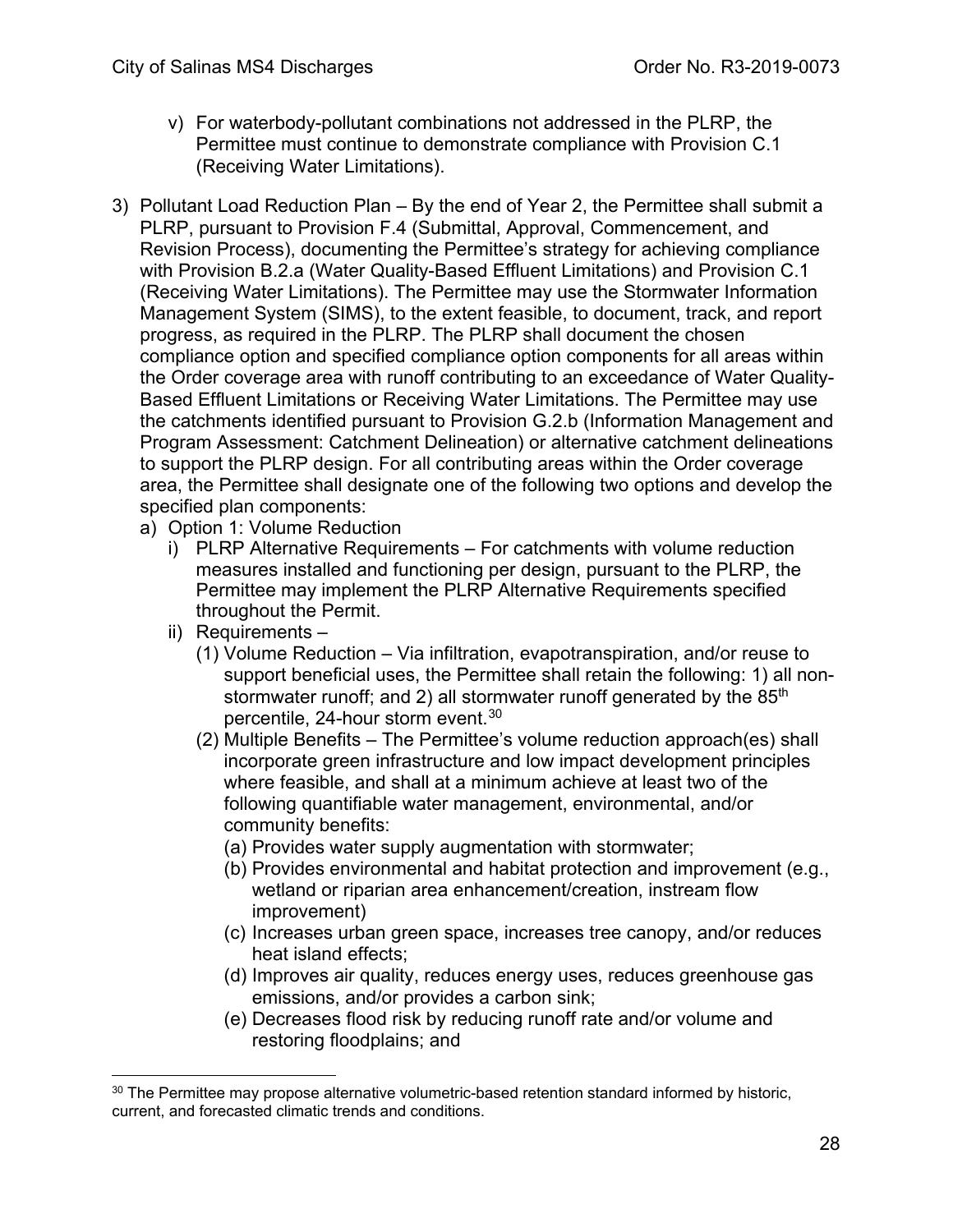v) For waterbody-pollutant combinations not addressed in the PLRP, the Permittee must continue to demonstrate compliance with Provision C.1 (Receiving Water Limitations).

3) Pollutant Load Reduction Plan – By the end of Year 2, the Permittee shall submit a PLRP, pursuant to Provision F.4 (Submittal, Approval, Commencement, and Revision Process), documenting the Permittee's strategy for achieving compliance with Provision B.2.a (Water Quality-Based Effluent Limitations) and Provision C.1 (Receiving Water Limitations). The Permittee may use the Stormwater Information Management System (SIMS), to the extent feasible, to document, track, and report progress, as required in the PLRP. The PLRP shall document the chosen compliance option and specified compliance option components for all areas within the Order coverage area with runoff contributing to an exceedance of Water Quality-Based Effluent Limitations or Receiving Water Limitations. The Permittee may use the catchments identified pursuant to Provision G.2.b (Information Management and Program Assessment: Catchment Delineation) or alternative catchment delineations to support the PLRP design. For all contributing areas within the Order coverage area, the Permittee shall designate one of the following two options and develop the specified plan components:

   a) Option 1: Volume Reduction

      i) PLRP Alternative Requirements – For catchments with volume reduction measures installed and functioning per design, pursuant to the PLRP, the Permittee may implement the PLRP Alternative Requirements specified throughout the Permit.

      ii) Requirements –

         (1) Volume Reduction – Via infiltration, evapotranspiration, and/or reuse to support beneficial uses, the Permittee shall retain the following: 1) all non-stormwater runoff; and 2) all stormwater runoff generated by the 85th percentile, 24-hour storm event.[30]

         (2) Multiple Benefits – The Permittee's volume reduction approach(es) shall incorporate green infrastructure and low impact development principles where feasible, and shall at a minimum achieve at least two of the following quantifiable water management, environmental, and/or community benefits:

            (a) Provides water supply augmentation with stormwater;

            (b) Provides environmental and habitat protection and improvement (e.g., wetland or riparian area enhancement/creation, instream flow improvement)

            (c) Increases urban green space, increases tree canopy, and/or reduces heat island effects;

            (d) Improves air quality, reduces energy uses, reduces greenhouse gas emissions, and/or provides a carbon sink;

            (e) Decreases flood risk by reducing runoff rate and/or volume and restoring floodplains; and

---

[30] The Permittee may propose alternative volumetric-based retention standard informed by historic, current, and forecasted climatic trends and conditions.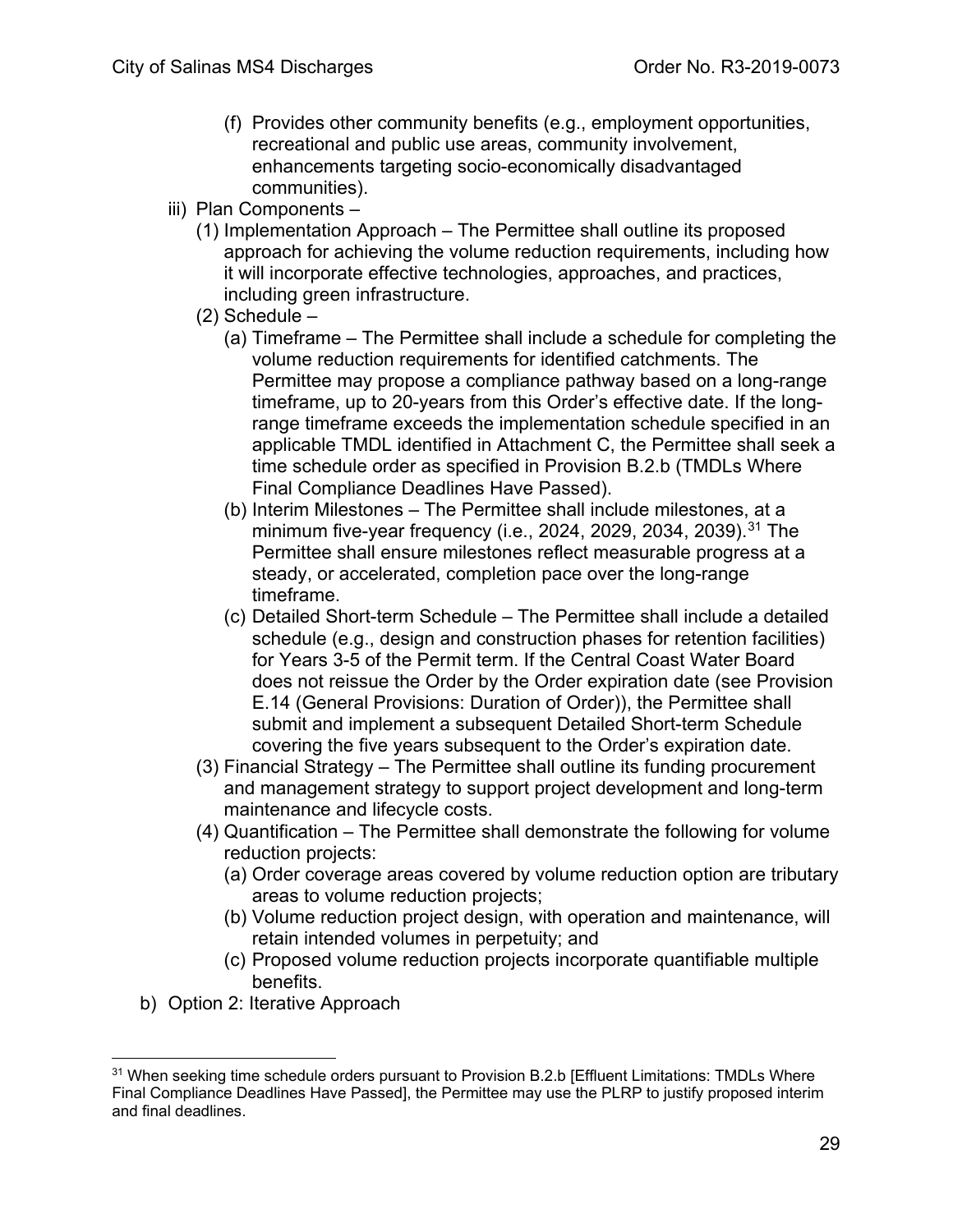(f) Provides other community benefits (e.g., employment opportunities, recreational and public use areas, community involvement, enhancements targeting socio-economically disadvantaged communities).

iii) Plan Components –

(1) Implementation Approach – The Permittee shall outline its proposed approach for achieving the volume reduction requirements, including how it will incorporate effective technologies, approaches, and practices, including green infrastructure.

(2) Schedule –

(a) Timeframe – The Permittee shall include a schedule for completing the volume reduction requirements for identified catchments. The Permittee may propose a compliance pathway based on a long-range timeframe, up to 20-years from this Order's effective date. If the long-range timeframe exceeds the implementation schedule specified in an applicable TMDL identified in Attachment C, the Permittee shall seek a time schedule order as specified in Provision B.2.b (TMDLs Where Final Compliance Deadlines Have Passed).

(b) Interim Milestones – The Permittee shall include milestones, at a minimum five-year frequency (i.e., 2024, 2029, 2034, 2039).[31] The Permittee shall ensure milestones reflect measurable progress at a steady, or accelerated, completion pace over the long-range timeframe.

(c) Detailed Short-term Schedule – The Permittee shall include a detailed schedule (e.g., design and construction phases for retention facilities) for Years 3-5 of the Permit term. If the Central Coast Water Board does not reissue the Order by the Order expiration date (see Provision E.14 (General Provisions: Duration of Order)), the Permittee shall submit and implement a subsequent Detailed Short-term Schedule covering the five years subsequent to the Order's expiration date.

(3) Financial Strategy – The Permittee shall outline its funding procurement and management strategy to support project development and long-term maintenance and lifecycle costs.

(4) Quantification – The Permittee shall demonstrate the following for volume reduction projects:

(a) Order coverage areas covered by volume reduction option are tributary areas to volume reduction projects;

(b) Volume reduction project design, with operation and maintenance, will retain intended volumes in perpetuity; and

(c) Proposed volume reduction projects incorporate quantifiable multiple benefits.

b) Option 2: Iterative Approach

---

[31] When seeking time schedule orders pursuant to Provision B.2.b [Effluent Limitations: TMDLs Where Final Compliance Deadlines Have Passed], the Permittee may use the PLRP to justify proposed interim and final deadlines.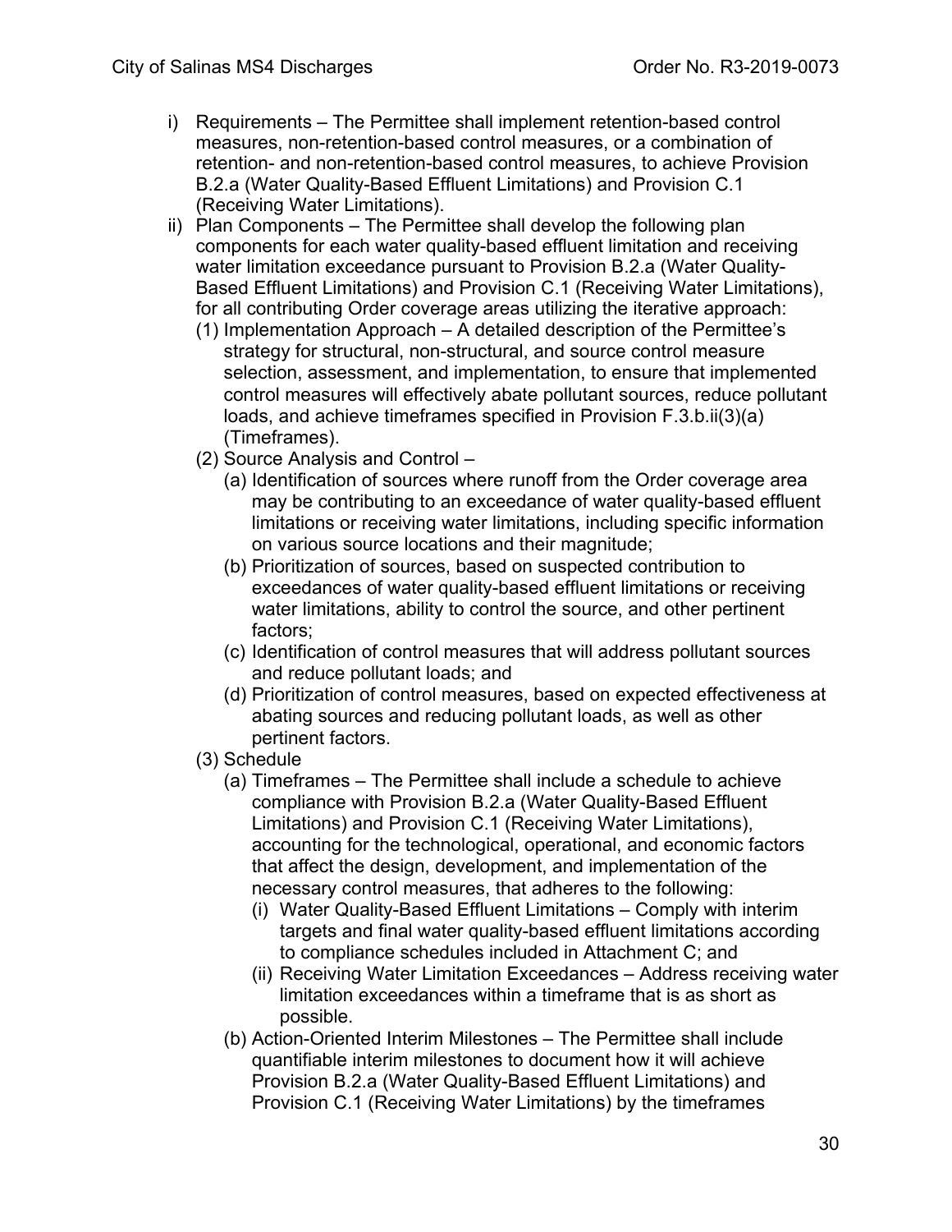i) Requirements – The Permittee shall implement retention-based control measures, non-retention-based control measures, or a combination of retention- and non-retention-based control measures, to achieve Provision B.2.a (Water Quality-Based Effluent Limitations) and Provision C.1 (Receiving Water Limitations).

ii) Plan Components – The Permittee shall develop the following plan components for each water quality-based effluent limitation and receiving water limitation exceedance pursuant to Provision B.2.a (Water Quality-Based Effluent Limitations) and Provision C.1 (Receiving Water Limitations), for all contributing Order coverage areas utilizing the iterative approach:

   (1) Implementation Approach – A detailed description of the Permittee's strategy for structural, non-structural, and source control measure selection, assessment, and implementation, to ensure that implemented control measures will effectively abate pollutant sources, reduce pollutant loads, and achieve timeframes specified in Provision F.3.b.ii(3)(a) (Timeframes).

   (2) Source Analysis and Control –

      (a) Identification of sources where runoff from the Order coverage area may be contributing to an exceedance of water quality-based effluent limitations or receiving water limitations, including specific information on various source locations and their magnitude;

      (b) Prioritization of sources, based on suspected contribution to exceedances of water quality-based effluent limitations or receiving water limitations, ability to control the source, and other pertinent factors;

      (c) Identification of control measures that will address pollutant sources and reduce pollutant loads; and

      (d) Prioritization of control measures, based on expected effectiveness at abating sources and reducing pollutant loads, as well as other pertinent factors.

   (3) Schedule

      (a) Timeframes – The Permittee shall include a schedule to achieve compliance with Provision B.2.a (Water Quality-Based Effluent Limitations) and Provision C.1 (Receiving Water Limitations), accounting for the technological, operational, and economic factors that affect the design, development, and implementation of the necessary control measures, that adheres to the following:

         (i) Water Quality-Based Effluent Limitations – Comply with interim targets and final water quality-based effluent limitations according to compliance schedules included in Attachment C; and

         (ii) Receiving Water Limitation Exceedances – Address receiving water limitation exceedances within a timeframe that is as short as possible.

      (b) Action-Oriented Interim Milestones – The Permittee shall include quantifiable interim milestones to document how it will achieve Provision B.2.a (Water Quality-Based Effluent Limitations) and Provision C.1 (Receiving Water Limitations) by the timeframes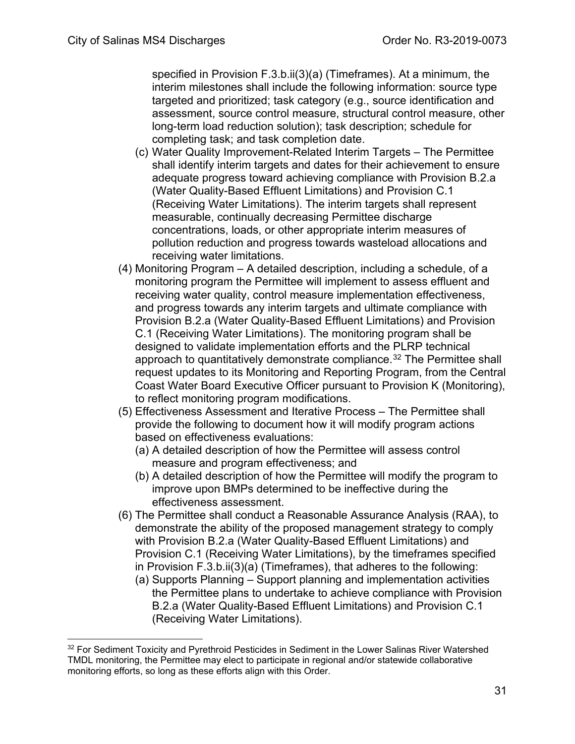specified in Provision F.3.b.ii(3)(a) (Timeframes). At a minimum, the interim milestones shall include the following information: source type targeted and prioritized; task category (e.g., source identification and assessment, source control measure, structural control measure, other long-term load reduction solution); task description; schedule for completing task; and task completion date.

(c) Water Quality Improvement-Related Interim Targets – The Permittee shall identify interim targets and dates for their achievement to ensure adequate progress toward achieving compliance with Provision B.2.a (Water Quality-Based Effluent Limitations) and Provision C.1 (Receiving Water Limitations). The interim targets shall represent measurable, continually decreasing Permittee discharge concentrations, loads, or other appropriate interim measures of pollution reduction and progress towards wasteload allocations and receiving water limitations.

(4) Monitoring Program – A detailed description, including a schedule, of a monitoring program the Permittee will implement to assess effluent and receiving water quality, control measure implementation effectiveness, and progress towards any interim targets and ultimate compliance with Provision B.2.a (Water Quality-Based Effluent Limitations) and Provision C.1 (Receiving Water Limitations). The monitoring program shall be designed to validate implementation efforts and the PLRP technical approach to quantitatively demonstrate compliance.[32] The Permittee shall request updates to its Monitoring and Reporting Program, from the Central Coast Water Board Executive Officer pursuant to Provision K (Monitoring), to reflect monitoring program modifications.

(5) Effectiveness Assessment and Iterative Process – The Permittee shall provide the following to document how it will modify program actions based on effectiveness evaluations:

(a) A detailed description of how the Permittee will assess control measure and program effectiveness; and

(b) A detailed description of how the Permittee will modify the program to improve upon BMPs determined to be ineffective during the effectiveness assessment.

(6) The Permittee shall conduct a Reasonable Assurance Analysis (RAA), to demonstrate the ability of the proposed management strategy to comply with Provision B.2.a (Water Quality-Based Effluent Limitations) and Provision C.1 (Receiving Water Limitations), by the timeframes specified in Provision F.3.b.ii(3)(a) (Timeframes), that adheres to the following:

(a) Supports Planning – Support planning and implementation activities the Permittee plans to undertake to achieve compliance with Provision B.2.a (Water Quality-Based Effluent Limitations) and Provision C.1 (Receiving Water Limitations).

---

[32] For Sediment Toxicity and Pyrethroid Pesticides in Sediment in the Lower Salinas River Watershed TMDL monitoring, the Permittee may elect to participate in regional and/or statewide collaborative monitoring efforts, so long as these efforts align with this Order.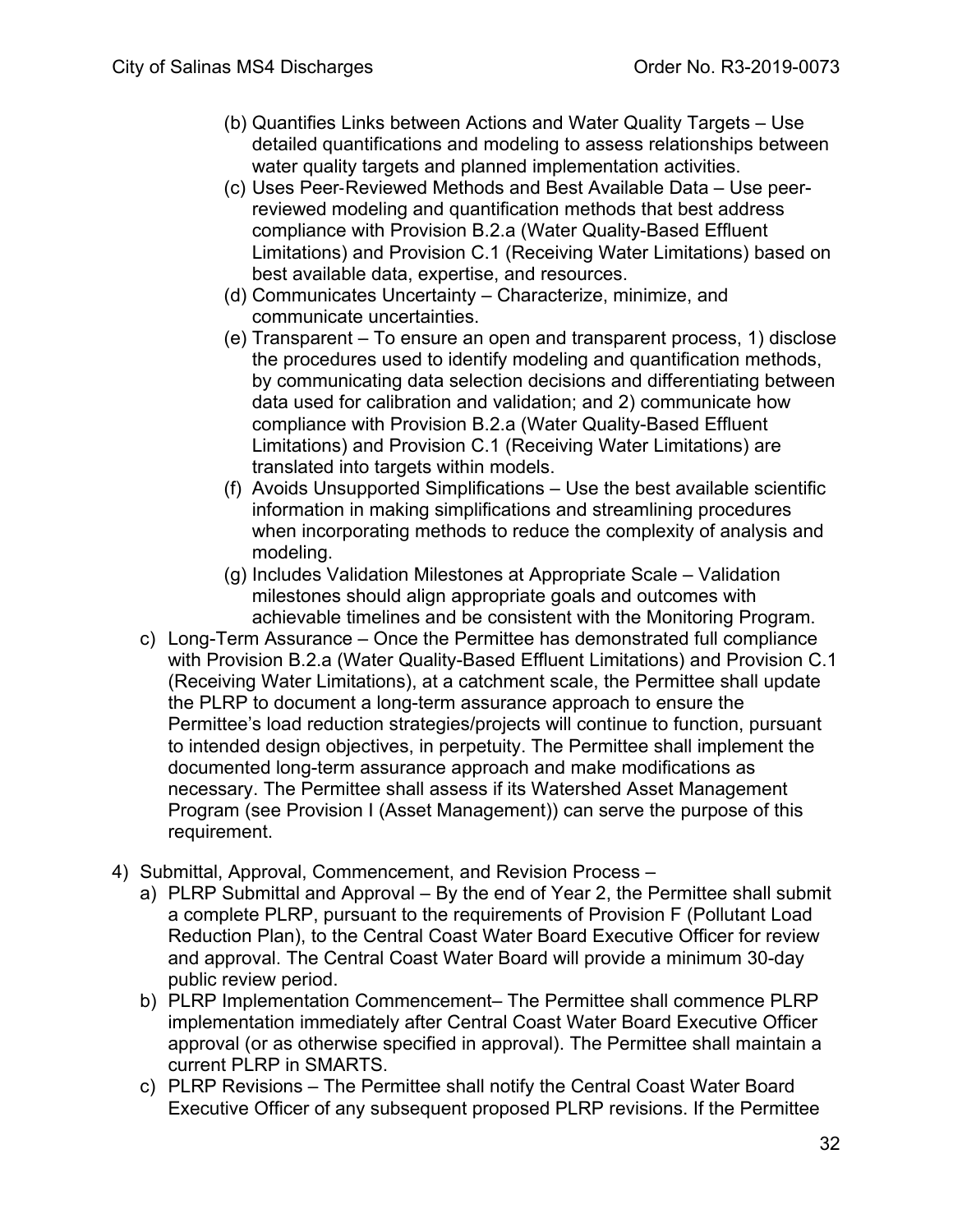- (b) Quantifies Links between Actions and Water Quality Targets – Use detailed quantifications and modeling to assess relationships between water quality targets and planned implementation activities.
- (c) Uses Peer-Reviewed Methods and Best Available Data – Use peer-reviewed modeling and quantification methods that best address compliance with Provision B.2.a (Water Quality-Based Effluent Limitations) and Provision C.1 (Receiving Water Limitations) based on best available data, expertise, and resources.
- (d) Communicates Uncertainty – Characterize, minimize, and communicate uncertainties.
- (e) Transparent – To ensure an open and transparent process, 1) disclose the procedures used to identify modeling and quantification methods, by communicating data selection decisions and differentiating between data used for calibration and validation; and 2) communicate how compliance with Provision B.2.a (Water Quality-Based Effluent Limitations) and Provision C.1 (Receiving Water Limitations) are translated into targets within models.
- (f) Avoids Unsupported Simplifications – Use the best available scientific information in making simplifications and streamlining procedures when incorporating methods to reduce the complexity of analysis and modeling.
- (g) Includes Validation Milestones at Appropriate Scale – Validation milestones should align appropriate goals and outcomes with achievable timelines and be consistent with the Monitoring Program.

c) Long-Term Assurance – Once the Permittee has demonstrated full compliance with Provision B.2.a (Water Quality-Based Effluent Limitations) and Provision C.1 (Receiving Water Limitations), at a catchment scale, the Permittee shall update the PLRP to document a long-term assurance approach to ensure the Permittee's load reduction strategies/projects will continue to function, pursuant to intended design objectives, in perpetuity. The Permittee shall implement the documented long-term assurance approach and make modifications as necessary. The Permittee shall assess if its Watershed Asset Management Program (see Provision I (Asset Management)) can serve the purpose of this requirement.

4) Submittal, Approval, Commencement, and Revision Process –

a) PLRP Submittal and Approval – By the end of Year 2, the Permittee shall submit a complete PLRP, pursuant to the requirements of Provision F (Pollutant Load Reduction Plan), to the Central Coast Water Board Executive Officer for review and approval. The Central Coast Water Board will provide a minimum 30-day public review period.

b) PLRP Implementation Commencement– The Permittee shall commence PLRP implementation immediately after Central Coast Water Board Executive Officer approval (or as otherwise specified in approval). The Permittee shall maintain a current PLRP in SMARTS.

c) PLRP Revisions – The Permittee shall notify the Central Coast Water Board Executive Officer of any subsequent proposed PLRP revisions. If the Permittee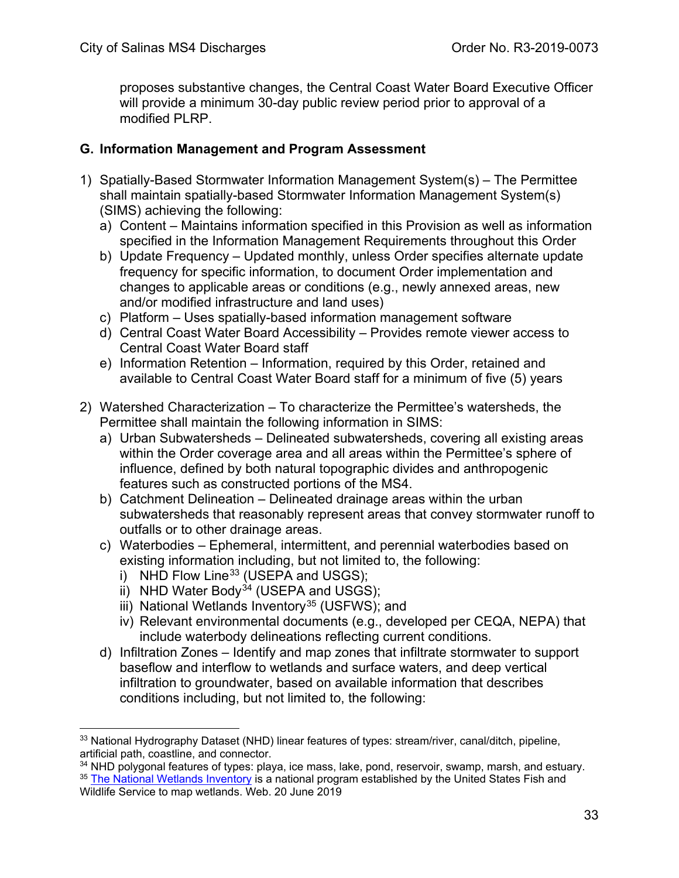proposes substantive changes, the Central Coast Water Board Executive Officer will provide a minimum 30-day public review period prior to approval of a modified PLRP.

## G. Information Management and Program Assessment

1) Spatially-Based Stormwater Information Management System(s) – The Permittee shall maintain spatially-based Stormwater Information Management System(s) (SIMS) achieving the following:
   a) Content – Maintains information specified in this Provision as well as information specified in the Information Management Requirements throughout this Order
   b) Update Frequency – Updated monthly, unless Order specifies alternate update frequency for specific information, to document Order implementation and changes to applicable areas or conditions (e.g., newly annexed areas, new and/or modified infrastructure and land uses)
   c) Platform – Uses spatially-based information management software
   d) Central Coast Water Board Accessibility – Provides remote viewer access to Central Coast Water Board staff
   e) Information Retention – Information, required by this Order, retained and available to Central Coast Water Board staff for a minimum of five (5) years

2) Watershed Characterization – To characterize the Permittee's watersheds, the Permittee shall maintain the following information in SIMS:
   a) Urban Subwatersheds – Delineated subwatersheds, covering all existing areas within the Order coverage area and all areas within the Permittee's sphere of influence, defined by both natural topographic divides and anthropogenic features such as constructed portions of the MS4.
   b) Catchment Delineation – Delineated drainage areas within the urban subwatersheds that reasonably represent areas that convey stormwater runoff to outfalls or to other drainage areas.
   c) Waterbodies – Ephemeral, intermittent, and perennial waterbodies based on existing information including, but not limited to, the following:
      i) NHD Flow Line[33] (USEPA and USGS);
      ii) NHD Water Body[34] (USEPA and USGS);
      iii) National Wetlands Inventory[35] (USFWS); and
      iv) Relevant environmental documents (e.g., developed per CEQA, NEPA) that include waterbody delineations reflecting current conditions.
   d) Infiltration Zones – Identify and map zones that infiltrate stormwater to support baseflow and interflow to wetlands and surface waters, and deep vertical infiltration to groundwater, based on available information that describes conditions including, but not limited to, the following:

---

[33] National Hydrography Dataset (NHD) linear features of types: stream/river, canal/ditch, pipeline, artificial path, coastline, and connector.

[34] NHD polygonal features of types: playa, ice mass, lake, pond, reservoir, swamp, marsh, and estuary.

[35] The National Wetlands Inventory is a national program established by the United States Fish and Wildlife Service to map wetlands. Web. 20 June 2019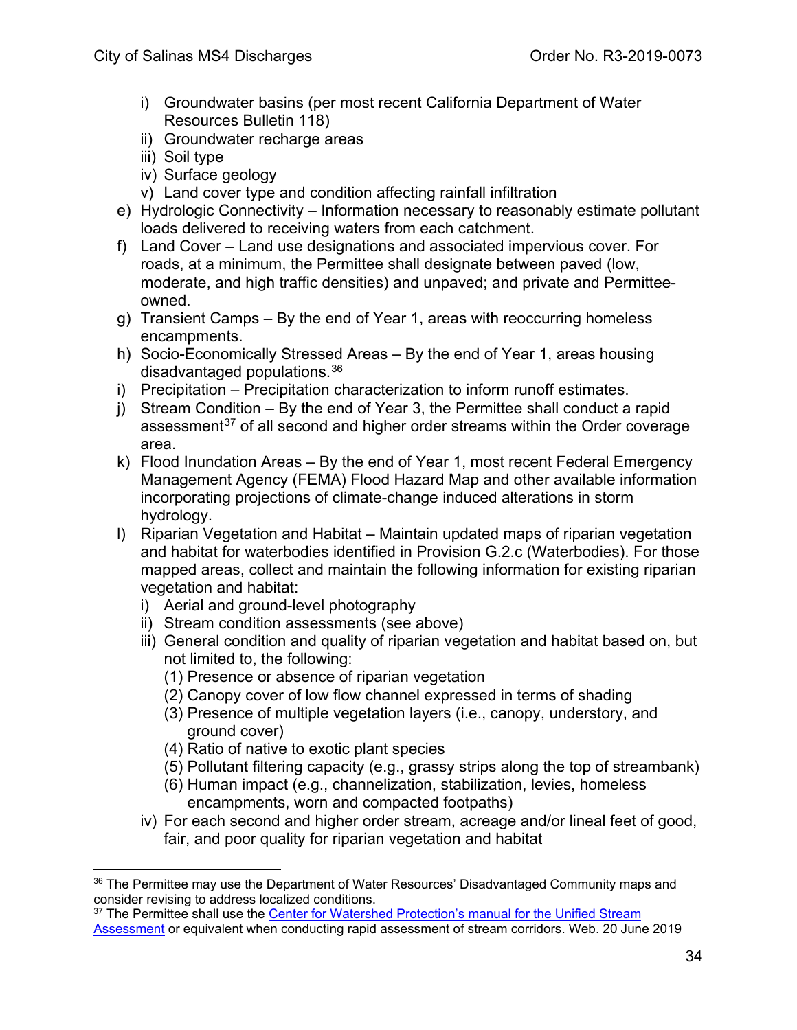i) Groundwater basins (per most recent California Department of Water Resources Bulletin 118)
   ii) Groundwater recharge areas
   iii) Soil type
   iv) Surface geology
   v) Land cover type and condition affecting rainfall infiltration

e) Hydrologic Connectivity – Information necessary to reasonably estimate pollutant loads delivered to receiving waters from each catchment.

f) Land Cover – Land use designations and associated impervious cover. For roads, at a minimum, the Permittee shall designate between paved (low, moderate, and high traffic densities) and unpaved; and private and Permittee-owned.

g) Transient Camps – By the end of Year 1, areas with reoccurring homeless encampments.

h) Socio-Economically Stressed Areas – By the end of Year 1, areas housing disadvantaged populations.[36]

i) Precipitation – Precipitation characterization to inform runoff estimates.

j) Stream Condition – By the end of Year 3, the Permittee shall conduct a rapid assessment[37] of all second and higher order streams within the Order coverage area.

k) Flood Inundation Areas – By the end of Year 1, most recent Federal Emergency Management Agency (FEMA) Flood Hazard Map and other available information incorporating projections of climate-change induced alterations in storm hydrology.

l) Riparian Vegetation and Habitat – Maintain updated maps of riparian vegetation and habitat for waterbodies identified in Provision G.2.c (Waterbodies). For those mapped areas, collect and maintain the following information for existing riparian vegetation and habitat:
   i) Aerial and ground-level photography
   ii) Stream condition assessments (see above)
   iii) General condition and quality of riparian vegetation and habitat based on, but not limited to, the following:
      (1) Presence or absence of riparian vegetation
      (2) Canopy cover of low flow channel expressed in terms of shading
      (3) Presence of multiple vegetation layers (i.e., canopy, understory, and ground cover)
      (4) Ratio of native to exotic plant species
      (5) Pollutant filtering capacity (e.g., grassy strips along the top of streambank)
      (6) Human impact (e.g., channelization, stabilization, levies, homeless encampments, worn and compacted footpaths)
   iv) For each second and higher order stream, acreage and/or lineal feet of good, fair, and poor quality for riparian vegetation and habitat

---

[36] The Permittee may use the Department of Water Resources' Disadvantaged Community maps and consider revising to address localized conditions.

[37] The Permittee shall use the Center for Watershed Protection's manual for the Unified Stream Assessment or equivalent when conducting rapid assessment of stream corridors. Web. 20 June 2019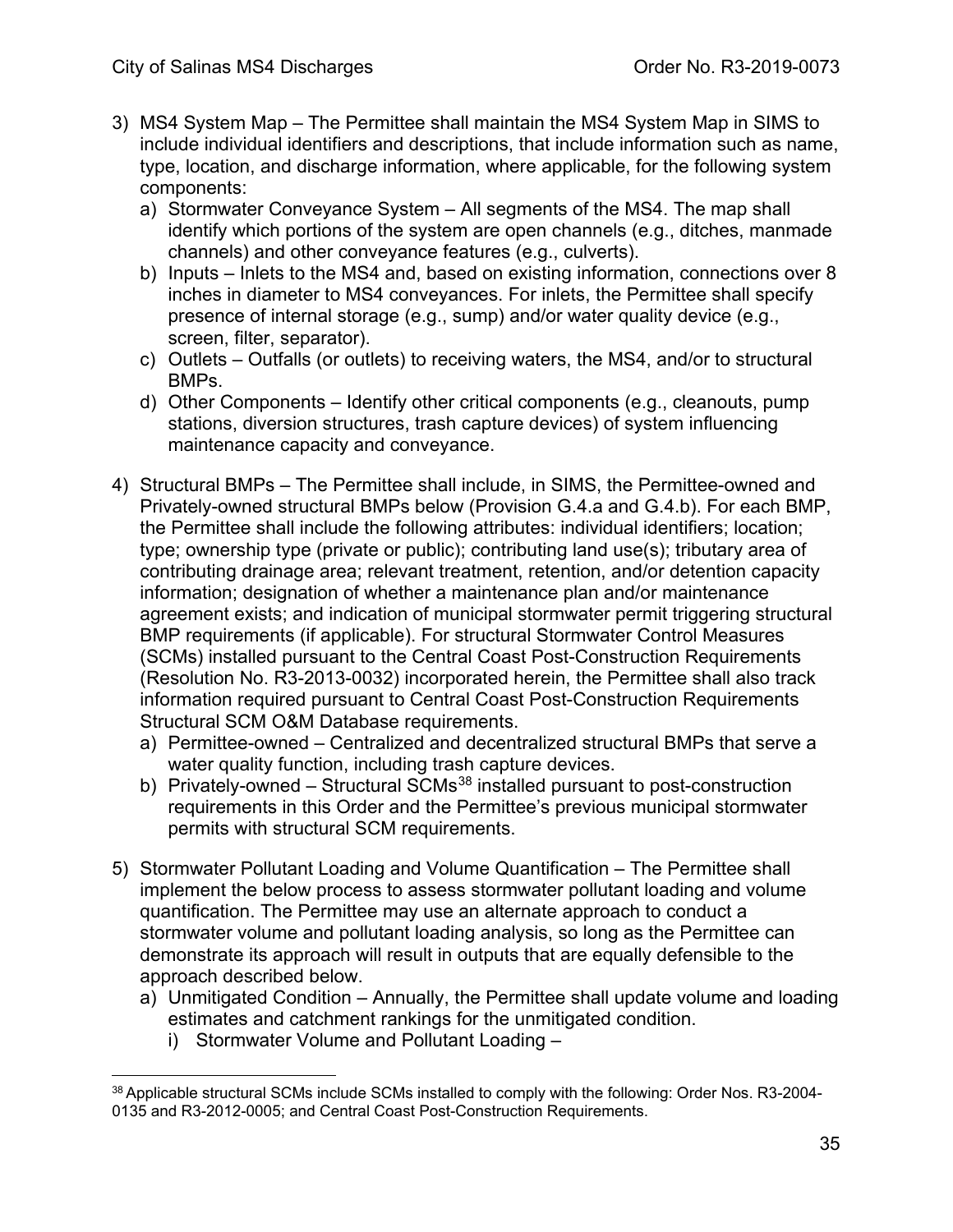3) MS4 System Map – The Permittee shall maintain the MS4 System Map in SIMS to include individual identifiers and descriptions, that include information such as name, type, location, and discharge information, where applicable, for the following system components:
   a) Stormwater Conveyance System – All segments of the MS4. The map shall identify which portions of the system are open channels (e.g., ditches, manmade channels) and other conveyance features (e.g., culverts).
   b) Inputs – Inlets to the MS4 and, based on existing information, connections over 8 inches in diameter to MS4 conveyances. For inlets, the Permittee shall specify presence of internal storage (e.g., sump) and/or water quality device (e.g., screen, filter, separator).
   c) Outlets – Outfalls (or outlets) to receiving waters, the MS4, and/or to structural BMPs.
   d) Other Components – Identify other critical components (e.g., cleanouts, pump stations, diversion structures, trash capture devices) of system influencing maintenance capacity and conveyance.

4) Structural BMPs – The Permittee shall include, in SIMS, the Permittee-owned and Privately-owned structural BMPs below (Provision G.4.a and G.4.b). For each BMP, the Permittee shall include the following attributes: individual identifiers; location; type; ownership type (private or public); contributing land use(s); tributary area of contributing drainage area; relevant treatment, retention, and/or detention capacity information; designation of whether a maintenance plan and/or maintenance agreement exists; and indication of municipal stormwater permit triggering structural BMP requirements (if applicable). For structural Stormwater Control Measures (SCMs) installed pursuant to the Central Coast Post-Construction Requirements (Resolution No. R3-2013-0032) incorporated herein, the Permittee shall also track information required pursuant to Central Coast Post-Construction Requirements Structural SCM O&M Database requirements.
   a) Permittee-owned – Centralized and decentralized structural BMPs that serve a water quality function, including trash capture devices.
   b) Privately-owned – Structural SCMs[38] installed pursuant to post-construction requirements in this Order and the Permittee's previous municipal stormwater permits with structural SCM requirements.

5) Stormwater Pollutant Loading and Volume Quantification – The Permittee shall implement the below process to assess stormwater pollutant loading and volume quantification. The Permittee may use an alternate approach to conduct a stormwater volume and pollutant loading analysis, so long as the Permittee can demonstrate its approach will result in outputs that are equally defensible to the approach described below.
   a) Unmitigated Condition – Annually, the Permittee shall update volume and loading estimates and catchment rankings for the unmitigated condition.
      i) Stormwater Volume and Pollutant Loading –

[38] Applicable structural SCMs include SCMs installed to comply with the following: Order Nos. R3-2004-0135 and R3-2012-0005; and Central Coast Post-Construction Requirements.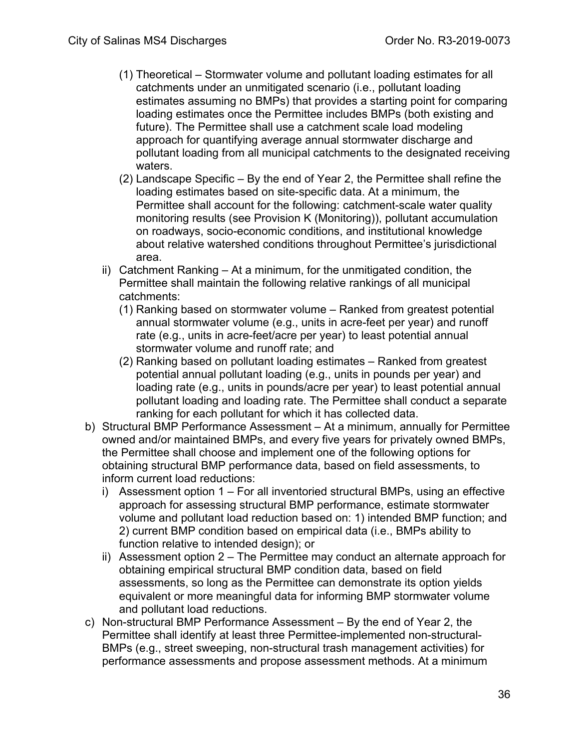(1) Theoretical – Stormwater volume and pollutant loading estimates for all catchments under an unmitigated scenario (i.e., pollutant loading estimates assuming no BMPs) that provides a starting point for comparing loading estimates once the Permittee includes BMPs (both existing and future). The Permittee shall use a catchment scale load modeling approach for quantifying average annual stormwater discharge and pollutant loading from all municipal catchments to the designated receiving waters.

(2) Landscape Specific – By the end of Year 2, the Permittee shall refine the loading estimates based on site-specific data. At a minimum, the Permittee shall account for the following: catchment-scale water quality monitoring results (see Provision K (Monitoring)), pollutant accumulation on roadways, socio-economic conditions, and institutional knowledge about relative watershed conditions throughout Permittee's jurisdictional area.

ii) Catchment Ranking – At a minimum, for the unmitigated condition, the Permittee shall maintain the following relative rankings of all municipal catchments:

(1) Ranking based on stormwater volume – Ranked from greatest potential annual stormwater volume (e.g., units in acre-feet per year) and runoff rate (e.g., units in acre-feet/acre per year) to least potential annual stormwater volume and runoff rate; and

(2) Ranking based on pollutant loading estimates – Ranked from greatest potential annual pollutant loading (e.g., units in pounds per year) and loading rate (e.g., units in pounds/acre per year) to least potential annual pollutant loading and loading rate. The Permittee shall conduct a separate ranking for each pollutant for which it has collected data.

b) Structural BMP Performance Assessment – At a minimum, annually for Permittee owned and/or maintained BMPs, and every five years for privately owned BMPs, the Permittee shall choose and implement one of the following options for obtaining structural BMP performance data, based on field assessments, to inform current load reductions:

i) Assessment option 1 – For all inventoried structural BMPs, using an effective approach for assessing structural BMP performance, estimate stormwater volume and pollutant load reduction based on: 1) intended BMP function; and 2) current BMP condition based on empirical data (i.e., BMPs ability to function relative to intended design); or

ii) Assessment option 2 – The Permittee may conduct an alternate approach for obtaining empirical structural BMP condition data, based on field assessments, so long as the Permittee can demonstrate its option yields equivalent or more meaningful data for informing BMP stormwater volume and pollutant load reductions.

c) Non-structural BMP Performance Assessment – By the end of Year 2, the Permittee shall identify at least three Permittee-implemented non-structural-BMPs (e.g., street sweeping, non-structural trash management activities) for performance assessments and propose assessment methods. At a minimum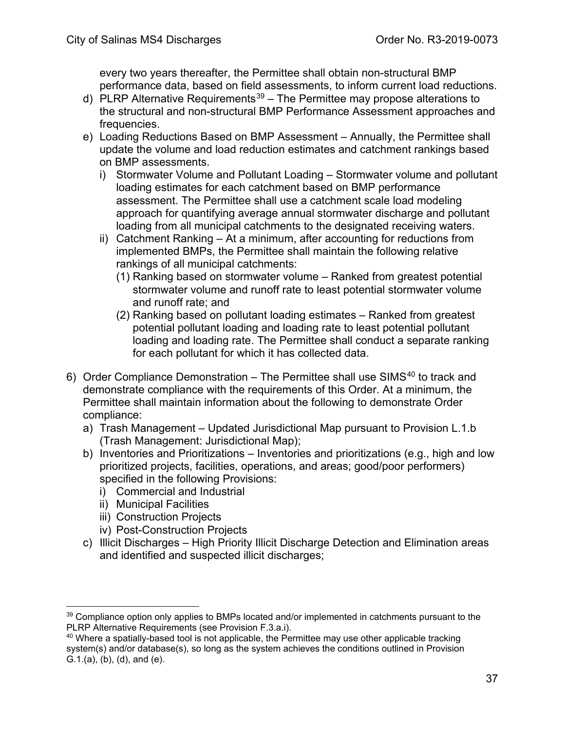every two years thereafter, the Permittee shall obtain non-structural BMP performance data, based on field assessments, to inform current load reductions.

d) PLRP Alternative Requirements[39] – The Permittee may propose alterations to the structural and non-structural BMP Performance Assessment approaches and frequencies.

e) Loading Reductions Based on BMP Assessment – Annually, the Permittee shall update the volume and load reduction estimates and catchment rankings based on BMP assessments.

   i) Stormwater Volume and Pollutant Loading – Stormwater volume and pollutant loading estimates for each catchment based on BMP performance assessment. The Permittee shall use a catchment scale load modeling approach for quantifying average annual stormwater discharge and pollutant loading from all municipal catchments to the designated receiving waters.

   ii) Catchment Ranking – At a minimum, after accounting for reductions from implemented BMPs, the Permittee shall maintain the following relative rankings of all municipal catchments:

      (1) Ranking based on stormwater volume – Ranked from greatest potential stormwater volume and runoff rate to least potential stormwater volume and runoff rate; and

      (2) Ranking based on pollutant loading estimates – Ranked from greatest potential pollutant loading and loading rate to least potential pollutant loading and loading rate. The Permittee shall conduct a separate ranking for each pollutant for which it has collected data.

6) Order Compliance Demonstration – The Permittee shall use SIMS[40] to track and demonstrate compliance with the requirements of this Order. At a minimum, the Permittee shall maintain information about the following to demonstrate Order compliance:

   a) Trash Management – Updated Jurisdictional Map pursuant to Provision L.1.b (Trash Management: Jurisdictional Map);

   b) Inventories and Prioritizations – Inventories and prioritizations (e.g., high and low prioritized projects, facilities, operations, and areas; good/poor performers) specified in the following Provisions:

      i) Commercial and Industrial
      ii) Municipal Facilities
      iii) Construction Projects
      iv) Post-Construction Projects

   c) Illicit Discharges – High Priority Illicit Discharge Detection and Elimination areas and identified and suspected illicit discharges;

---

[39] Compliance option only applies to BMPs located and/or implemented in catchments pursuant to the PLRP Alternative Requirements (see Provision F.3.a.i).

[40] Where a spatially-based tool is not applicable, the Permittee may use other applicable tracking system(s) and/or database(s), so long as the system achieves the conditions outlined in Provision G.1.(a), (b), (d), and (e).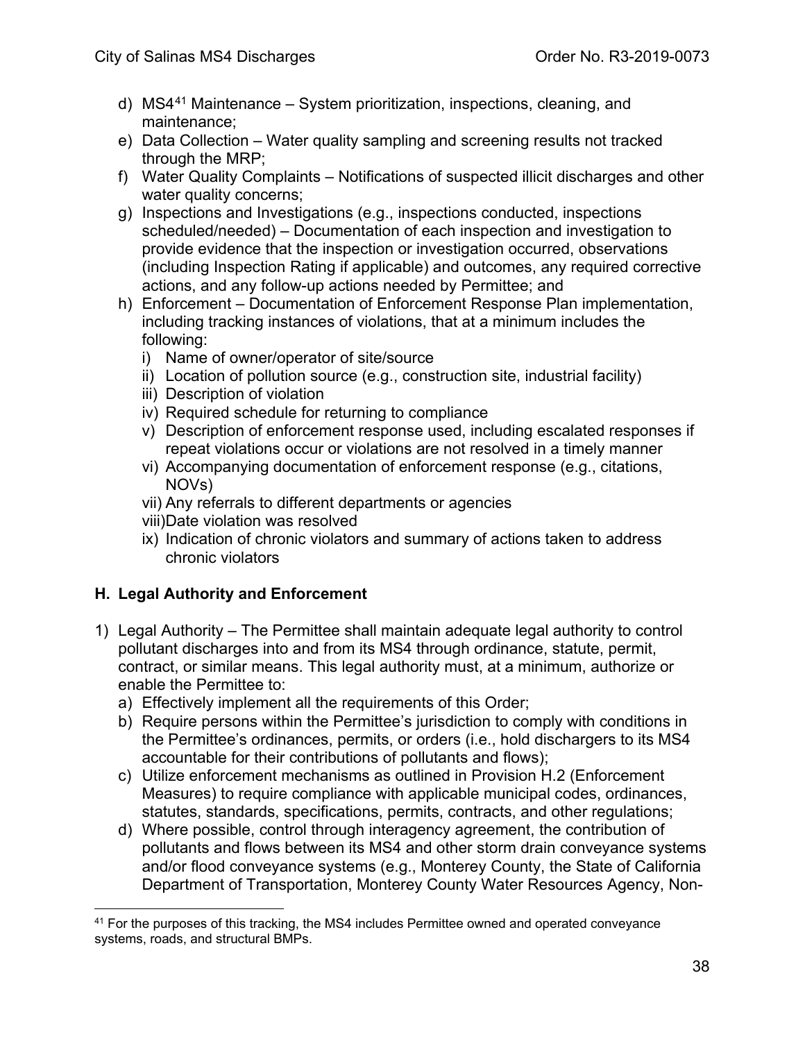d) MS4[41] Maintenance – System prioritization, inspections, cleaning, and maintenance;
e) Data Collection – Water quality sampling and screening results not tracked through the MRP;
f) Water Quality Complaints – Notifications of suspected illicit discharges and other water quality concerns;
g) Inspections and Investigations (e.g., inspections conducted, inspections scheduled/needed) – Documentation of each inspection and investigation to provide evidence that the inspection or investigation occurred, observations (including Inspection Rating if applicable) and outcomes, any required corrective actions, and any follow-up actions needed by Permittee; and
h) Enforcement – Documentation of Enforcement Response Plan implementation, including tracking instances of violations, that at a minimum includes the following:
   i) Name of owner/operator of site/source
   ii) Location of pollution source (e.g., construction site, industrial facility)
   iii) Description of violation
   iv) Required schedule for returning to compliance
   v) Description of enforcement response used, including escalated responses if repeat violations occur or violations are not resolved in a timely manner
   vi) Accompanying documentation of enforcement response (e.g., citations, NOVs)
   vii) Any referrals to different departments or agencies
   viii) Date violation was resolved
   ix) Indication of chronic violators and summary of actions taken to address chronic violators

## H. Legal Authority and Enforcement

1) Legal Authority – The Permittee shall maintain adequate legal authority to control pollutant discharges into and from its MS4 through ordinance, statute, permit, contract, or similar means. This legal authority must, at a minimum, authorize or enable the Permittee to:
   a) Effectively implement all the requirements of this Order;
   b) Require persons within the Permittee's jurisdiction to comply with conditions in the Permittee's ordinances, permits, or orders (i.e., hold dischargers to its MS4 accountable for their contributions of pollutants and flows);
   c) Utilize enforcement mechanisms as outlined in Provision H.2 (Enforcement Measures) to require compliance with applicable municipal codes, ordinances, statutes, standards, specifications, permits, contracts, and other regulations;
   d) Where possible, control through interagency agreement, the contribution of pollutants and flows between its MS4 and other storm drain conveyance systems and/or flood conveyance systems (e.g., Monterey County, the State of California Department of Transportation, Monterey County Water Resources Agency, Non-

[41] For the purposes of this tracking, the MS4 includes Permittee owned and operated conveyance systems, roads, and structural BMPs.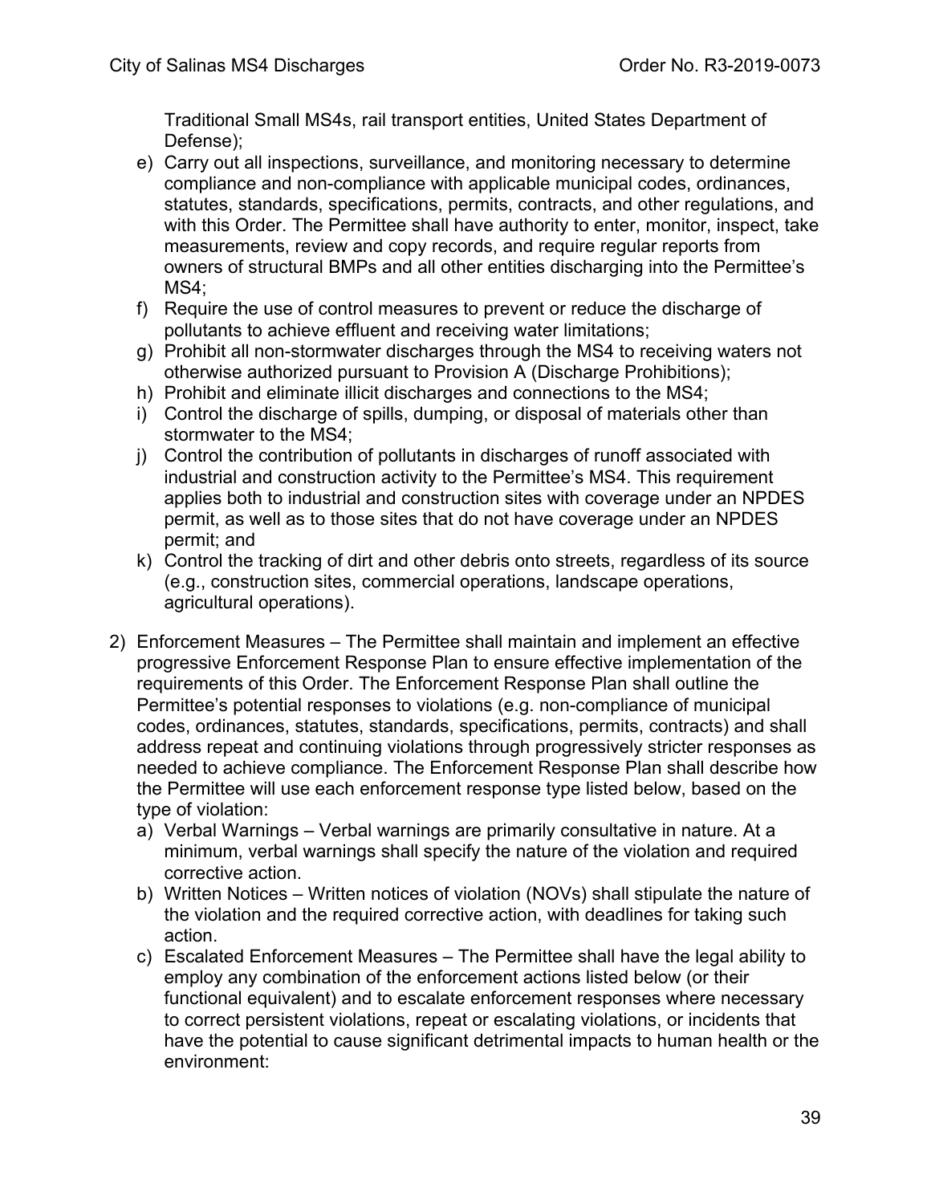Traditional Small MS4s, rail transport entities, United States Department of Defense);

e) Carry out all inspections, surveillance, and monitoring necessary to determine compliance and non-compliance with applicable municipal codes, ordinances, statutes, standards, specifications, permits, contracts, and other regulations, and with this Order. The Permittee shall have authority to enter, monitor, inspect, take measurements, review and copy records, and require regular reports from owners of structural BMPs and all other entities discharging into the Permittee's MS4;

f) Require the use of control measures to prevent or reduce the discharge of pollutants to achieve effluent and receiving water limitations;

g) Prohibit all non-stormwater discharges through the MS4 to receiving waters not otherwise authorized pursuant to Provision A (Discharge Prohibitions);

h) Prohibit and eliminate illicit discharges and connections to the MS4;

i) Control the discharge of spills, dumping, or disposal of materials other than stormwater to the MS4;

j) Control the contribution of pollutants in discharges of runoff associated with industrial and construction activity to the Permittee's MS4. This requirement applies both to industrial and construction sites with coverage under an NPDES permit, as well as to those sites that do not have coverage under an NPDES permit; and

k) Control the tracking of dirt and other debris onto streets, regardless of its source (e.g., construction sites, commercial operations, landscape operations, agricultural operations).

2) Enforcement Measures – The Permittee shall maintain and implement an effective progressive Enforcement Response Plan to ensure effective implementation of the requirements of this Order. The Enforcement Response Plan shall outline the Permittee's potential responses to violations (e.g. non-compliance of municipal codes, ordinances, statutes, standards, specifications, permits, contracts) and shall address repeat and continuing violations through progressively stricter responses as needed to achieve compliance. The Enforcement Response Plan shall describe how the Permittee will use each enforcement response type listed below, based on the type of violation:

   a) Verbal Warnings – Verbal warnings are primarily consultative in nature. At a minimum, verbal warnings shall specify the nature of the violation and required corrective action.

   b) Written Notices – Written notices of violation (NOVs) shall stipulate the nature of the violation and the required corrective action, with deadlines for taking such action.

   c) Escalated Enforcement Measures – The Permittee shall have the legal ability to employ any combination of the enforcement actions listed below (or their functional equivalent) and to escalate enforcement responses where necessary to correct persistent violations, repeat or escalating violations, or incidents that have the potential to cause significant detrimental impacts to human health or the environment: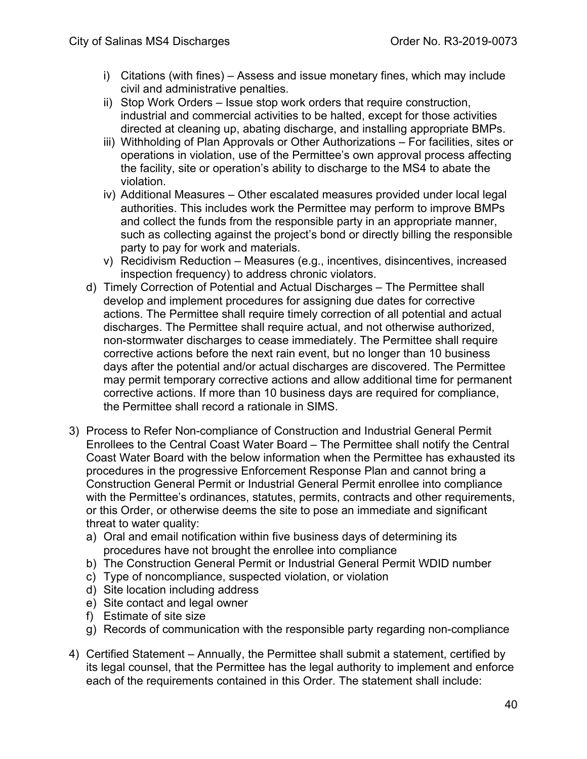i) Citations (with fines) – Assess and issue monetary fines, which may include civil and administrative penalties.
   ii) Stop Work Orders – Issue stop work orders that require construction, industrial and commercial activities to be halted, except for those activities directed at cleaning up, abating discharge, and installing appropriate BMPs.
   iii) Withholding of Plan Approvals or Other Authorizations – For facilities, sites or operations in violation, use of the Permittee's own approval process affecting the facility, site or operation's ability to discharge to the MS4 to abate the violation.
   iv) Additional Measures – Other escalated measures provided under local legal authorities. This includes work the Permittee may perform to improve BMPs and collect the funds from the responsible party in an appropriate manner, such as collecting against the project's bond or directly billing the responsible party to pay for work and materials.
   v) Recidivism Reduction – Measures (e.g., incentives, disincentives, increased inspection frequency) to address chronic violators.

d) Timely Correction of Potential and Actual Discharges – The Permittee shall develop and implement procedures for assigning due dates for corrective actions. The Permittee shall require timely correction of all potential and actual discharges. The Permittee shall require actual, and not otherwise authorized, non-stormwater discharges to cease immediately. The Permittee shall require corrective actions before the next rain event, but no longer than 10 business days after the potential and/or actual discharges are discovered. The Permittee may permit temporary corrective actions and allow additional time for permanent corrective actions. If more than 10 business days are required for compliance, the Permittee shall record a rationale in SIMS.

3) Process to Refer Non-compliance of Construction and Industrial General Permit Enrollees to the Central Coast Water Board – The Permittee shall notify the Central Coast Water Board with the below information when the Permittee has exhausted its procedures in the progressive Enforcement Response Plan and cannot bring a Construction General Permit or Industrial General Permit enrollee into compliance with the Permittee's ordinances, statutes, permits, contracts and other requirements, or this Order, or otherwise deems the site to pose an immediate and significant threat to water quality:
   a) Oral and email notification within five business days of determining its procedures have not brought the enrollee into compliance
   b) The Construction General Permit or Industrial General Permit WDID number
   c) Type of noncompliance, suspected violation, or violation
   d) Site location including address
   e) Site contact and legal owner
   f) Estimate of site size
   g) Records of communication with the responsible party regarding non-compliance

4) Certified Statement – Annually, the Permittee shall submit a statement, certified by its legal counsel, that the Permittee has the legal authority to implement and enforce each of the requirements contained in this Order. The statement shall include: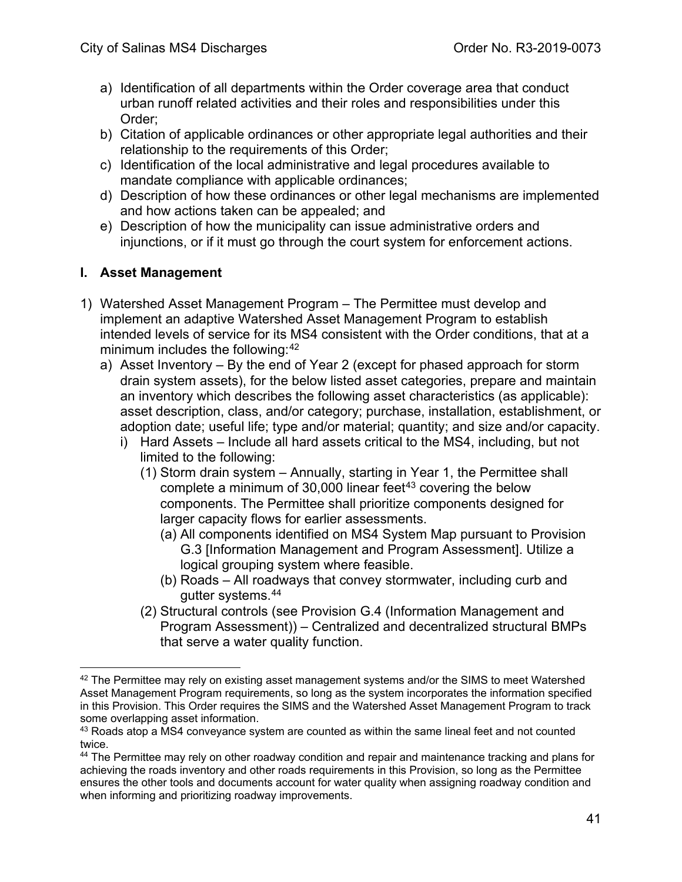a) Identification of all departments within the Order coverage area that conduct urban runoff related activities and their roles and responsibilities under this Order;
b) Citation of applicable ordinances or other appropriate legal authorities and their relationship to the requirements of this Order;
c) Identification of the local administrative and legal procedures available to mandate compliance with applicable ordinances;
d) Description of how these ordinances or other legal mechanisms are implemented and how actions taken can be appealed; and
e) Description of how the municipality can issue administrative orders and injunctions, or if it must go through the court system for enforcement actions.

## I. Asset Management

1) Watershed Asset Management Program – The Permittee must develop and implement an adaptive Watershed Asset Management Program to establish intended levels of service for its MS4 consistent with the Order conditions, that at a minimum includes the following:[42]
   a) Asset Inventory – By the end of Year 2 (except for phased approach for storm drain system assets), for the below listed asset categories, prepare and maintain an inventory which describes the following asset characteristics (as applicable): asset description, class, and/or category; purchase, installation, establishment, or adoption date; useful life; type and/or material; quantity; and size and/or capacity.
      i) Hard Assets – Include all hard assets critical to the MS4, including, but not limited to the following:
         (1) Storm drain system – Annually, starting in Year 1, the Permittee shall complete a minimum of 30,000 linear feet[43] covering the below components. The Permittee shall prioritize components designed for larger capacity flows for earlier assessments.
            (a) All components identified on MS4 System Map pursuant to Provision G.3 [Information Management and Program Assessment]. Utilize a logical grouping system where feasible.
            (b) Roads – All roadways that convey stormwater, including curb and gutter systems.[44]
         (2) Structural controls (see Provision G.4 (Information Management and Program Assessment)) – Centralized and decentralized structural BMPs that serve a water quality function.

---

[42] The Permittee may rely on existing asset management systems and/or the SIMS to meet Watershed Asset Management Program requirements, so long as the system incorporates the information specified in this Provision. This Order requires the SIMS and the Watershed Asset Management Program to track some overlapping asset information.

[43] Roads atop a MS4 conveyance system are counted as within the same lineal feet and not counted twice.

[44] The Permittee may rely on other roadway condition and repair and maintenance tracking and plans for achieving the roads inventory and other roads requirements in this Provision, so long as the Permittee ensures the other tools and documents account for water quality when assigning roadway condition and when informing and prioritizing roadway improvements.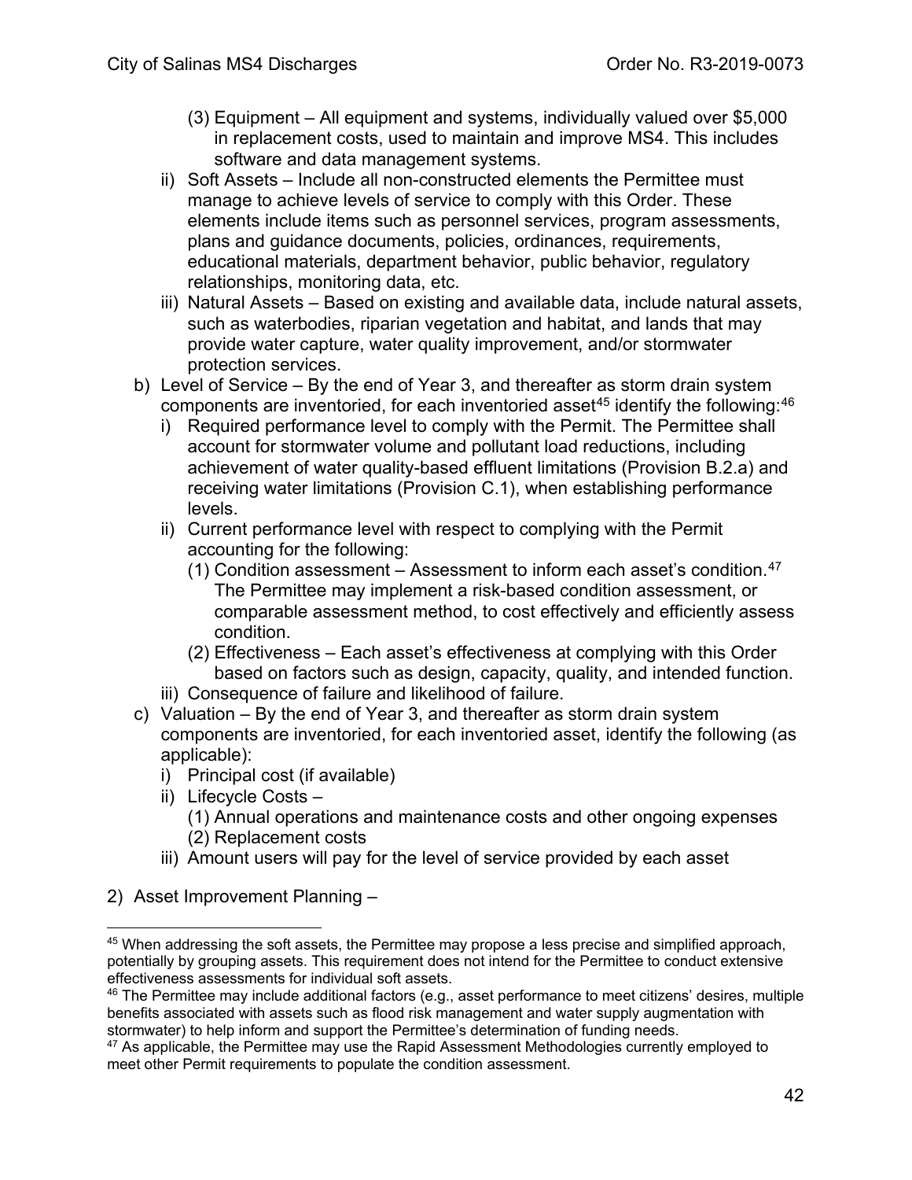(3) Equipment – All equipment and systems, individually valued over $5,000 in replacement costs, used to maintain and improve MS4. This includes software and data management systems.

ii) Soft Assets – Include all non-constructed elements the Permittee must manage to achieve levels of service to comply with this Order. These elements include items such as personnel services, program assessments, plans and guidance documents, policies, ordinances, requirements, educational materials, department behavior, public behavior, regulatory relationships, monitoring data, etc.

iii) Natural Assets – Based on existing and available data, include natural assets, such as waterbodies, riparian vegetation and habitat, and lands that may provide water capture, water quality improvement, and/or stormwater protection services.

b) Level of Service – By the end of Year 3, and thereafter as storm drain system components are inventoried, for each inventoried asset[45] identify the following:[46]

i) Required performance level to comply with the Permit. The Permittee shall account for stormwater volume and pollutant load reductions, including achievement of water quality-based effluent limitations (Provision B.2.a) and receiving water limitations (Provision C.1), when establishing performance levels.

ii) Current performance level with respect to complying with the Permit accounting for the following:

(1) Condition assessment – Assessment to inform each asset's condition.[47] The Permittee may implement a risk-based condition assessment, or comparable assessment method, to cost effectively and efficiently assess condition.

(2) Effectiveness – Each asset's effectiveness at complying with this Order based on factors such as design, capacity, quality, and intended function.

iii) Consequence of failure and likelihood of failure.

c) Valuation – By the end of Year 3, and thereafter as storm drain system components are inventoried, for each inventoried asset, identify the following (as applicable):

i) Principal cost (if available)

ii) Lifecycle Costs –

(1) Annual operations and maintenance costs and other ongoing expenses

(2) Replacement costs

iii) Amount users will pay for the level of service provided by each asset

2) Asset Improvement Planning –

---

[45] When addressing the soft assets, the Permittee may propose a less precise and simplified approach, potentially by grouping assets. This requirement does not intend for the Permittee to conduct extensive effectiveness assessments for individual soft assets.

[46] The Permittee may include additional factors (e.g., asset performance to meet citizens' desires, multiple benefits associated with assets such as flood risk management and water supply augmentation with stormwater) to help inform and support the Permittee's determination of funding needs.

[47] As applicable, the Permittee may use the Rapid Assessment Methodologies currently employed to meet other Permit requirements to populate the condition assessment.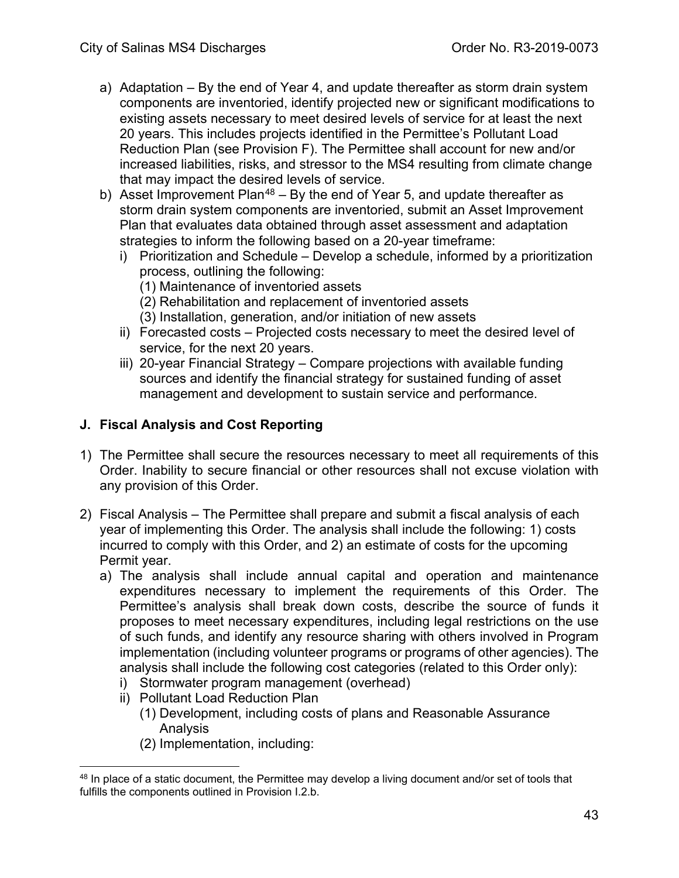a) Adaptation – By the end of Year 4, and update thereafter as storm drain system components are inventoried, identify projected new or significant modifications to existing assets necessary to meet desired levels of service for at least the next 20 years. This includes projects identified in the Permittee's Pollutant Load Reduction Plan (see Provision F). The Permittee shall account for new and/or increased liabilities, risks, and stressor to the MS4 resulting from climate change that may impact the desired levels of service.

b) Asset Improvement Plan[48] – By the end of Year 5, and update thereafter as storm drain system components are inventoried, submit an Asset Improvement Plan that evaluates data obtained through asset assessment and adaptation strategies to inform the following based on a 20-year timeframe:
   i) Prioritization and Schedule – Develop a schedule, informed by a prioritization process, outlining the following:
      (1) Maintenance of inventoried assets
      (2) Rehabilitation and replacement of inventoried assets
      (3) Installation, generation, and/or initiation of new assets
   ii) Forecasted costs – Projected costs necessary to meet the desired level of service, for the next 20 years.
   iii) 20-year Financial Strategy – Compare projections with available funding sources and identify the financial strategy for sustained funding of asset management and development to sustain service and performance.

## J. Fiscal Analysis and Cost Reporting

1) The Permittee shall secure the resources necessary to meet all requirements of this Order. Inability to secure financial or other resources shall not excuse violation with any provision of this Order.

2) Fiscal Analysis – The Permittee shall prepare and submit a fiscal analysis of each year of implementing this Order. The analysis shall include the following: 1) costs incurred to comply with this Order, and 2) an estimate of costs for the upcoming Permit year.
   a) The analysis shall include annual capital and operation and maintenance expenditures necessary to implement the requirements of this Order. The Permittee's analysis shall break down costs, describe the source of funds it proposes to meet necessary expenditures, including legal restrictions on the use of such funds, and identify any resource sharing with others involved in Program implementation (including volunteer programs or programs of other agencies). The analysis shall include the following cost categories (related to this Order only):
      i) Stormwater program management (overhead)
      ii) Pollutant Load Reduction Plan
         (1) Development, including costs of plans and Reasonable Assurance Analysis
         (2) Implementation, including:

[48] In place of a static document, the Permittee may develop a living document and/or set of tools that fulfills the components outlined in Provision I.2.b.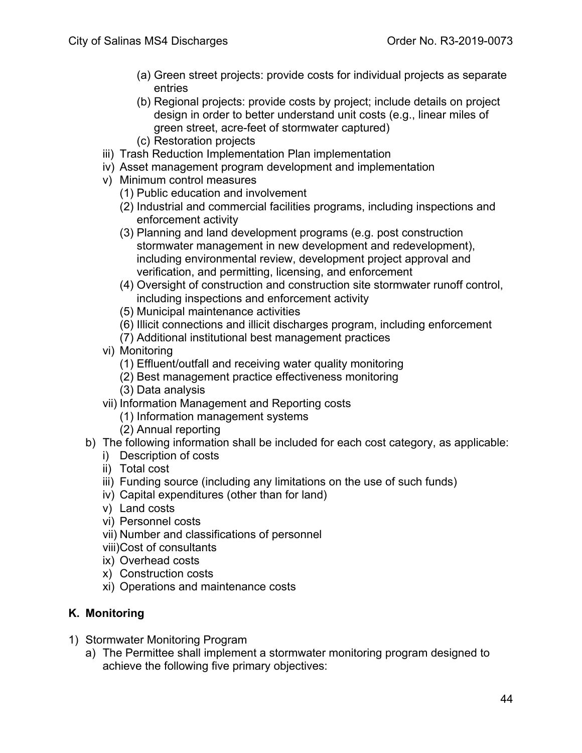- (a) Green street projects: provide costs for individual projects as separate entries
   - (b) Regional projects: provide costs by project; include details on project design in order to better understand unit costs (e.g., linear miles of green street, acre-feet of stormwater captured)
   - (c) Restoration projects
  - iii) Trash Reduction Implementation Plan implementation
  - iv) Asset management program development and implementation
  - v) Minimum control measures
    - (1) Public education and involvement
    - (2) Industrial and commercial facilities programs, including inspections and enforcement activity
    - (3) Planning and land development programs (e.g. post construction stormwater management in new development and redevelopment), including environmental review, development project approval and verification, and permitting, licensing, and enforcement
    - (4) Oversight of construction and construction site stormwater runoff control, including inspections and enforcement activity
    - (5) Municipal maintenance activities
    - (6) Illicit connections and illicit discharges program, including enforcement
    - (7) Additional institutional best management practices
  - vi) Monitoring
    - (1) Effluent/outfall and receiving water quality monitoring
    - (2) Best management practice effectiveness monitoring
    - (3) Data analysis
  - vii) Information Management and Reporting costs
    - (1) Information management systems
    - (2) Annual reporting
- b) The following information shall be included for each cost category, as applicable:
  - i) Description of costs
  - ii) Total cost
  - iii) Funding source (including any limitations on the use of such funds)
  - iv) Capital expenditures (other than for land)
  - v) Land costs
  - vi) Personnel costs
  - vii) Number and classifications of personnel
  - viii) Cost of consultants
  - ix) Overhead costs
  - x) Construction costs
  - xi) Operations and maintenance costs

## K. Monitoring

1) Stormwater Monitoring Program
   - a) The Permittee shall implement a stormwater monitoring program designed to achieve the following five primary objectives: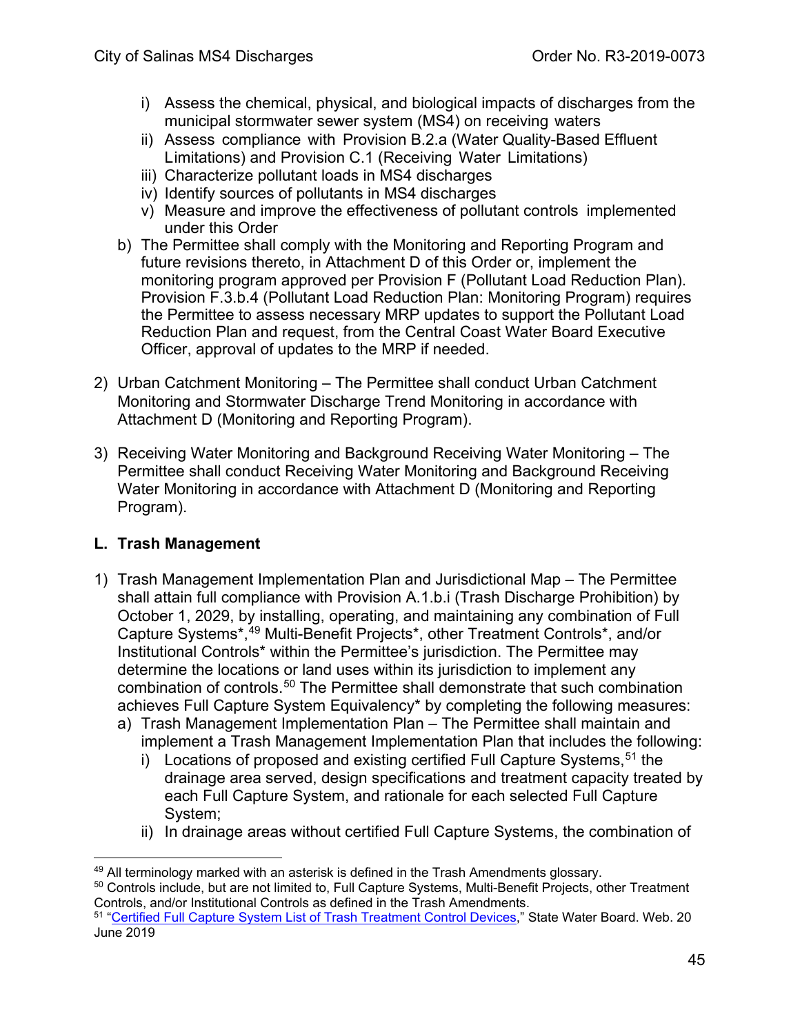i) Assess the chemical, physical, and biological impacts of discharges from the municipal stormwater sewer system (MS4) on receiving waters
ii) Assess compliance with Provision B.2.a (Water Quality-Based Effluent Limitations) and Provision C.1 (Receiving Water Limitations)
iii) Characterize pollutant loads in MS4 discharges
iv) Identify sources of pollutants in MS4 discharges
v) Measure and improve the effectiveness of pollutant controls implemented under this Order

b) The Permittee shall comply with the Monitoring and Reporting Program and future revisions thereto, in Attachment D of this Order or, implement the monitoring program approved per Provision F (Pollutant Load Reduction Plan). Provision F.3.b.4 (Pollutant Load Reduction Plan: Monitoring Program) requires the Permittee to assess necessary MRP updates to support the Pollutant Load Reduction Plan and request, from the Central Coast Water Board Executive Officer, approval of updates to the MRP if needed.

2) Urban Catchment Monitoring – The Permittee shall conduct Urban Catchment Monitoring and Stormwater Discharge Trend Monitoring in accordance with Attachment D (Monitoring and Reporting Program).

3) Receiving Water Monitoring and Background Receiving Water Monitoring – The Permittee shall conduct Receiving Water Monitoring and Background Receiving Water Monitoring in accordance with Attachment D (Monitoring and Reporting Program).

## L. Trash Management

1) Trash Management Implementation Plan and Jurisdictional Map – The Permittee shall attain full compliance with Provision A.1.b.i (Trash Discharge Prohibition) by October 1, 2029, by installing, operating, and maintaining any combination of Full Capture Systems*,[49] Multi-Benefit Projects*, other Treatment Controls*, and/or Institutional Controls* within the Permittee's jurisdiction. The Permittee may determine the locations or land uses within its jurisdiction to implement any combination of controls.[50] The Permittee shall demonstrate that such combination achieves Full Capture System Equivalency* by completing the following measures:
   a) Trash Management Implementation Plan – The Permittee shall maintain and implement a Trash Management Implementation Plan that includes the following:
      i) Locations of proposed and existing certified Full Capture Systems,[51] the drainage area served, design specifications and treatment capacity treated by each Full Capture System, and rationale for each selected Full Capture System;
      ii) In drainage areas without certified Full Capture Systems, the combination of

---

[49] All terminology marked with an asterisk is defined in the Trash Amendments glossary.

[50] Controls include, but are not limited to, Full Capture Systems, Multi-Benefit Projects, other Treatment Controls, and/or Institutional Controls as defined in the Trash Amendments.

[51] "Certified Full Capture System List of Trash Treatment Control Devices," State Water Board. Web. 20 June 2019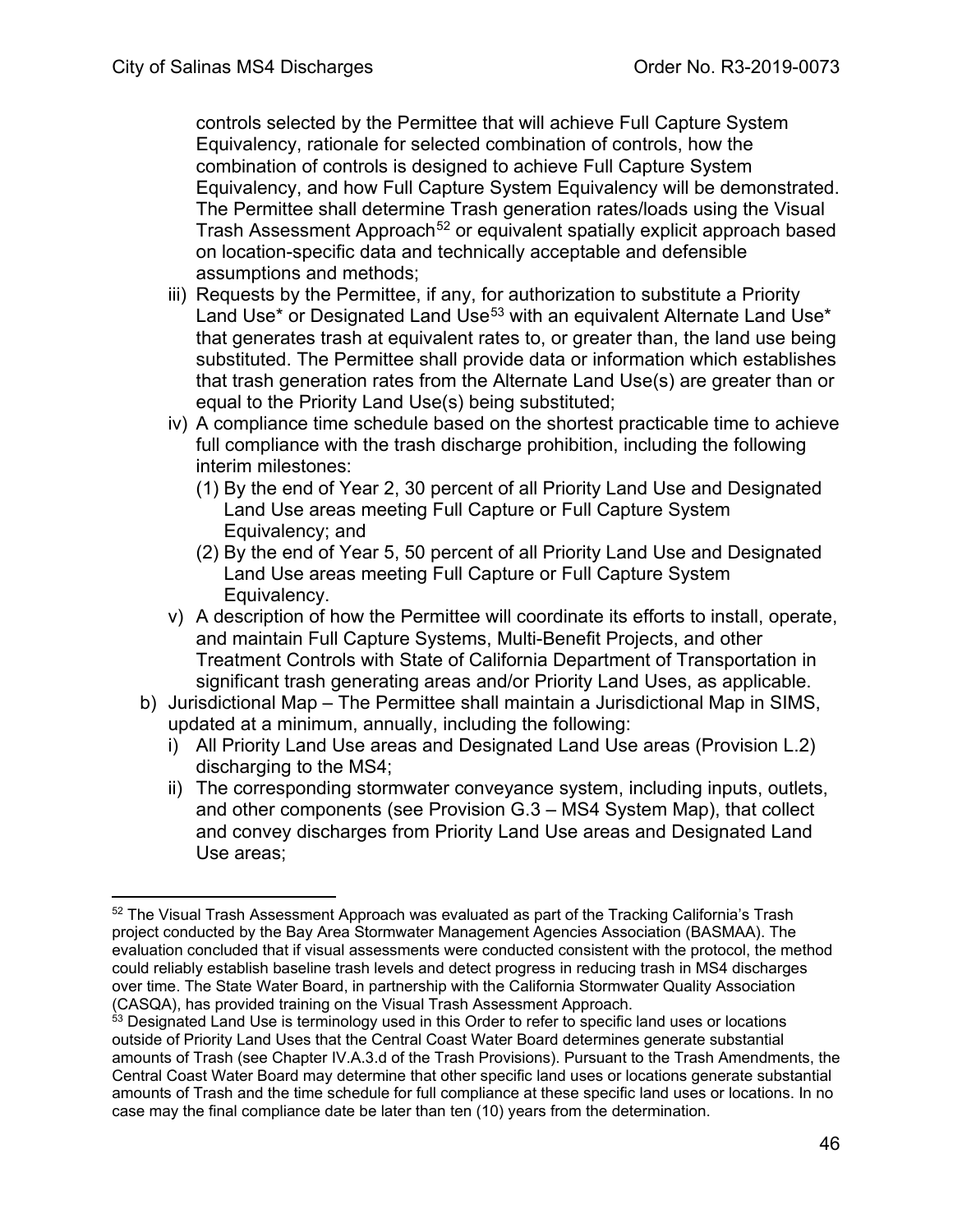controls selected by the Permittee that will achieve Full Capture System Equivalency, rationale for selected combination of controls, how the combination of controls is designed to achieve Full Capture System Equivalency, and how Full Capture System Equivalency will be demonstrated. The Permittee shall determine Trash generation rates/loads using the Visual Trash Assessment Approach[52] or equivalent spatially explicit approach based on location-specific data and technically acceptable and defensible assumptions and methods;

iii) Requests by the Permittee, if any, for authorization to substitute a Priority Land Use* or Designated Land Use[53] with an equivalent Alternate Land Use* that generates trash at equivalent rates to, or greater than, the land use being substituted. The Permittee shall provide data or information which establishes that trash generation rates from the Alternate Land Use(s) are greater than or equal to the Priority Land Use(s) being substituted;

iv) A compliance time schedule based on the shortest practicable time to achieve full compliance with the trash discharge prohibition, including the following interim milestones:
   (1) By the end of Year 2, 30 percent of all Priority Land Use and Designated Land Use areas meeting Full Capture or Full Capture System Equivalency; and
   (2) By the end of Year 5, 50 percent of all Priority Land Use and Designated Land Use areas meeting Full Capture or Full Capture System Equivalency.

v) A description of how the Permittee will coordinate its efforts to install, operate, and maintain Full Capture Systems, Multi-Benefit Projects, and other Treatment Controls with State of California Department of Transportation in significant trash generating areas and/or Priority Land Uses, as applicable.

b) Jurisdictional Map – The Permittee shall maintain a Jurisdictional Map in SIMS, updated at a minimum, annually, including the following:
   i) All Priority Land Use areas and Designated Land Use areas (Provision L.2) discharging to the MS4;
   ii) The corresponding stormwater conveyance system, including inputs, outlets, and other components (see Provision G.3 – MS4 System Map), that collect and convey discharges from Priority Land Use areas and Designated Land Use areas;

---

[52] The Visual Trash Assessment Approach was evaluated as part of the Tracking California's Trash project conducted by the Bay Area Stormwater Management Agencies Association (BASMAA). The evaluation concluded that if visual assessments were conducted consistent with the protocol, the method could reliably establish baseline trash levels and detect progress in reducing trash in MS4 discharges over time. The State Water Board, in partnership with the California Stormwater Quality Association (CASQA), has provided training on the Visual Trash Assessment Approach.

[53] Designated Land Use is terminology used in this Order to refer to specific land uses or locations outside of Priority Land Uses that the Central Coast Water Board determines generate substantial amounts of Trash (see Chapter IV.A.3.d of the Trash Provisions). Pursuant to the Trash Amendments, the Central Coast Water Board may determine that other specific land uses or locations generate substantial amounts of Trash and the time schedule for full compliance at these specific land uses or locations. In no case may the final compliance date be later than ten (10) years from the determination.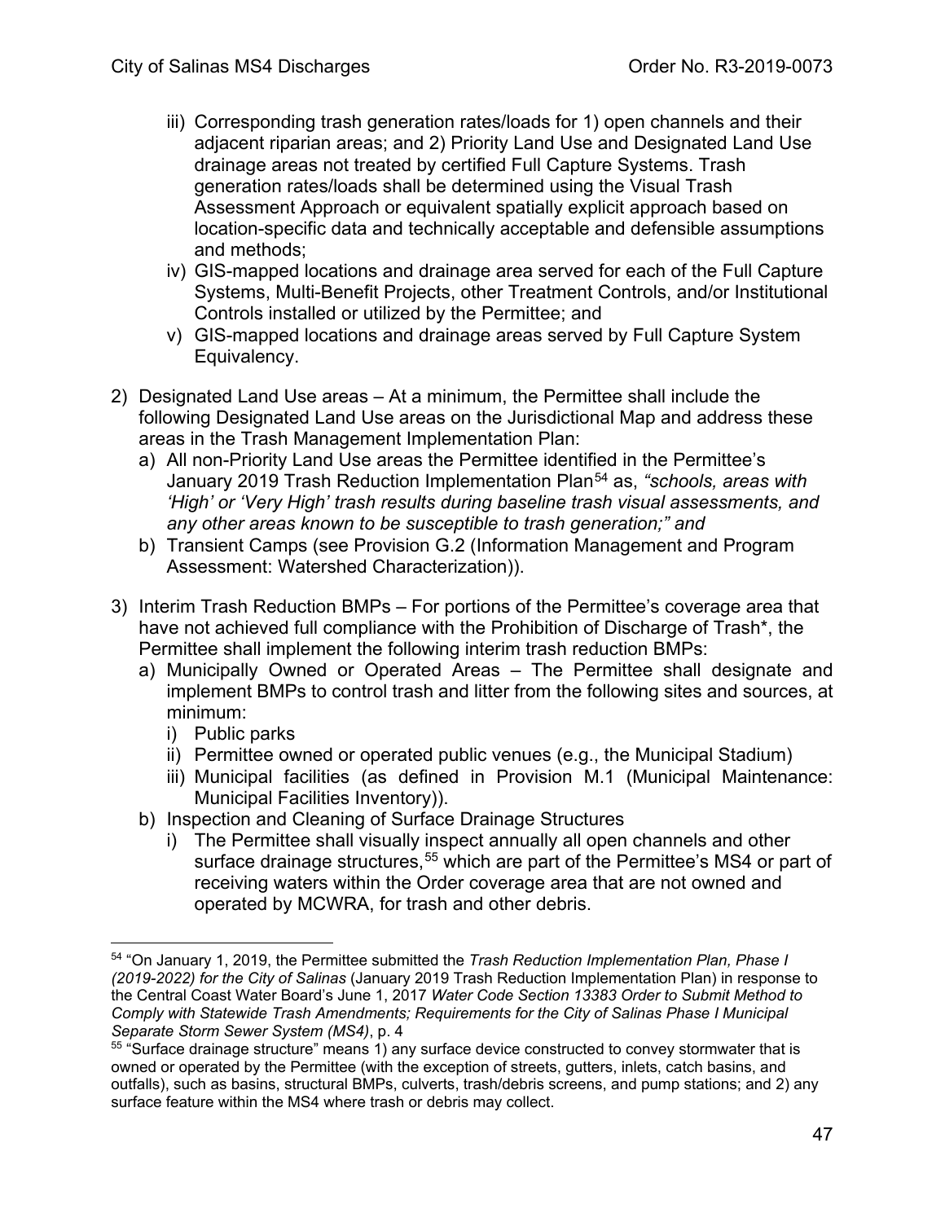iii) Corresponding trash generation rates/loads for 1) open channels and their adjacent riparian areas; and 2) Priority Land Use and Designated Land Use drainage areas not treated by certified Full Capture Systems. Trash generation rates/loads shall be determined using the Visual Trash Assessment Approach or equivalent spatially explicit approach based on location-specific data and technically acceptable and defensible assumptions and methods;

iv) GIS-mapped locations and drainage area served for each of the Full Capture Systems, Multi-Benefit Projects, other Treatment Controls, and/or Institutional Controls installed or utilized by the Permittee; and

v) GIS-mapped locations and drainage areas served by Full Capture System Equivalency.

2) Designated Land Use areas – At a minimum, the Permittee shall include the following Designated Land Use areas on the Jurisdictional Map and address these areas in the Trash Management Implementation Plan:

   a) All non-Priority Land Use areas the Permittee identified in the Permittee's January 2019 Trash Reduction Implementation Plan[54] as, *"schools, areas with 'High' or 'Very High' trash results during baseline trash visual assessments, and any other areas known to be susceptible to trash generation;"* and

   b) Transient Camps (see Provision G.2 (Information Management and Program Assessment: Watershed Characterization)).

3) Interim Trash Reduction BMPs – For portions of the Permittee's coverage area that have not achieved full compliance with the Prohibition of Discharge of Trash*, the Permittee shall implement the following interim trash reduction BMPs:

   a) Municipally Owned or Operated Areas – The Permittee shall designate and implement BMPs to control trash and litter from the following sites and sources, at minimum:

      i) Public parks

      ii) Permittee owned or operated public venues (e.g., the Municipal Stadium)

      iii) Municipal facilities (as defined in Provision M.1 (Municipal Maintenance: Municipal Facilities Inventory)).

   b) Inspection and Cleaning of Surface Drainage Structures

      i) The Permittee shall visually inspect annually all open channels and other surface drainage structures,[55] which are part of the Permittee's MS4 or part of receiving waters within the Order coverage area that are not owned and operated by MCWRA, for trash and other debris.

---

[54] "On January 1, 2019, the Permittee submitted the *Trash Reduction Implementation Plan, Phase I (2019-2022) for the City of Salinas* (January 2019 Trash Reduction Implementation Plan) in response to the Central Coast Water Board's June 1, 2017 *Water Code Section 13383 Order to Submit Method to Comply with Statewide Trash Amendments; Requirements for the City of Salinas Phase I Municipal Separate Storm Sewer System (MS4)*, p. 4

[55] "Surface drainage structure" means 1) any surface device constructed to convey stormwater that is owned or operated by the Permittee (with the exception of streets, gutters, inlets, catch basins, and outfalls), such as basins, structural BMPs, culverts, trash/debris screens, and pump stations; and 2) any surface feature within the MS4 where trash or debris may collect.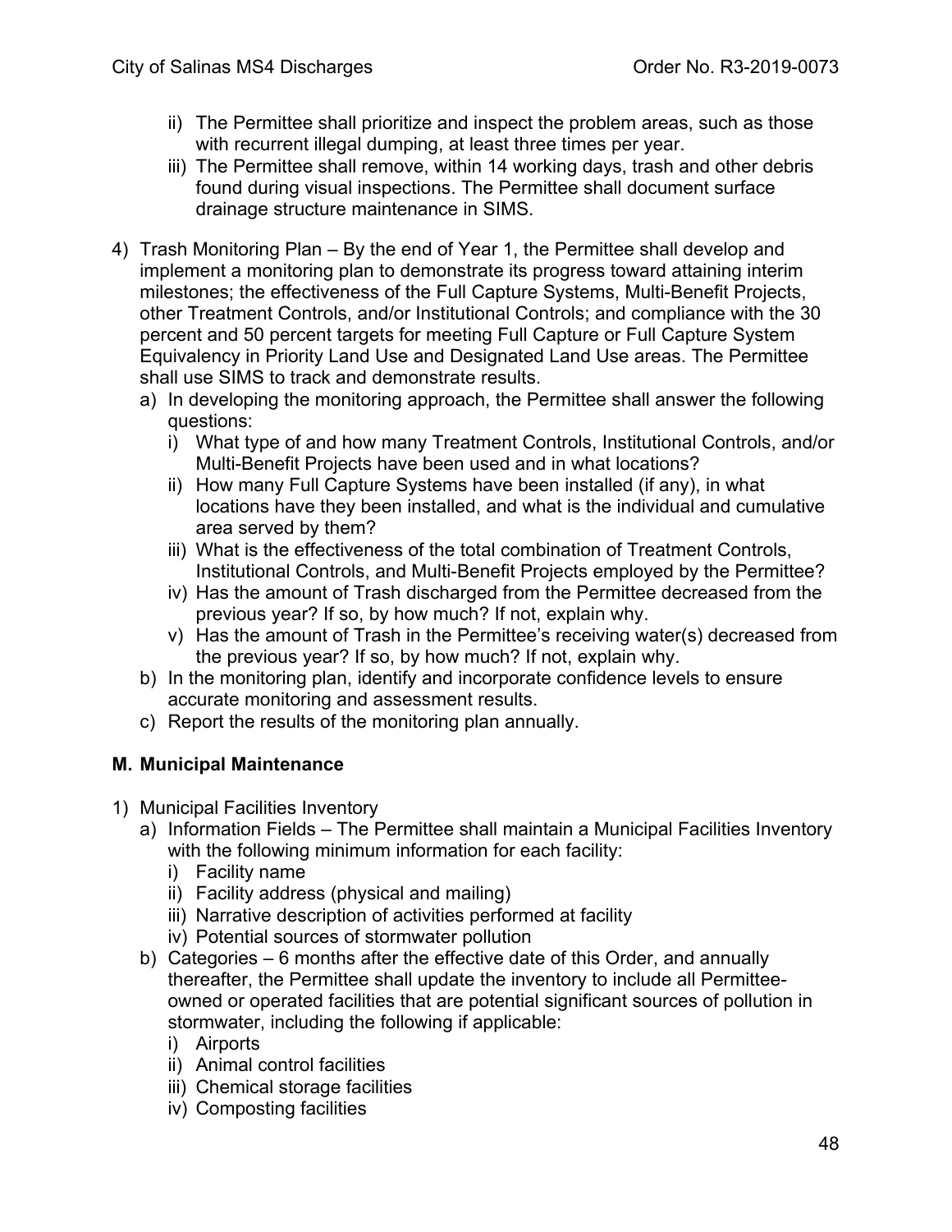ii) The Permittee shall prioritize and inspect the problem areas, such as those with recurrent illegal dumping, at least three times per year.

iii) The Permittee shall remove, within 14 working days, trash and other debris found during visual inspections. The Permittee shall document surface drainage structure maintenance in SIMS.

4) Trash Monitoring Plan – By the end of Year 1, the Permittee shall develop and implement a monitoring plan to demonstrate its progress toward attaining interim milestones; the effectiveness of the Full Capture Systems, Multi-Benefit Projects, other Treatment Controls, and/or Institutional Controls; and compliance with the 30 percent and 50 percent targets for meeting Full Capture or Full Capture System Equivalency in Priority Land Use and Designated Land Use areas. The Permittee shall use SIMS to track and demonstrate results.

   a) In developing the monitoring approach, the Permittee shall answer the following questions:
      i) What type of and how many Treatment Controls, Institutional Controls, and/or Multi-Benefit Projects have been used and in what locations?
      ii) How many Full Capture Systems have been installed (if any), in what locations have they been installed, and what is the individual and cumulative area served by them?
      iii) What is the effectiveness of the total combination of Treatment Controls, Institutional Controls, and Multi-Benefit Projects employed by the Permittee?
      iv) Has the amount of Trash discharged from the Permittee decreased from the previous year? If so, by how much? If not, explain why.
      v) Has the amount of Trash in the Permittee's receiving water(s) decreased from the previous year? If so, by how much? If not, explain why.
   b) In the monitoring plan, identify and incorporate confidence levels to ensure accurate monitoring and assessment results.
   c) Report the results of the monitoring plan annually.

**M. Municipal Maintenance**

1) Municipal Facilities Inventory
   a) Information Fields – The Permittee shall maintain a Municipal Facilities Inventory with the following minimum information for each facility:
      i) Facility name
      ii) Facility address (physical and mailing)
      iii) Narrative description of activities performed at facility
      iv) Potential sources of stormwater pollution
   b) Categories – 6 months after the effective date of this Order, and annually thereafter, the Permittee shall update the inventory to include all Permittee-owned or operated facilities that are potential significant sources of pollution in stormwater, including the following if applicable:
      i) Airports
      ii) Animal control facilities
      iii) Chemical storage facilities
      iv) Composting facilities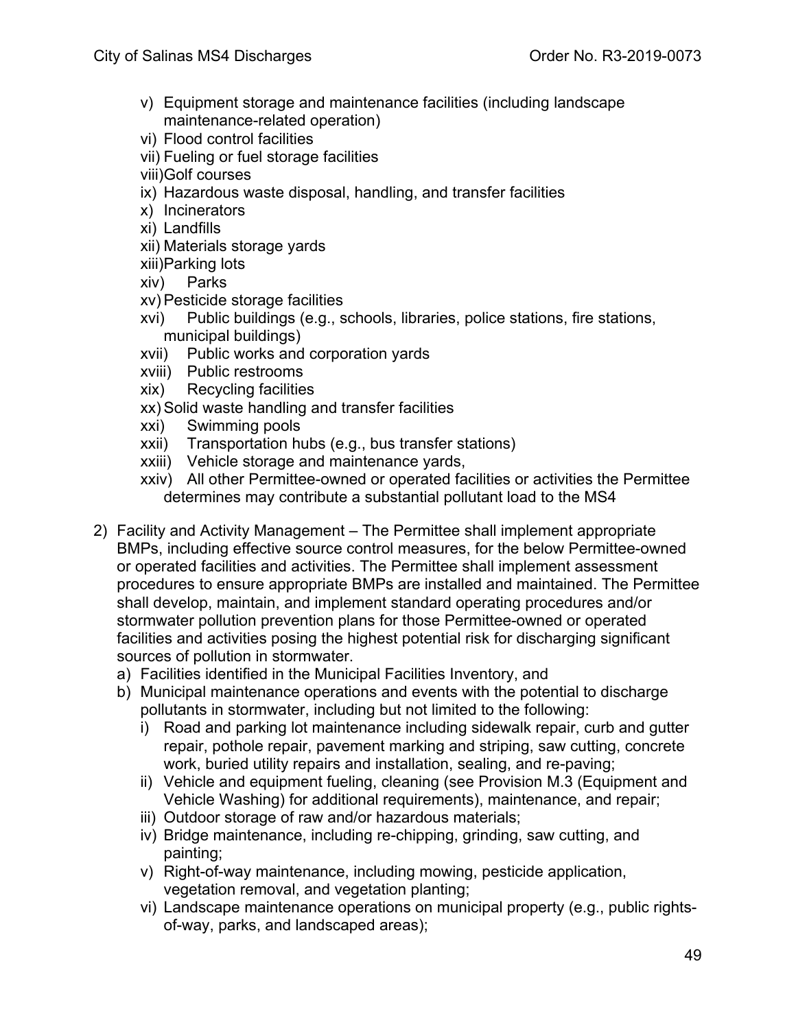v) Equipment storage and maintenance facilities (including landscape maintenance-related operation)
vi) Flood control facilities
vii) Fueling or fuel storage facilities
viii) Golf courses
ix) Hazardous waste disposal, handling, and transfer facilities
x) Incinerators
xi) Landfills
xii) Materials storage yards
xiii) Parking lots
xiv) Parks
xv) Pesticide storage facilities
xvi) Public buildings (e.g., schools, libraries, police stations, fire stations, municipal buildings)
xvii) Public works and corporation yards
xviii) Public restrooms
xix) Recycling facilities
xx) Solid waste handling and transfer facilities
xxi) Swimming pools
xxii) Transportation hubs (e.g., bus transfer stations)
xxiii) Vehicle storage and maintenance yards,
xxiv) All other Permittee-owned or operated facilities or activities the Permittee determines may contribute a substantial pollutant load to the MS4

2) Facility and Activity Management – The Permittee shall implement appropriate BMPs, including effective source control measures, for the below Permittee-owned or operated facilities and activities. The Permittee shall implement assessment procedures to ensure appropriate BMPs are installed and maintained. The Permittee shall develop, maintain, and implement standard operating procedures and/or stormwater pollution prevention plans for those Permittee-owned or operated facilities and activities posing the highest potential risk for discharging significant sources of pollution in stormwater.
   a) Facilities identified in the Municipal Facilities Inventory, and
   b) Municipal maintenance operations and events with the potential to discharge pollutants in stormwater, including but not limited to the following:
      i) Road and parking lot maintenance including sidewalk repair, curb and gutter repair, pothole repair, pavement marking and striping, saw cutting, concrete work, buried utility repairs and installation, sealing, and re-paving;
      ii) Vehicle and equipment fueling, cleaning (see Provision M.3 (Equipment and Vehicle Washing) for additional requirements), maintenance, and repair;
      iii) Outdoor storage of raw and/or hazardous materials;
      iv) Bridge maintenance, including re-chipping, grinding, saw cutting, and painting;
      v) Right-of-way maintenance, including mowing, pesticide application, vegetation removal, and vegetation planting;
      vi) Landscape maintenance operations on municipal property (e.g., public rights-of-way, parks, and landscaped areas);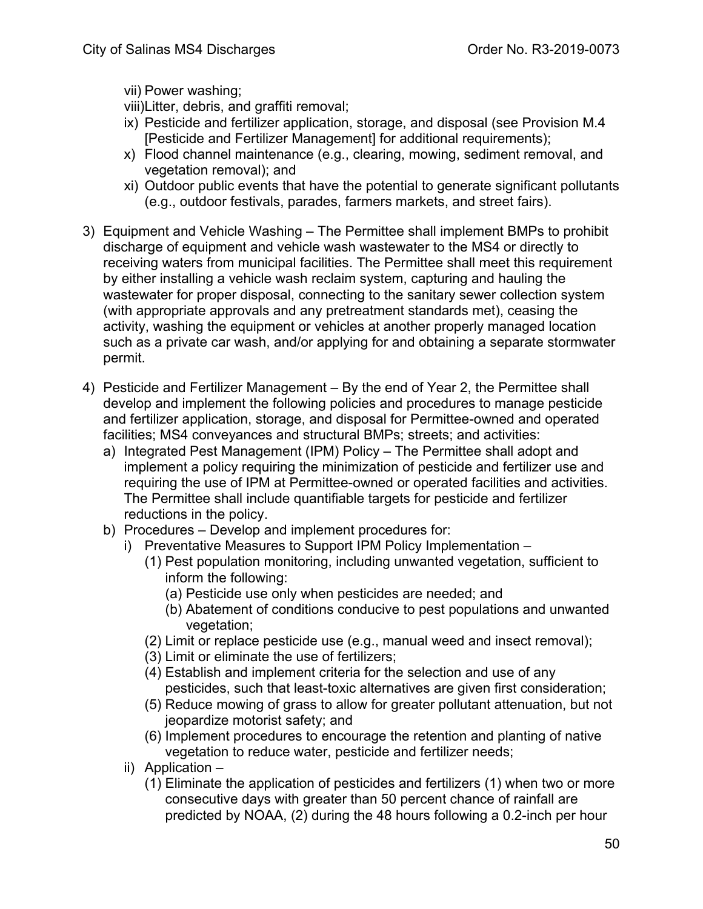vii) Power washing;

viii) Litter, debris, and graffiti removal;

ix) Pesticide and fertilizer application, storage, and disposal (see Provision M.4 [Pesticide and Fertilizer Management] for additional requirements);

x) Flood channel maintenance (e.g., clearing, mowing, sediment removal, and vegetation removal); and

xi) Outdoor public events that have the potential to generate significant pollutants (e.g., outdoor festivals, parades, farmers markets, and street fairs).

3) Equipment and Vehicle Washing – The Permittee shall implement BMPs to prohibit discharge of equipment and vehicle wash wastewater to the MS4 or directly to receiving waters from municipal facilities. The Permittee shall meet this requirement by either installing a vehicle wash reclaim system, capturing and hauling the wastewater for proper disposal, connecting to the sanitary sewer collection system (with appropriate approvals and any pretreatment standards met), ceasing the activity, washing the equipment or vehicles at another properly managed location such as a private car wash, and/or applying for and obtaining a separate stormwater permit.

4) Pesticide and Fertilizer Management – By the end of Year 2, the Permittee shall develop and implement the following policies and procedures to manage pesticide and fertilizer application, storage, and disposal for Permittee-owned and operated facilities; MS4 conveyances and structural BMPs; streets; and activities:

   a) Integrated Pest Management (IPM) Policy – The Permittee shall adopt and implement a policy requiring the minimization of pesticide and fertilizer use and requiring the use of IPM at Permittee-owned or operated facilities and activities. The Permittee shall include quantifiable targets for pesticide and fertilizer reductions in the policy.

   b) Procedures – Develop and implement procedures for:

      i) Preventative Measures to Support IPM Policy Implementation –

         (1) Pest population monitoring, including unwanted vegetation, sufficient to inform the following:

            (a) Pesticide use only when pesticides are needed; and

            (b) Abatement of conditions conducive to pest populations and unwanted vegetation;

         (2) Limit or replace pesticide use (e.g., manual weed and insect removal);

         (3) Limit or eliminate the use of fertilizers;

         (4) Establish and implement criteria for the selection and use of any pesticides, such that least-toxic alternatives are given first consideration;

         (5) Reduce mowing of grass to allow for greater pollutant attenuation, but not jeopardize motorist safety; and

         (6) Implement procedures to encourage the retention and planting of native vegetation to reduce water, pesticide and fertilizer needs;

      ii) Application –

         (1) Eliminate the application of pesticides and fertilizers (1) when two or more consecutive days with greater than 50 percent chance of rainfall are predicted by NOAA, (2) during the 48 hours following a 0.2-inch per hour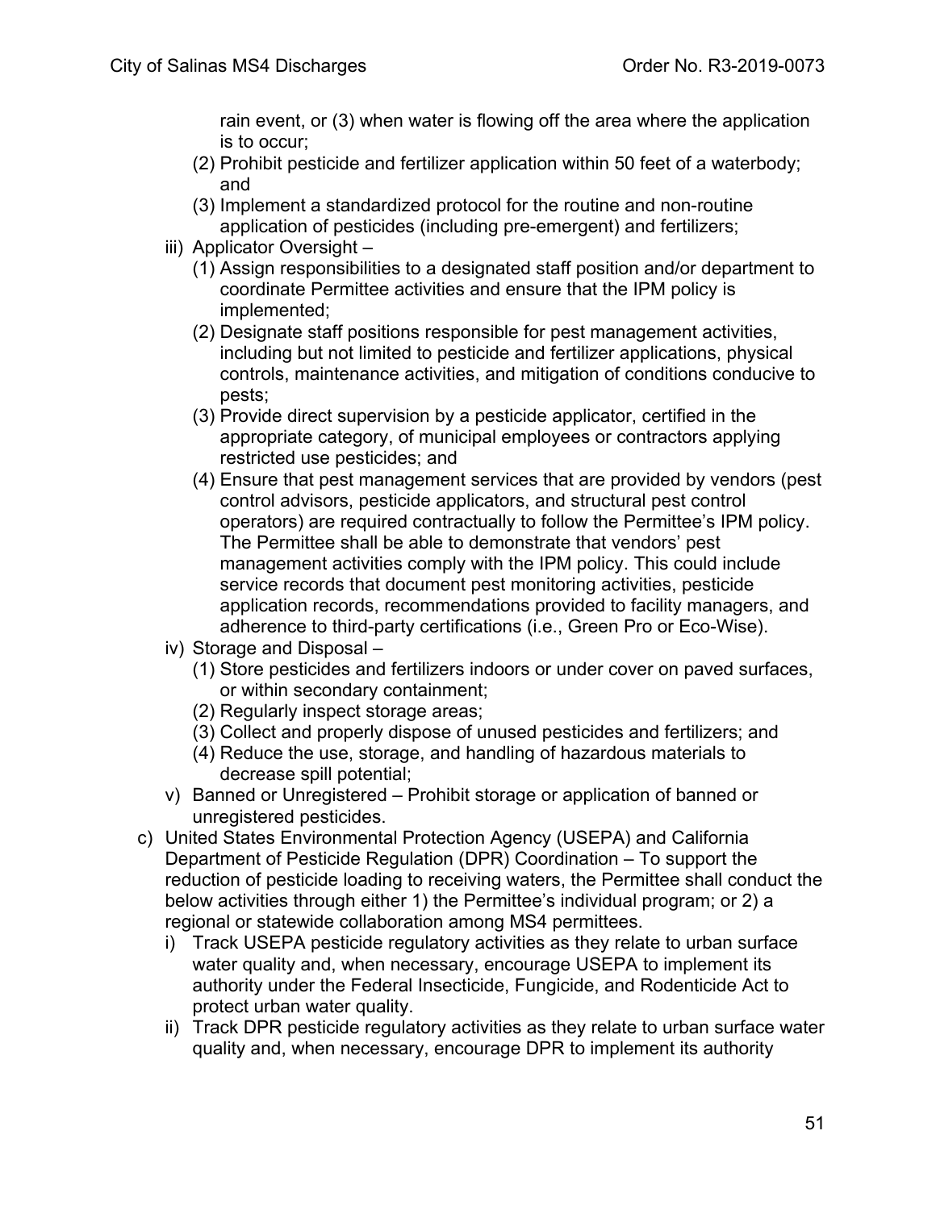rain event, or (3) when water is flowing off the area where the application is to occur;

(2) Prohibit pesticide and fertilizer application within 50 feet of a waterbody; and

(3) Implement a standardized protocol for the routine and non-routine application of pesticides (including pre-emergent) and fertilizers;

iii) Applicator Oversight –

(1) Assign responsibilities to a designated staff position and/or department to coordinate Permittee activities and ensure that the IPM policy is implemented;

(2) Designate staff positions responsible for pest management activities, including but not limited to pesticide and fertilizer applications, physical controls, maintenance activities, and mitigation of conditions conducive to pests;

(3) Provide direct supervision by a pesticide applicator, certified in the appropriate category, of municipal employees or contractors applying restricted use pesticides; and

(4) Ensure that pest management services that are provided by vendors (pest control advisors, pesticide applicators, and structural pest control operators) are required contractually to follow the Permittee's IPM policy. The Permittee shall be able to demonstrate that vendors' pest management activities comply with the IPM policy. This could include service records that document pest monitoring activities, pesticide application records, recommendations provided to facility managers, and adherence to third-party certifications (i.e., Green Pro or Eco-Wise).

iv) Storage and Disposal –

(1) Store pesticides and fertilizers indoors or under cover on paved surfaces, or within secondary containment;

(2) Regularly inspect storage areas;

(3) Collect and properly dispose of unused pesticides and fertilizers; and

(4) Reduce the use, storage, and handling of hazardous materials to decrease spill potential;

v) Banned or Unregistered – Prohibit storage or application of banned or unregistered pesticides.

c) United States Environmental Protection Agency (USEPA) and California Department of Pesticide Regulation (DPR) Coordination – To support the reduction of pesticide loading to receiving waters, the Permittee shall conduct the below activities through either 1) the Permittee's individual program; or 2) a regional or statewide collaboration among MS4 permittees.

i) Track USEPA pesticide regulatory activities as they relate to urban surface water quality and, when necessary, encourage USEPA to implement its authority under the Federal Insecticide, Fungicide, and Rodenticide Act to protect urban water quality.

ii) Track DPR pesticide regulatory activities as they relate to urban surface water quality and, when necessary, encourage DPR to implement its authority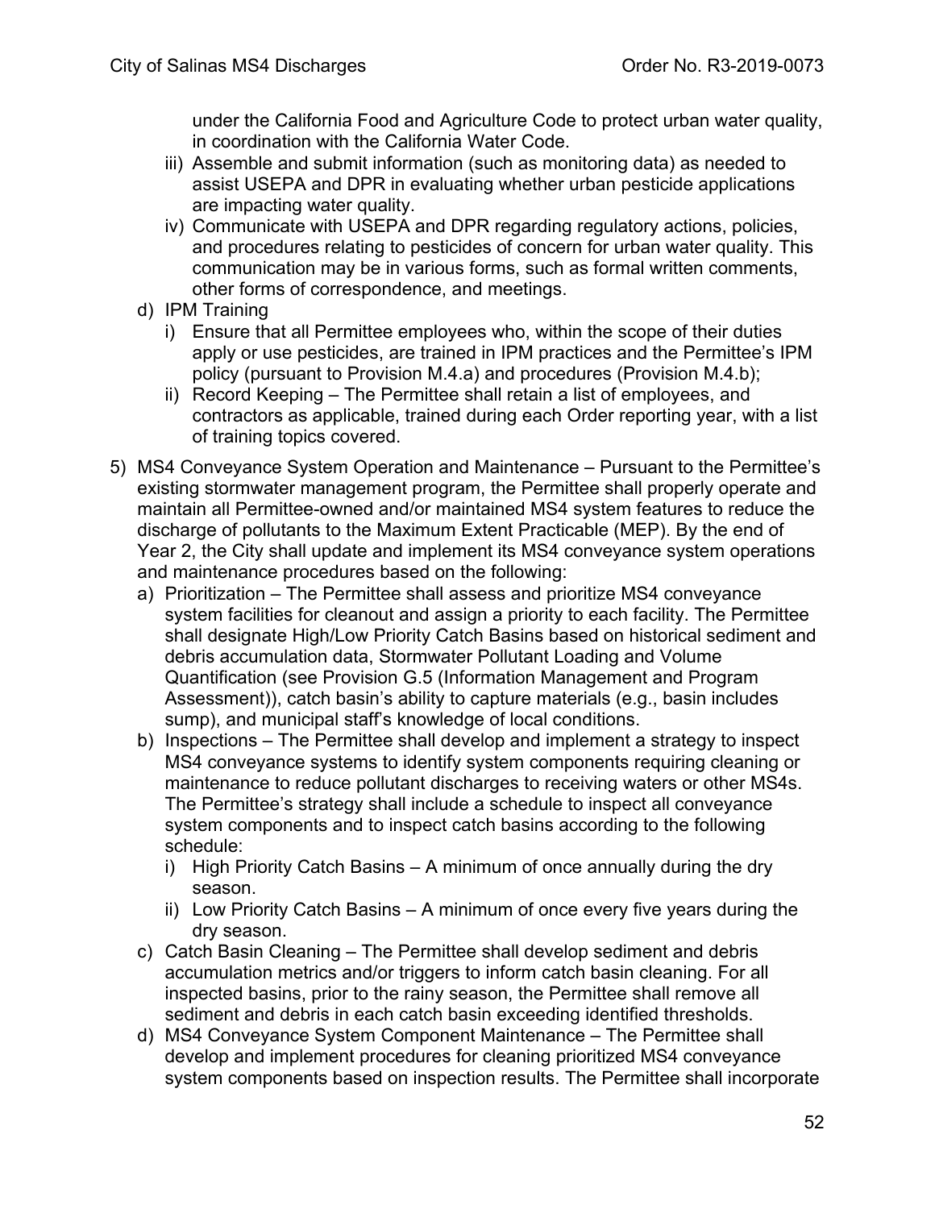under the California Food and Agriculture Code to protect urban water quality, in coordination with the California Water Code.

iii) Assemble and submit information (such as monitoring data) as needed to assist USEPA and DPR in evaluating whether urban pesticide applications are impacting water quality.

iv) Communicate with USEPA and DPR regarding regulatory actions, policies, and procedures relating to pesticides of concern for urban water quality. This communication may be in various forms, such as formal written comments, other forms of correspondence, and meetings.

d) IPM Training

   i) Ensure that all Permittee employees who, within the scope of their duties apply or use pesticides, are trained in IPM practices and the Permittee's IPM policy (pursuant to Provision M.4.a) and procedures (Provision M.4.b);

   ii) Record Keeping – The Permittee shall retain a list of employees, and contractors as applicable, trained during each Order reporting year, with a list of training topics covered.

5) MS4 Conveyance System Operation and Maintenance – Pursuant to the Permittee's existing stormwater management program, the Permittee shall properly operate and maintain all Permittee-owned and/or maintained MS4 system features to reduce the discharge of pollutants to the Maximum Extent Practicable (MEP). By the end of Year 2, the City shall update and implement its MS4 conveyance system operations and maintenance procedures based on the following:

   a) Prioritization – The Permittee shall assess and prioritize MS4 conveyance system facilities for cleanout and assign a priority to each facility. The Permittee shall designate High/Low Priority Catch Basins based on historical sediment and debris accumulation data, Stormwater Pollutant Loading and Volume Quantification (see Provision G.5 (Information Management and Program Assessment)), catch basin's ability to capture materials (e.g., basin includes sump), and municipal staff's knowledge of local conditions.

   b) Inspections – The Permittee shall develop and implement a strategy to inspect MS4 conveyance systems to identify system components requiring cleaning or maintenance to reduce pollutant discharges to receiving waters or other MS4s. The Permittee's strategy shall include a schedule to inspect all conveyance system components and to inspect catch basins according to the following schedule:

      i) High Priority Catch Basins – A minimum of once annually during the dry season.

      ii) Low Priority Catch Basins – A minimum of once every five years during the dry season.

   c) Catch Basin Cleaning – The Permittee shall develop sediment and debris accumulation metrics and/or triggers to inform catch basin cleaning. For all inspected basins, prior to the rainy season, the Permittee shall remove all sediment and debris in each catch basin exceeding identified thresholds.

   d) MS4 Conveyance System Component Maintenance – The Permittee shall develop and implement procedures for cleaning prioritized MS4 conveyance system components based on inspection results. The Permittee shall incorporate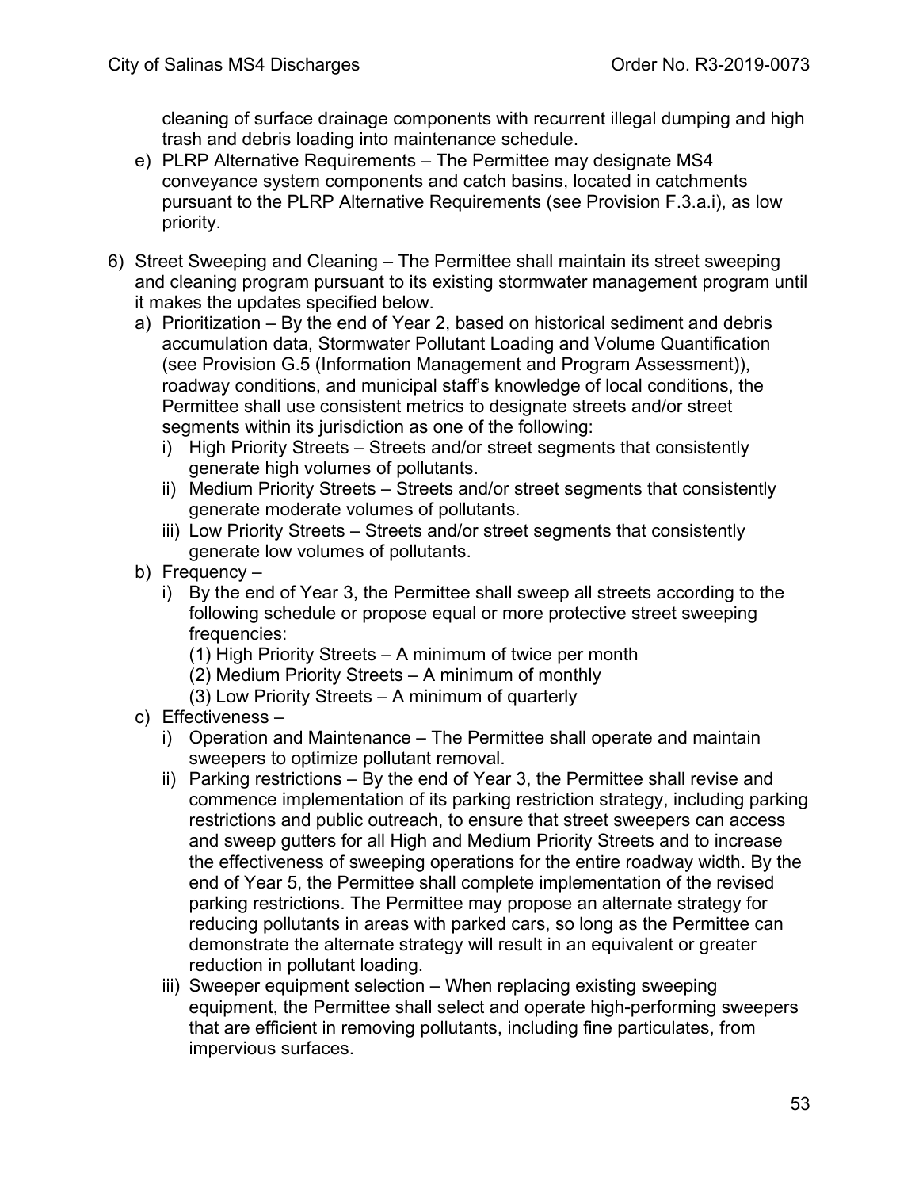cleaning of surface drainage components with recurrent illegal dumping and high trash and debris loading into maintenance schedule.

e) PLRP Alternative Requirements – The Permittee may designate MS4 conveyance system components and catch basins, located in catchments pursuant to the PLRP Alternative Requirements (see Provision F.3.a.i), as low priority.

6) Street Sweeping and Cleaning – The Permittee shall maintain its street sweeping and cleaning program pursuant to its existing stormwater management program until it makes the updates specified below.
   a) Prioritization – By the end of Year 2, based on historical sediment and debris accumulation data, Stormwater Pollutant Loading and Volume Quantification (see Provision G.5 (Information Management and Program Assessment)), roadway conditions, and municipal staff's knowledge of local conditions, the Permittee shall use consistent metrics to designate streets and/or street segments within its jurisdiction as one of the following:
      i) High Priority Streets – Streets and/or street segments that consistently generate high volumes of pollutants.
      ii) Medium Priority Streets – Streets and/or street segments that consistently generate moderate volumes of pollutants.
      iii) Low Priority Streets – Streets and/or street segments that consistently generate low volumes of pollutants.
   b) Frequency –
      i) By the end of Year 3, the Permittee shall sweep all streets according to the following schedule or propose equal or more protective street sweeping frequencies:
         (1) High Priority Streets – A minimum of twice per month
         (2) Medium Priority Streets – A minimum of monthly
         (3) Low Priority Streets – A minimum of quarterly
   c) Effectiveness –
      i) Operation and Maintenance – The Permittee shall operate and maintain sweepers to optimize pollutant removal.
      ii) Parking restrictions – By the end of Year 3, the Permittee shall revise and commence implementation of its parking restriction strategy, including parking restrictions and public outreach, to ensure that street sweepers can access and sweep gutters for all High and Medium Priority Streets and to increase the effectiveness of sweeping operations for the entire roadway width. By the end of Year 5, the Permittee shall complete implementation of the revised parking restrictions. The Permittee may propose an alternate strategy for reducing pollutants in areas with parked cars, so long as the Permittee can demonstrate the alternate strategy will result in an equivalent or greater reduction in pollutant loading.
      iii) Sweeper equipment selection – When replacing existing sweeping equipment, the Permittee shall select and operate high-performing sweepers that are efficient in removing pollutants, including fine particulates, from impervious surfaces.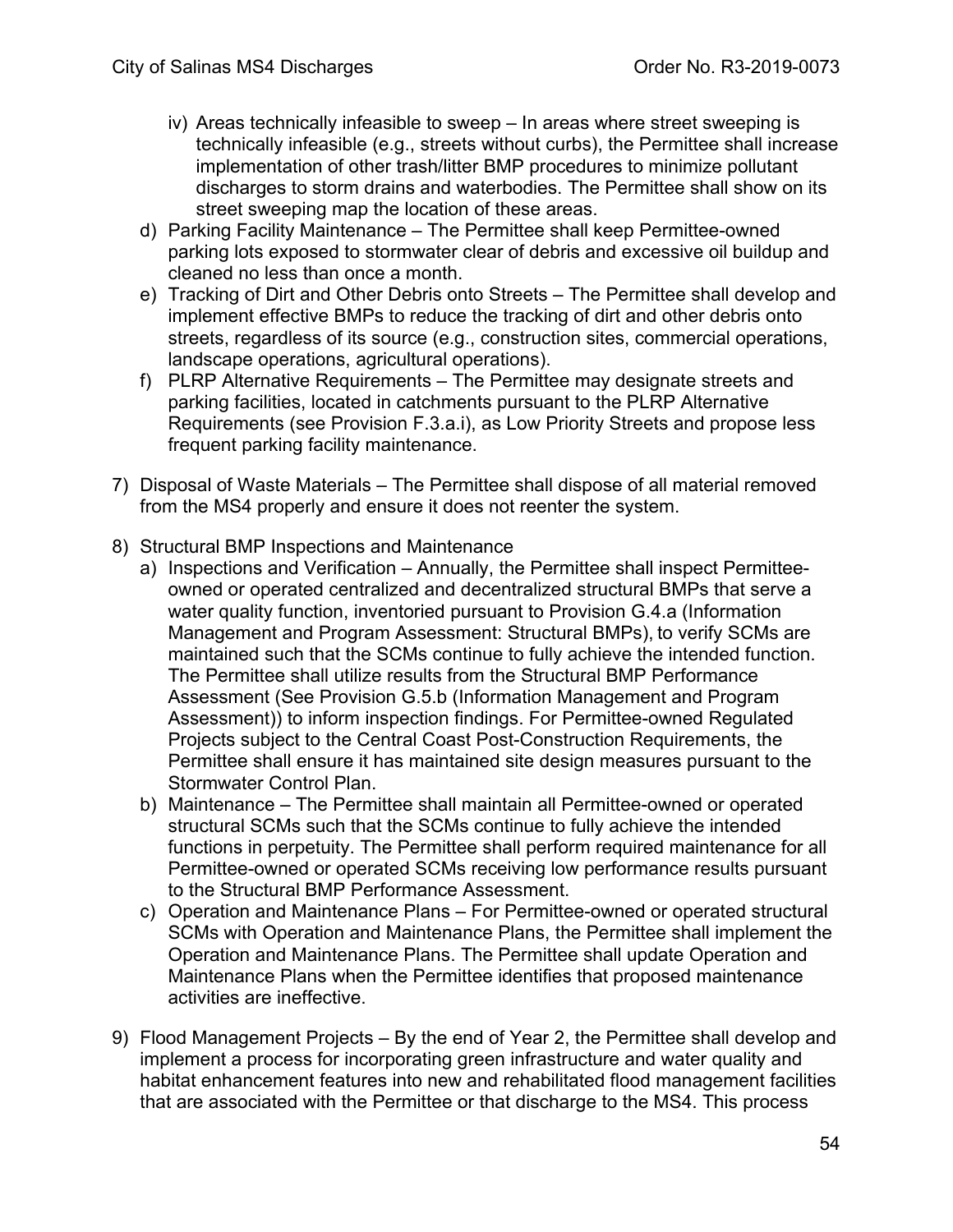iv) Areas technically infeasible to sweep – In areas where street sweeping is technically infeasible (e.g., streets without curbs), the Permittee shall increase implementation of other trash/litter BMP procedures to minimize pollutant discharges to storm drains and waterbodies. The Permittee shall show on its street sweeping map the location of these areas.

d) Parking Facility Maintenance – The Permittee shall keep Permittee-owned parking lots exposed to stormwater clear of debris and excessive oil buildup and cleaned no less than once a month.

e) Tracking of Dirt and Other Debris onto Streets – The Permittee shall develop and implement effective BMPs to reduce the tracking of dirt and other debris onto streets, regardless of its source (e.g., construction sites, commercial operations, landscape operations, agricultural operations).

f) PLRP Alternative Requirements – The Permittee may designate streets and parking facilities, located in catchments pursuant to the PLRP Alternative Requirements (see Provision F.3.a.i), as Low Priority Streets and propose less frequent parking facility maintenance.

7) Disposal of Waste Materials – The Permittee shall dispose of all material removed from the MS4 properly and ensure it does not reenter the system.

8) Structural BMP Inspections and Maintenance

a) Inspections and Verification – Annually, the Permittee shall inspect Permittee-owned or operated centralized and decentralized structural BMPs that serve a water quality function, inventoried pursuant to Provision G.4.a (Information Management and Program Assessment: Structural BMPs), to verify SCMs are maintained such that the SCMs continue to fully achieve the intended function. The Permittee shall utilize results from the Structural BMP Performance Assessment (See Provision G.5.b (Information Management and Program Assessment)) to inform inspection findings. For Permittee-owned Regulated Projects subject to the Central Coast Post-Construction Requirements, the Permittee shall ensure it has maintained site design measures pursuant to the Stormwater Control Plan.

b) Maintenance – The Permittee shall maintain all Permittee-owned or operated structural SCMs such that the SCMs continue to fully achieve the intended functions in perpetuity. The Permittee shall perform required maintenance for all Permittee-owned or operated SCMs receiving low performance results pursuant to the Structural BMP Performance Assessment.

c) Operation and Maintenance Plans – For Permittee-owned or operated structural SCMs with Operation and Maintenance Plans, the Permittee shall implement the Operation and Maintenance Plans. The Permittee shall update Operation and Maintenance Plans when the Permittee identifies that proposed maintenance activities are ineffective.

9) Flood Management Projects – By the end of Year 2, the Permittee shall develop and implement a process for incorporating green infrastructure and water quality and habitat enhancement features into new and rehabilitated flood management facilities that are associated with the Permittee or that discharge to the MS4. This process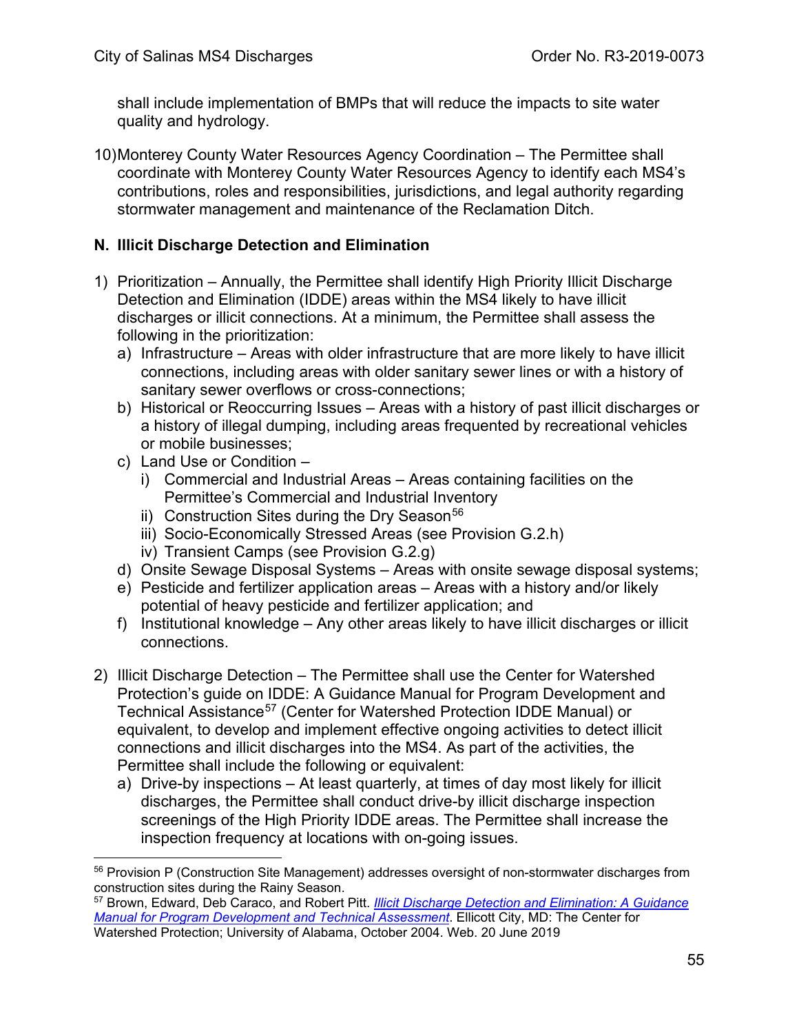shall include implementation of BMPs that will reduce the impacts to site water quality and hydrology.

10) Monterey County Water Resources Agency Coordination – The Permittee shall coordinate with Monterey County Water Resources Agency to identify each MS4's contributions, roles and responsibilities, jurisdictions, and legal authority regarding stormwater management and maintenance of the Reclamation Ditch.

## N. Illicit Discharge Detection and Elimination

1) Prioritization – Annually, the Permittee shall identify High Priority Illicit Discharge Detection and Elimination (IDDE) areas within the MS4 likely to have illicit discharges or illicit connections. At a minimum, the Permittee shall assess the following in the prioritization:
   a) Infrastructure – Areas with older infrastructure that are more likely to have illicit connections, including areas with older sanitary sewer lines or with a history of sanitary sewer overflows or cross-connections;
   b) Historical or Reoccurring Issues – Areas with a history of past illicit discharges or a history of illegal dumping, including areas frequented by recreational vehicles or mobile businesses;
   c) Land Use or Condition –
      i) Commercial and Industrial Areas – Areas containing facilities on the Permittee's Commercial and Industrial Inventory
      ii) Construction Sites during the Dry Season[56]
      iii) Socio-Economically Stressed Areas (see Provision G.2.h)
      iv) Transient Camps (see Provision G.2.g)
   d) Onsite Sewage Disposal Systems – Areas with onsite sewage disposal systems;
   e) Pesticide and fertilizer application areas – Areas with a history and/or likely potential of heavy pesticide and fertilizer application; and
   f) Institutional knowledge – Any other areas likely to have illicit discharges or illicit connections.

2) Illicit Discharge Detection – The Permittee shall use the Center for Watershed Protection's guide on IDDE: A Guidance Manual for Program Development and Technical Assistance[57] (Center for Watershed Protection IDDE Manual) or equivalent, to develop and implement effective ongoing activities to detect illicit connections and illicit discharges into the MS4. As part of the activities, the Permittee shall include the following or equivalent:
   a) Drive-by inspections – At least quarterly, at times of day most likely for illicit discharges, the Permittee shall conduct drive-by illicit discharge inspection screenings of the High Priority IDDE areas. The Permittee shall increase the inspection frequency at locations with on-going issues.

---

[56] Provision P (Construction Site Management) addresses oversight of non-stormwater discharges from construction sites during the Rainy Season.

[57] Brown, Edward, Deb Caraco, and Robert Pitt. *Illicit Discharge Detection and Elimination: A Guidance Manual for Program Development and Technical Assessment*. Ellicott City, MD: The Center for Watershed Protection; University of Alabama, October 2004. Web. 20 June 2019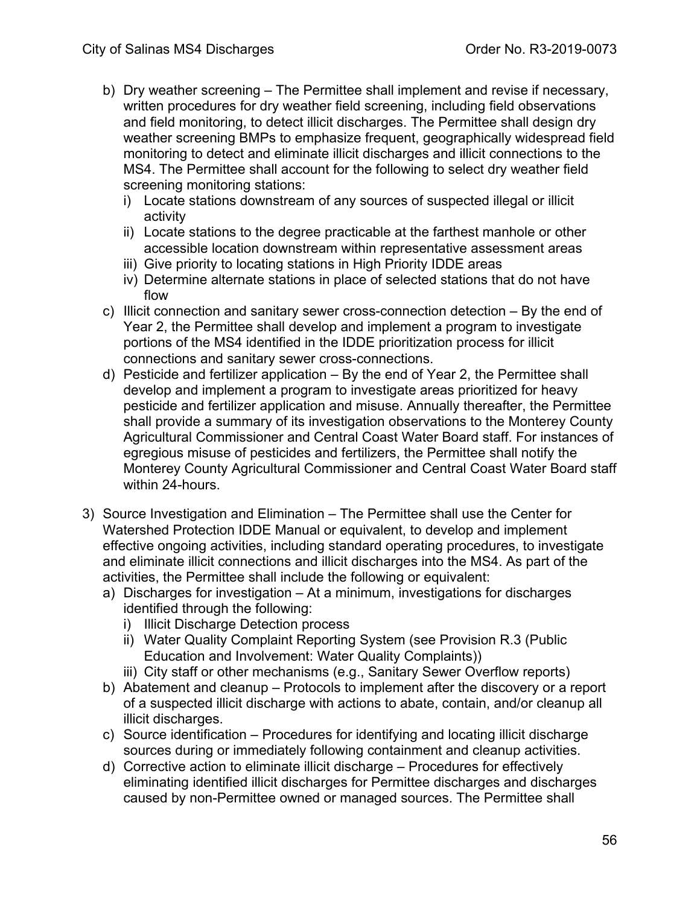b) Dry weather screening – The Permittee shall implement and revise if necessary, written procedures for dry weather field screening, including field observations and field monitoring, to detect illicit discharges. The Permittee shall design dry weather screening BMPs to emphasize frequent, geographically widespread field monitoring to detect and eliminate illicit discharges and illicit connections to the MS4. The Permittee shall account for the following to select dry weather field screening monitoring stations:
   i) Locate stations downstream of any sources of suspected illegal or illicit activity
   ii) Locate stations to the degree practicable at the farthest manhole or other accessible location downstream within representative assessment areas
   iii) Give priority to locating stations in High Priority IDDE areas
   iv) Determine alternate stations in place of selected stations that do not have flow

c) Illicit connection and sanitary sewer cross-connection detection – By the end of Year 2, the Permittee shall develop and implement a program to investigate portions of the MS4 identified in the IDDE prioritization process for illicit connections and sanitary sewer cross-connections.

d) Pesticide and fertilizer application – By the end of Year 2, the Permittee shall develop and implement a program to investigate areas prioritized for heavy pesticide and fertilizer application and misuse. Annually thereafter, the Permittee shall provide a summary of its investigation observations to the Monterey County Agricultural Commissioner and Central Coast Water Board staff. For instances of egregious misuse of pesticides and fertilizers, the Permittee shall notify the Monterey County Agricultural Commissioner and Central Coast Water Board staff within 24-hours.

3) Source Investigation and Elimination – The Permittee shall use the Center for Watershed Protection IDDE Manual or equivalent, to develop and implement effective ongoing activities, including standard operating procedures, to investigate and eliminate illicit connections and illicit discharges into the MS4. As part of the activities, the Permittee shall include the following or equivalent:
   a) Discharges for investigation – At a minimum, investigations for discharges identified through the following:
      i) Illicit Discharge Detection process
      ii) Water Quality Complaint Reporting System (see Provision R.3 (Public Education and Involvement: Water Quality Complaints))
      iii) City staff or other mechanisms (e.g., Sanitary Sewer Overflow reports)
   b) Abatement and cleanup – Protocols to implement after the discovery or a report of a suspected illicit discharge with actions to abate, contain, and/or cleanup all illicit discharges.
   c) Source identification – Procedures for identifying and locating illicit discharge sources during or immediately following containment and cleanup activities.
   d) Corrective action to eliminate illicit discharge – Procedures for effectively eliminating identified illicit discharges for Permittee discharges and discharges caused by non-Permittee owned or managed sources. The Permittee shall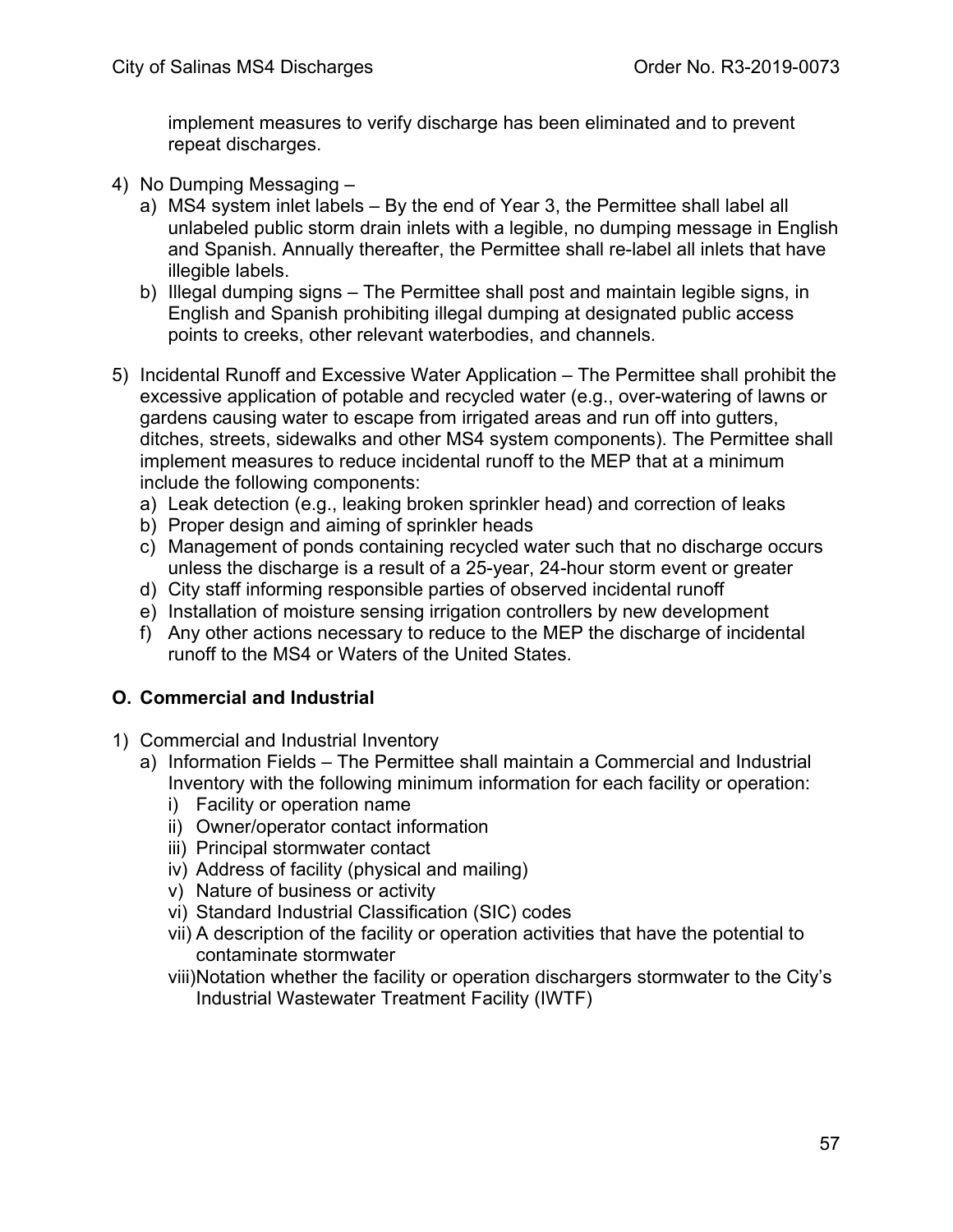implement measures to verify discharge has been eliminated and to prevent repeat discharges.

4) No Dumping Messaging –
   a) MS4 system inlet labels – By the end of Year 3, the Permittee shall label all unlabeled public storm drain inlets with a legible, no dumping message in English and Spanish. Annually thereafter, the Permittee shall re-label all inlets that have illegible labels.
   b) Illegal dumping signs – The Permittee shall post and maintain legible signs, in English and Spanish prohibiting illegal dumping at designated public access points to creeks, other relevant waterbodies, and channels.

5) Incidental Runoff and Excessive Water Application – The Permittee shall prohibit the excessive application of potable and recycled water (e.g., over-watering of lawns or gardens causing water to escape from irrigated areas and run off into gutters, ditches, streets, sidewalks and other MS4 system components). The Permittee shall implement measures to reduce incidental runoff to the MEP that at a minimum include the following components:
   a) Leak detection (e.g., leaking broken sprinkler head) and correction of leaks
   b) Proper design and aiming of sprinkler heads
   c) Management of ponds containing recycled water such that no discharge occurs unless the discharge is a result of a 25-year, 24-hour storm event or greater
   d) City staff informing responsible parties of observed incidental runoff
   e) Installation of moisture sensing irrigation controllers by new development
   f) Any other actions necessary to reduce to the MEP the discharge of incidental runoff to the MS4 or Waters of the United States.

**O. Commercial and Industrial**

1) Commercial and Industrial Inventory
   a) Information Fields – The Permittee shall maintain a Commercial and Industrial Inventory with the following minimum information for each facility or operation:
      i) Facility or operation name
      ii) Owner/operator contact information
      iii) Principal stormwater contact
      iv) Address of facility (physical and mailing)
      v) Nature of business or activity
      vi) Standard Industrial Classification (SIC) codes
      vii) A description of the facility or operation activities that have the potential to contaminate stormwater
      viii) Notation whether the facility or operation dischargers stormwater to the City's Industrial Wastewater Treatment Facility (IWTF)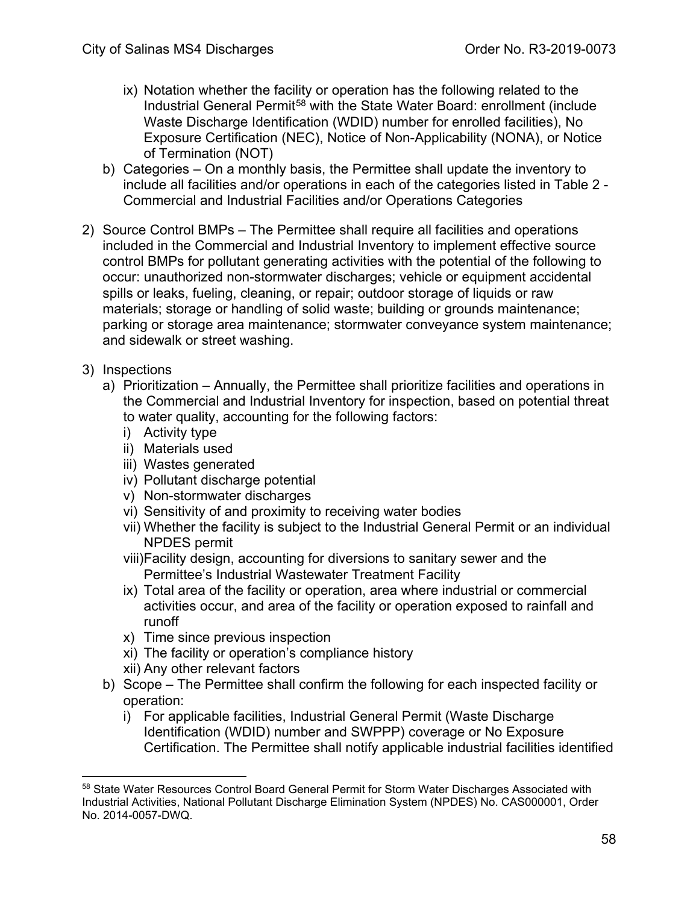- ix) Notation whether the facility or operation has the following related to the Industrial General Permit[58] with the State Water Board: enrollment (include Waste Discharge Identification (WDID) number for enrolled facilities), No Exposure Certification (NEC), Notice of Non-Applicability (NONA), or Notice of Termination (NOT)

   b) Categories – On a monthly basis, the Permittee shall update the inventory to include all facilities and/or operations in each of the categories listed in Table 2 - Commercial and Industrial Facilities and/or Operations Categories

2) Source Control BMPs – The Permittee shall require all facilities and operations included in the Commercial and Industrial Inventory to implement effective source control BMPs for pollutant generating activities with the potential of the following to occur: unauthorized non-stormwater discharges; vehicle or equipment accidental spills or leaks, fueling, cleaning, or repair; outdoor storage of liquids or raw materials; storage or handling of solid waste; building or grounds maintenance; parking or storage area maintenance; stormwater conveyance system maintenance; and sidewalk or street washing.

3) Inspections
   a) Prioritization – Annually, the Permittee shall prioritize facilities and operations in the Commercial and Industrial Inventory for inspection, based on potential threat to water quality, accounting for the following factors:
      - i) Activity type
      - ii) Materials used
      - iii) Wastes generated
      - iv) Pollutant discharge potential
      - v) Non-stormwater discharges
      - vi) Sensitivity of and proximity to receiving water bodies
      - vii) Whether the facility is subject to the Industrial General Permit or an individual NPDES permit
      - viii) Facility design, accounting for diversions to sanitary sewer and the Permittee's Industrial Wastewater Treatment Facility
      - ix) Total area of the facility or operation, area where industrial or commercial activities occur, and area of the facility or operation exposed to rainfall and runoff
      - x) Time since previous inspection
      - xi) The facility or operation's compliance history
      - xii) Any other relevant factors

   b) Scope – The Permittee shall confirm the following for each inspected facility or operation:
      - i) For applicable facilities, Industrial General Permit (Waste Discharge Identification (WDID) number and SWPPP) coverage or No Exposure Certification. The Permittee shall notify applicable industrial facilities identified

---

[58] State Water Resources Control Board General Permit for Storm Water Discharges Associated with Industrial Activities, National Pollutant Discharge Elimination System (NPDES) No. CAS000001, Order No. 2014-0057-DWQ.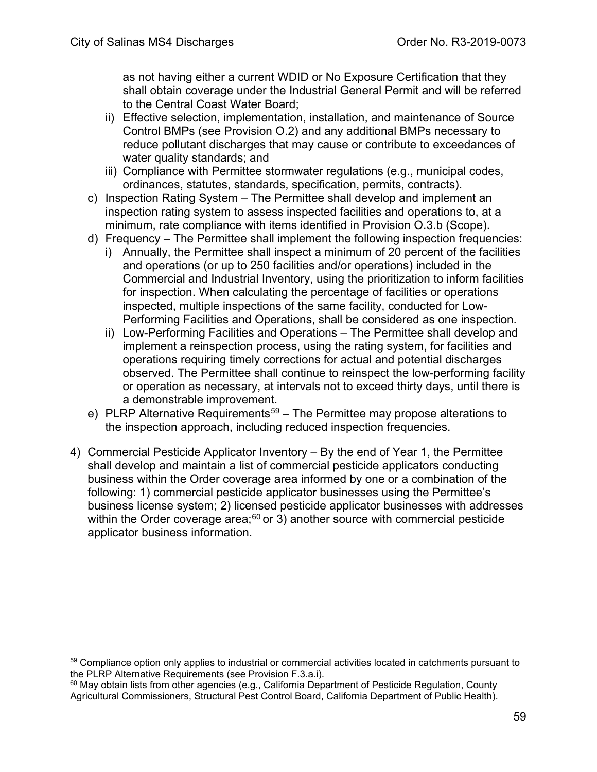as not having either a current WDID or No Exposure Certification that they shall obtain coverage under the Industrial General Permit and will be referred to the Central Coast Water Board;

   ii) Effective selection, implementation, installation, and maintenance of Source Control BMPs (see Provision O.2) and any additional BMPs necessary to reduce pollutant discharges that may cause or contribute to exceedances of water quality standards; and

   iii) Compliance with Permittee stormwater regulations (e.g., municipal codes, ordinances, statutes, standards, specification, permits, contracts).

c) Inspection Rating System – The Permittee shall develop and implement an inspection rating system to assess inspected facilities and operations to, at a minimum, rate compliance with items identified in Provision O.3.b (Scope).

d) Frequency – The Permittee shall implement the following inspection frequencies:

   i) Annually, the Permittee shall inspect a minimum of 20 percent of the facilities and operations (or up to 250 facilities and/or operations) included in the Commercial and Industrial Inventory, using the prioritization to inform facilities for inspection. When calculating the percentage of facilities or operations inspected, multiple inspections of the same facility, conducted for Low-Performing Facilities and Operations, shall be considered as one inspection.

   ii) Low-Performing Facilities and Operations – The Permittee shall develop and implement a reinspection process, using the rating system, for facilities and operations requiring timely corrections for actual and potential discharges observed. The Permittee shall continue to reinspect the low-performing facility or operation as necessary, at intervals not to exceed thirty days, until there is a demonstrable improvement.

e) PLRP Alternative Requirements[59] – The Permittee may propose alterations to the inspection approach, including reduced inspection frequencies.

4) Commercial Pesticide Applicator Inventory – By the end of Year 1, the Permittee shall develop and maintain a list of commercial pesticide applicators conducting business within the Order coverage area informed by one or a combination of the following: 1) commercial pesticide applicator businesses using the Permittee's business license system; 2) licensed pesticide applicator businesses with addresses within the Order coverage area;[60] or 3) another source with commercial pesticide applicator business information.

---

[59] Compliance option only applies to industrial or commercial activities located in catchments pursuant to the PLRP Alternative Requirements (see Provision F.3.a.i).

[60] May obtain lists from other agencies (e.g., California Department of Pesticide Regulation, County Agricultural Commissioners, Structural Pest Control Board, California Department of Public Health).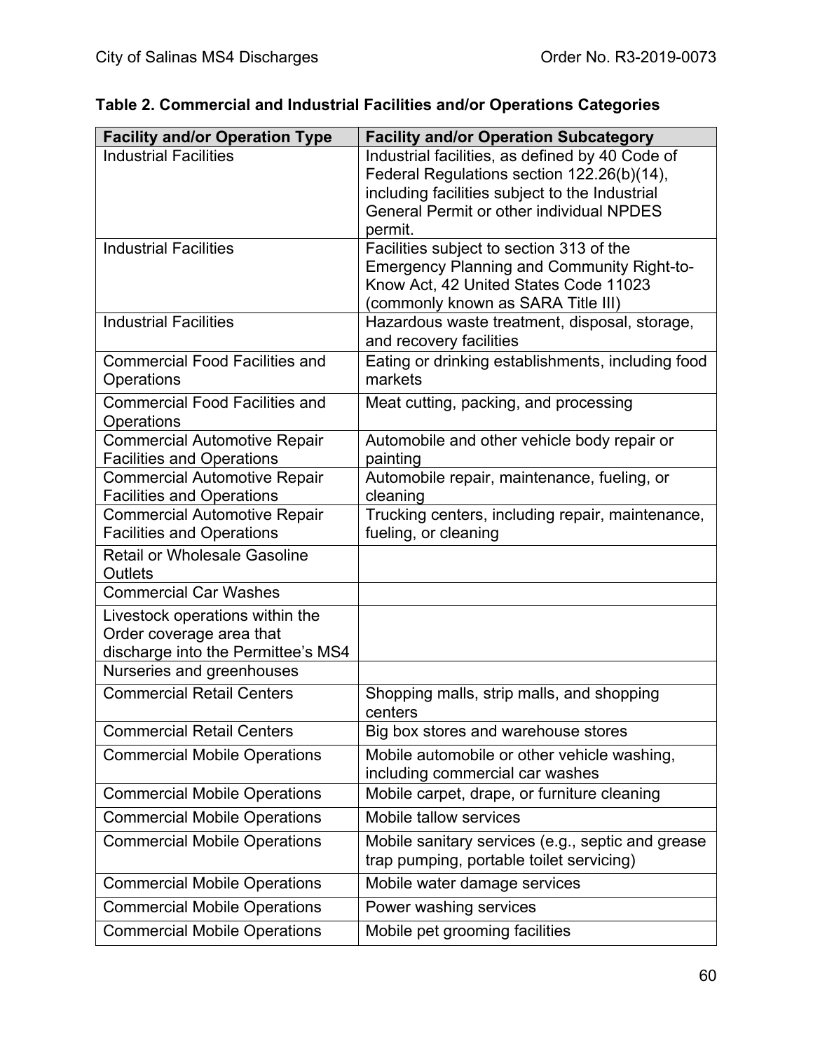**Table 2. Commercial and Industrial Facilities and/or Operations Categories**

| Facility and/or Operation Type | Facility and/or Operation Subcategory |
|---|---|
| Industrial Facilities | Industrial facilities, as defined by 40 Code of Federal Regulations section 122.26(b)(14), including facilities subject to the Industrial General Permit or other individual NPDES permit. |
| Industrial Facilities | Facilities subject to section 313 of the Emergency Planning and Community Right-to-Know Act, 42 United States Code 11023 (commonly known as SARA Title III) |
| Industrial Facilities | Hazardous waste treatment, disposal, storage, and recovery facilities |
| Commercial Food Facilities and Operations | Eating or drinking establishments, including food markets |
| Commercial Food Facilities and Operations | Meat cutting, packing, and processing |
| Commercial Automotive Repair Facilities and Operations | Automobile and other vehicle body repair or painting |
| Commercial Automotive Repair Facilities and Operations | Automobile repair, maintenance, fueling, or cleaning |
| Commercial Automotive Repair Facilities and Operations | Trucking centers, including repair, maintenance, fueling, or cleaning |
| Retail or Wholesale Gasoline Outlets | |
| Commercial Car Washes | |
| Livestock operations within the Order coverage area that discharge into the Permittee's MS4 | |
| Nurseries and greenhouses | |
| Commercial Retail Centers | Shopping malls, strip malls, and shopping centers |
| Commercial Retail Centers | Big box stores and warehouse stores |
| Commercial Mobile Operations | Mobile automobile or other vehicle washing, including commercial car washes |
| Commercial Mobile Operations | Mobile carpet, drape, or furniture cleaning |
| Commercial Mobile Operations | Mobile tallow services |
| Commercial Mobile Operations | Mobile sanitary services (e.g., septic and grease trap pumping, portable toilet servicing) |
| Commercial Mobile Operations | Mobile water damage services |
| Commercial Mobile Operations | Power washing services |
| Commercial Mobile Operations | Mobile pet grooming facilities |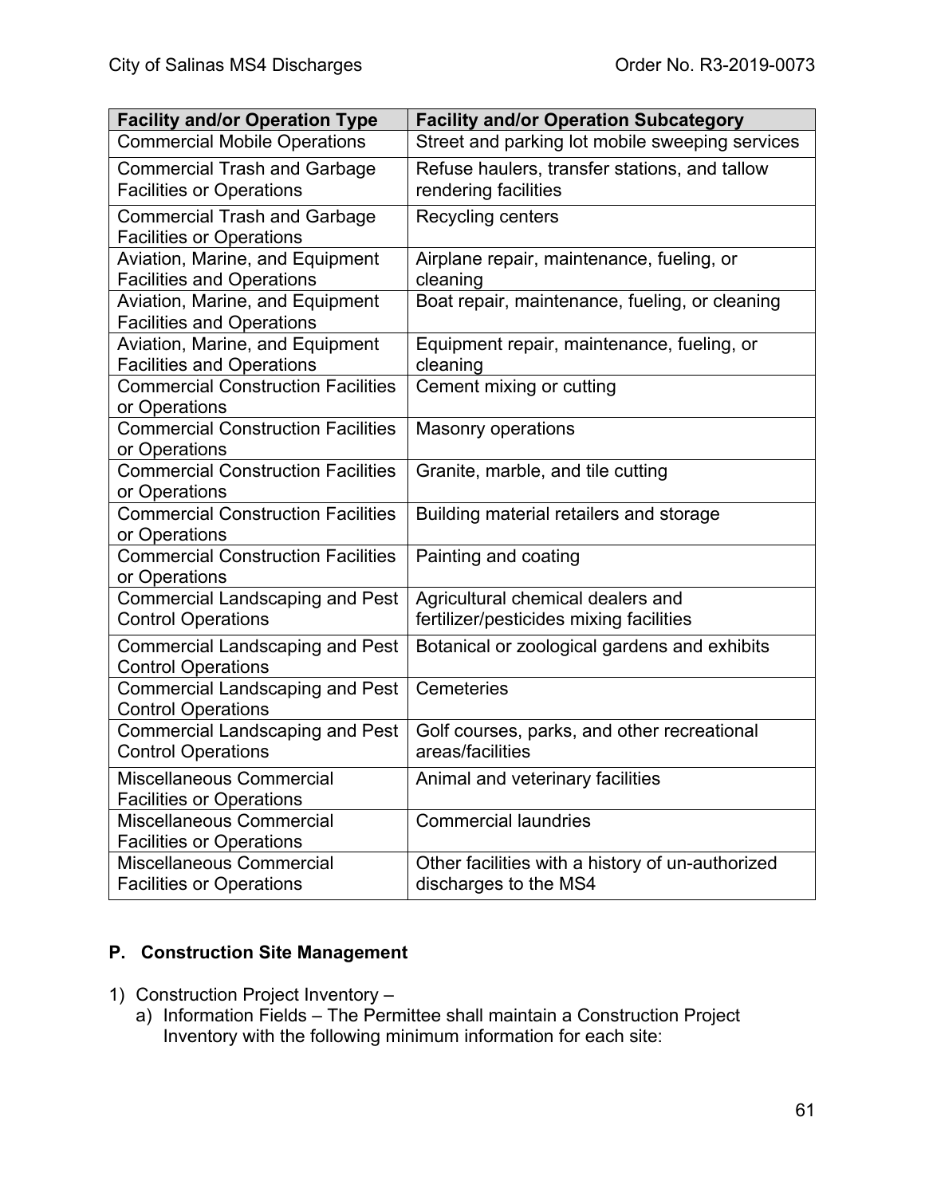| Facility and/or Operation Type | Facility and/or Operation Subcategory |
|---|---|
| Commercial Mobile Operations | Street and parking lot mobile sweeping services |
| Commercial Trash and Garbage Facilities or Operations | Refuse haulers, transfer stations, and tallow rendering facilities |
| Commercial Trash and Garbage Facilities or Operations | Recycling centers |
| Aviation, Marine, and Equipment Facilities and Operations | Airplane repair, maintenance, fueling, or cleaning |
| Aviation, Marine, and Equipment Facilities and Operations | Boat repair, maintenance, fueling, or cleaning |
| Aviation, Marine, and Equipment Facilities and Operations | Equipment repair, maintenance, fueling, or cleaning |
| Commercial Construction Facilities or Operations | Cement mixing or cutting |
| Commercial Construction Facilities or Operations | Masonry operations |
| Commercial Construction Facilities or Operations | Granite, marble, and tile cutting |
| Commercial Construction Facilities or Operations | Building material retailers and storage |
| Commercial Construction Facilities or Operations | Painting and coating |
| Commercial Landscaping and Pest Control Operations | Agricultural chemical dealers and fertilizer/pesticides mixing facilities |
| Commercial Landscaping and Pest Control Operations | Botanical or zoological gardens and exhibits |
| Commercial Landscaping and Pest Control Operations | Cemeteries |
| Commercial Landscaping and Pest Control Operations | Golf courses, parks, and other recreational areas/facilities |
| Miscellaneous Commercial Facilities or Operations | Animal and veterinary facilities |
| Miscellaneous Commercial Facilities or Operations | Commercial laundries |
| Miscellaneous Commercial Facilities or Operations | Other facilities with a history of un-authorized discharges to the MS4 |

## P. Construction Site Management

1) Construction Project Inventory –
   a) Information Fields – The Permittee shall maintain a Construction Project Inventory with the following minimum information for each site: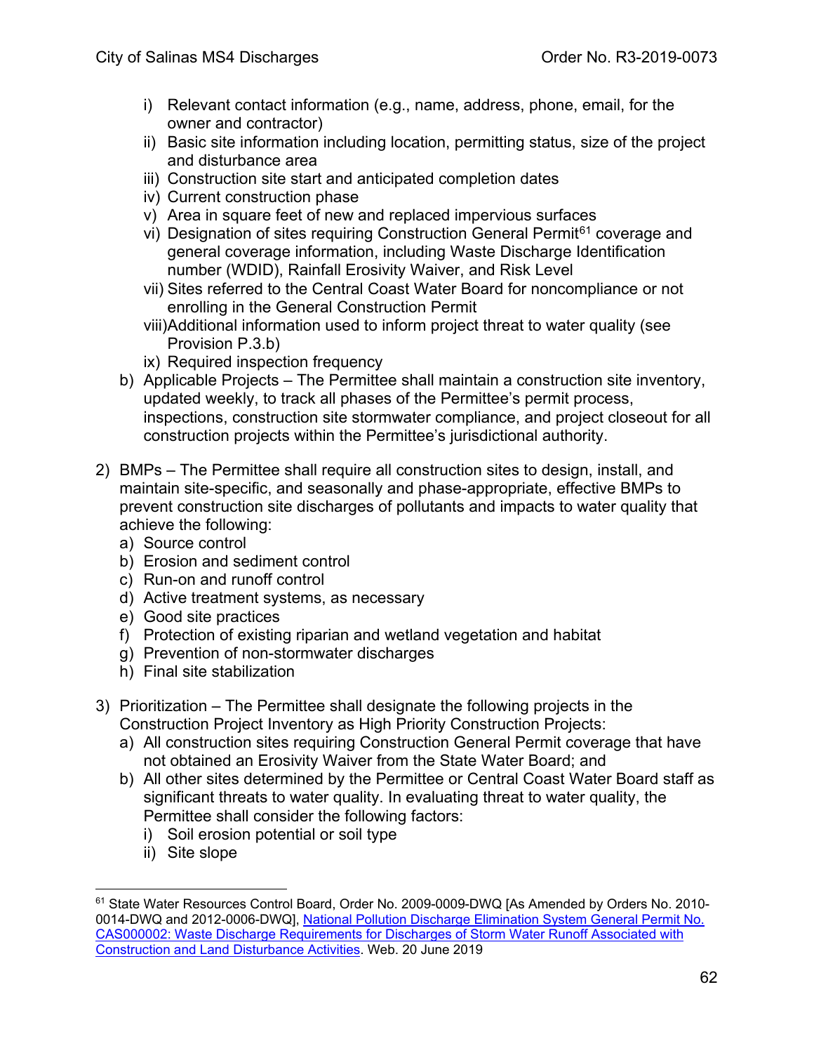i) Relevant contact information (e.g., name, address, phone, email, for the owner and contractor)
ii) Basic site information including location, permitting status, size of the project and disturbance area
iii) Construction site start and anticipated completion dates
iv) Current construction phase
v) Area in square feet of new and replaced impervious surfaces
vi) Designation of sites requiring Construction General Permit[61] coverage and general coverage information, including Waste Discharge Identification number (WDID), Rainfall Erosivity Waiver, and Risk Level
vii) Sites referred to the Central Coast Water Board for noncompliance or not enrolling in the General Construction Permit
viii) Additional information used to inform project threat to water quality (see Provision P.3.b)
ix) Required inspection frequency

b) Applicable Projects – The Permittee shall maintain a construction site inventory, updated weekly, to track all phases of the Permittee's permit process, inspections, construction site stormwater compliance, and project closeout for all construction projects within the Permittee's jurisdictional authority.

2) BMPs – The Permittee shall require all construction sites to design, install, and maintain site-specific, and seasonally and phase-appropriate, effective BMPs to prevent construction site discharges of pollutants and impacts to water quality that achieve the following:
   a) Source control
   b) Erosion and sediment control
   c) Run-on and runoff control
   d) Active treatment systems, as necessary
   e) Good site practices
   f) Protection of existing riparian and wetland vegetation and habitat
   g) Prevention of non-stormwater discharges
   h) Final site stabilization

3) Prioritization – The Permittee shall designate the following projects in the Construction Project Inventory as High Priority Construction Projects:
   a) All construction sites requiring Construction General Permit coverage that have not obtained an Erosivity Waiver from the State Water Board; and
   b) All other sites determined by the Permittee or Central Coast Water Board staff as significant threats to water quality. In evaluating threat to water quality, the Permittee shall consider the following factors:
      i) Soil erosion potential or soil type
      ii) Site slope

---

[61] State Water Resources Control Board, Order No. 2009-0009-DWQ [As Amended by Orders No. 2010-0014-DWQ and 2012-0006-DWQ], National Pollution Discharge Elimination System General Permit No. CAS000002: Waste Discharge Requirements for Discharges of Storm Water Runoff Associated with Construction and Land Disturbance Activities. Web. 20 June 2019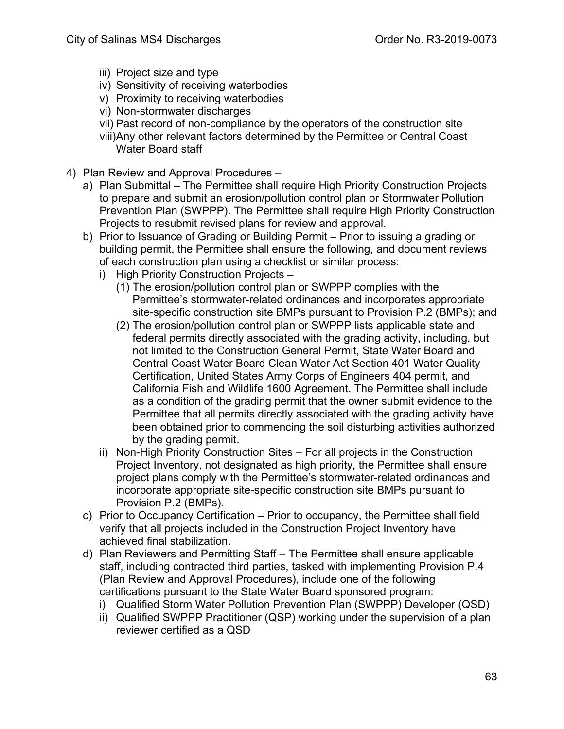iii) Project size and type
iv) Sensitivity of receiving waterbodies
v) Proximity to receiving waterbodies
vi) Non-stormwater discharges
vii) Past record of non-compliance by the operators of the construction site
viii) Any other relevant factors determined by the Permittee or Central Coast Water Board staff

4) Plan Review and Approval Procedures –
   a) Plan Submittal – The Permittee shall require High Priority Construction Projects to prepare and submit an erosion/pollution control plan or Stormwater Pollution Prevention Plan (SWPPP). The Permittee shall require High Priority Construction Projects to resubmit revised plans for review and approval.
   b) Prior to Issuance of Grading or Building Permit – Prior to issuing a grading or building permit, the Permittee shall ensure the following, and document reviews of each construction plan using a checklist or similar process:
      i) High Priority Construction Projects –
         (1) The erosion/pollution control plan or SWPPP complies with the Permittee's stormwater-related ordinances and incorporates appropriate site-specific construction site BMPs pursuant to Provision P.2 (BMPs); and
         (2) The erosion/pollution control plan or SWPPP lists applicable state and federal permits directly associated with the grading activity, including, but not limited to the Construction General Permit, State Water Board and Central Coast Water Board Clean Water Act Section 401 Water Quality Certification, United States Army Corps of Engineers 404 permit, and California Fish and Wildlife 1600 Agreement. The Permittee shall include as a condition of the grading permit that the owner submit evidence to the Permittee that all permits directly associated with the grading activity have been obtained prior to commencing the soil disturbing activities authorized by the grading permit.
      ii) Non-High Priority Construction Sites – For all projects in the Construction Project Inventory, not designated as high priority, the Permittee shall ensure project plans comply with the Permittee's stormwater-related ordinances and incorporate appropriate site-specific construction site BMPs pursuant to Provision P.2 (BMPs).
   c) Prior to Occupancy Certification – Prior to occupancy, the Permittee shall field verify that all projects included in the Construction Project Inventory have achieved final stabilization.
   d) Plan Reviewers and Permitting Staff – The Permittee shall ensure applicable staff, including contracted third parties, tasked with implementing Provision P.4 (Plan Review and Approval Procedures), include one of the following certifications pursuant to the State Water Board sponsored program:
      i) Qualified Storm Water Pollution Prevention Plan (SWPPP) Developer (QSD)
      ii) Qualified SWPPP Practitioner (QSP) working under the supervision of a plan reviewer certified as a QSD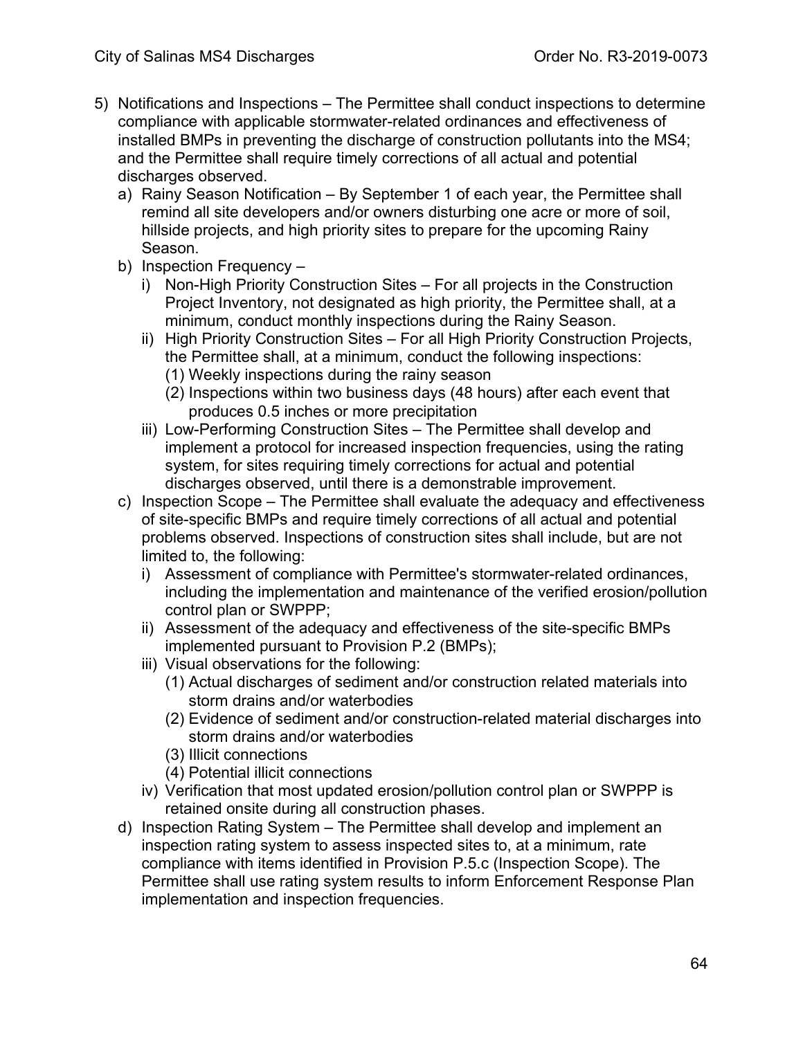5) Notifications and Inspections – The Permittee shall conduct inspections to determine compliance with applicable stormwater-related ordinances and effectiveness of installed BMPs in preventing the discharge of construction pollutants into the MS4; and the Permittee shall require timely corrections of all actual and potential discharges observed.
   a) Rainy Season Notification – By September 1 of each year, the Permittee shall remind all site developers and/or owners disturbing one acre or more of soil, hillside projects, and high priority sites to prepare for the upcoming Rainy Season.
   b) Inspection Frequency –
      i) Non-High Priority Construction Sites – For all projects in the Construction Project Inventory, not designated as high priority, the Permittee shall, at a minimum, conduct monthly inspections during the Rainy Season.
      ii) High Priority Construction Sites – For all High Priority Construction Projects, the Permittee shall, at a minimum, conduct the following inspections:
         (1) Weekly inspections during the rainy season
         (2) Inspections within two business days (48 hours) after each event that produces 0.5 inches or more precipitation
      iii) Low-Performing Construction Sites – The Permittee shall develop and implement a protocol for increased inspection frequencies, using the rating system, for sites requiring timely corrections for actual and potential discharges observed, until there is a demonstrable improvement.
   c) Inspection Scope – The Permittee shall evaluate the adequacy and effectiveness of site-specific BMPs and require timely corrections of all actual and potential problems observed. Inspections of construction sites shall include, but are not limited to, the following:
      i) Assessment of compliance with Permittee's stormwater-related ordinances, including the implementation and maintenance of the verified erosion/pollution control plan or SWPPP;
      ii) Assessment of the adequacy and effectiveness of the site-specific BMPs implemented pursuant to Provision P.2 (BMPs);
      iii) Visual observations for the following:
         (1) Actual discharges of sediment and/or construction related materials into storm drains and/or waterbodies
         (2) Evidence of sediment and/or construction-related material discharges into storm drains and/or waterbodies
         (3) Illicit connections
         (4) Potential illicit connections
      iv) Verification that most updated erosion/pollution control plan or SWPPP is retained onsite during all construction phases.
   d) Inspection Rating System – The Permittee shall develop and implement an inspection rating system to assess inspected sites to, at a minimum, rate compliance with items identified in Provision P.5.c (Inspection Scope). The Permittee shall use rating system results to inform Enforcement Response Plan implementation and inspection frequencies.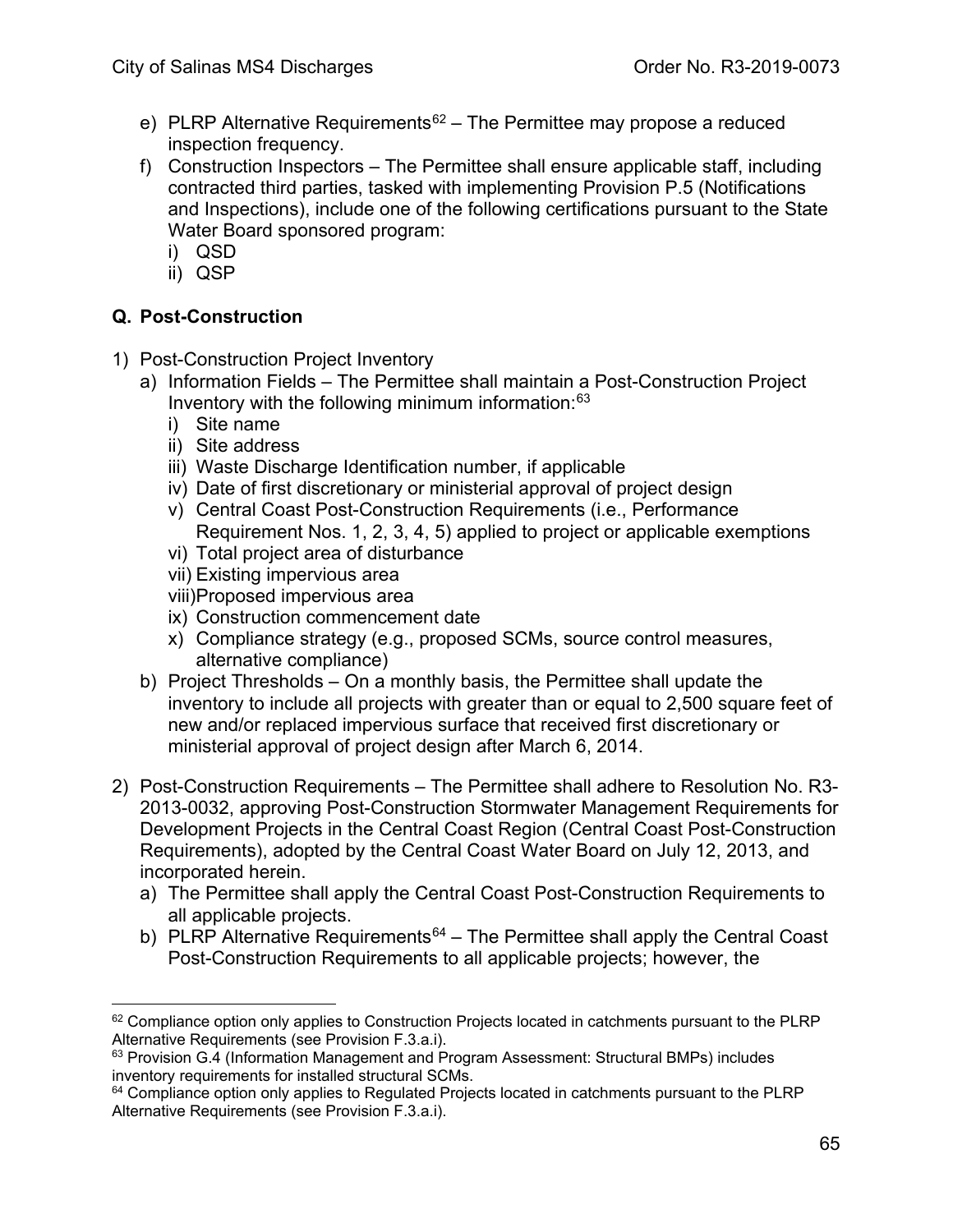e) PLRP Alternative Requirements[62] – The Permittee may propose a reduced inspection frequency.

f) Construction Inspectors – The Permittee shall ensure applicable staff, including contracted third parties, tasked with implementing Provision P.5 (Notifications and Inspections), include one of the following certifications pursuant to the State Water Board sponsored program:

   i) QSD

   ii) QSP

## Q. Post-Construction

1) Post-Construction Project Inventory

   a) Information Fields – The Permittee shall maintain a Post-Construction Project Inventory with the following minimum information:[63]

      i) Site name

      ii) Site address

      iii) Waste Discharge Identification number, if applicable

      iv) Date of first discretionary or ministerial approval of project design

      v) Central Coast Post-Construction Requirements (i.e., Performance Requirement Nos. 1, 2, 3, 4, 5) applied to project or applicable exemptions

      vi) Total project area of disturbance

      vii) Existing impervious area

      viii) Proposed impervious area

      ix) Construction commencement date

      x) Compliance strategy (e.g., proposed SCMs, source control measures, alternative compliance)

   b) Project Thresholds – On a monthly basis, the Permittee shall update the inventory to include all projects with greater than or equal to 2,500 square feet of new and/or replaced impervious surface that received first discretionary or ministerial approval of project design after March 6, 2014.

2) Post-Construction Requirements – The Permittee shall adhere to Resolution No. R3-2013-0032, approving Post-Construction Stormwater Management Requirements for Development Projects in the Central Coast Region (Central Coast Post-Construction Requirements), adopted by the Central Coast Water Board on July 12, 2013, and incorporated herein.

   a) The Permittee shall apply the Central Coast Post-Construction Requirements to all applicable projects.

   b) PLRP Alternative Requirements[64] – The Permittee shall apply the Central Coast Post-Construction Requirements to all applicable projects; however, the

---

[62] Compliance option only applies to Construction Projects located in catchments pursuant to the PLRP Alternative Requirements (see Provision F.3.a.i).

[63] Provision G.4 (Information Management and Program Assessment: Structural BMPs) includes inventory requirements for installed structural SCMs.

[64] Compliance option only applies to Regulated Projects located in catchments pursuant to the PLRP Alternative Requirements (see Provision F.3.a.i).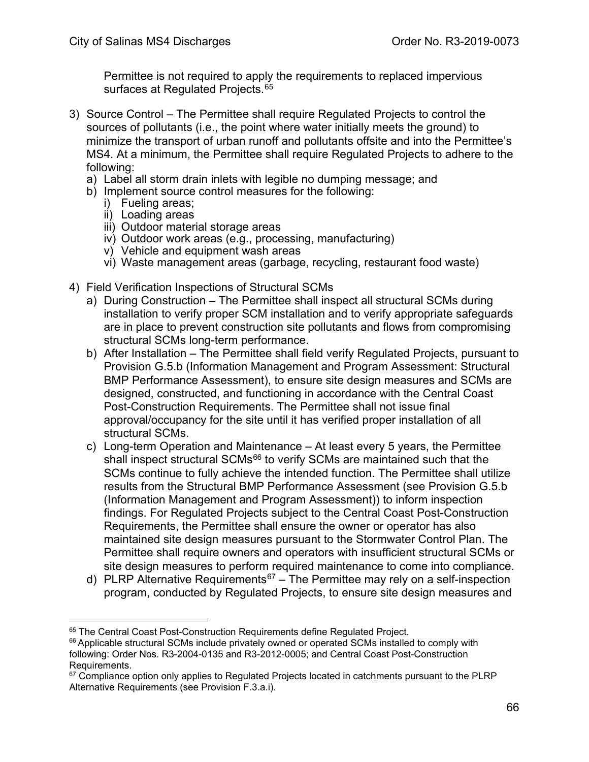Permittee is not required to apply the requirements to replaced impervious surfaces at Regulated Projects.[65]

3) Source Control – The Permittee shall require Regulated Projects to control the sources of pollutants (i.e., the point where water initially meets the ground) to minimize the transport of urban runoff and pollutants offsite and into the Permittee's MS4. At a minimum, the Permittee shall require Regulated Projects to adhere to the following:
   a) Label all storm drain inlets with legible no dumping message; and
   b) Implement source control measures for the following:
      i) Fueling areas;
      ii) Loading areas
      iii) Outdoor material storage areas
      iv) Outdoor work areas (e.g., processing, manufacturing)
      v) Vehicle and equipment wash areas
      vi) Waste management areas (garbage, recycling, restaurant food waste)

4) Field Verification Inspections of Structural SCMs
   a) During Construction – The Permittee shall inspect all structural SCMs during installation to verify proper SCM installation and to verify appropriate safeguards are in place to prevent construction site pollutants and flows from compromising structural SCMs long-term performance.
   b) After Installation – The Permittee shall field verify Regulated Projects, pursuant to Provision G.5.b (Information Management and Program Assessment: Structural BMP Performance Assessment), to ensure site design measures and SCMs are designed, constructed, and functioning in accordance with the Central Coast Post-Construction Requirements. The Permittee shall not issue final approval/occupancy for the site until it has verified proper installation of all structural SCMs.
   c) Long-term Operation and Maintenance – At least every 5 years, the Permittee shall inspect structural SCMs[66] to verify SCMs are maintained such that the SCMs continue to fully achieve the intended function. The Permittee shall utilize results from the Structural BMP Performance Assessment (see Provision G.5.b (Information Management and Program Assessment)) to inform inspection findings. For Regulated Projects subject to the Central Coast Post-Construction Requirements, the Permittee shall ensure the owner or operator has also maintained site design measures pursuant to the Stormwater Control Plan. The Permittee shall require owners and operators with insufficient structural SCMs or site design measures to perform required maintenance to come into compliance.
   d) PLRP Alternative Requirements[67] – The Permittee may rely on a self-inspection program, conducted by Regulated Projects, to ensure site design measures and

---

[65] The Central Coast Post-Construction Requirements define Regulated Project.

[66] Applicable structural SCMs include privately owned or operated SCMs installed to comply with following: Order Nos. R3-2004-0135 and R3-2012-0005; and Central Coast Post-Construction Requirements.

[67] Compliance option only applies to Regulated Projects located in catchments pursuant to the PLRP Alternative Requirements (see Provision F.3.a.i).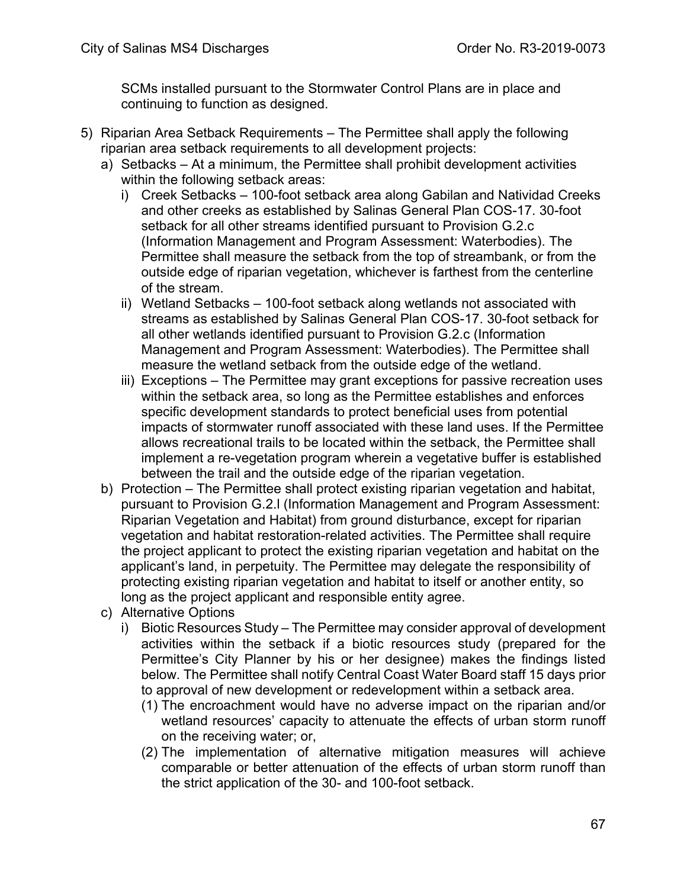SCMs installed pursuant to the Stormwater Control Plans are in place and continuing to function as designed.

5) Riparian Area Setback Requirements – The Permittee shall apply the following riparian area setback requirements to all development projects:
   a) Setbacks – At a minimum, the Permittee shall prohibit development activities within the following setback areas:
      i) Creek Setbacks – 100-foot setback area along Gabilan and Natividad Creeks and other creeks as established by Salinas General Plan COS-17. 30-foot setback for all other streams identified pursuant to Provision G.2.c (Information Management and Program Assessment: Waterbodies). The Permittee shall measure the setback from the top of streambank, or from the outside edge of riparian vegetation, whichever is farthest from the centerline of the stream.
      ii) Wetland Setbacks – 100-foot setback along wetlands not associated with streams as established by Salinas General Plan COS-17. 30-foot setback for all other wetlands identified pursuant to Provision G.2.c (Information Management and Program Assessment: Waterbodies). The Permittee shall measure the wetland setback from the outside edge of the wetland.
      iii) Exceptions – The Permittee may grant exceptions for passive recreation uses within the setback area, so long as the Permittee establishes and enforces specific development standards to protect beneficial uses from potential impacts of stormwater runoff associated with these land uses. If the Permittee allows recreational trails to be located within the setback, the Permittee shall implement a re-vegetation program wherein a vegetative buffer is established between the trail and the outside edge of the riparian vegetation.
   b) Protection – The Permittee shall protect existing riparian vegetation and habitat, pursuant to Provision G.2.l (Information Management and Program Assessment: Riparian Vegetation and Habitat) from ground disturbance, except for riparian vegetation and habitat restoration-related activities. The Permittee shall require the project applicant to protect the existing riparian vegetation and habitat on the applicant's land, in perpetuity. The Permittee may delegate the responsibility of protecting existing riparian vegetation and habitat to itself or another entity, so long as the project applicant and responsible entity agree.
   c) Alternative Options
      i) Biotic Resources Study – The Permittee may consider approval of development activities within the setback if a biotic resources study (prepared for the Permittee's City Planner by his or her designee) makes the findings listed below. The Permittee shall notify Central Coast Water Board staff 15 days prior to approval of new development or redevelopment within a setback area.
         (1) The encroachment would have no adverse impact on the riparian and/or wetland resources' capacity to attenuate the effects of urban storm runoff on the receiving water; or,
         (2) The implementation of alternative mitigation measures will achieve comparable or better attenuation of the effects of urban storm runoff than the strict application of the 30- and 100-foot setback.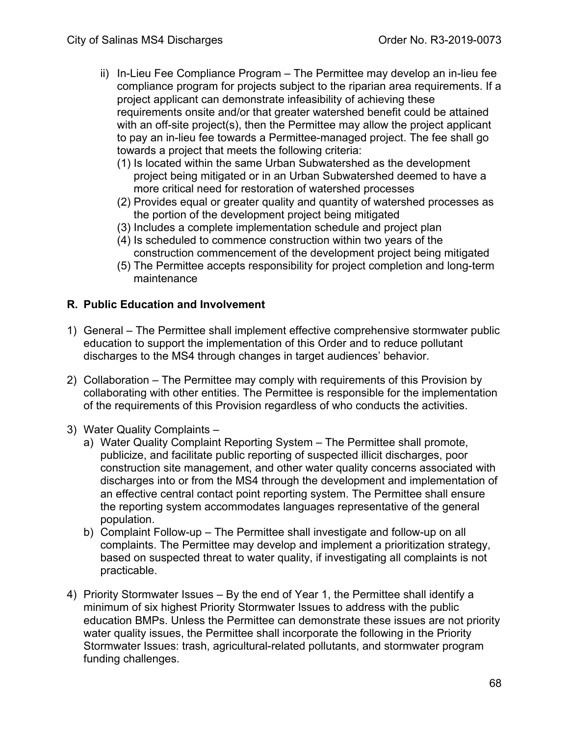ii) In-Lieu Fee Compliance Program – The Permittee may develop an in-lieu fee compliance program for projects subject to the riparian area requirements. If a project applicant can demonstrate infeasibility of achieving these requirements onsite and/or that greater watershed benefit could be attained with an off-site project(s), then the Permittee may allow the project applicant to pay an in-lieu fee towards a Permittee-managed project. The fee shall go towards a project that meets the following criteria:
   (1) Is located within the same Urban Subwatershed as the development project being mitigated or in an Urban Subwatershed deemed to have a more critical need for restoration of watershed processes
   (2) Provides equal or greater quality and quantity of watershed processes as the portion of the development project being mitigated
   (3) Includes a complete implementation schedule and project plan
   (4) Is scheduled to commence construction within two years of the construction commencement of the development project being mitigated
   (5) The Permittee accepts responsibility for project completion and long-term maintenance

**R. Public Education and Involvement**

1) General – The Permittee shall implement effective comprehensive stormwater public education to support the implementation of this Order and to reduce pollutant discharges to the MS4 through changes in target audiences' behavior.

2) Collaboration – The Permittee may comply with requirements of this Provision by collaborating with other entities. The Permittee is responsible for the implementation of the requirements of this Provision regardless of who conducts the activities.

3) Water Quality Complaints –
   a) Water Quality Complaint Reporting System – The Permittee shall promote, publicize, and facilitate public reporting of suspected illicit discharges, poor construction site management, and other water quality concerns associated with discharges into or from the MS4 through the development and implementation of an effective central contact point reporting system. The Permittee shall ensure the reporting system accommodates languages representative of the general population.
   b) Complaint Follow-up – The Permittee shall investigate and follow-up on all complaints. The Permittee may develop and implement a prioritization strategy, based on suspected threat to water quality, if investigating all complaints is not practicable.

4) Priority Stormwater Issues – By the end of Year 1, the Permittee shall identify a minimum of six highest Priority Stormwater Issues to address with the public education BMPs. Unless the Permittee can demonstrate these issues are not priority water quality issues, the Permittee shall incorporate the following in the Priority Stormwater Issues: trash, agricultural-related pollutants, and stormwater program funding challenges.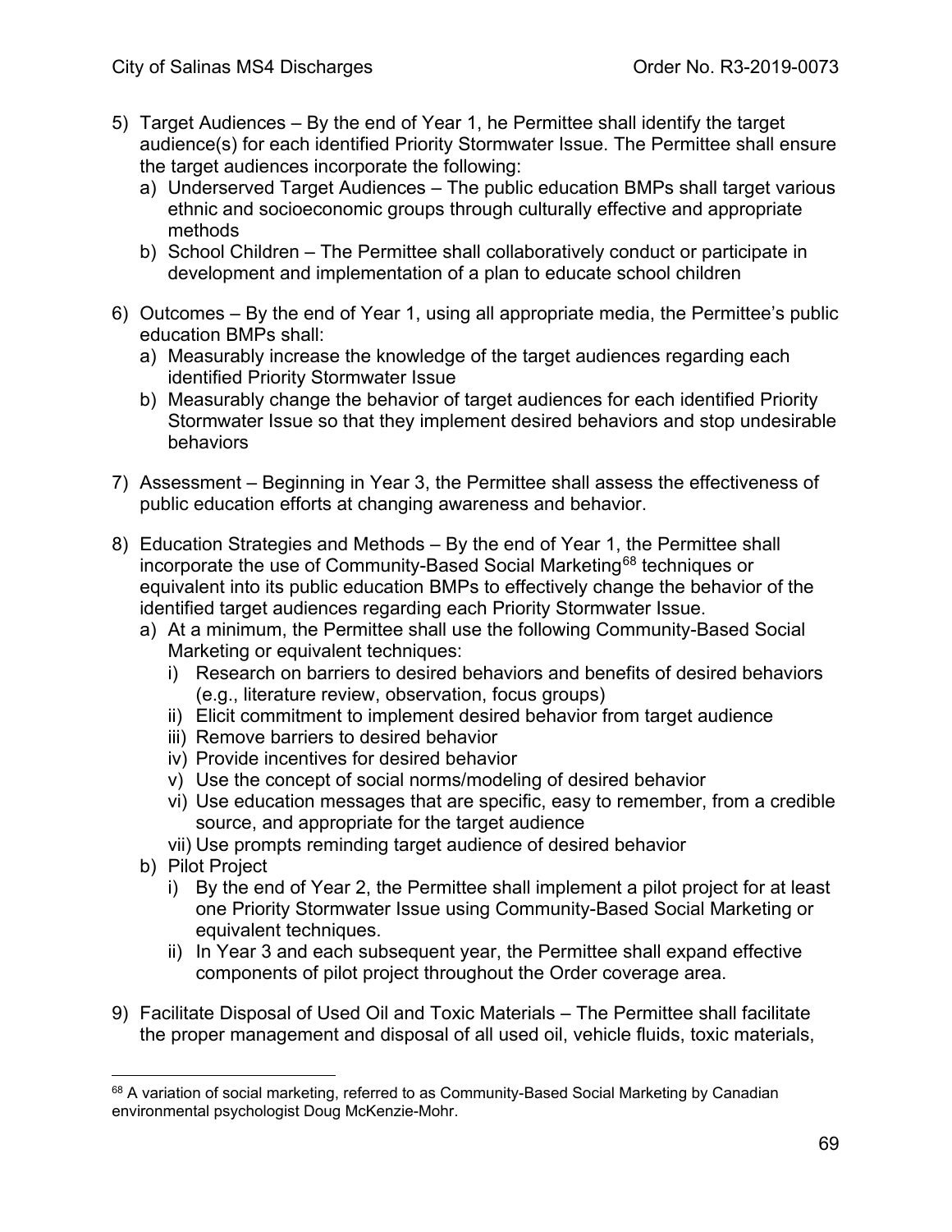5) Target Audiences – By the end of Year 1, he Permittee shall identify the target audience(s) for each identified Priority Stormwater Issue. The Permittee shall ensure the target audiences incorporate the following:
   a) Underserved Target Audiences – The public education BMPs shall target various ethnic and socioeconomic groups through culturally effective and appropriate methods
   b) School Children – The Permittee shall collaboratively conduct or participate in development and implementation of a plan to educate school children

6) Outcomes – By the end of Year 1, using all appropriate media, the Permittee's public education BMPs shall:
   a) Measurably increase the knowledge of the target audiences regarding each identified Priority Stormwater Issue
   b) Measurably change the behavior of target audiences for each identified Priority Stormwater Issue so that they implement desired behaviors and stop undesirable behaviors

7) Assessment – Beginning in Year 3, the Permittee shall assess the effectiveness of public education efforts at changing awareness and behavior.

8) Education Strategies and Methods – By the end of Year 1, the Permittee shall incorporate the use of Community-Based Social Marketing[68] techniques or equivalent into its public education BMPs to effectively change the behavior of the identified target audiences regarding each Priority Stormwater Issue.
   a) At a minimum, the Permittee shall use the following Community-Based Social Marketing or equivalent techniques:
      i) Research on barriers to desired behaviors and benefits of desired behaviors (e.g., literature review, observation, focus groups)
      ii) Elicit commitment to implement desired behavior from target audience
      iii) Remove barriers to desired behavior
      iv) Provide incentives for desired behavior
      v) Use the concept of social norms/modeling of desired behavior
      vi) Use education messages that are specific, easy to remember, from a credible source, and appropriate for the target audience
      vii) Use prompts reminding target audience of desired behavior
   b) Pilot Project
      i) By the end of Year 2, the Permittee shall implement a pilot project for at least one Priority Stormwater Issue using Community-Based Social Marketing or equivalent techniques.
      ii) In Year 3 and each subsequent year, the Permittee shall expand effective components of pilot project throughout the Order coverage area.

9) Facilitate Disposal of Used Oil and Toxic Materials – The Permittee shall facilitate the proper management and disposal of all used oil, vehicle fluids, toxic materials,

[68] A variation of social marketing, referred to as Community-Based Social Marketing by Canadian environmental psychologist Doug McKenzie-Mohr.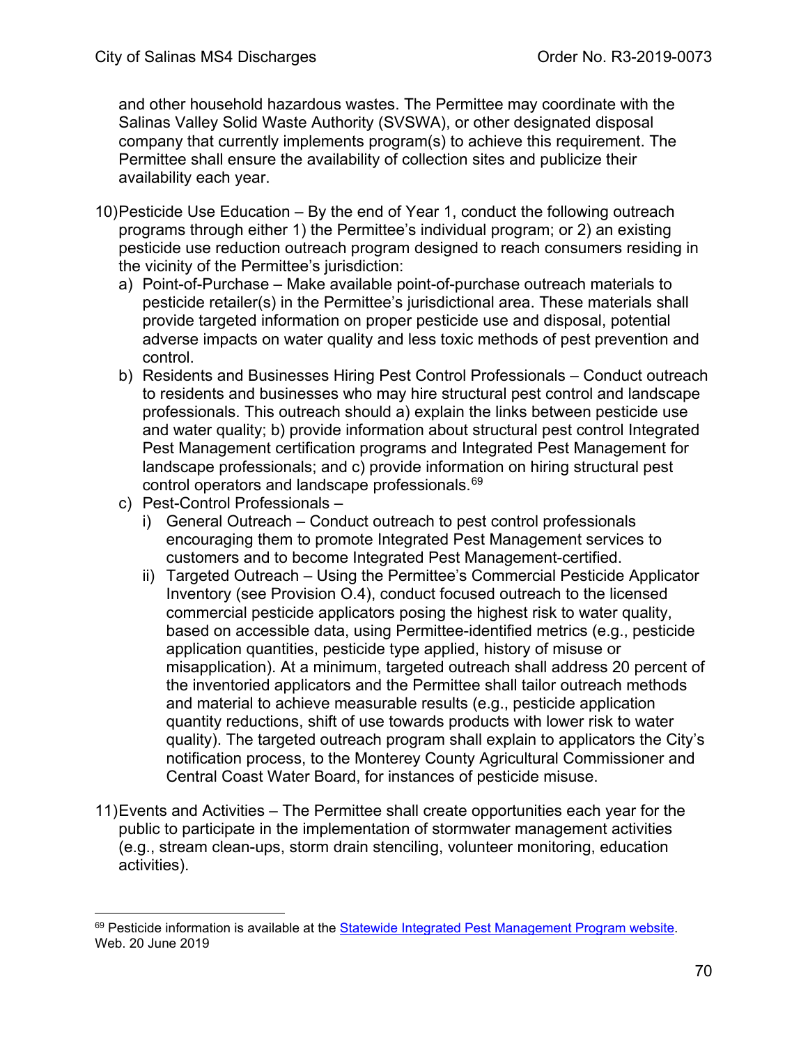and other household hazardous wastes. The Permittee may coordinate with the Salinas Valley Solid Waste Authority (SVSWA), or other designated disposal company that currently implements program(s) to achieve this requirement. The Permittee shall ensure the availability of collection sites and publicize their availability each year.

10) Pesticide Use Education – By the end of Year 1, conduct the following outreach programs through either 1) the Permittee's individual program; or 2) an existing pesticide use reduction outreach program designed to reach consumers residing in the vicinity of the Permittee's jurisdiction:
   a) Point-of-Purchase – Make available point-of-purchase outreach materials to pesticide retailer(s) in the Permittee's jurisdictional area. These materials shall provide targeted information on proper pesticide use and disposal, potential adverse impacts on water quality and less toxic methods of pest prevention and control.
   b) Residents and Businesses Hiring Pest Control Professionals – Conduct outreach to residents and businesses who may hire structural pest control and landscape professionals. This outreach should a) explain the links between pesticide use and water quality; b) provide information about structural pest control Integrated Pest Management certification programs and Integrated Pest Management for landscape professionals; and c) provide information on hiring structural pest control operators and landscape professionals.[69]
   c) Pest-Control Professionals –
      i) General Outreach – Conduct outreach to pest control professionals encouraging them to promote Integrated Pest Management services to customers and to become Integrated Pest Management-certified.
      ii) Targeted Outreach – Using the Permittee's Commercial Pesticide Applicator Inventory (see Provision O.4), conduct focused outreach to the licensed commercial pesticide applicators posing the highest risk to water quality, based on accessible data, using Permittee-identified metrics (e.g., pesticide application quantities, pesticide type applied, history of misuse or misapplication). At a minimum, targeted outreach shall address 20 percent of the inventoried applicators and the Permittee shall tailor outreach methods and material to achieve measurable results (e.g., pesticide application quantity reductions, shift of use towards products with lower risk to water quality). The targeted outreach program shall explain to applicators the City's notification process, to the Monterey County Agricultural Commissioner and Central Coast Water Board, for instances of pesticide misuse.

11) Events and Activities – The Permittee shall create opportunities each year for the public to participate in the implementation of stormwater management activities (e.g., stream clean-ups, storm drain stenciling, volunteer monitoring, education activities).

---

[69] Pesticide information is available at the Statewide Integrated Pest Management Program website. Web. 20 June 2019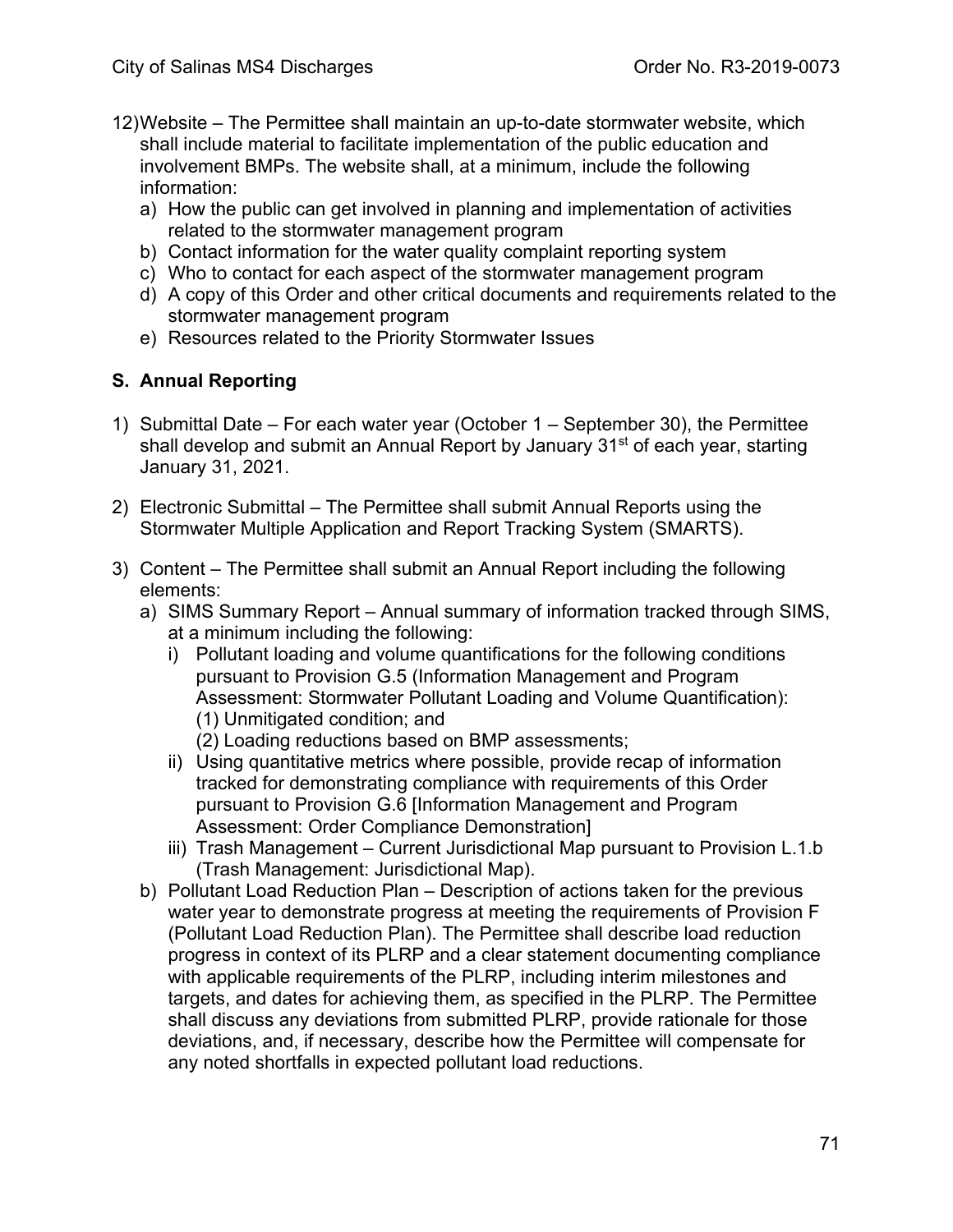12) Website – The Permittee shall maintain an up-to-date stormwater website, which shall include material to facilitate implementation of the public education and involvement BMPs. The website shall, at a minimum, include the following information:
    a) How the public can get involved in planning and implementation of activities related to the stormwater management program
    b) Contact information for the water quality complaint reporting system
    c) Who to contact for each aspect of the stormwater management program
    d) A copy of this Order and other critical documents and requirements related to the stormwater management program
    e) Resources related to the Priority Stormwater Issues

## S. Annual Reporting

1) Submittal Date – For each water year (October 1 – September 30), the Permittee shall develop and submit an Annual Report by January 31st of each year, starting January 31, 2021.

2) Electronic Submittal – The Permittee shall submit Annual Reports using the Stormwater Multiple Application and Report Tracking System (SMARTS).

3) Content – The Permittee shall submit an Annual Report including the following elements:
    a) SIMS Summary Report – Annual summary of information tracked through SIMS, at a minimum including the following:
        i) Pollutant loading and volume quantifications for the following conditions pursuant to Provision G.5 (Information Management and Program Assessment: Stormwater Pollutant Loading and Volume Quantification):
            (1) Unmitigated condition; and
            (2) Loading reductions based on BMP assessments;
        ii) Using quantitative metrics where possible, provide recap of information tracked for demonstrating compliance with requirements of this Order pursuant to Provision G.6 [Information Management and Program Assessment: Order Compliance Demonstration]
        iii) Trash Management – Current Jurisdictional Map pursuant to Provision L.1.b (Trash Management: Jurisdictional Map).
    b) Pollutant Load Reduction Plan – Description of actions taken for the previous water year to demonstrate progress at meeting the requirements of Provision F (Pollutant Load Reduction Plan). The Permittee shall describe load reduction progress in context of its PLRP and a clear statement documenting compliance with applicable requirements of the PLRP, including interim milestones and targets, and dates for achieving them, as specified in the PLRP. The Permittee shall discuss any deviations from submitted PLRP, provide rationale for those deviations, and, if necessary, describe how the Permittee will compensate for any noted shortfalls in expected pollutant load reductions.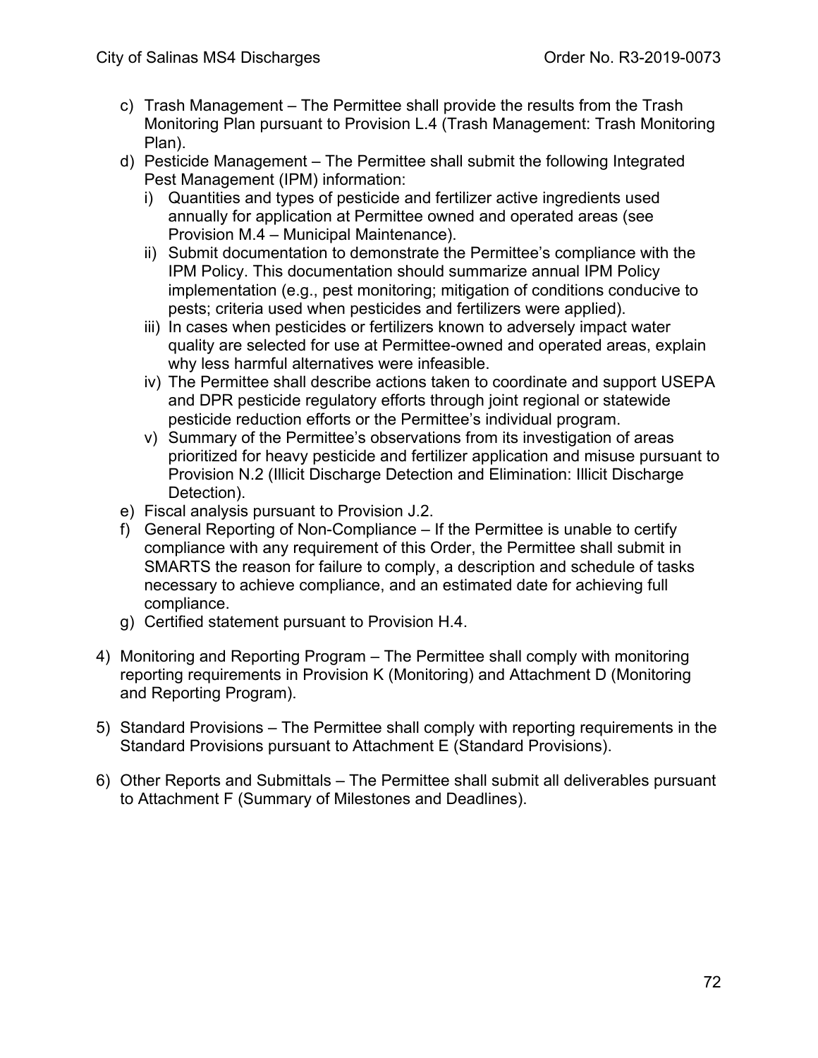c) Trash Management – The Permittee shall provide the results from the Trash Monitoring Plan pursuant to Provision L.4 (Trash Management: Trash Monitoring Plan).

d) Pesticide Management – The Permittee shall submit the following Integrated Pest Management (IPM) information:

   i) Quantities and types of pesticide and fertilizer active ingredients used annually for application at Permittee owned and operated areas (see Provision M.4 – Municipal Maintenance).

   ii) Submit documentation to demonstrate the Permittee's compliance with the IPM Policy. This documentation should summarize annual IPM Policy implementation (e.g., pest monitoring; mitigation of conditions conducive to pests; criteria used when pesticides and fertilizers were applied).

   iii) In cases when pesticides or fertilizers known to adversely impact water quality are selected for use at Permittee-owned and operated areas, explain why less harmful alternatives were infeasible.

   iv) The Permittee shall describe actions taken to coordinate and support USEPA and DPR pesticide regulatory efforts through joint regional or statewide pesticide reduction efforts or the Permittee's individual program.

   v) Summary of the Permittee's observations from its investigation of areas prioritized for heavy pesticide and fertilizer application and misuse pursuant to Provision N.2 (Illicit Discharge Detection and Elimination: Illicit Discharge Detection).

e) Fiscal analysis pursuant to Provision J.2.

f) General Reporting of Non-Compliance – If the Permittee is unable to certify compliance with any requirement of this Order, the Permittee shall submit in SMARTS the reason for failure to comply, a description and schedule of tasks necessary to achieve compliance, and an estimated date for achieving full compliance.

g) Certified statement pursuant to Provision H.4.

4) Monitoring and Reporting Program – The Permittee shall comply with monitoring reporting requirements in Provision K (Monitoring) and Attachment D (Monitoring and Reporting Program).

5) Standard Provisions – The Permittee shall comply with reporting requirements in the Standard Provisions pursuant to Attachment E (Standard Provisions).

6) Other Reports and Submittals – The Permittee shall submit all deliverables pursuant to Attachment F (Summary of Milestones and Deadlines).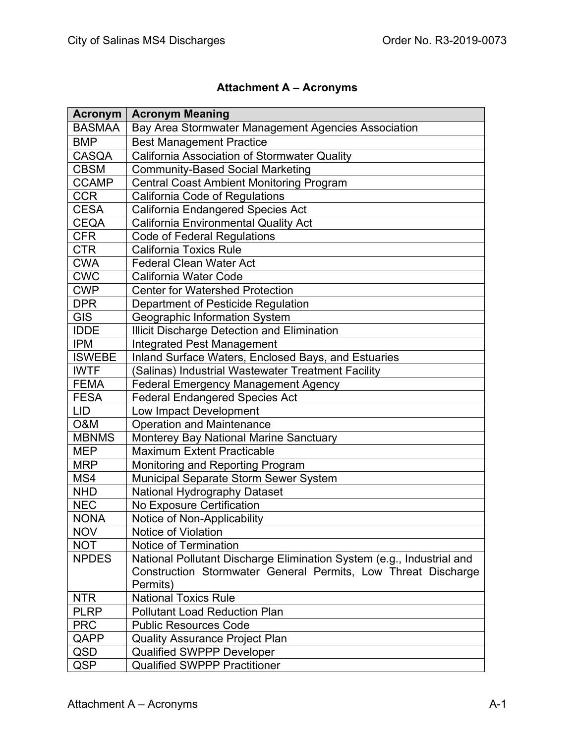# Attachment A – Acronyms

| Acronym | Acronym Meaning |
| --- | --- |
| BASMAA | Bay Area Stormwater Management Agencies Association |
| BMP | Best Management Practice |
| CASQA | California Association of Stormwater Quality |
| CBSM | Community-Based Social Marketing |
| CCAMP | Central Coast Ambient Monitoring Program |
| CCR | California Code of Regulations |
| CESA | California Endangered Species Act |
| CEQA | California Environmental Quality Act |
| CFR | Code of Federal Regulations |
| CTR | California Toxics Rule |
| CWA | Federal Clean Water Act |
| CWC | California Water Code |
| CWP | Center for Watershed Protection |
| DPR | Department of Pesticide Regulation |
| GIS | Geographic Information System |
| IDDE | Illicit Discharge Detection and Elimination |
| IPM | Integrated Pest Management |
| ISWEBE | Inland Surface Waters, Enclosed Bays, and Estuaries |
| IWTF | (Salinas) Industrial Wastewater Treatment Facility |
| FEMA | Federal Emergency Management Agency |
| FESA | Federal Endangered Species Act |
| LID | Low Impact Development |
| O&M | Operation and Maintenance |
| MBNMS | Monterey Bay National Marine Sanctuary |
| MEP | Maximum Extent Practicable |
| MRP | Monitoring and Reporting Program |
| MS4 | Municipal Separate Storm Sewer System |
| NHD | National Hydrography Dataset |
| NEC | No Exposure Certification |
| NONA | Notice of Non-Applicability |
| NOV | Notice of Violation |
| NOT | Notice of Termination |
| NPDES | National Pollutant Discharge Elimination System (e.g., Industrial and Construction Stormwater General Permits, Low Threat Discharge Permits) |
| NTR | National Toxics Rule |
| PLRP | Pollutant Load Reduction Plan |
| PRC | Public Resources Code |
| QAPP | Quality Assurance Project Plan |
| QSD | Qualified SWPPP Developer |
| QSP | Qualified SWPPP Practitioner |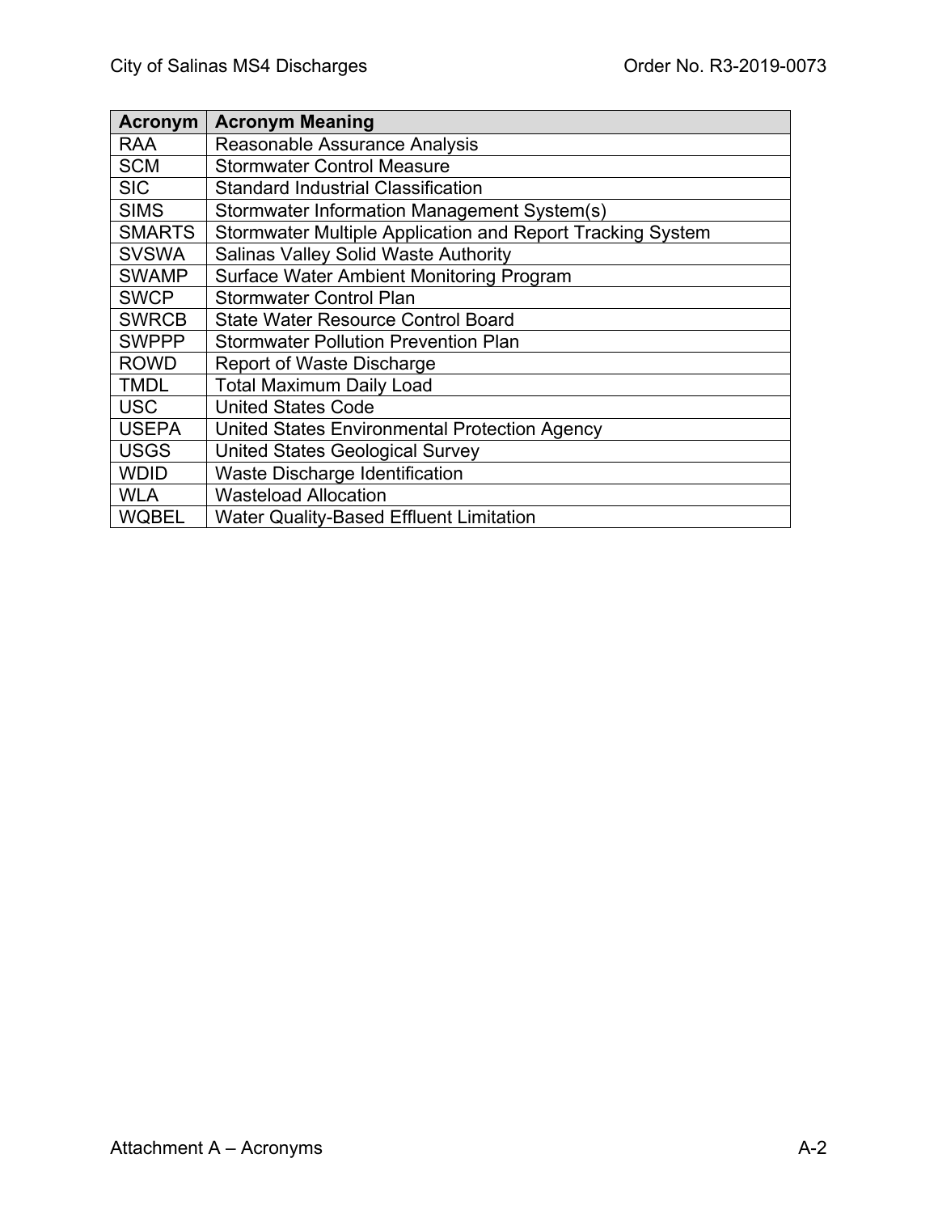| Acronym | Acronym Meaning |
| --- | --- |
| RAA | Reasonable Assurance Analysis |
| SCM | Stormwater Control Measure |
| SIC | Standard Industrial Classification |
| SIMS | Stormwater Information Management System(s) |
| SMARTS | Stormwater Multiple Application and Report Tracking System |
| SVSWA | Salinas Valley Solid Waste Authority |
| SWAMP | Surface Water Ambient Monitoring Program |
| SWCP | Stormwater Control Plan |
| SWRCB | State Water Resource Control Board |
| SWPPP | Stormwater Pollution Prevention Plan |
| ROWD | Report of Waste Discharge |
| TMDL | Total Maximum Daily Load |
| USC | United States Code |
| USEPA | United States Environmental Protection Agency |
| USGS | United States Geological Survey |
| WDID | Waste Discharge Identification |
| WLA | Wasteload Allocation |
| WQBEL | Water Quality-Based Effluent Limitation |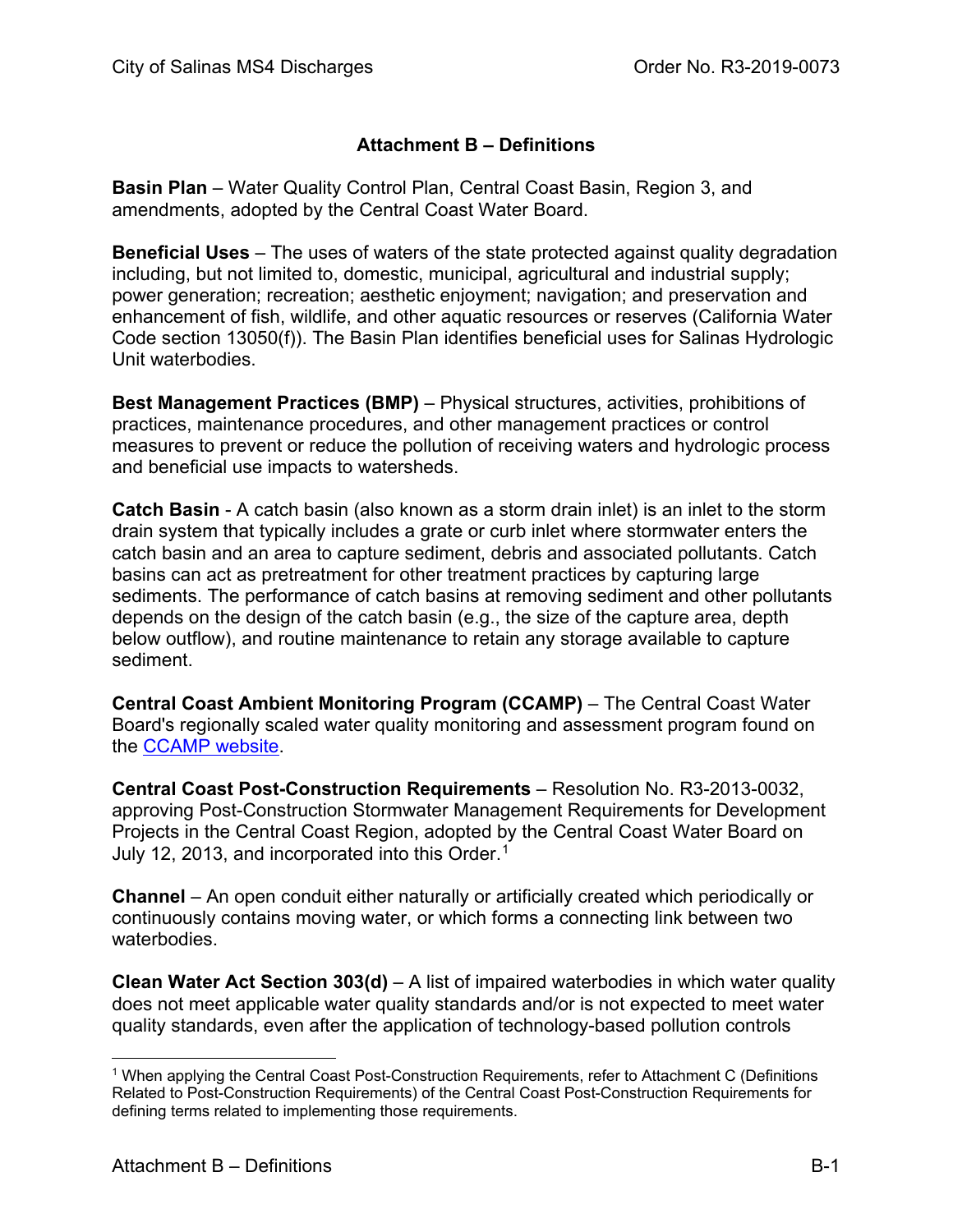## Attachment B – Definitions

**Basin Plan** – Water Quality Control Plan, Central Coast Basin, Region 3, and amendments, adopted by the Central Coast Water Board.

**Beneficial Uses** – The uses of waters of the state protected against quality degradation including, but not limited to, domestic, municipal, agricultural and industrial supply; power generation; recreation; aesthetic enjoyment; navigation; and preservation and enhancement of fish, wildlife, and other aquatic resources or reserves (California Water Code section 13050(f)). The Basin Plan identifies beneficial uses for Salinas Hydrologic Unit waterbodies.

**Best Management Practices (BMP)** – Physical structures, activities, prohibitions of practices, maintenance procedures, and other management practices or control measures to prevent or reduce the pollution of receiving waters and hydrologic process and beneficial use impacts to watersheds.

**Catch Basin** - A catch basin (also known as a storm drain inlet) is an inlet to the storm drain system that typically includes a grate or curb inlet where stormwater enters the catch basin and an area to capture sediment, debris and associated pollutants. Catch basins can act as pretreatment for other treatment practices by capturing large sediments. The performance of catch basins at removing sediment and other pollutants depends on the design of the catch basin (e.g., the size of the capture area, depth below outflow), and routine maintenance to retain any storage available to capture sediment.

**Central Coast Ambient Monitoring Program (CCAMP)** – The Central Coast Water Board's regionally scaled water quality monitoring and assessment program found on the CCAMP website.

**Central Coast Post-Construction Requirements** – Resolution No. R3-2013-0032, approving Post-Construction Stormwater Management Requirements for Development Projects in the Central Coast Region, adopted by the Central Coast Water Board on July 12, 2013, and incorporated into this Order.[1]

**Channel** – An open conduit either naturally or artificially created which periodically or continuously contains moving water, or which forms a connecting link between two waterbodies.

**Clean Water Act Section 303(d)** – A list of impaired waterbodies in which water quality does not meet applicable water quality standards and/or is not expected to meet water quality standards, even after the application of technology-based pollution controls

---

[1] When applying the Central Coast Post-Construction Requirements, refer to Attachment C (Definitions Related to Post-Construction Requirements) of the Central Coast Post-Construction Requirements for defining terms related to implementing those requirements.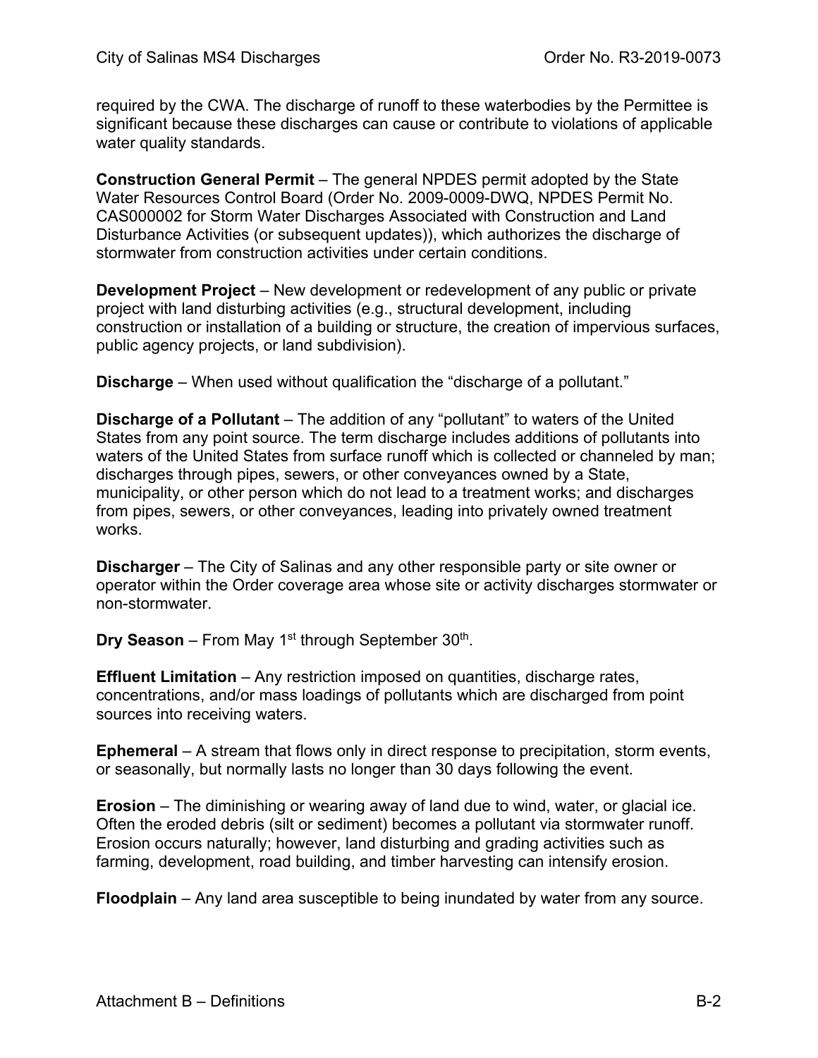required by the CWA. The discharge of runoff to these waterbodies by the Permittee is significant because these discharges can cause or contribute to violations of applicable water quality standards.

**Construction General Permit** – The general NPDES permit adopted by the State Water Resources Control Board (Order No. 2009-0009-DWQ, NPDES Permit No. CAS000002 for Storm Water Discharges Associated with Construction and Land Disturbance Activities (or subsequent updates)), which authorizes the discharge of stormwater from construction activities under certain conditions.

**Development Project** – New development or redevelopment of any public or private project with land disturbing activities (e.g., structural development, including construction or installation of a building or structure, the creation of impervious surfaces, public agency projects, or land subdivision).

**Discharge** – When used without qualification the "discharge of a pollutant."

**Discharge of a Pollutant** – The addition of any "pollutant" to waters of the United States from any point source. The term discharge includes additions of pollutants into waters of the United States from surface runoff which is collected or channeled by man; discharges through pipes, sewers, or other conveyances owned by a State, municipality, or other person which do not lead to a treatment works; and discharges from pipes, sewers, or other conveyances, leading into privately owned treatment works.

**Discharger** – The City of Salinas and any other responsible party or site owner or operator within the Order coverage area whose site or activity discharges stormwater or non-stormwater.

**Dry Season** – From May 1st through September 30th.

**Effluent Limitation** – Any restriction imposed on quantities, discharge rates, concentrations, and/or mass loadings of pollutants which are discharged from point sources into receiving waters.

**Ephemeral** – A stream that flows only in direct response to precipitation, storm events, or seasonally, but normally lasts no longer than 30 days following the event.

**Erosion** – The diminishing or wearing away of land due to wind, water, or glacial ice. Often the eroded debris (silt or sediment) becomes a pollutant via stormwater runoff. Erosion occurs naturally; however, land disturbing and grading activities such as farming, development, road building, and timber harvesting can intensify erosion.

**Floodplain** – Any land area susceptible to being inundated by water from any source.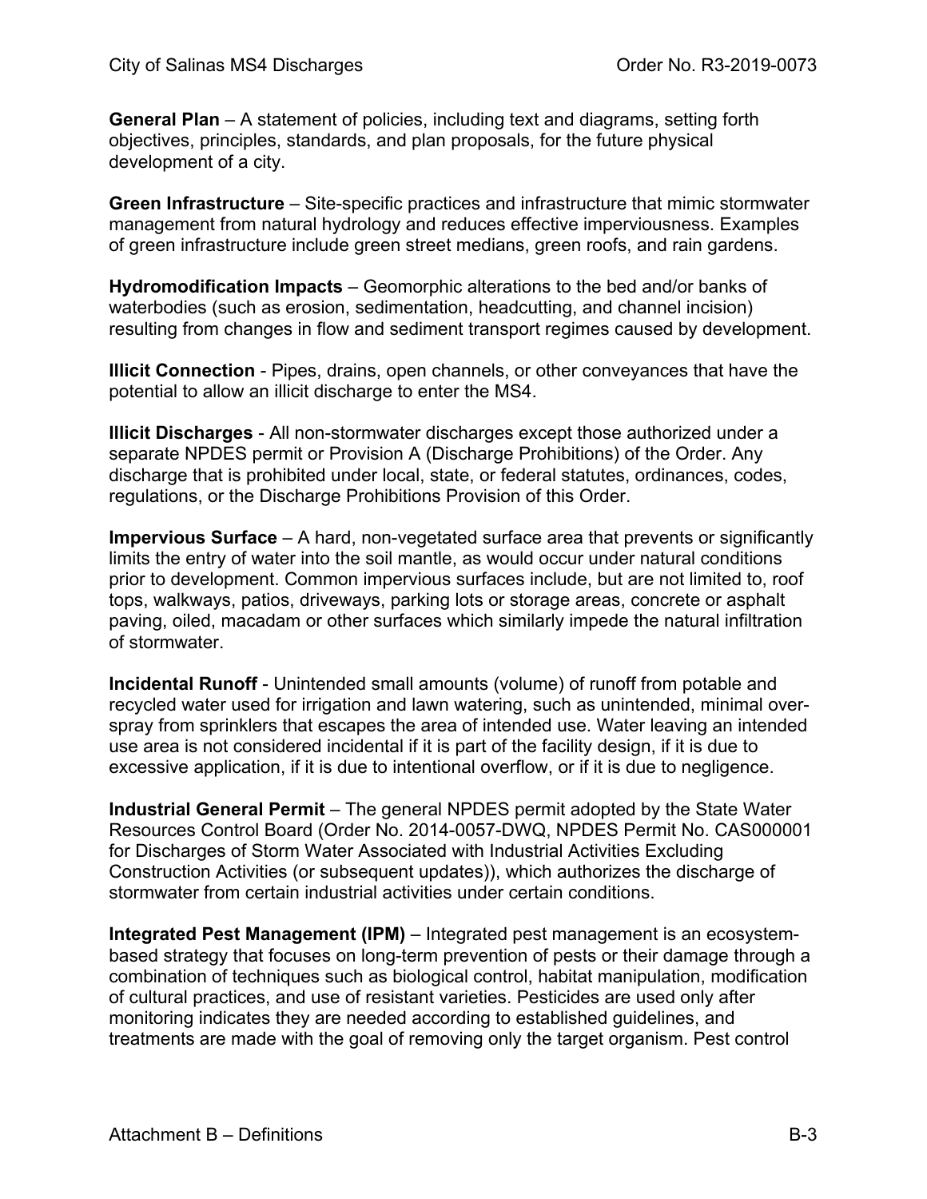**General Plan** – A statement of policies, including text and diagrams, setting forth objectives, principles, standards, and plan proposals, for the future physical development of a city.

**Green Infrastructure** – Site-specific practices and infrastructure that mimic stormwater management from natural hydrology and reduces effective imperviousness. Examples of green infrastructure include green street medians, green roofs, and rain gardens.

**Hydromodification Impacts** – Geomorphic alterations to the bed and/or banks of waterbodies (such as erosion, sedimentation, headcutting, and channel incision) resulting from changes in flow and sediment transport regimes caused by development.

**Illicit Connection** - Pipes, drains, open channels, or other conveyances that have the potential to allow an illicit discharge to enter the MS4.

**Illicit Discharges** - All non-stormwater discharges except those authorized under a separate NPDES permit or Provision A (Discharge Prohibitions) of the Order. Any discharge that is prohibited under local, state, or federal statutes, ordinances, codes, regulations, or the Discharge Prohibitions Provision of this Order.

**Impervious Surface** – A hard, non-vegetated surface area that prevents or significantly limits the entry of water into the soil mantle, as would occur under natural conditions prior to development. Common impervious surfaces include, but are not limited to, roof tops, walkways, patios, driveways, parking lots or storage areas, concrete or asphalt paving, oiled, macadam or other surfaces which similarly impede the natural infiltration of stormwater.

**Incidental Runoff** - Unintended small amounts (volume) of runoff from potable and recycled water used for irrigation and lawn watering, such as unintended, minimal over-spray from sprinklers that escapes the area of intended use. Water leaving an intended use area is not considered incidental if it is part of the facility design, if it is due to excessive application, if it is due to intentional overflow, or if it is due to negligence.

**Industrial General Permit** – The general NPDES permit adopted by the State Water Resources Control Board (Order No. 2014-0057-DWQ, NPDES Permit No. CAS000001 for Discharges of Storm Water Associated with Industrial Activities Excluding Construction Activities (or subsequent updates)), which authorizes the discharge of stormwater from certain industrial activities under certain conditions.

**Integrated Pest Management (IPM)** – Integrated pest management is an ecosystem-based strategy that focuses on long-term prevention of pests or their damage through a combination of techniques such as biological control, habitat manipulation, modification of cultural practices, and use of resistant varieties. Pesticides are used only after monitoring indicates they are needed according to established guidelines, and treatments are made with the goal of removing only the target organism. Pest control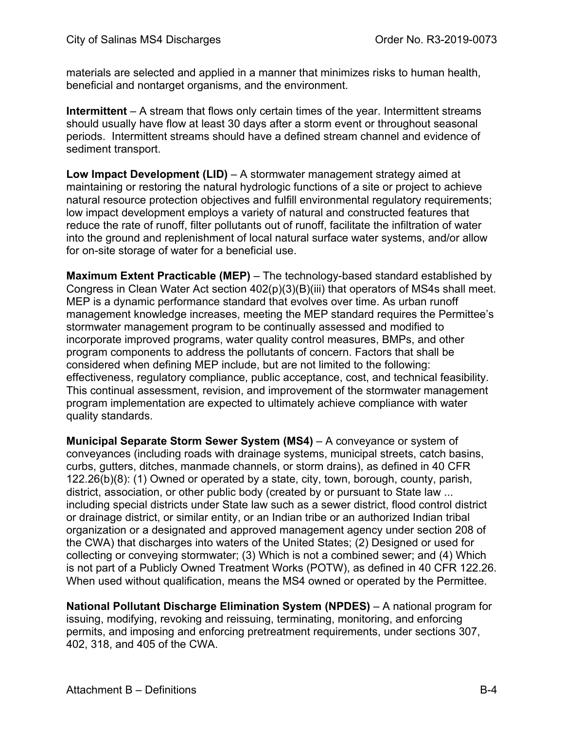materials are selected and applied in a manner that minimizes risks to human health, beneficial and nontarget organisms, and the environment.

**Intermittent** – A stream that flows only certain times of the year. Intermittent streams should usually have flow at least 30 days after a storm event or throughout seasonal periods. Intermittent streams should have a defined stream channel and evidence of sediment transport.

**Low Impact Development (LID)** – A stormwater management strategy aimed at maintaining or restoring the natural hydrologic functions of a site or project to achieve natural resource protection objectives and fulfill environmental regulatory requirements; low impact development employs a variety of natural and constructed features that reduce the rate of runoff, filter pollutants out of runoff, facilitate the infiltration of water into the ground and replenishment of local natural surface water systems, and/or allow for on-site storage of water for a beneficial use.

**Maximum Extent Practicable (MEP)** – The technology-based standard established by Congress in Clean Water Act section 402(p)(3)(B)(iii) that operators of MS4s shall meet. MEP is a dynamic performance standard that evolves over time. As urban runoff management knowledge increases, meeting the MEP standard requires the Permittee's stormwater management program to be continually assessed and modified to incorporate improved programs, water quality control measures, BMPs, and other program components to address the pollutants of concern. Factors that shall be considered when defining MEP include, but are not limited to the following: effectiveness, regulatory compliance, public acceptance, cost, and technical feasibility. This continual assessment, revision, and improvement of the stormwater management program implementation are expected to ultimately achieve compliance with water quality standards.

**Municipal Separate Storm Sewer System (MS4)** – A conveyance or system of conveyances (including roads with drainage systems, municipal streets, catch basins, curbs, gutters, ditches, manmade channels, or storm drains), as defined in 40 CFR 122.26(b)(8): (1) Owned or operated by a state, city, town, borough, county, parish, district, association, or other public body (created by or pursuant to State law ... including special districts under State law such as a sewer district, flood control district or drainage district, or similar entity, or an Indian tribe or an authorized Indian tribal organization or a designated and approved management agency under section 208 of the CWA) that discharges into waters of the United States; (2) Designed or used for collecting or conveying stormwater; (3) Which is not a combined sewer; and (4) Which is not part of a Publicly Owned Treatment Works (POTW), as defined in 40 CFR 122.26. When used without qualification, means the MS4 owned or operated by the Permittee.

**National Pollutant Discharge Elimination System (NPDES)** – A national program for issuing, modifying, revoking and reissuing, terminating, monitoring, and enforcing permits, and imposing and enforcing pretreatment requirements, under sections 307, 402, 318, and 405 of the CWA.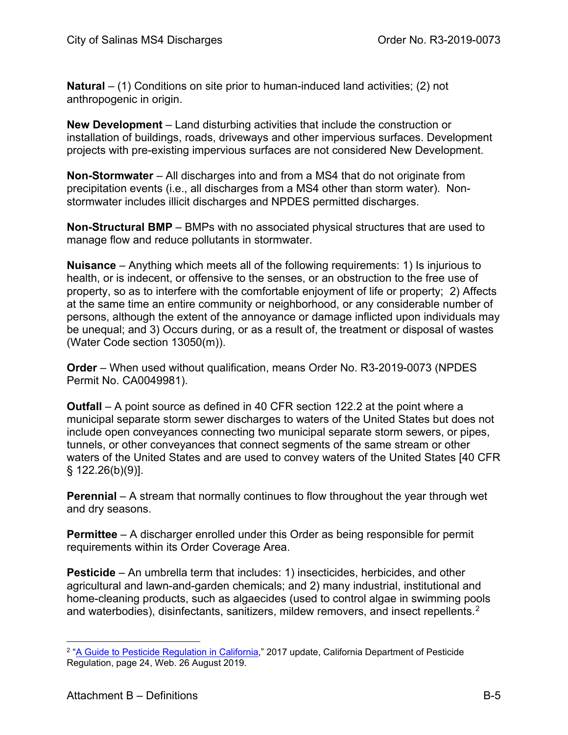**Natural** – (1) Conditions on site prior to human-induced land activities; (2) not anthropogenic in origin.

**New Development** – Land disturbing activities that include the construction or installation of buildings, roads, driveways and other impervious surfaces. Development projects with pre-existing impervious surfaces are not considered New Development.

**Non-Stormwater** – All discharges into and from a MS4 that do not originate from precipitation events (i.e., all discharges from a MS4 other than storm water). Non-stormwater includes illicit discharges and NPDES permitted discharges.

**Non-Structural BMP** – BMPs with no associated physical structures that are used to manage flow and reduce pollutants in stormwater.

**Nuisance** – Anything which meets all of the following requirements: 1) Is injurious to health, or is indecent, or offensive to the senses, or an obstruction to the free use of property, so as to interfere with the comfortable enjoyment of life or property; 2) Affects at the same time an entire community or neighborhood, or any considerable number of persons, although the extent of the annoyance or damage inflicted upon individuals may be unequal; and 3) Occurs during, or as a result of, the treatment or disposal of wastes (Water Code section 13050(m)).

**Order** – When used without qualification, means Order No. R3-2019-0073 (NPDES Permit No. CA0049981).

**Outfall** – A point source as defined in 40 CFR section 122.2 at the point where a municipal separate storm sewer discharges to waters of the United States but does not include open conveyances connecting two municipal separate storm sewers, or pipes, tunnels, or other conveyances that connect segments of the same stream or other waters of the United States and are used to convey waters of the United States [40 CFR § 122.26(b)(9)].

**Perennial** – A stream that normally continues to flow throughout the year through wet and dry seasons.

**Permittee** – A discharger enrolled under this Order as being responsible for permit requirements within its Order Coverage Area.

**Pesticide** – An umbrella term that includes: 1) insecticides, herbicides, and other agricultural and lawn-and-garden chemicals; and 2) many industrial, institutional and home-cleaning products, such as algaecides (used to control algae in swimming pools and waterbodies), disinfectants, sanitizers, mildew removers, and insect repellents.[2]

[2] "A Guide to Pesticide Regulation in California," 2017 update, California Department of Pesticide Regulation, page 24, Web. 26 August 2019.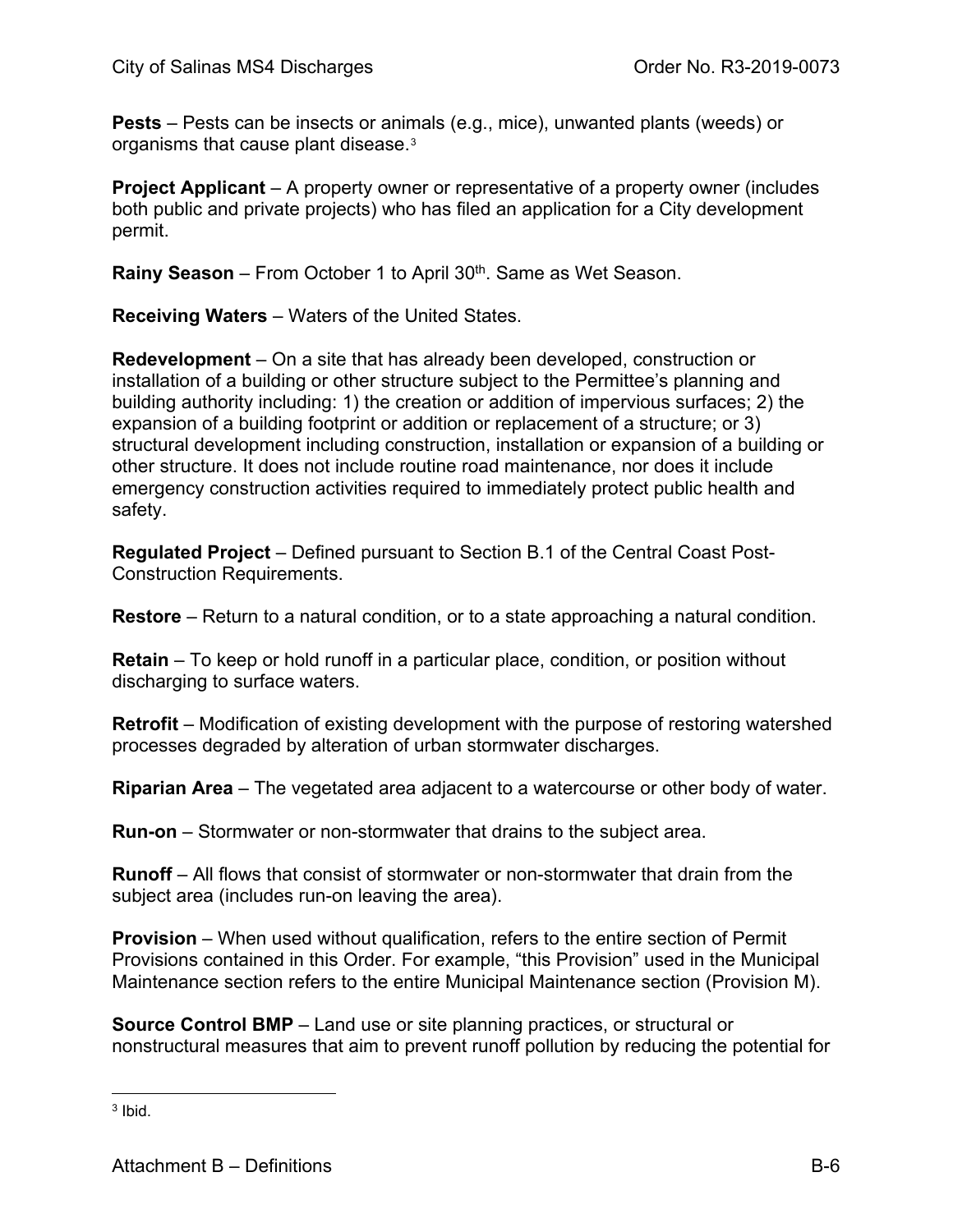**Pests** – Pests can be insects or animals (e.g., mice), unwanted plants (weeds) or organisms that cause plant disease.[3]

**Project Applicant** – A property owner or representative of a property owner (includes both public and private projects) who has filed an application for a City development permit.

**Rainy Season** – From October 1 to April 30th. Same as Wet Season.

**Receiving Waters** – Waters of the United States.

**Redevelopment** – On a site that has already been developed, construction or installation of a building or other structure subject to the Permittee's planning and building authority including: 1) the creation or addition of impervious surfaces; 2) the expansion of a building footprint or addition or replacement of a structure; or 3) structural development including construction, installation or expansion of a building or other structure. It does not include routine road maintenance, nor does it include emergency construction activities required to immediately protect public health and safety.

**Regulated Project** – Defined pursuant to Section B.1 of the Central Coast Post-Construction Requirements.

**Restore** – Return to a natural condition, or to a state approaching a natural condition.

**Retain** – To keep or hold runoff in a particular place, condition, or position without discharging to surface waters.

**Retrofit** – Modification of existing development with the purpose of restoring watershed processes degraded by alteration of urban stormwater discharges.

**Riparian Area** – The vegetated area adjacent to a watercourse or other body of water.

**Run-on** – Stormwater or non-stormwater that drains to the subject area.

**Runoff** – All flows that consist of stormwater or non-stormwater that drain from the subject area (includes run-on leaving the area).

**Provision** – When used without qualification, refers to the entire section of Permit Provisions contained in this Order. For example, "this Provision" used in the Municipal Maintenance section refers to the entire Municipal Maintenance section (Provision M).

**Source Control BMP** – Land use or site planning practices, or structural or nonstructural measures that aim to prevent runoff pollution by reducing the potential for

---

[3] Ibid.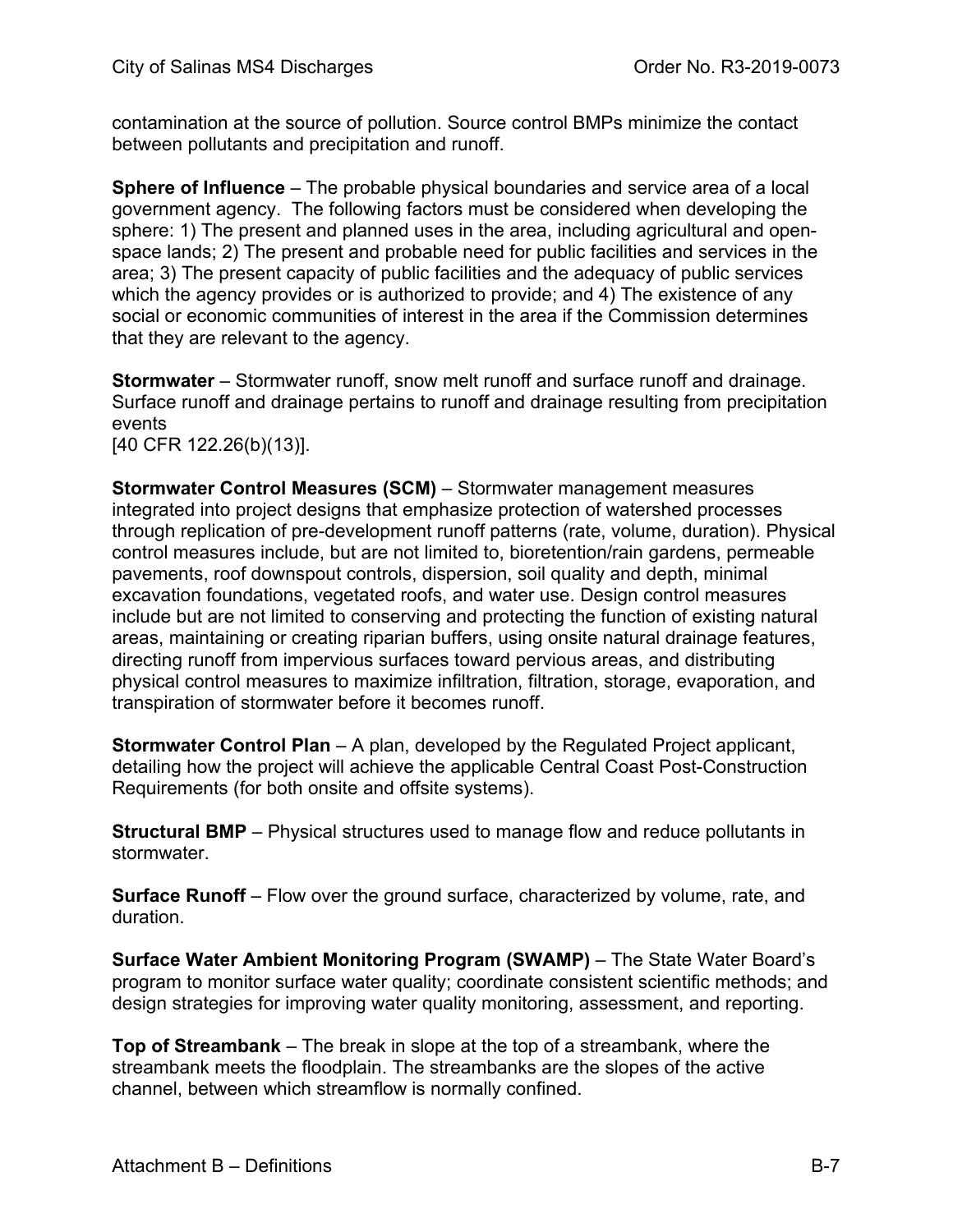contamination at the source of pollution. Source control BMPs minimize the contact between pollutants and precipitation and runoff.

**Sphere of Influence** – The probable physical boundaries and service area of a local government agency. The following factors must be considered when developing the sphere: 1) The present and planned uses in the area, including agricultural and open-space lands; 2) The present and probable need for public facilities and services in the area; 3) The present capacity of public facilities and the adequacy of public services which the agency provides or is authorized to provide; and 4) The existence of any social or economic communities of interest in the area if the Commission determines that they are relevant to the agency.

**Stormwater** – Stormwater runoff, snow melt runoff and surface runoff and drainage. Surface runoff and drainage pertains to runoff and drainage resulting from precipitation events
[40 CFR 122.26(b)(13)].

**Stormwater Control Measures (SCM)** – Stormwater management measures integrated into project designs that emphasize protection of watershed processes through replication of pre-development runoff patterns (rate, volume, duration). Physical control measures include, but are not limited to, bioretention/rain gardens, permeable pavements, roof downspout controls, dispersion, soil quality and depth, minimal excavation foundations, vegetated roofs, and water use. Design control measures include but are not limited to conserving and protecting the function of existing natural areas, maintaining or creating riparian buffers, using onsite natural drainage features, directing runoff from impervious surfaces toward pervious areas, and distributing physical control measures to maximize infiltration, filtration, storage, evaporation, and transpiration of stormwater before it becomes runoff.

**Stormwater Control Plan** – A plan, developed by the Regulated Project applicant, detailing how the project will achieve the applicable Central Coast Post-Construction Requirements (for both onsite and offsite systems).

**Structural BMP** – Physical structures used to manage flow and reduce pollutants in stormwater.

**Surface Runoff** – Flow over the ground surface, characterized by volume, rate, and duration.

**Surface Water Ambient Monitoring Program (SWAMP)** – The State Water Board's program to monitor surface water quality; coordinate consistent scientific methods; and design strategies for improving water quality monitoring, assessment, and reporting.

**Top of Streambank** – The break in slope at the top of a streambank, where the streambank meets the floodplain. The streambanks are the slopes of the active channel, between which streamflow is normally confined.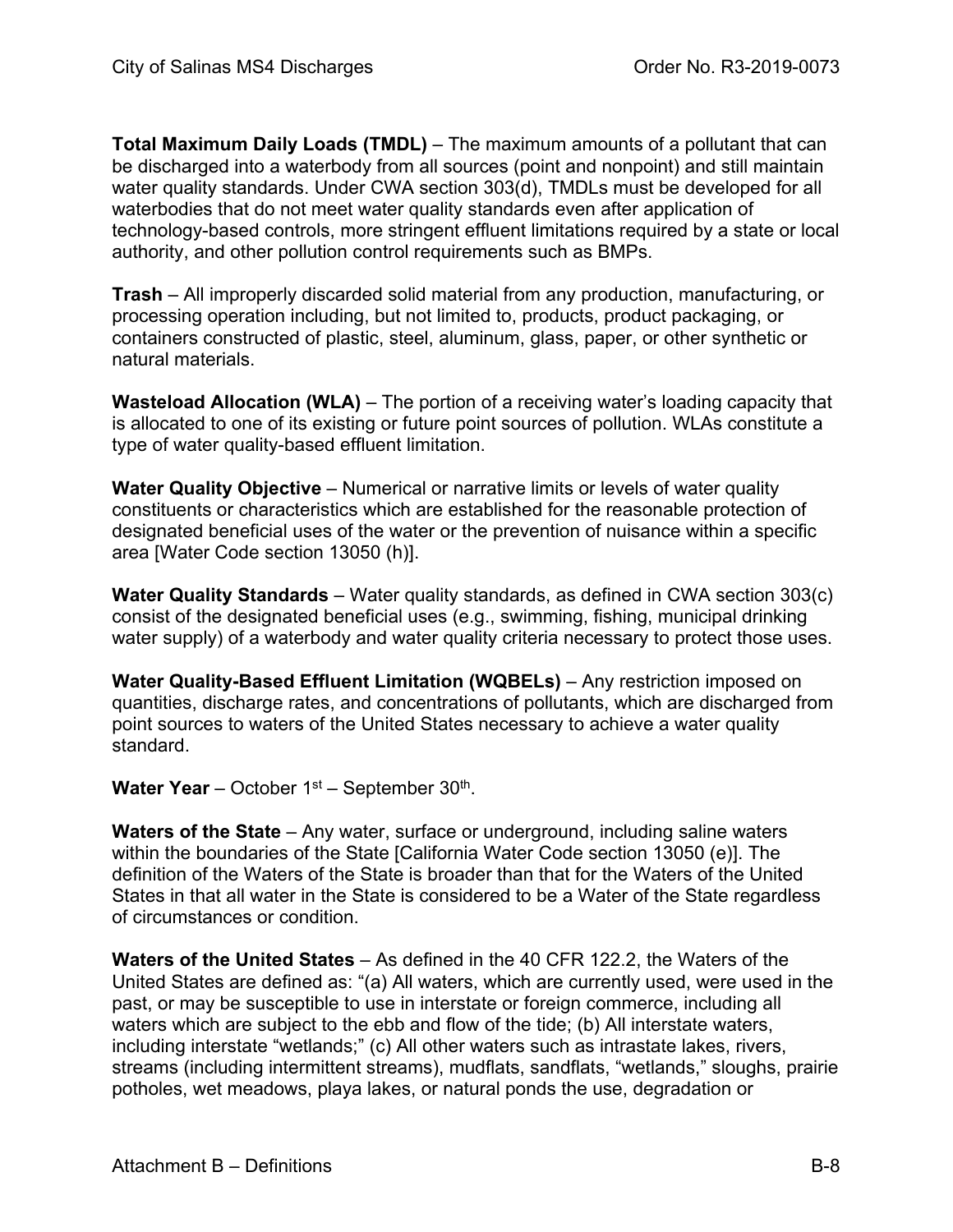**Total Maximum Daily Loads (TMDL)** – The maximum amounts of a pollutant that can be discharged into a waterbody from all sources (point and nonpoint) and still maintain water quality standards. Under CWA section 303(d), TMDLs must be developed for all waterbodies that do not meet water quality standards even after application of technology-based controls, more stringent effluent limitations required by a state or local authority, and other pollution control requirements such as BMPs.

**Trash** – All improperly discarded solid material from any production, manufacturing, or processing operation including, but not limited to, products, product packaging, or containers constructed of plastic, steel, aluminum, glass, paper, or other synthetic or natural materials.

**Wasteload Allocation (WLA)** – The portion of a receiving water's loading capacity that is allocated to one of its existing or future point sources of pollution. WLAs constitute a type of water quality-based effluent limitation.

**Water Quality Objective** – Numerical or narrative limits or levels of water quality constituents or characteristics which are established for the reasonable protection of designated beneficial uses of the water or the prevention of nuisance within a specific area [Water Code section 13050 (h)].

**Water Quality Standards** – Water quality standards, as defined in CWA section 303(c) consist of the designated beneficial uses (e.g., swimming, fishing, municipal drinking water supply) of a waterbody and water quality criteria necessary to protect those uses.

**Water Quality-Based Effluent Limitation (WQBELs)** – Any restriction imposed on quantities, discharge rates, and concentrations of pollutants, which are discharged from point sources to waters of the United States necessary to achieve a water quality standard.

**Water Year** – October 1st – September 30th.

**Waters of the State** – Any water, surface or underground, including saline waters within the boundaries of the State [California Water Code section 13050 (e)]. The definition of the Waters of the State is broader than that for the Waters of the United States in that all water in the State is considered to be a Water of the State regardless of circumstances or condition.

**Waters of the United States** – As defined in the 40 CFR 122.2, the Waters of the United States are defined as: "(a) All waters, which are currently used, were used in the past, or may be susceptible to use in interstate or foreign commerce, including all waters which are subject to the ebb and flow of the tide; (b) All interstate waters, including interstate "wetlands;" (c) All other waters such as intrastate lakes, rivers, streams (including intermittent streams), mudflats, sandflats, "wetlands," sloughs, prairie potholes, wet meadows, playa lakes, or natural ponds the use, degradation or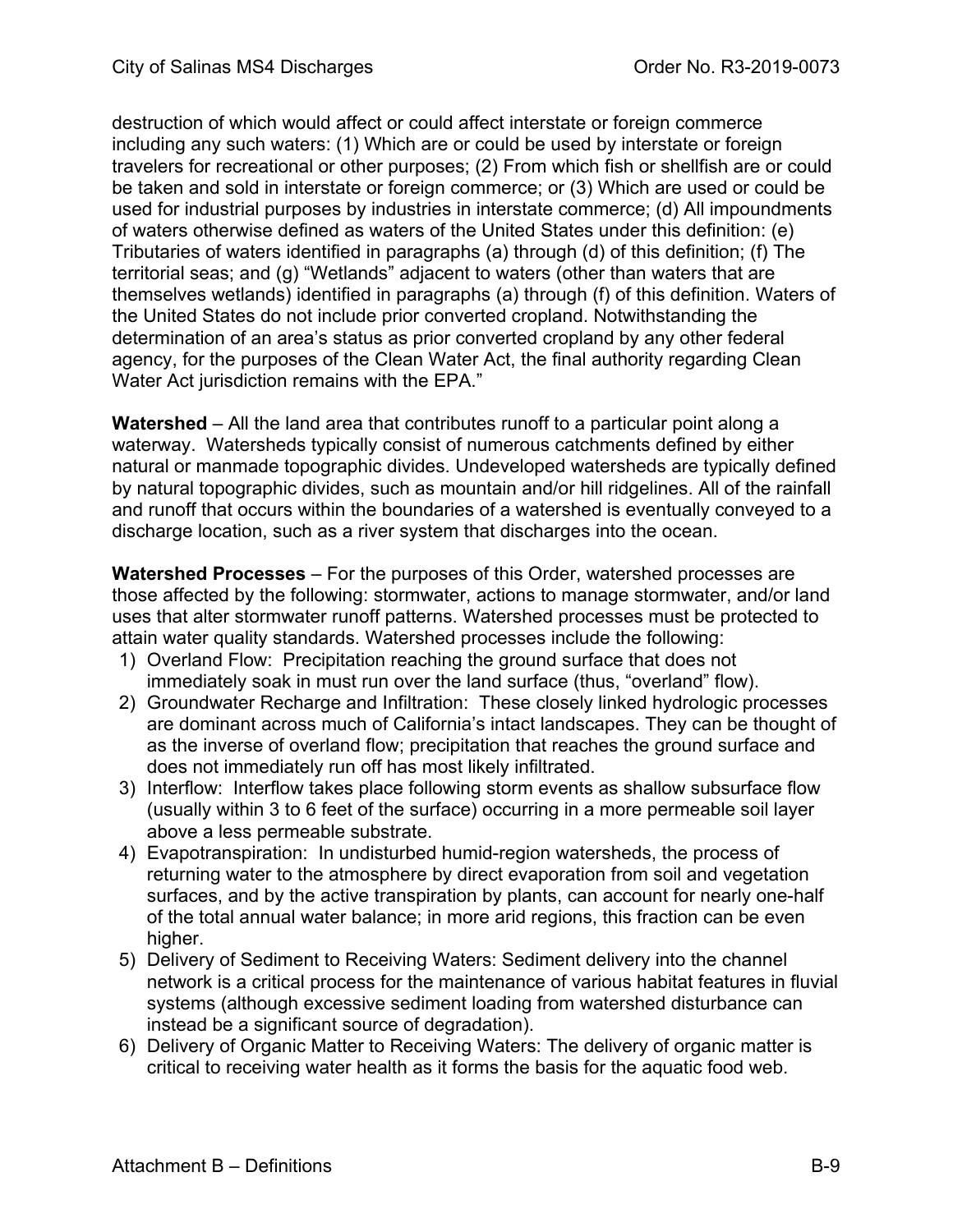destruction of which would affect or could affect interstate or foreign commerce including any such waters: (1) Which are or could be used by interstate or foreign travelers for recreational or other purposes; (2) From which fish or shellfish are or could be taken and sold in interstate or foreign commerce; or (3) Which are used or could be used for industrial purposes by industries in interstate commerce; (d) All impoundments of waters otherwise defined as waters of the United States under this definition: (e) Tributaries of waters identified in paragraphs (a) through (d) of this definition; (f) The territorial seas; and (g) "Wetlands" adjacent to waters (other than waters that are themselves wetlands) identified in paragraphs (a) through (f) of this definition. Waters of the United States do not include prior converted cropland. Notwithstanding the determination of an area's status as prior converted cropland by any other federal agency, for the purposes of the Clean Water Act, the final authority regarding Clean Water Act jurisdiction remains with the EPA."

**Watershed** – All the land area that contributes runoff to a particular point along a waterway. Watersheds typically consist of numerous catchments defined by either natural or manmade topographic divides. Undeveloped watersheds are typically defined by natural topographic divides, such as mountain and/or hill ridgelines. All of the rainfall and runoff that occurs within the boundaries of a watershed is eventually conveyed to a discharge location, such as a river system that discharges into the ocean.

**Watershed Processes** – For the purposes of this Order, watershed processes are those affected by the following: stormwater, actions to manage stormwater, and/or land uses that alter stormwater runoff patterns. Watershed processes must be protected to attain water quality standards. Watershed processes include the following:

1) Overland Flow: Precipitation reaching the ground surface that does not immediately soak in must run over the land surface (thus, "overland" flow).
2) Groundwater Recharge and Infiltration: These closely linked hydrologic processes are dominant across much of California's intact landscapes. They can be thought of as the inverse of overland flow; precipitation that reaches the ground surface and does not immediately run off has most likely infiltrated.
3) Interflow: Interflow takes place following storm events as shallow subsurface flow (usually within 3 to 6 feet of the surface) occurring in a more permeable soil layer above a less permeable substrate.
4) Evapotranspiration: In undisturbed humid-region watersheds, the process of returning water to the atmosphere by direct evaporation from soil and vegetation surfaces, and by the active transpiration by plants, can account for nearly one-half of the total annual water balance; in more arid regions, this fraction can be even higher.
5) Delivery of Sediment to Receiving Waters: Sediment delivery into the channel network is a critical process for the maintenance of various habitat features in fluvial systems (although excessive sediment loading from watershed disturbance can instead be a significant source of degradation).
6) Delivery of Organic Matter to Receiving Waters: The delivery of organic matter is critical to receiving water health as it forms the basis for the aquatic food web.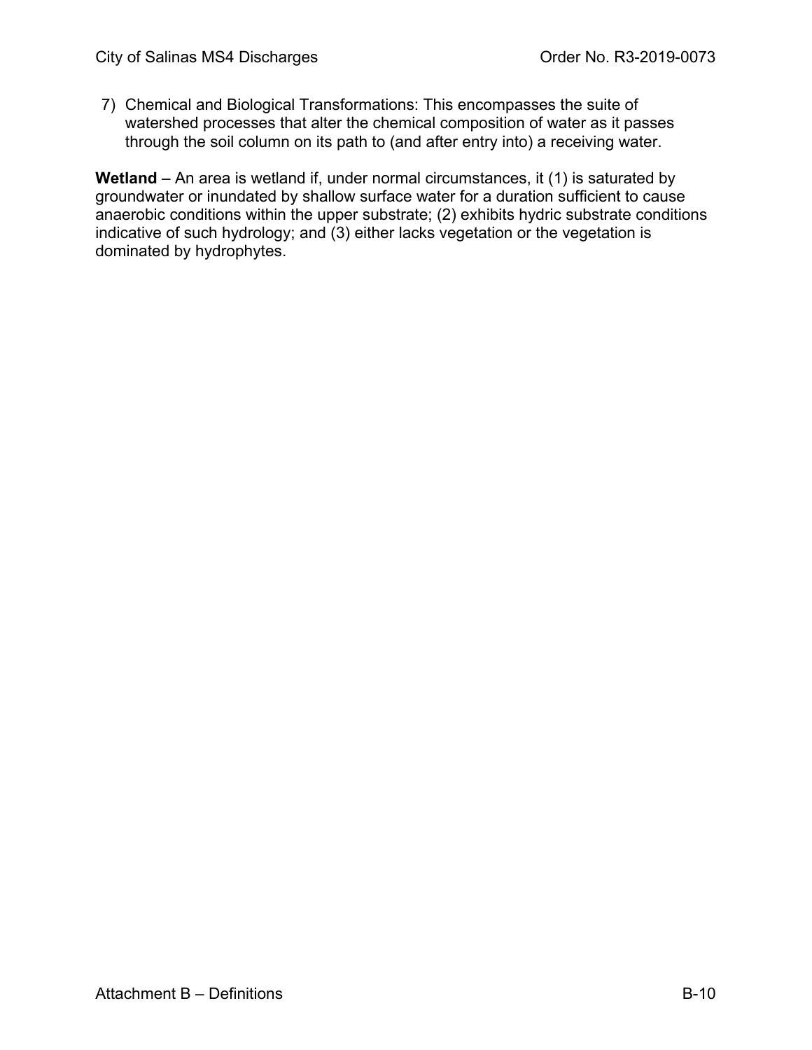7) Chemical and Biological Transformations: This encompasses the suite of watershed processes that alter the chemical composition of water as it passes through the soil column on its path to (and after entry into) a receiving water.

**Wetland** – An area is wetland if, under normal circumstances, it (1) is saturated by groundwater or inundated by shallow surface water for a duration sufficient to cause anaerobic conditions within the upper substrate; (2) exhibits hydric substrate conditions indicative of such hydrology; and (3) either lacks vegetation or the vegetation is dominated by hydrophytes.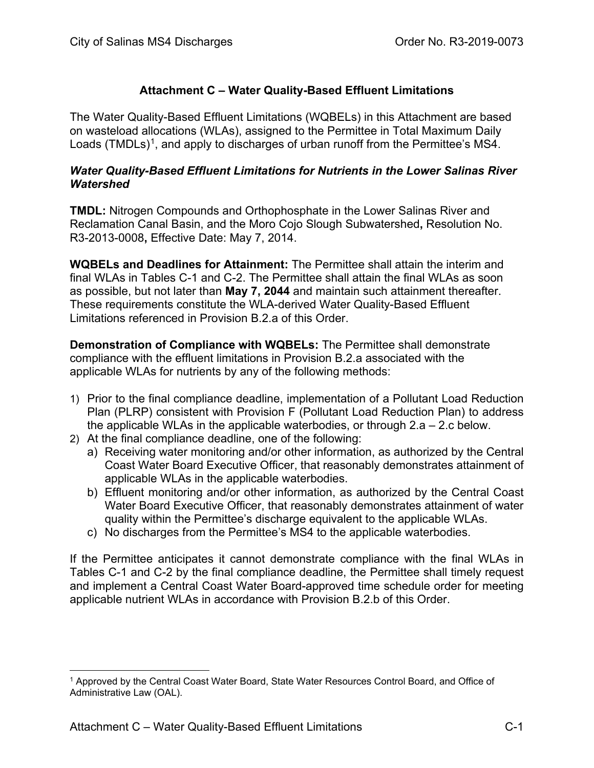## Attachment C – Water Quality-Based Effluent Limitations

The Water Quality-Based Effluent Limitations (WQBELs) in this Attachment are based on wasteload allocations (WLAs), assigned to the Permittee in Total Maximum Daily Loads (TMDLs)[1], and apply to discharges of urban runoff from the Permittee's MS4.

### *Water Quality-Based Effluent Limitations for Nutrients in the Lower Salinas River Watershed*

**TMDL:** Nitrogen Compounds and Orthophosphate in the Lower Salinas River and Reclamation Canal Basin, and the Moro Cojo Slough Subwatershed**,** Resolution No. R3-2013-0008**,** Effective Date: May 7, 2014.

**WQBELs and Deadlines for Attainment:** The Permittee shall attain the interim and final WLAs in Tables C-1 and C-2. The Permittee shall attain the final WLAs as soon as possible, but not later than **May 7, 2044** and maintain such attainment thereafter. These requirements constitute the WLA-derived Water Quality-Based Effluent Limitations referenced in Provision B.2.a of this Order.

**Demonstration of Compliance with WQBELs:** The Permittee shall demonstrate compliance with the effluent limitations in Provision B.2.a associated with the applicable WLAs for nutrients by any of the following methods:

1) Prior to the final compliance deadline, implementation of a Pollutant Load Reduction Plan (PLRP) consistent with Provision F (Pollutant Load Reduction Plan) to address the applicable WLAs in the applicable waterbodies, or through 2.a – 2.c below.
2) At the final compliance deadline, one of the following:
   a) Receiving water monitoring and/or other information, as authorized by the Central Coast Water Board Executive Officer, that reasonably demonstrates attainment of applicable WLAs in the applicable waterbodies.
   b) Effluent monitoring and/or other information, as authorized by the Central Coast Water Board Executive Officer, that reasonably demonstrates attainment of water quality within the Permittee's discharge equivalent to the applicable WLAs.
   c) No discharges from the Permittee's MS4 to the applicable waterbodies.

If the Permittee anticipates it cannot demonstrate compliance with the final WLAs in Tables C-1 and C-2 by the final compliance deadline, the Permittee shall timely request and implement a Central Coast Water Board-approved time schedule order for meeting applicable nutrient WLAs in accordance with Provision B.2.b of this Order.

[1] Approved by the Central Coast Water Board, State Water Resources Control Board, and Office of Administrative Law (OAL).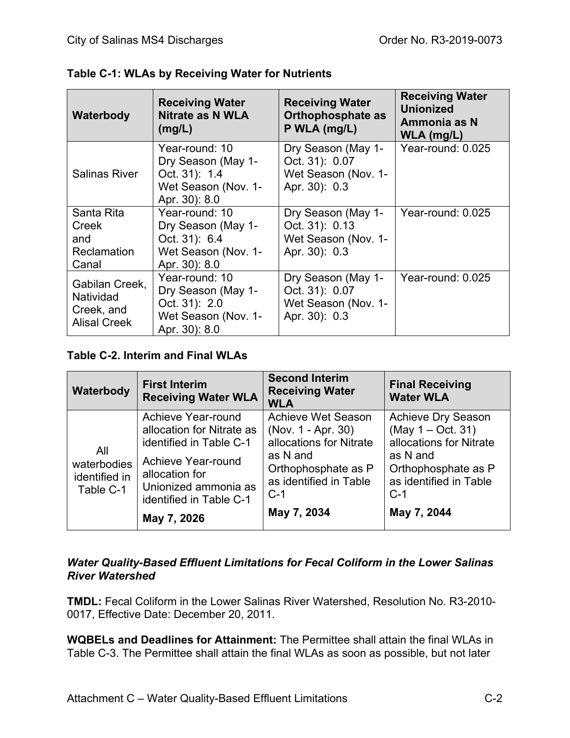**Table C-1: WLAs by Receiving Water for Nutrients**

| Waterbody | Receiving Water Nitrate as N WLA (mg/L) | Receiving Water Orthophosphate as P WLA (mg/L) | Receiving Water Unionized Ammonia as N WLA (mg/L) |
|---|---|---|---|
| Salinas River | Year-round: 10<br>Dry Season (May 1-Oct. 31): 1.4<br>Wet Season (Nov. 1-Apr. 30): 8.0 | Dry Season (May 1-Oct. 31): 0.07<br>Wet Season (Nov. 1-Apr. 30): 0.3 | Year-round: 0.025 |
| Santa Rita Creek and Reclamation Canal | Year-round: 10<br>Dry Season (May 1-Oct. 31): 6.4<br>Wet Season (Nov. 1-Apr. 30): 8.0 | Dry Season (May 1-Oct. 31): 0.13<br>Wet Season (Nov. 1-Apr. 30): 0.3 | Year-round: 0.025 |
| Gabilan Creek, Natividad Creek, and Alisal Creek | Year-round: 10<br>Dry Season (May 1-Oct. 31): 2.0<br>Wet Season (Nov. 1-Apr. 30): 8.0 | Dry Season (May 1-Oct. 31): 0.07<br>Wet Season (Nov. 1-Apr. 30): 0.3 | Year-round: 0.025 |

**Table C-2. Interim and Final WLAs**

| Waterbody | First Interim Receiving Water WLA | Second Interim Receiving Water WLA | Final Receiving Water WLA |
|---|---|---|---|
| All waterbodies identified in Table C-1 | Achieve Year-round allocation for Nitrate as identified in Table C-1<br>Achieve Year-round allocation for Unionized ammonia as identified in Table C-1<br>**May 7, 2026** | Achieve Wet Season (Nov. 1 - Apr. 30) allocations for Nitrate as N and Orthophosphate as P as identified in Table C-1<br>**May 7, 2034** | Achieve Dry Season (May 1 – Oct. 31) allocations for Nitrate as N and Orthophosphate as P as identified in Table C-1<br>**May 7, 2044** |

### *Water Quality-Based Effluent Limitations for Fecal Coliform in the Lower Salinas River Watershed*

**TMDL:** Fecal Coliform in the Lower Salinas River Watershed, Resolution No. R3-2010-0017, Effective Date: December 20, 2011.

**WQBELs and Deadlines for Attainment:** The Permittee shall attain the final WLAs in Table C-3. The Permittee shall attain the final WLAs as soon as possible, but not later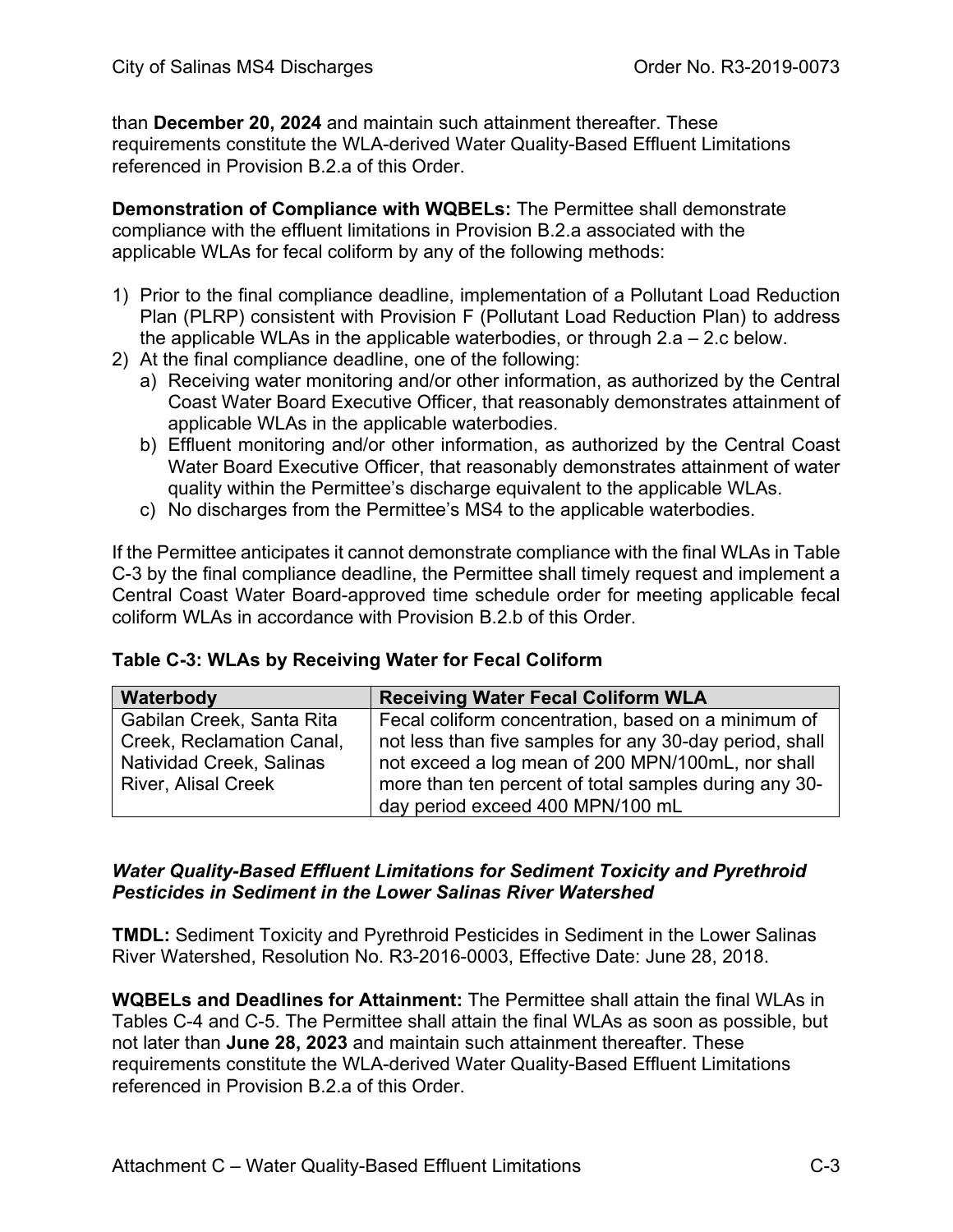than **December 20, 2024** and maintain such attainment thereafter. These requirements constitute the WLA-derived Water Quality-Based Effluent Limitations referenced in Provision B.2.a of this Order.

**Demonstration of Compliance with WQBELs:** The Permittee shall demonstrate compliance with the effluent limitations in Provision B.2.a associated with the applicable WLAs for fecal coliform by any of the following methods:

1) Prior to the final compliance deadline, implementation of a Pollutant Load Reduction Plan (PLRP) consistent with Provision F (Pollutant Load Reduction Plan) to address the applicable WLAs in the applicable waterbodies, or through 2.a – 2.c below.
2) At the final compliance deadline, one of the following:
   a) Receiving water monitoring and/or other information, as authorized by the Central Coast Water Board Executive Officer, that reasonably demonstrates attainment of applicable WLAs in the applicable waterbodies.
   b) Effluent monitoring and/or other information, as authorized by the Central Coast Water Board Executive Officer, that reasonably demonstrates attainment of water quality within the Permittee's discharge equivalent to the applicable WLAs.
   c) No discharges from the Permittee's MS4 to the applicable waterbodies.

If the Permittee anticipates it cannot demonstrate compliance with the final WLAs in Table C-3 by the final compliance deadline, the Permittee shall timely request and implement a Central Coast Water Board-approved time schedule order for meeting applicable fecal coliform WLAs in accordance with Provision B.2.b of this Order.

**Table C-3: WLAs by Receiving Water for Fecal Coliform**

| Waterbody | Receiving Water Fecal Coliform WLA |
|---|---|
| Gabilan Creek, Santa Rita Creek, Reclamation Canal, Natividad Creek, Salinas River, Alisal Creek | Fecal coliform concentration, based on a minimum of not less than five samples for any 30-day period, shall not exceed a log mean of 200 MPN/100mL, nor shall more than ten percent of total samples during any 30-day period exceed 400 MPN/100 mL |

***Water Quality-Based Effluent Limitations for Sediment Toxicity and Pyrethroid Pesticides in Sediment in the Lower Salinas River Watershed***

**TMDL:** Sediment Toxicity and Pyrethroid Pesticides in Sediment in the Lower Salinas River Watershed, Resolution No. R3-2016-0003, Effective Date: June 28, 2018.

**WQBELs and Deadlines for Attainment:** The Permittee shall attain the final WLAs in Tables C-4 and C-5. The Permittee shall attain the final WLAs as soon as possible, but not later than **June 28, 2023** and maintain such attainment thereafter. These requirements constitute the WLA-derived Water Quality-Based Effluent Limitations referenced in Provision B.2.a of this Order.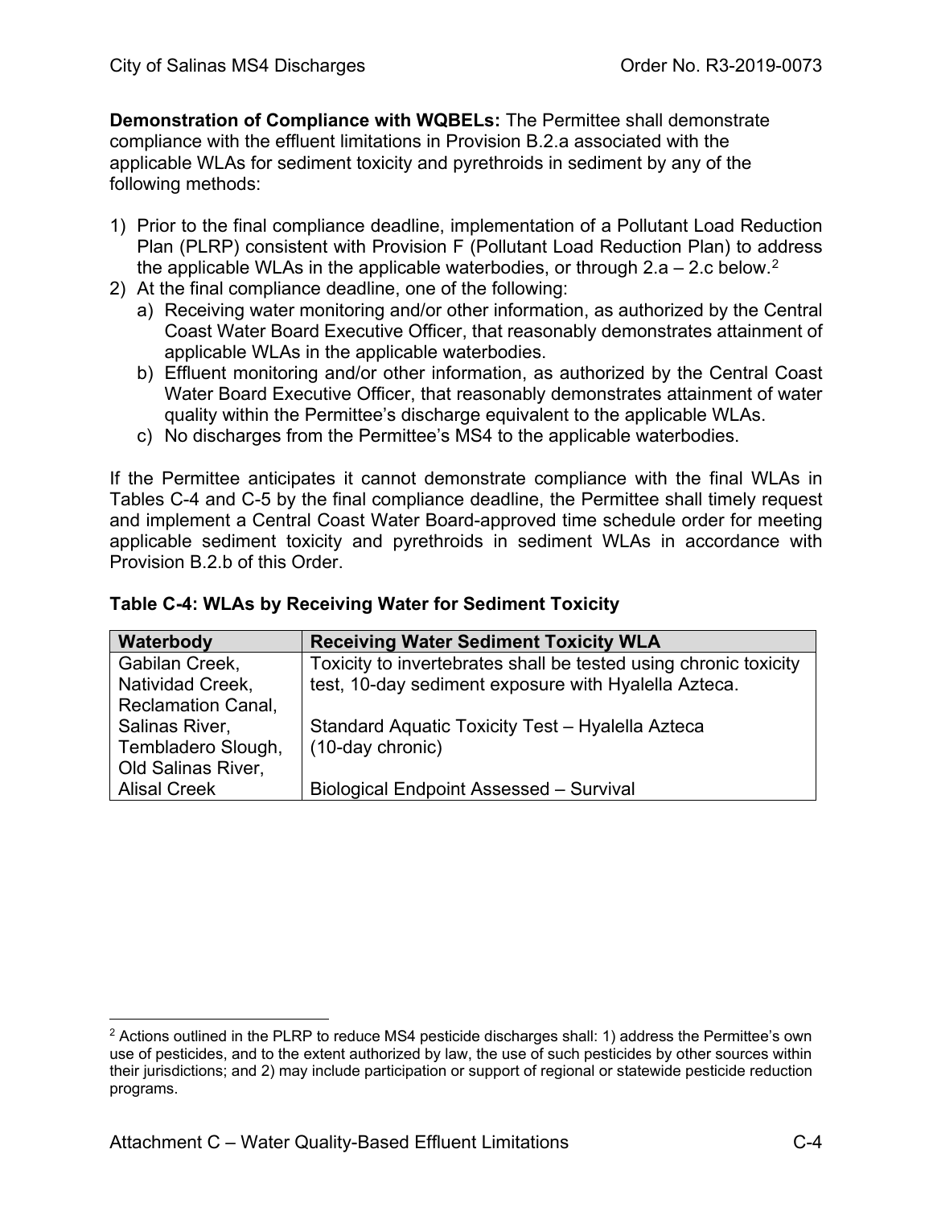**Demonstration of Compliance with WQBELs:** The Permittee shall demonstrate compliance with the effluent limitations in Provision B.2.a associated with the applicable WLAs for sediment toxicity and pyrethroids in sediment by any of the following methods:

1) Prior to the final compliance deadline, implementation of a Pollutant Load Reduction Plan (PLRP) consistent with Provision F (Pollutant Load Reduction Plan) to address the applicable WLAs in the applicable waterbodies, or through 2.a – 2.c below.[2]
2) At the final compliance deadline, one of the following:
   a) Receiving water monitoring and/or other information, as authorized by the Central Coast Water Board Executive Officer, that reasonably demonstrates attainment of applicable WLAs in the applicable waterbodies.
   b) Effluent monitoring and/or other information, as authorized by the Central Coast Water Board Executive Officer, that reasonably demonstrates attainment of water quality within the Permittee's discharge equivalent to the applicable WLAs.
   c) No discharges from the Permittee's MS4 to the applicable waterbodies.

If the Permittee anticipates it cannot demonstrate compliance with the final WLAs in Tables C-4 and C-5 by the final compliance deadline, the Permittee shall timely request and implement a Central Coast Water Board-approved time schedule order for meeting applicable sediment toxicity and pyrethroids in sediment WLAs in accordance with Provision B.2.b of this Order.

**Table C-4: WLAs by Receiving Water for Sediment Toxicity**

| Waterbody | Receiving Water Sediment Toxicity WLA |
|---|---|
| Gabilan Creek, Natividad Creek, Reclamation Canal, Salinas River, Tembladero Slough, Old Salinas River, Alisal Creek | Toxicity to invertebrates shall be tested using chronic toxicity test, 10-day sediment exposure with Hyalella Azteca.<br><br>Standard Aquatic Toxicity Test – Hyalella Azteca (10-day chronic)<br><br>Biological Endpoint Assessed – Survival |

[2] Actions outlined in the PLRP to reduce MS4 pesticide discharges shall: 1) address the Permittee's own use of pesticides, and to the extent authorized by law, the use of such pesticides by other sources within their jurisdictions; and 2) may include participation or support of regional or statewide pesticide reduction programs.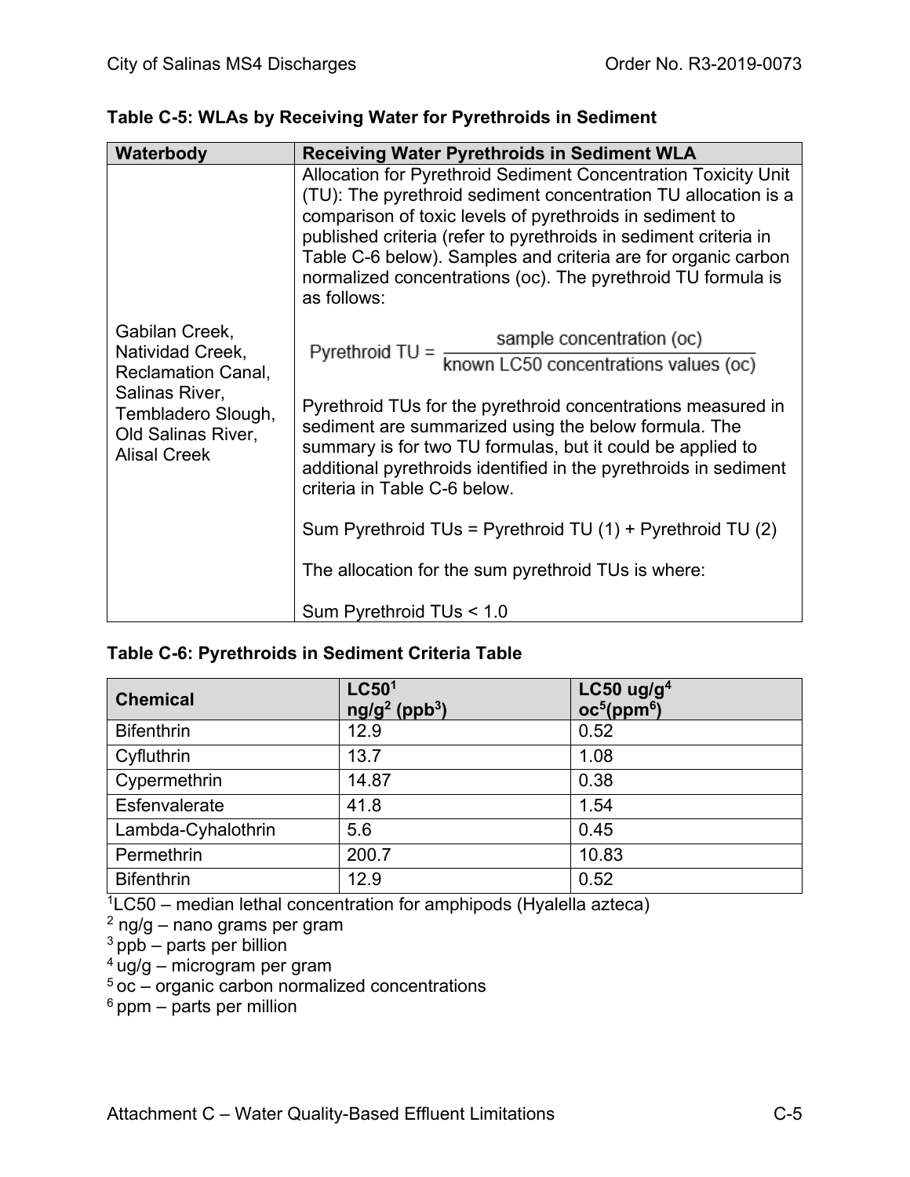**Table C-5: WLAs by Receiving Water for Pyrethroids in Sediment**

| Waterbody | Receiving Water Pyrethroids in Sediment WLA |
|---|---|
| Gabilan Creek, Natividad Creek, Reclamation Canal, Salinas River, Tembladero Slough, Old Salinas River, Alisal Creek | Allocation for Pyrethroid Sediment Concentration Toxicity Unit (TU): The pyrethroid sediment concentration TU allocation is a comparison of toxic levels of pyrethroids in sediment to published criteria (refer to pyrethroids in sediment criteria in Table C-6 below). Samples and criteria are for organic carbon normalized concentrations (oc). The pyrethroid TU formula is as follows: <br><br> $\text{Pyrethroid TU} = \frac{\text{sample concentration (oc)}}{\text{known LC50 concentrations values (oc)}}$ <br><br> Pyrethroid TUs for the pyrethroid concentrations measured in sediment are summarized using the below formula. The summary is for two TU formulas, but it could be applied to additional pyrethroids identified in the pyrethroids in sediment criteria in Table C-6 below. <br><br> Sum Pyrethroid TUs = Pyrethroid TU (1) + Pyrethroid TU (2) <br><br> The allocation for the sum pyrethroid TUs is where: <br><br> Sum Pyrethroid TUs < 1.0 |

**Table C-6: Pyrethroids in Sediment Criteria Table**

| Chemical | LC50[1] ng/g[2] (ppb[3]) | LC50 ug/g[4] oc[5](ppm[6]) |
|---|---|---|
| Bifenthrin | 12.9 | 0.52 |
| Cyfluthrin | 13.7 | 1.08 |
| Cypermethrin | 14.87 | 0.38 |
| Esfenvalerate | 41.8 | 1.54 |
| Lambda-Cyhalothrin | 5.6 | 0.45 |
| Permethrin | 200.7 | 10.83 |
| Bifenthrin | 12.9 | 0.52 |

[1]LC50 – median lethal concentration for amphipods (Hyalella azteca)
[2] ng/g – nano grams per gram
[3] ppb – parts per billion
[4] ug/g – microgram per gram
[5] oc – organic carbon normalized concentrations
[6] ppm – parts per million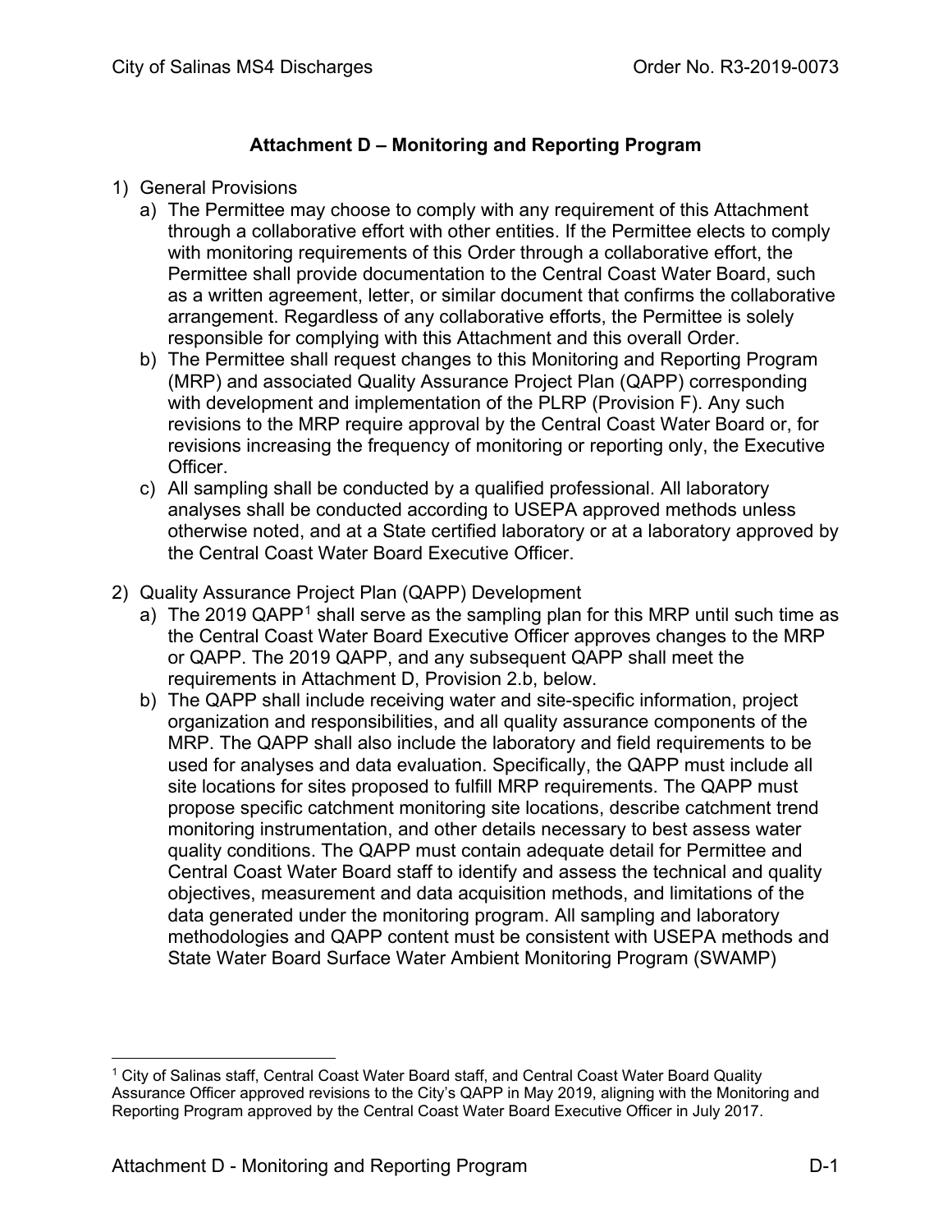# Attachment D – Monitoring and Reporting Program

1) General Provisions
   a) The Permittee may choose to comply with any requirement of this Attachment through a collaborative effort with other entities. If the Permittee elects to comply with monitoring requirements of this Order through a collaborative effort, the Permittee shall provide documentation to the Central Coast Water Board, such as a written agreement, letter, or similar document that confirms the collaborative arrangement. Regardless of any collaborative efforts, the Permittee is solely responsible for complying with this Attachment and this overall Order.
   b) The Permittee shall request changes to this Monitoring and Reporting Program (MRP) and associated Quality Assurance Project Plan (QAPP) corresponding with development and implementation of the PLRP (Provision F). Any such revisions to the MRP require approval by the Central Coast Water Board or, for revisions increasing the frequency of monitoring or reporting only, the Executive Officer.
   c) All sampling shall be conducted by a qualified professional. All laboratory analyses shall be conducted according to USEPA approved methods unless otherwise noted, and at a State certified laboratory or at a laboratory approved by the Central Coast Water Board Executive Officer.

2) Quality Assurance Project Plan (QAPP) Development
   a) The 2019 QAPP[1] shall serve as the sampling plan for this MRP until such time as the Central Coast Water Board Executive Officer approves changes to the MRP or QAPP. The 2019 QAPP, and any subsequent QAPP shall meet the requirements in Attachment D, Provision 2.b, below.
   b) The QAPP shall include receiving water and site-specific information, project organization and responsibilities, and all quality assurance components of the MRP. The QAPP shall also include the laboratory and field requirements to be used for analyses and data evaluation. Specifically, the QAPP must include all site locations for sites proposed to fulfill MRP requirements. The QAPP must propose specific catchment monitoring site locations, describe catchment trend monitoring instrumentation, and other details necessary to best assess water quality conditions. The QAPP must contain adequate detail for Permittee and Central Coast Water Board staff to identify and assess the technical and quality objectives, measurement and data acquisition methods, and limitations of the data generated under the monitoring program. All sampling and laboratory methodologies and QAPP content must be consistent with USEPA methods and State Water Board Surface Water Ambient Monitoring Program (SWAMP)

[1] City of Salinas staff, Central Coast Water Board staff, and Central Coast Water Board Quality Assurance Officer approved revisions to the City's QAPP in May 2019, aligning with the Monitoring and Reporting Program approved by the Central Coast Water Board Executive Officer in July 2017.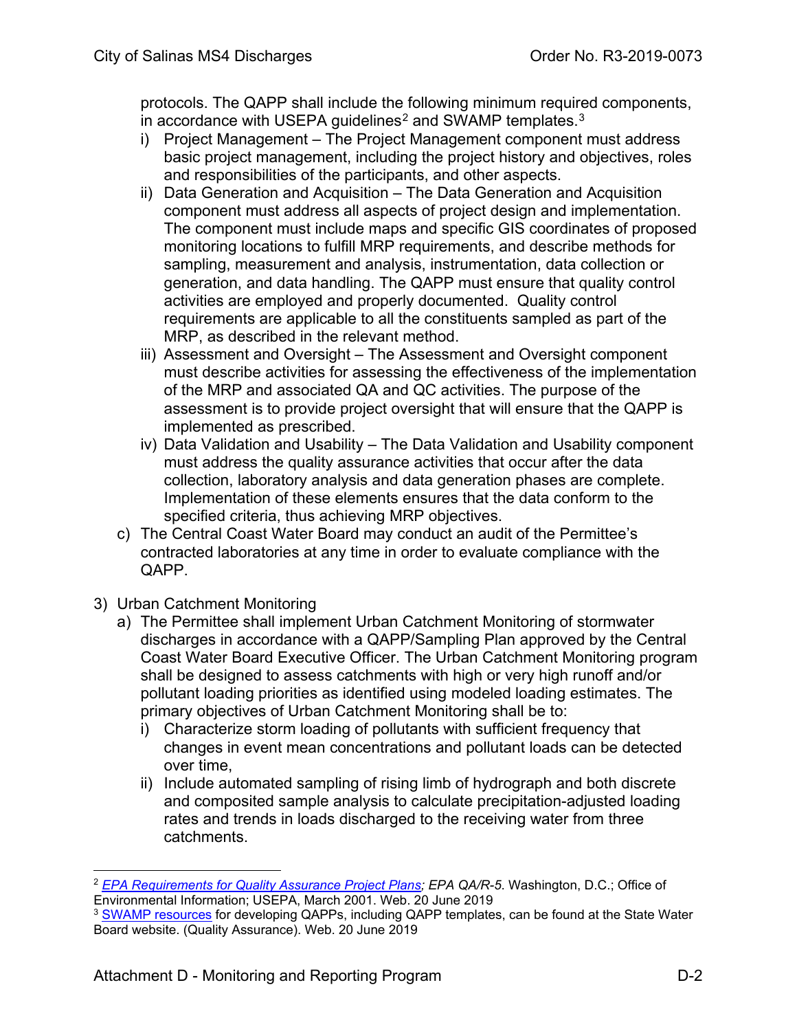protocols. The QAPP shall include the following minimum required components, in accordance with USEPA guidelines[2] and SWAMP templates.[3]

i) Project Management – The Project Management component must address basic project management, including the project history and objectives, roles and responsibilities of the participants, and other aspects.

ii) Data Generation and Acquisition – The Data Generation and Acquisition component must address all aspects of project design and implementation. The component must include maps and specific GIS coordinates of proposed monitoring locations to fulfill MRP requirements, and describe methods for sampling, measurement and analysis, instrumentation, data collection or generation, and data handling. The QAPP must ensure that quality control activities are employed and properly documented. Quality control requirements are applicable to all the constituents sampled as part of the MRP, as described in the relevant method.

iii) Assessment and Oversight – The Assessment and Oversight component must describe activities for assessing the effectiveness of the implementation of the MRP and associated QA and QC activities. The purpose of the assessment is to provide project oversight that will ensure that the QAPP is implemented as prescribed.

iv) Data Validation and Usability – The Data Validation and Usability component must address the quality assurance activities that occur after the data collection, laboratory analysis and data generation phases are complete. Implementation of these elements ensures that the data conform to the specified criteria, thus achieving MRP objectives.

c) The Central Coast Water Board may conduct an audit of the Permittee's contracted laboratories at any time in order to evaluate compliance with the QAPP.

3) Urban Catchment Monitoring

a) The Permittee shall implement Urban Catchment Monitoring of stormwater discharges in accordance with a QAPP/Sampling Plan approved by the Central Coast Water Board Executive Officer. The Urban Catchment Monitoring program shall be designed to assess catchments with high or very high runoff and/or pollutant loading priorities as identified using modeled loading estimates. The primary objectives of Urban Catchment Monitoring shall be to:

i) Characterize storm loading of pollutants with sufficient frequency that changes in event mean concentrations and pollutant loads can be detected over time,

ii) Include automated sampling of rising limb of hydrograph and both discrete and composited sample analysis to calculate precipitation-adjusted loading rates and trends in loads discharged to the receiving water from three catchments.

---

[2] *EPA Requirements for Quality Assurance Project Plans; EPA QA/R-5*. Washington, D.C.; Office of Environmental Information; USEPA, March 2001. Web. 20 June 2019

[3] SWAMP resources for developing QAPPs, including QAPP templates, can be found at the State Water Board website. (Quality Assurance). Web. 20 June 2019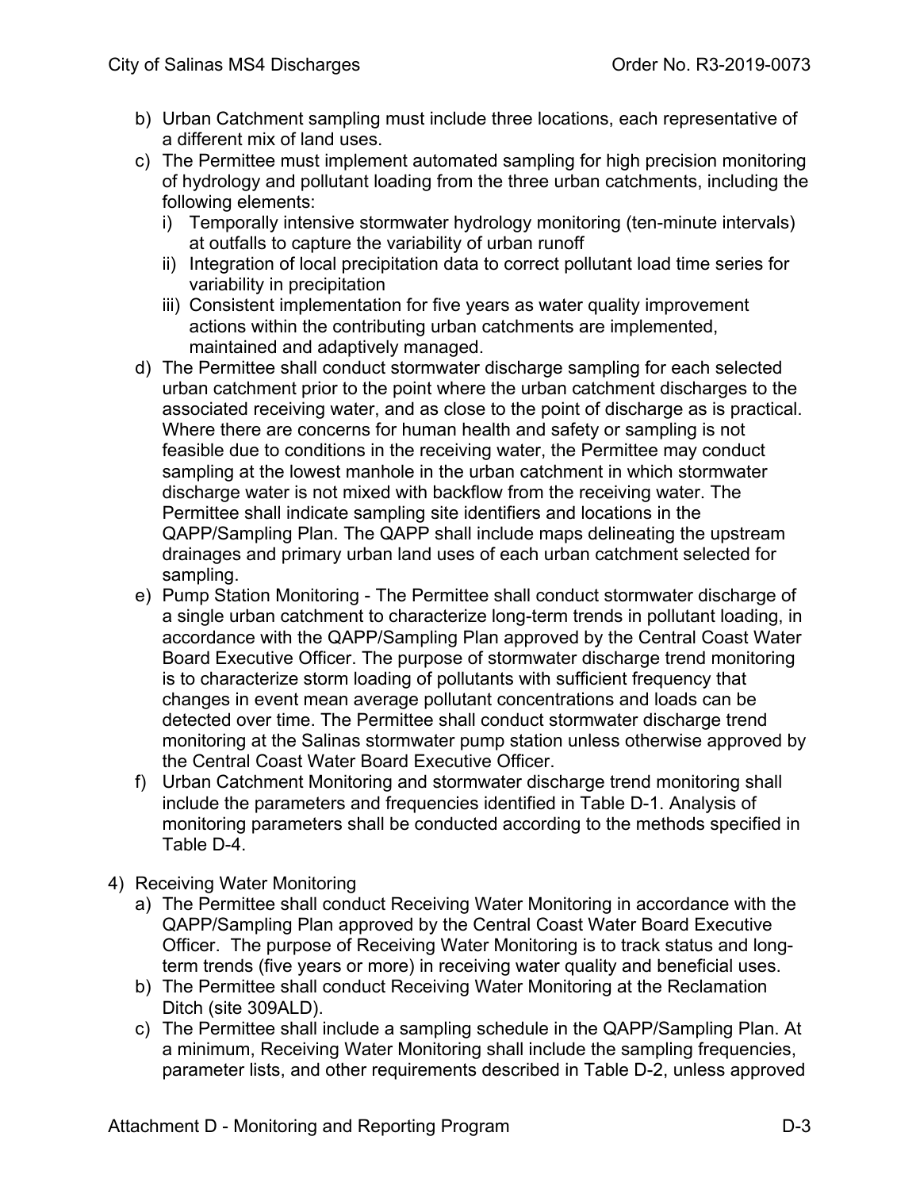b) Urban Catchment sampling must include three locations, each representative of a different mix of land uses.
c) The Permittee must implement automated sampling for high precision monitoring of hydrology and pollutant loading from the three urban catchments, including the following elements:
    i) Temporally intensive stormwater hydrology monitoring (ten-minute intervals) at outfalls to capture the variability of urban runoff
    ii) Integration of local precipitation data to correct pollutant load time series for variability in precipitation
    iii) Consistent implementation for five years as water quality improvement actions within the contributing urban catchments are implemented, maintained and adaptively managed.
d) The Permittee shall conduct stormwater discharge sampling for each selected urban catchment prior to the point where the urban catchment discharges to the associated receiving water, and as close to the point of discharge as is practical. Where there are concerns for human health and safety or sampling is not feasible due to conditions in the receiving water, the Permittee may conduct sampling at the lowest manhole in the urban catchment in which stormwater discharge water is not mixed with backflow from the receiving water. The Permittee shall indicate sampling site identifiers and locations in the QAPP/Sampling Plan. The QAPP shall include maps delineating the upstream drainages and primary urban land uses of each urban catchment selected for sampling.
e) Pump Station Monitoring - The Permittee shall conduct stormwater discharge of a single urban catchment to characterize long-term trends in pollutant loading, in accordance with the QAPP/Sampling Plan approved by the Central Coast Water Board Executive Officer. The purpose of stormwater discharge trend monitoring is to characterize storm loading of pollutants with sufficient frequency that changes in event mean average pollutant concentrations and loads can be detected over time. The Permittee shall conduct stormwater discharge trend monitoring at the Salinas stormwater pump station unless otherwise approved by the Central Coast Water Board Executive Officer.
f) Urban Catchment Monitoring and stormwater discharge trend monitoring shall include the parameters and frequencies identified in Table D-1. Analysis of monitoring parameters shall be conducted according to the methods specified in Table D-4.

4) Receiving Water Monitoring
    a) The Permittee shall conduct Receiving Water Monitoring in accordance with the QAPP/Sampling Plan approved by the Central Coast Water Board Executive Officer. The purpose of Receiving Water Monitoring is to track status and long-term trends (five years or more) in receiving water quality and beneficial uses.
    b) The Permittee shall conduct Receiving Water Monitoring at the Reclamation Ditch (site 309ALD).
    c) The Permittee shall include a sampling schedule in the QAPP/Sampling Plan. At a minimum, Receiving Water Monitoring shall include the sampling frequencies, parameter lists, and other requirements described in Table D-2, unless approved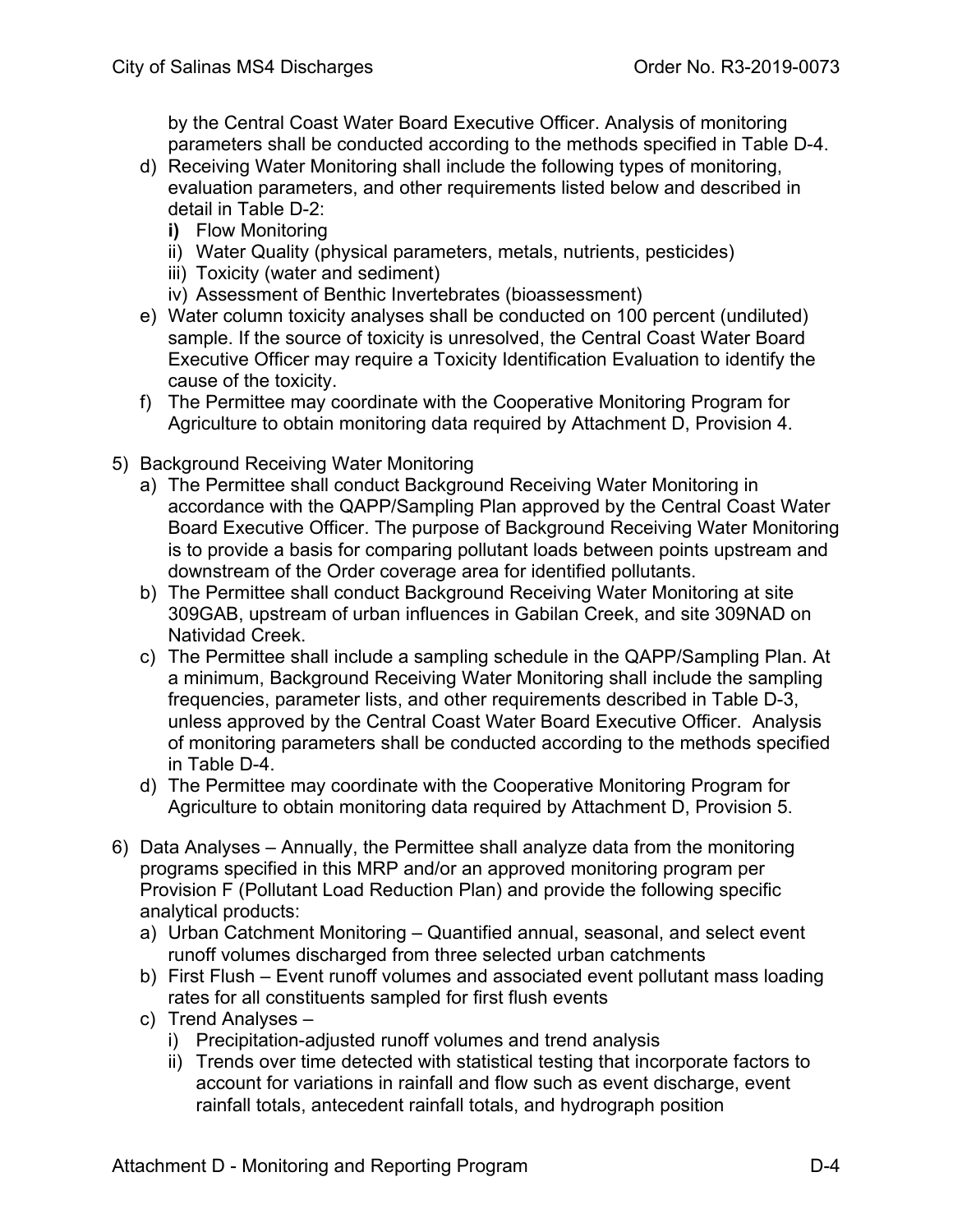by the Central Coast Water Board Executive Officer. Analysis of monitoring parameters shall be conducted according to the methods specified in Table D-4.

d) Receiving Water Monitoring shall include the following types of monitoring, evaluation parameters, and other requirements listed below and described in detail in Table D-2:
   - **i)** Flow Monitoring
   - ii) Water Quality (physical parameters, metals, nutrients, pesticides)
   - iii) Toxicity (water and sediment)
   - iv) Assessment of Benthic Invertebrates (bioassessment)

e) Water column toxicity analyses shall be conducted on 100 percent (undiluted) sample. If the source of toxicity is unresolved, the Central Coast Water Board Executive Officer may require a Toxicity Identification Evaluation to identify the cause of the toxicity.

f) The Permittee may coordinate with the Cooperative Monitoring Program for Agriculture to obtain monitoring data required by Attachment D, Provision 4.

5) Background Receiving Water Monitoring

a) The Permittee shall conduct Background Receiving Water Monitoring in accordance with the QAPP/Sampling Plan approved by the Central Coast Water Board Executive Officer. The purpose of Background Receiving Water Monitoring is to provide a basis for comparing pollutant loads between points upstream and downstream of the Order coverage area for identified pollutants.

b) The Permittee shall conduct Background Receiving Water Monitoring at site 309GAB, upstream of urban influences in Gabilan Creek, and site 309NAD on Natividad Creek.

c) The Permittee shall include a sampling schedule in the QAPP/Sampling Plan. At a minimum, Background Receiving Water Monitoring shall include the sampling frequencies, parameter lists, and other requirements described in Table D-3, unless approved by the Central Coast Water Board Executive Officer. Analysis of monitoring parameters shall be conducted according to the methods specified in Table D-4.

d) The Permittee may coordinate with the Cooperative Monitoring Program for Agriculture to obtain monitoring data required by Attachment D, Provision 5.

6) Data Analyses – Annually, the Permittee shall analyze data from the monitoring programs specified in this MRP and/or an approved monitoring program per Provision F (Pollutant Load Reduction Plan) and provide the following specific analytical products:

a) Urban Catchment Monitoring – Quantified annual, seasonal, and select event runoff volumes discharged from three selected urban catchments

b) First Flush – Event runoff volumes and associated event pollutant mass loading rates for all constituents sampled for first flush events

c) Trend Analyses –
   - i) Precipitation-adjusted runoff volumes and trend analysis
   - ii) Trends over time detected with statistical testing that incorporate factors to account for variations in rainfall and flow such as event discharge, event rainfall totals, antecedent rainfall totals, and hydrograph position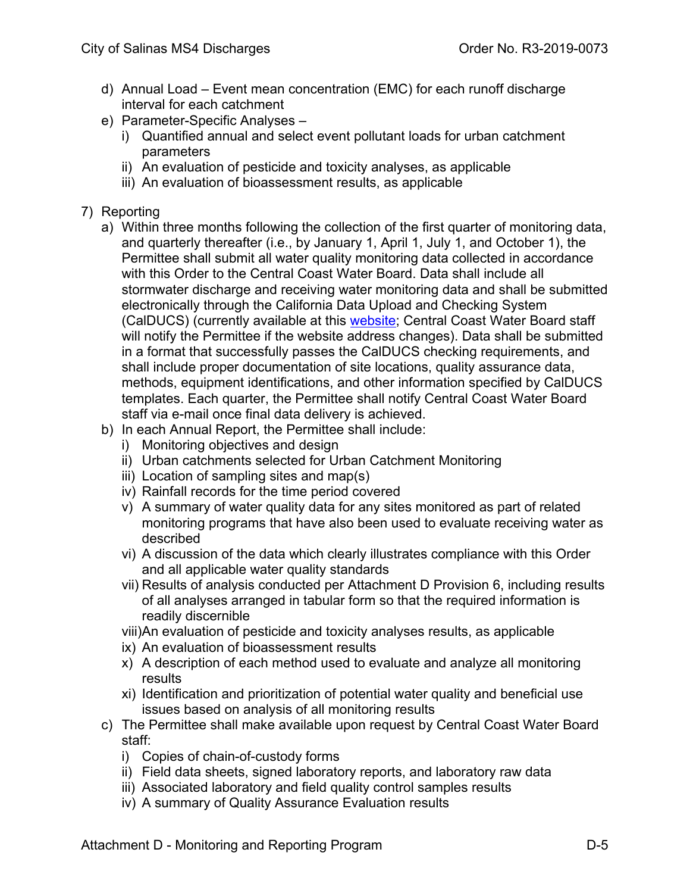d) Annual Load – Event mean concentration (EMC) for each runoff discharge interval for each catchment
e) Parameter-Specific Analyses –
   i) Quantified annual and select event pollutant loads for urban catchment parameters
   ii) An evaluation of pesticide and toxicity analyses, as applicable
   iii) An evaluation of bioassessment results, as applicable

7) Reporting
   a) Within three months following the collection of the first quarter of monitoring data, and quarterly thereafter (i.e., by January 1, April 1, July 1, and October 1), the Permittee shall submit all water quality monitoring data collected in accordance with this Order to the Central Coast Water Board. Data shall include all stormwater discharge and receiving water monitoring data and shall be submitted electronically through the California Data Upload and Checking System (CalDUCS) (currently available at this website; Central Coast Water Board staff will notify the Permittee if the website address changes). Data shall be submitted in a format that successfully passes the CalDUCS checking requirements, and shall include proper documentation of site locations, quality assurance data, methods, equipment identifications, and other information specified by CalDUCS templates. Each quarter, the Permittee shall notify Central Coast Water Board staff via e-mail once final data delivery is achieved.
   b) In each Annual Report, the Permittee shall include:
      i) Monitoring objectives and design
      ii) Urban catchments selected for Urban Catchment Monitoring
      iii) Location of sampling sites and map(s)
      iv) Rainfall records for the time period covered
      v) A summary of water quality data for any sites monitored as part of related monitoring programs that have also been used to evaluate receiving water as described
      vi) A discussion of the data which clearly illustrates compliance with this Order and all applicable water quality standards
      vii) Results of analysis conducted per Attachment D Provision 6, including results of all analyses arranged in tabular form so that the required information is readily discernible
      viii) An evaluation of pesticide and toxicity analyses results, as applicable
      ix) An evaluation of bioassessment results
      x) A description of each method used to evaluate and analyze all monitoring results
      xi) Identification and prioritization of potential water quality and beneficial use issues based on analysis of all monitoring results
   c) The Permittee shall make available upon request by Central Coast Water Board staff:
      i) Copies of chain-of-custody forms
      ii) Field data sheets, signed laboratory reports, and laboratory raw data
      iii) Associated laboratory and field quality control samples results
      iv) A summary of Quality Assurance Evaluation results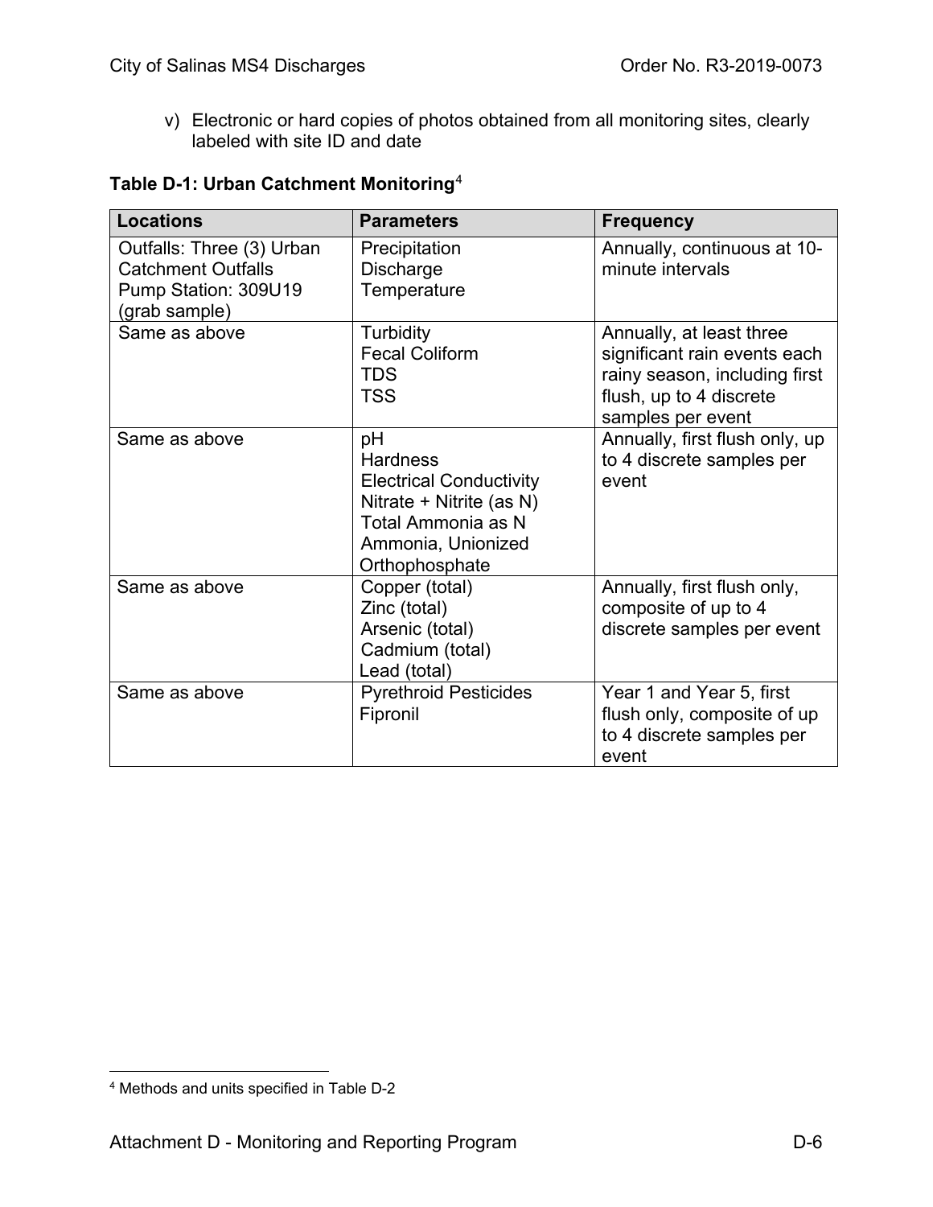v) Electronic or hard copies of photos obtained from all monitoring sites, clearly labeled with site ID and date

**Table D-1: Urban Catchment Monitoring**[4]

| Locations | Parameters | Frequency |
|---|---|---|
| Outfalls: Three (3) Urban Catchment Outfalls<br>Pump Station: 309U19 (grab sample) | Precipitation<br>Discharge<br>Temperature | Annually, continuous at 10-minute intervals |
| Same as above | Turbidity<br>Fecal Coliform<br>TDS<br>TSS | Annually, at least three significant rain events each rainy season, including first flush, up to 4 discrete samples per event |
| Same as above | pH<br>Hardness<br>Electrical Conductivity<br>Nitrate + Nitrite (as N)<br>Total Ammonia as N<br>Ammonia, Unionized<br>Orthophosphate | Annually, first flush only, up to 4 discrete samples per event |
| Same as above | Copper (total)<br>Zinc (total)<br>Arsenic (total)<br>Cadmium (total)<br>Lead (total) | Annually, first flush only, composite of up to 4 discrete samples per event |
| Same as above | Pyrethroid Pesticides<br>Fipronil | Year 1 and Year 5, first flush only, composite of up to 4 discrete samples per event |

[4] Methods and units specified in Table D-2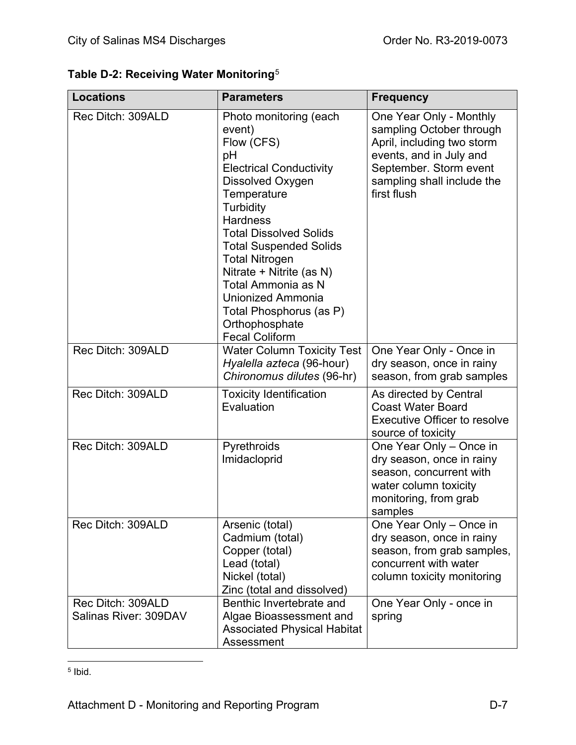**Table D-2: Receiving Water Monitoring**[5]

| Locations | Parameters | Frequency |
|---|---|---|
| Rec Ditch: 309ALD | Photo monitoring (each event)<br>Flow (CFS)<br>pH<br>Electrical Conductivity<br>Dissolved Oxygen<br>Temperature<br>Turbidity<br>Hardness<br>Total Dissolved Solids<br>Total Suspended Solids<br>Total Nitrogen<br>Nitrate + Nitrite (as N)<br>Total Ammonia as N<br>Unionized Ammonia<br>Total Phosphorus (as P)<br>Orthophosphate<br>Fecal Coliform | One Year Only - Monthly sampling October through April, including two storm events, and in July and September. Storm event sampling shall include the first flush |
| Rec Ditch: 309ALD | Water Column Toxicity Test<br>*Hyalella azteca* (96-hour)<br>*Chironomus dilutes* (96-hr) | One Year Only - Once in dry season, once in rainy season, from grab samples |
| Rec Ditch: 309ALD | Toxicity Identification Evaluation | As directed by Central Coast Water Board Executive Officer to resolve source of toxicity |
| Rec Ditch: 309ALD | Pyrethroids<br>Imidacloprid | One Year Only – Once in dry season, once in rainy season, concurrent with water column toxicity monitoring, from grab samples |
| Rec Ditch: 309ALD | Arsenic (total)<br>Cadmium (total)<br>Copper (total)<br>Lead (total)<br>Nickel (total)<br>Zinc (total and dissolved) | One Year Only – Once in dry season, once in rainy season, from grab samples, concurrent with water column toxicity monitoring |
| Rec Ditch: 309ALD<br>Salinas River: 309DAV | Benthic Invertebrate and Algae Bioassessment and Associated Physical Habitat Assessment | One Year Only - once in spring |

[5] Ibid.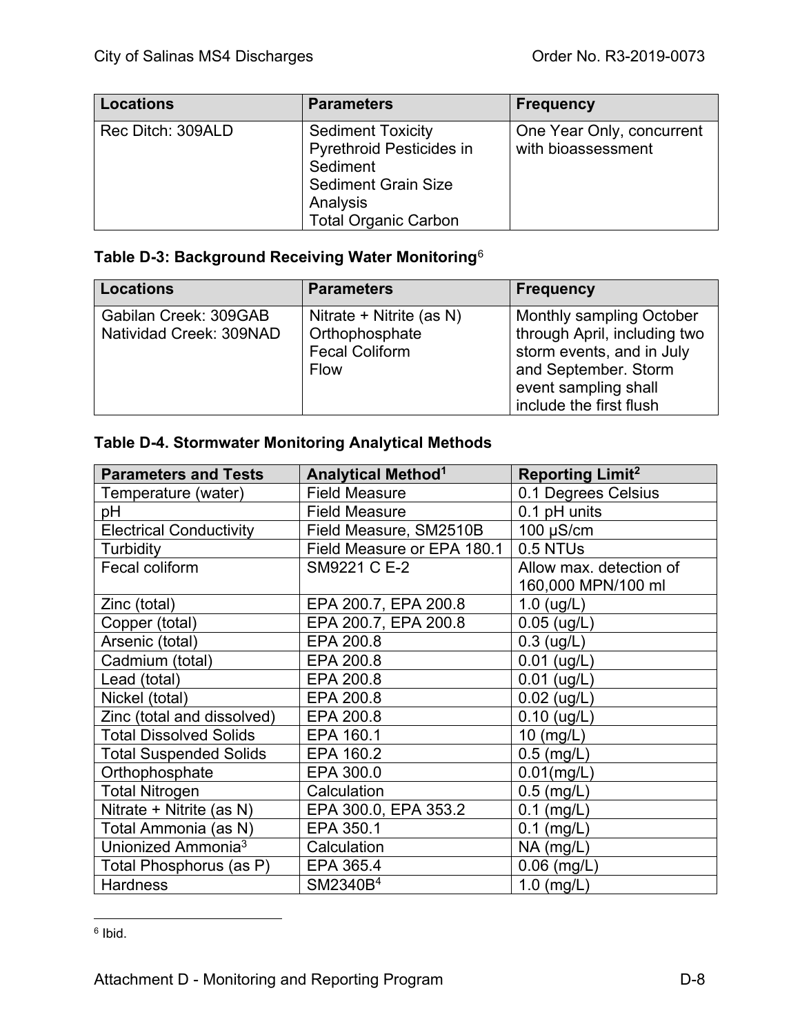| Locations | Parameters | Frequency |
|---|---|---|
| Rec Ditch: 309ALD | Sediment Toxicity<br>Pyrethroid Pesticides in Sediment<br>Sediment Grain Size Analysis<br>Total Organic Carbon | One Year Only, concurrent with bioassessment |

**Table D-3: Background Receiving Water Monitoring**[6]

| Locations | Parameters | Frequency |
|---|---|---|
| Gabilan Creek: 309GAB<br>Natividad Creek: 309NAD | Nitrate + Nitrite (as N)<br>Orthophosphate<br>Fecal Coliform<br>Flow | Monthly sampling October through April, including two storm events, and in July and September. Storm event sampling shall include the first flush |

**Table D-4. Stormwater Monitoring Analytical Methods**

| Parameters and Tests | Analytical Method[1] | Reporting Limit[2] |
|---|---|---|
| Temperature (water) | Field Measure | 0.1 Degrees Celsius |
| pH | Field Measure | 0.1 pH units |
| Electrical Conductivity | Field Measure, SM2510B | 100 μS/cm |
| Turbidity | Field Measure or EPA 180.1 | 0.5 NTUs |
| Fecal coliform | SM9221 C E-2 | Allow max. detection of 160,000 MPN/100 ml |
| Zinc (total) | EPA 200.7, EPA 200.8 | 1.0 (ug/L) |
| Copper (total) | EPA 200.7, EPA 200.8 | 0.05 (ug/L) |
| Arsenic (total) | EPA 200.8 | 0.3 (ug/L) |
| Cadmium (total) | EPA 200.8 | 0.01 (ug/L) |
| Lead (total) | EPA 200.8 | 0.01 (ug/L) |
| Nickel (total) | EPA 200.8 | 0.02 (ug/L) |
| Zinc (total and dissolved) | EPA 200.8 | 0.10 (ug/L) |
| Total Dissolved Solids | EPA 160.1 | 10 (mg/L) |
| Total Suspended Solids | EPA 160.2 | 0.5 (mg/L) |
| Orthophosphate | EPA 300.0 | 0.01(mg/L) |
| Total Nitrogen | Calculation | 0.5 (mg/L) |
| Nitrate + Nitrite (as N) | EPA 300.0, EPA 353.2 | 0.1 (mg/L) |
| Total Ammonia (as N) | EPA 350.1 | 0.1 (mg/L) |
| Unionized Ammonia[3] | Calculation | NA (mg/L) |
| Total Phosphorus (as P) | EPA 365.4 | 0.06 (mg/L) |
| Hardness | SM2340B[4] | 1.0 (mg/L) |

[6] Ibid.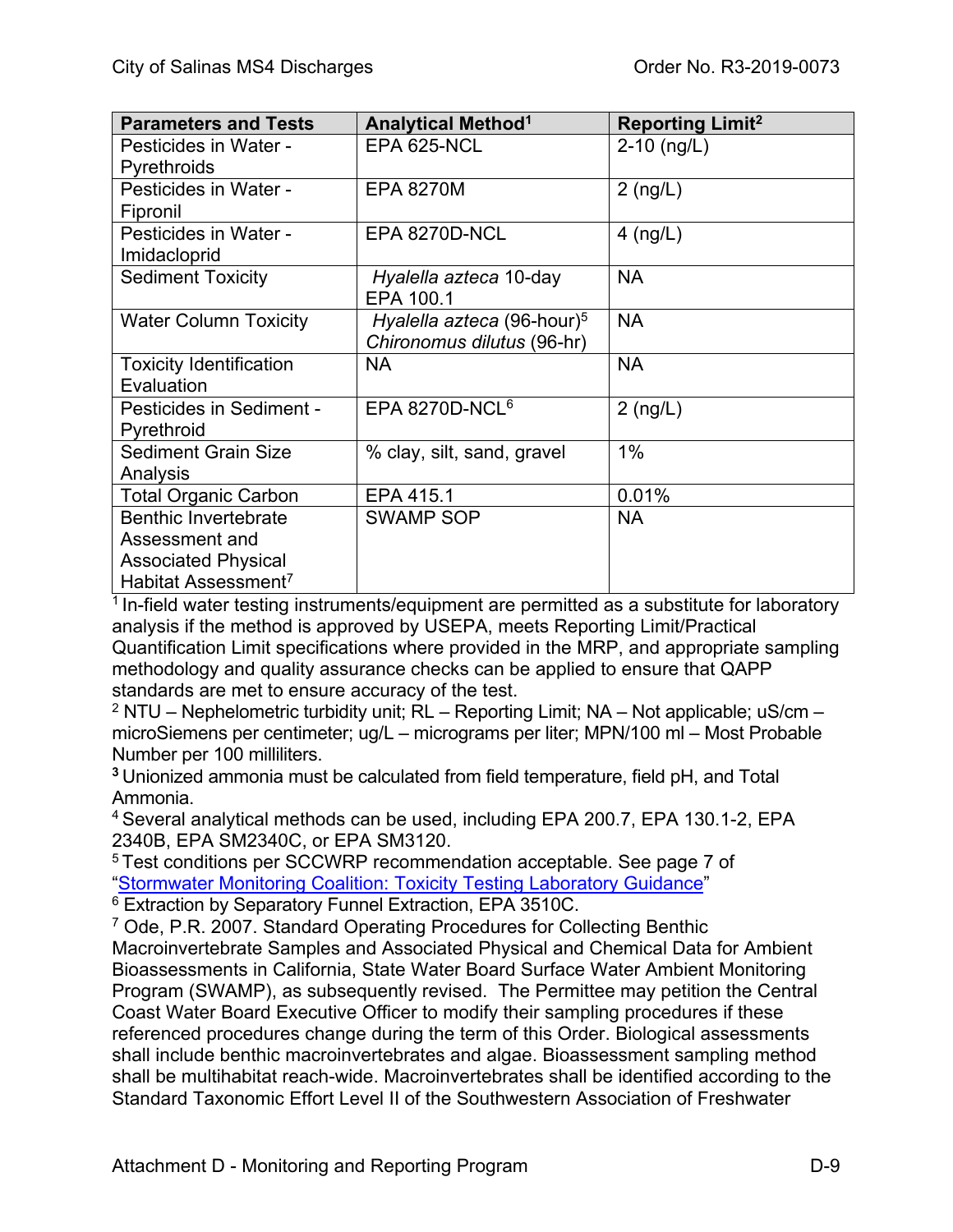| Parameters and Tests | Analytical Method[1] | Reporting Limit[2] |
|---|---|---|
| Pesticides in Water - Pyrethroids | EPA 625-NCL | 2-10 (ng/L) |
| Pesticides in Water - Fipronil | EPA 8270M | 2 (ng/L) |
| Pesticides in Water - Imidacloprid | EPA 8270D-NCL | 4 (ng/L) |
| Sediment Toxicity | *Hyalella azteca* 10-day EPA 100.1 | NA |
| Water Column Toxicity | *Hyalella azteca* (96-hour)[5] *Chironomus dilutus* (96-hr) | NA |
| Toxicity Identification Evaluation | NA | NA |
| Pesticides in Sediment - Pyrethroid | EPA 8270D-NCL[6] | 2 (ng/L) |
| Sediment Grain Size Analysis | % clay, silt, sand, gravel | 1% |
| Total Organic Carbon | EPA 415.1 | 0.01% |
| Benthic Invertebrate Assessment and Associated Physical Habitat Assessment[7] | SWAMP SOP | NA |

[1] In-field water testing instruments/equipment are permitted as a substitute for laboratory analysis if the method is approved by USEPA, meets Reporting Limit/Practical Quantification Limit specifications where provided in the MRP, and appropriate sampling methodology and quality assurance checks can be applied to ensure that QAPP standards are met to ensure accuracy of the test.

[2] NTU – Nephelometric turbidity unit; RL – Reporting Limit; NA – Not applicable; uS/cm – microSiemens per centimeter; ug/L – micrograms per liter; MPN/100 ml – Most Probable Number per 100 milliliters.

**[3]** Unionized ammonia must be calculated from field temperature, field pH, and Total Ammonia.

[4] Several analytical methods can be used, including EPA 200.7, EPA 130.1-2, EPA 2340B, EPA SM2340C, or EPA SM3120.

[5] Test conditions per SCCWRP recommendation acceptable. See page 7 of "Stormwater Monitoring Coalition: Toxicity Testing Laboratory Guidance"

[6] Extraction by Separatory Funnel Extraction, EPA 3510C.

[7] Ode, P.R. 2007. Standard Operating Procedures for Collecting Benthic Macroinvertebrate Samples and Associated Physical and Chemical Data for Ambient Bioassessments in California, State Water Board Surface Water Ambient Monitoring Program (SWAMP), as subsequently revised. The Permittee may petition the Central Coast Water Board Executive Officer to modify their sampling procedures if these referenced procedures change during the term of this Order. Biological assessments shall include benthic macroinvertebrates and algae. Bioassessment sampling method shall be multihabitat reach-wide. Macroinvertebrates shall be identified according to the Standard Taxonomic Effort Level II of the Southwestern Association of Freshwater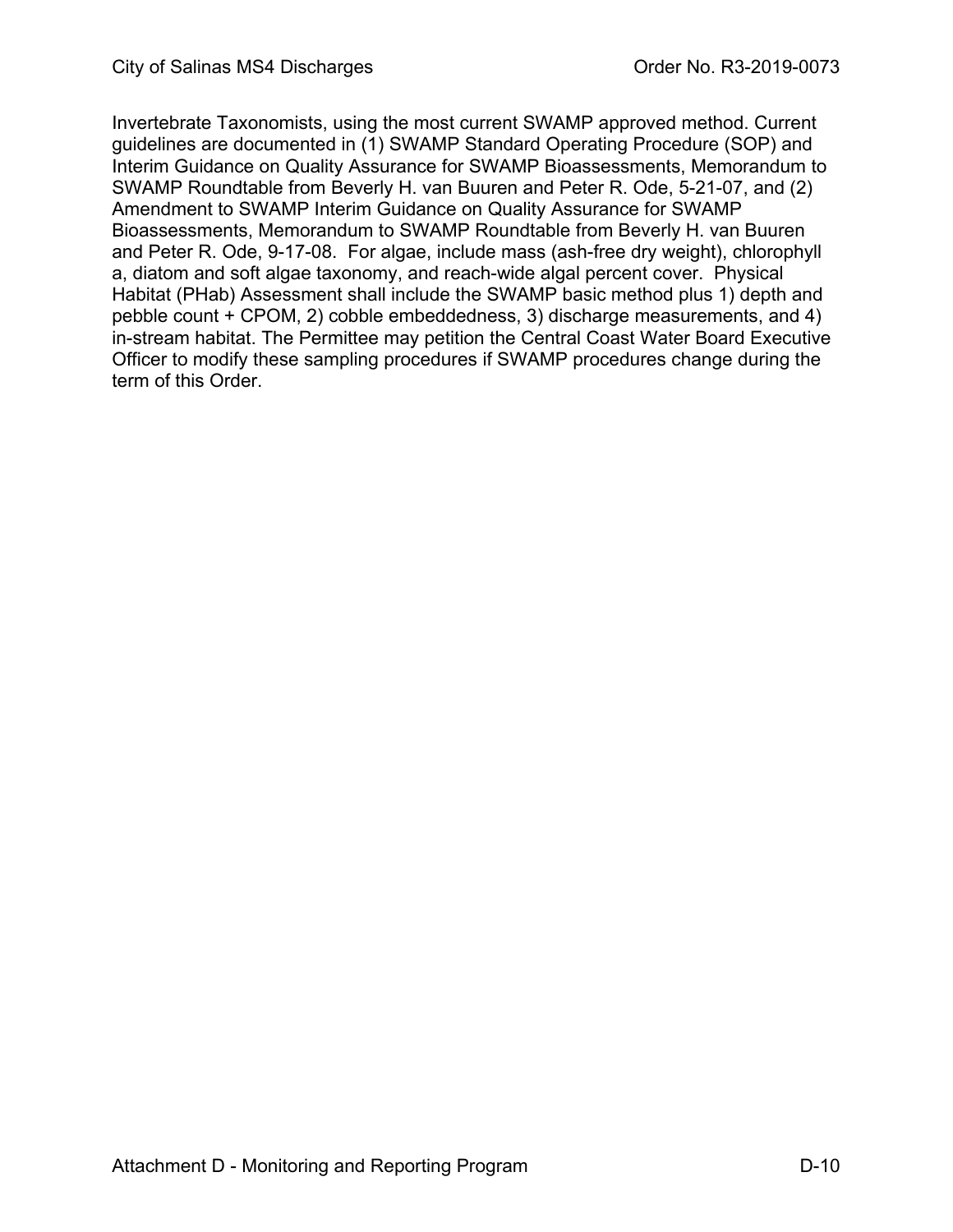Invertebrate Taxonomists, using the most current SWAMP approved method. Current guidelines are documented in (1) SWAMP Standard Operating Procedure (SOP) and Interim Guidance on Quality Assurance for SWAMP Bioassessments, Memorandum to SWAMP Roundtable from Beverly H. van Buuren and Peter R. Ode, 5-21-07, and (2) Amendment to SWAMP Interim Guidance on Quality Assurance for SWAMP Bioassessments, Memorandum to SWAMP Roundtable from Beverly H. van Buuren and Peter R. Ode, 9-17-08. For algae, include mass (ash-free dry weight), chlorophyll a, diatom and soft algae taxonomy, and reach-wide algal percent cover. Physical Habitat (PHab) Assessment shall include the SWAMP basic method plus 1) depth and pebble count + CPOM, 2) cobble embeddedness, 3) discharge measurements, and 4) in-stream habitat. The Permittee may petition the Central Coast Water Board Executive Officer to modify these sampling procedures if SWAMP procedures change during the term of this Order.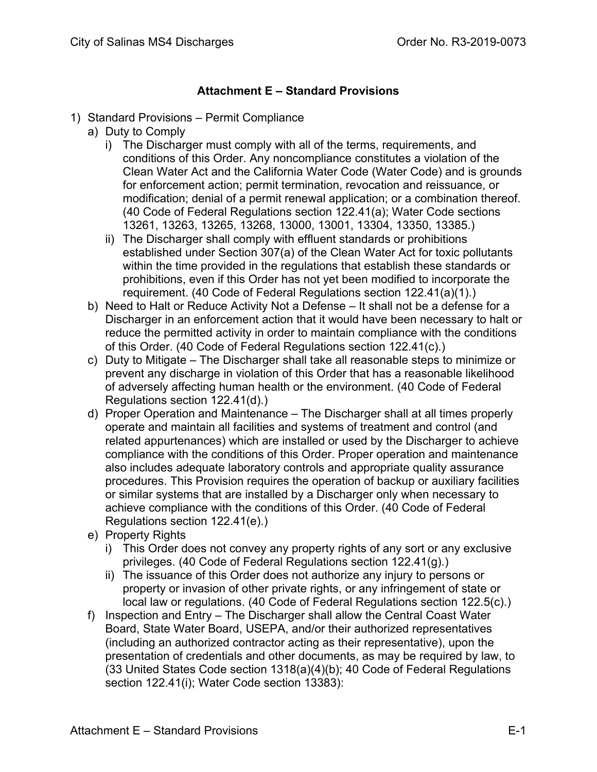## Attachment E – Standard Provisions

1) Standard Provisions – Permit Compliance
   a) Duty to Comply
      i) The Discharger must comply with all of the terms, requirements, and conditions of this Order. Any noncompliance constitutes a violation of the Clean Water Act and the California Water Code (Water Code) and is grounds for enforcement action; permit termination, revocation and reissuance, or modification; denial of a permit renewal application; or a combination thereof. (40 Code of Federal Regulations section 122.41(a); Water Code sections 13261, 13263, 13265, 13268, 13000, 13001, 13304, 13350, 13385.)
      ii) The Discharger shall comply with effluent standards or prohibitions established under Section 307(a) of the Clean Water Act for toxic pollutants within the time provided in the regulations that establish these standards or prohibitions, even if this Order has not yet been modified to incorporate the requirement. (40 Code of Federal Regulations section 122.41(a)(1).)
   b) Need to Halt or Reduce Activity Not a Defense – It shall not be a defense for a Discharger in an enforcement action that it would have been necessary to halt or reduce the permitted activity in order to maintain compliance with the conditions of this Order. (40 Code of Federal Regulations section 122.41(c).)
   c) Duty to Mitigate – The Discharger shall take all reasonable steps to minimize or prevent any discharge in violation of this Order that has a reasonable likelihood of adversely affecting human health or the environment. (40 Code of Federal Regulations section 122.41(d).)
   d) Proper Operation and Maintenance – The Discharger shall at all times properly operate and maintain all facilities and systems of treatment and control (and related appurtenances) which are installed or used by the Discharger to achieve compliance with the conditions of this Order. Proper operation and maintenance also includes adequate laboratory controls and appropriate quality assurance procedures. This Provision requires the operation of backup or auxiliary facilities or similar systems that are installed by a Discharger only when necessary to achieve compliance with the conditions of this Order. (40 Code of Federal Regulations section 122.41(e).)
   e) Property Rights
      i) This Order does not convey any property rights of any sort or any exclusive privileges. (40 Code of Federal Regulations section 122.41(g).)
      ii) The issuance of this Order does not authorize any injury to persons or property or invasion of other private rights, or any infringement of state or local law or regulations. (40 Code of Federal Regulations section 122.5(c).)
   f) Inspection and Entry – The Discharger shall allow the Central Coast Water Board, State Water Board, USEPA, and/or their authorized representatives (including an authorized contractor acting as their representative), upon the presentation of credentials and other documents, as may be required by law, to (33 United States Code section 1318(a)(4)(b); 40 Code of Federal Regulations section 122.41(i); Water Code section 13383):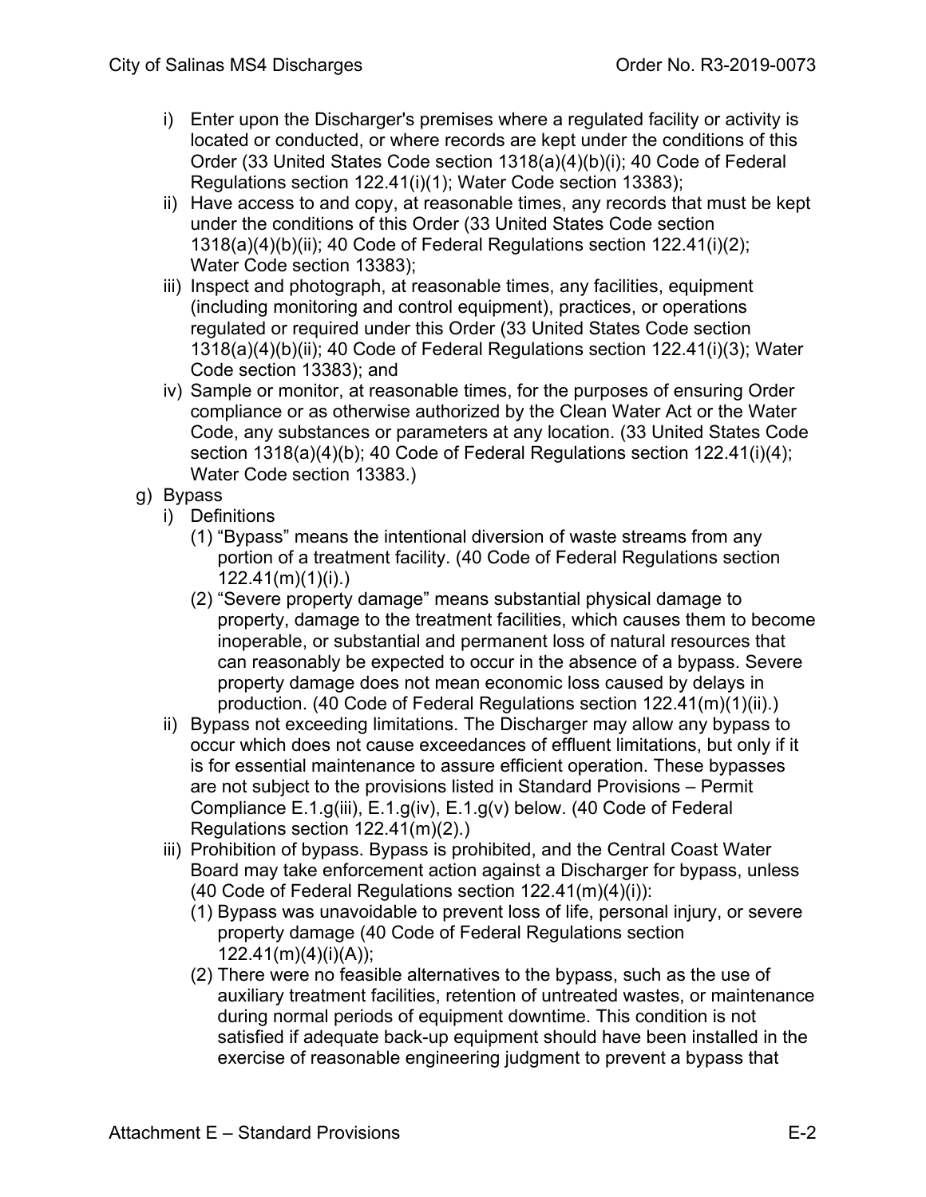i) Enter upon the Discharger's premises where a regulated facility or activity is located or conducted, or where records are kept under the conditions of this Order (33 United States Code section 1318(a)(4)(b)(i); 40 Code of Federal Regulations section 122.41(i)(1); Water Code section 13383);

ii) Have access to and copy, at reasonable times, any records that must be kept under the conditions of this Order (33 United States Code section 1318(a)(4)(b)(ii); 40 Code of Federal Regulations section 122.41(i)(2); Water Code section 13383);

iii) Inspect and photograph, at reasonable times, any facilities, equipment (including monitoring and control equipment), practices, or operations regulated or required under this Order (33 United States Code section 1318(a)(4)(b)(ii); 40 Code of Federal Regulations section 122.41(i)(3); Water Code section 13383); and

iv) Sample or monitor, at reasonable times, for the purposes of ensuring Order compliance or as otherwise authorized by the Clean Water Act or the Water Code, any substances or parameters at any location. (33 United States Code section 1318(a)(4)(b); 40 Code of Federal Regulations section 122.41(i)(4); Water Code section 13383.)

g) Bypass

i) Definitions

(1) "Bypass" means the intentional diversion of waste streams from any portion of a treatment facility. (40 Code of Federal Regulations section 122.41(m)(1)(i).)

(2) "Severe property damage" means substantial physical damage to property, damage to the treatment facilities, which causes them to become inoperable, or substantial and permanent loss of natural resources that can reasonably be expected to occur in the absence of a bypass. Severe property damage does not mean economic loss caused by delays in production. (40 Code of Federal Regulations section 122.41(m)(1)(ii).)

ii) Bypass not exceeding limitations. The Discharger may allow any bypass to occur which does not cause exceedances of effluent limitations, but only if it is for essential maintenance to assure efficient operation. These bypasses are not subject to the provisions listed in Standard Provisions – Permit Compliance E.1.g(iii), E.1.g(iv), E.1.g(v) below. (40 Code of Federal Regulations section 122.41(m)(2).)

iii) Prohibition of bypass. Bypass is prohibited, and the Central Coast Water Board may take enforcement action against a Discharger for bypass, unless (40 Code of Federal Regulations section 122.41(m)(4)(i)):

(1) Bypass was unavoidable to prevent loss of life, personal injury, or severe property damage (40 Code of Federal Regulations section 122.41(m)(4)(i)(A));

(2) There were no feasible alternatives to the bypass, such as the use of auxiliary treatment facilities, retention of untreated wastes, or maintenance during normal periods of equipment downtime. This condition is not satisfied if adequate back-up equipment should have been installed in the exercise of reasonable engineering judgment to prevent a bypass that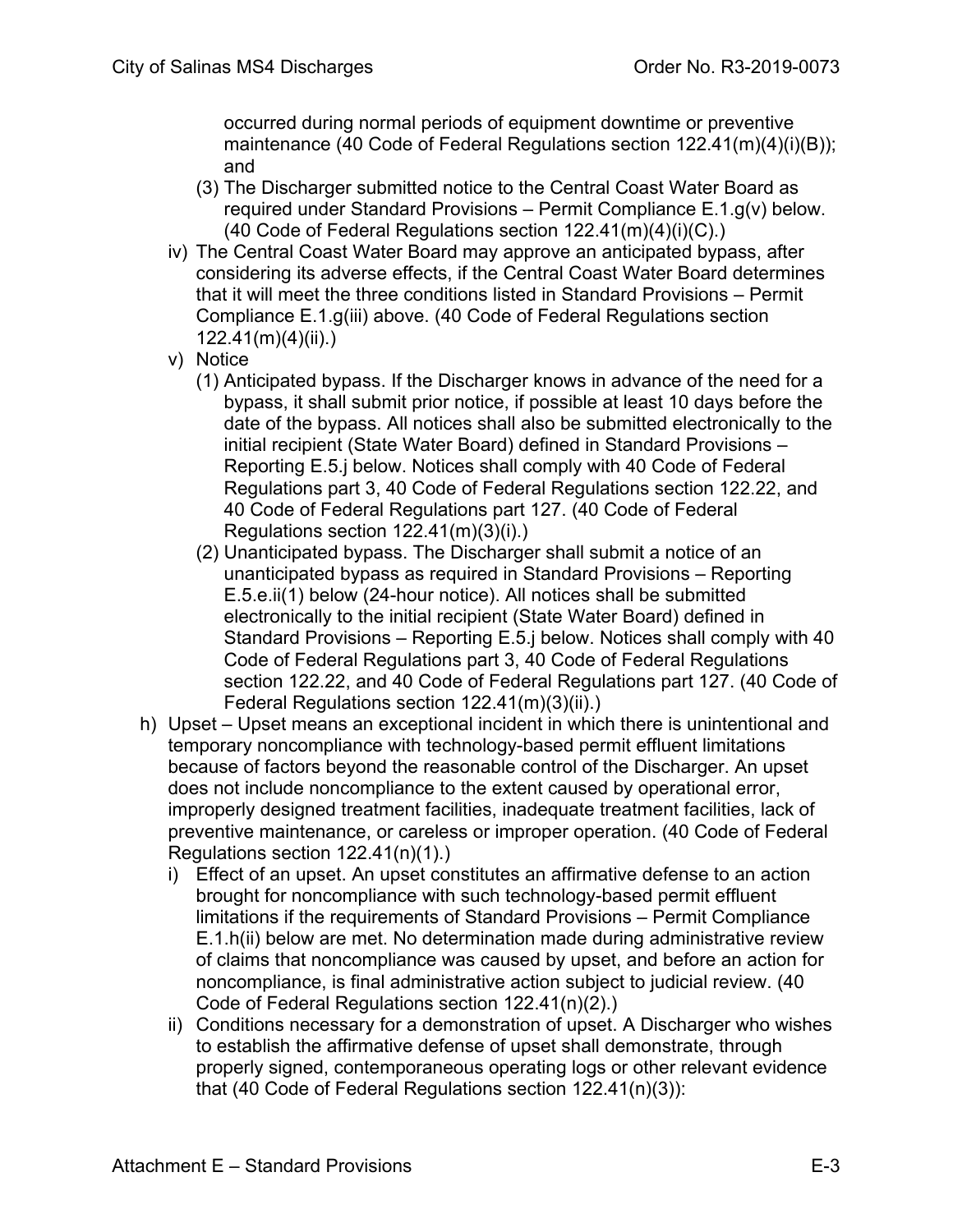occurred during normal periods of equipment downtime or preventive maintenance (40 Code of Federal Regulations section 122.41(m)(4)(i)(B)); and

(3) The Discharger submitted notice to the Central Coast Water Board as required under Standard Provisions – Permit Compliance E.1.g(v) below. (40 Code of Federal Regulations section 122.41(m)(4)(i)(C).)

iv) The Central Coast Water Board may approve an anticipated bypass, after considering its adverse effects, if the Central Coast Water Board determines that it will meet the three conditions listed in Standard Provisions – Permit Compliance E.1.g(iii) above. (40 Code of Federal Regulations section 122.41(m)(4)(ii).)

v) Notice

(1) Anticipated bypass. If the Discharger knows in advance of the need for a bypass, it shall submit prior notice, if possible at least 10 days before the date of the bypass. All notices shall also be submitted electronically to the initial recipient (State Water Board) defined in Standard Provisions – Reporting E.5.j below. Notices shall comply with 40 Code of Federal Regulations part 3, 40 Code of Federal Regulations section 122.22, and 40 Code of Federal Regulations part 127. (40 Code of Federal Regulations section 122.41(m)(3)(i).)

(2) Unanticipated bypass. The Discharger shall submit a notice of an unanticipated bypass as required in Standard Provisions – Reporting E.5.e.ii(1) below (24-hour notice). All notices shall be submitted electronically to the initial recipient (State Water Board) defined in Standard Provisions – Reporting E.5.j below. Notices shall comply with 40 Code of Federal Regulations part 3, 40 Code of Federal Regulations section 122.22, and 40 Code of Federal Regulations part 127. (40 Code of Federal Regulations section 122.41(m)(3)(ii).)

h) Upset – Upset means an exceptional incident in which there is unintentional and temporary noncompliance with technology-based permit effluent limitations because of factors beyond the reasonable control of the Discharger. An upset does not include noncompliance to the extent caused by operational error, improperly designed treatment facilities, inadequate treatment facilities, lack of preventive maintenance, or careless or improper operation. (40 Code of Federal Regulations section 122.41(n)(1).)

i) Effect of an upset. An upset constitutes an affirmative defense to an action brought for noncompliance with such technology-based permit effluent limitations if the requirements of Standard Provisions – Permit Compliance E.1.h(ii) below are met. No determination made during administrative review of claims that noncompliance was caused by upset, and before an action for noncompliance, is final administrative action subject to judicial review. (40 Code of Federal Regulations section 122.41(n)(2).)

ii) Conditions necessary for a demonstration of upset. A Discharger who wishes to establish the affirmative defense of upset shall demonstrate, through properly signed, contemporaneous operating logs or other relevant evidence that (40 Code of Federal Regulations section 122.41(n)(3)):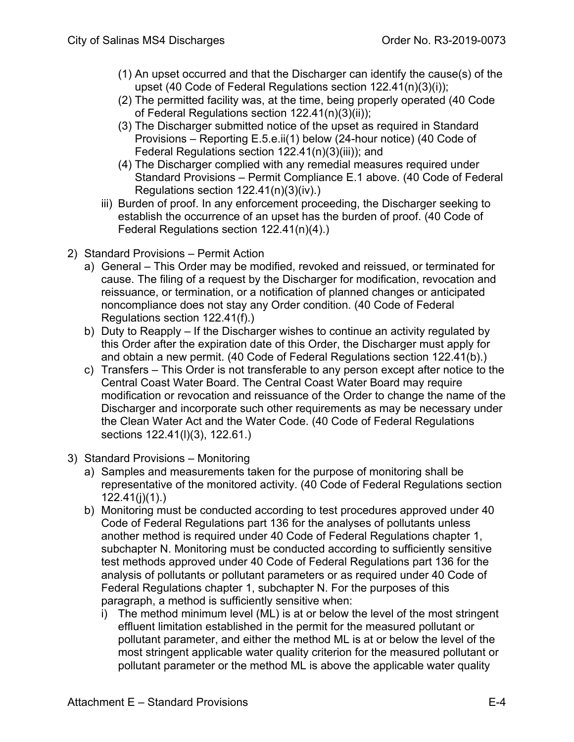(1) An upset occurred and that the Discharger can identify the cause(s) of the upset (40 Code of Federal Regulations section 122.41(n)(3)(i));
   (2) The permitted facility was, at the time, being properly operated (40 Code of Federal Regulations section 122.41(n)(3)(ii));
   (3) The Discharger submitted notice of the upset as required in Standard Provisions – Reporting E.5.e.ii(1) below (24-hour notice) (40 Code of Federal Regulations section 122.41(n)(3)(iii)); and
   (4) The Discharger complied with any remedial measures required under Standard Provisions – Permit Compliance E.1 above. (40 Code of Federal Regulations section 122.41(n)(3)(iv).)

   iii) Burden of proof. In any enforcement proceeding, the Discharger seeking to establish the occurrence of an upset has the burden of proof. (40 Code of Federal Regulations section 122.41(n)(4).)

2) Standard Provisions – Permit Action
   a) General – This Order may be modified, revoked and reissued, or terminated for cause. The filing of a request by the Discharger for modification, revocation and reissuance, or termination, or a notification of planned changes or anticipated noncompliance does not stay any Order condition. (40 Code of Federal Regulations section 122.41(f).)
   b) Duty to Reapply – If the Discharger wishes to continue an activity regulated by this Order after the expiration date of this Order, the Discharger must apply for and obtain a new permit. (40 Code of Federal Regulations section 122.41(b).)
   c) Transfers – This Order is not transferable to any person except after notice to the Central Coast Water Board. The Central Coast Water Board may require modification or revocation and reissuance of the Order to change the name of the Discharger and incorporate such other requirements as may be necessary under the Clean Water Act and the Water Code. (40 Code of Federal Regulations sections 122.41(l)(3), 122.61.)

3) Standard Provisions – Monitoring
   a) Samples and measurements taken for the purpose of monitoring shall be representative of the monitored activity. (40 Code of Federal Regulations section 122.41(j)(1).)
   b) Monitoring must be conducted according to test procedures approved under 40 Code of Federal Regulations part 136 for the analyses of pollutants unless another method is required under 40 Code of Federal Regulations chapter 1, subchapter N. Monitoring must be conducted according to sufficiently sensitive test methods approved under 40 Code of Federal Regulations part 136 for the analysis of pollutants or pollutant parameters or as required under 40 Code of Federal Regulations chapter 1, subchapter N. For the purposes of this paragraph, a method is sufficiently sensitive when:
      i) The method minimum level (ML) is at or below the level of the most stringent effluent limitation established in the permit for the measured pollutant or pollutant parameter, and either the method ML is at or below the level of the most stringent applicable water quality criterion for the measured pollutant or pollutant parameter or the method ML is above the applicable water quality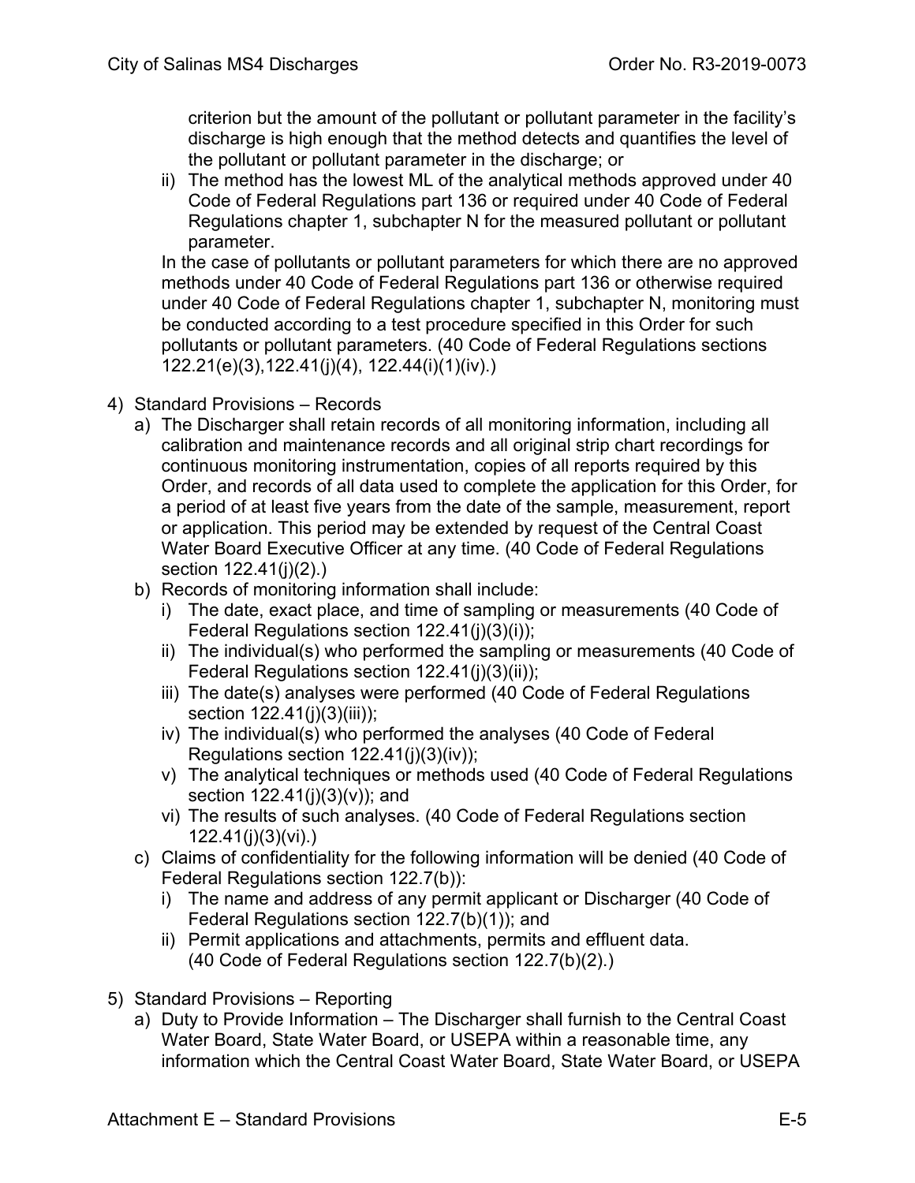criterion but the amount of the pollutant or pollutant parameter in the facility's discharge is high enough that the method detects and quantifies the level of the pollutant or pollutant parameter in the discharge; or

ii) The method has the lowest ML of the analytical methods approved under 40 Code of Federal Regulations part 136 or required under 40 Code of Federal Regulations chapter 1, subchapter N for the measured pollutant or pollutant parameter.

In the case of pollutants or pollutant parameters for which there are no approved methods under 40 Code of Federal Regulations part 136 or otherwise required under 40 Code of Federal Regulations chapter 1, subchapter N, monitoring must be conducted according to a test procedure specified in this Order for such pollutants or pollutant parameters. (40 Code of Federal Regulations sections 122.21(e)(3),122.41(j)(4), 122.44(i)(1)(iv).)

4) Standard Provisions – Records

a) The Discharger shall retain records of all monitoring information, including all calibration and maintenance records and all original strip chart recordings for continuous monitoring instrumentation, copies of all reports required by this Order, and records of all data used to complete the application for this Order, for a period of at least five years from the date of the sample, measurement, report or application. This period may be extended by request of the Central Coast Water Board Executive Officer at any time. (40 Code of Federal Regulations section 122.41(j)(2).)

b) Records of monitoring information shall include:

i) The date, exact place, and time of sampling or measurements (40 Code of Federal Regulations section 122.41(j)(3)(i));

ii) The individual(s) who performed the sampling or measurements (40 Code of Federal Regulations section 122.41(j)(3)(ii));

iii) The date(s) analyses were performed (40 Code of Federal Regulations section 122.41(j)(3)(iii));

iv) The individual(s) who performed the analyses (40 Code of Federal Regulations section 122.41(j)(3)(iv));

v) The analytical techniques or methods used (40 Code of Federal Regulations section 122.41(j)(3)(v)); and

vi) The results of such analyses. (40 Code of Federal Regulations section 122.41(j)(3)(vi).)

c) Claims of confidentiality for the following information will be denied (40 Code of Federal Regulations section 122.7(b)):

i) The name and address of any permit applicant or Discharger (40 Code of Federal Regulations section 122.7(b)(1)); and

ii) Permit applications and attachments, permits and effluent data. (40 Code of Federal Regulations section 122.7(b)(2).)

5) Standard Provisions – Reporting

a) Duty to Provide Information – The Discharger shall furnish to the Central Coast Water Board, State Water Board, or USEPA within a reasonable time, any information which the Central Coast Water Board, State Water Board, or USEPA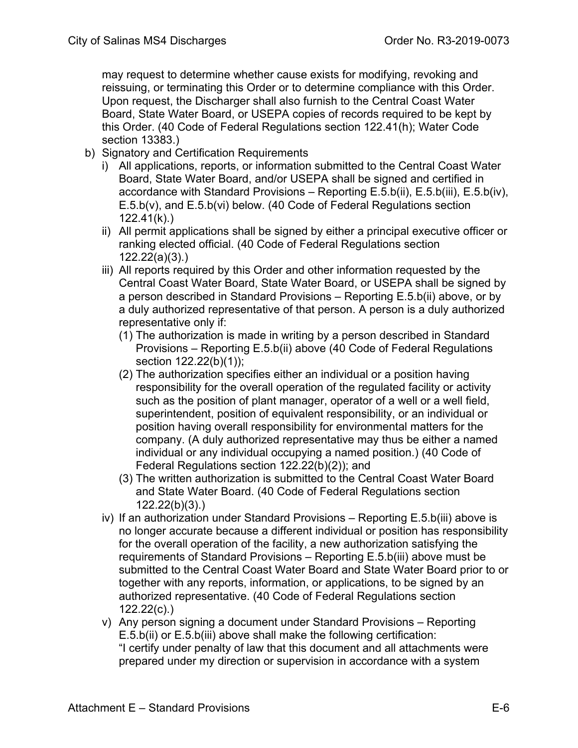may request to determine whether cause exists for modifying, revoking and reissuing, or terminating this Order or to determine compliance with this Order. Upon request, the Discharger shall also furnish to the Central Coast Water Board, State Water Board, or USEPA copies of records required to be kept by this Order. (40 Code of Federal Regulations section 122.41(h); Water Code section 13383.)

b) Signatory and Certification Requirements

   i) All applications, reports, or information submitted to the Central Coast Water Board, State Water Board, and/or USEPA shall be signed and certified in accordance with Standard Provisions – Reporting E.5.b(ii), E.5.b(iii), E.5.b(iv), E.5.b(v), and E.5.b(vi) below. (40 Code of Federal Regulations section 122.41(k).)

   ii) All permit applications shall be signed by either a principal executive officer or ranking elected official. (40 Code of Federal Regulations section 122.22(a)(3).)

   iii) All reports required by this Order and other information requested by the Central Coast Water Board, State Water Board, or USEPA shall be signed by a person described in Standard Provisions – Reporting E.5.b(ii) above, or by a duly authorized representative of that person. A person is a duly authorized representative only if:

      (1) The authorization is made in writing by a person described in Standard Provisions – Reporting E.5.b(ii) above (40 Code of Federal Regulations section 122.22(b)(1));

      (2) The authorization specifies either an individual or a position having responsibility for the overall operation of the regulated facility or activity such as the position of plant manager, operator of a well or a well field, superintendent, position of equivalent responsibility, or an individual or position having overall responsibility for environmental matters for the company. (A duly authorized representative may thus be either a named individual or any individual occupying a named position.) (40 Code of Federal Regulations section 122.22(b)(2)); and

      (3) The written authorization is submitted to the Central Coast Water Board and State Water Board. (40 Code of Federal Regulations section 122.22(b)(3).)

   iv) If an authorization under Standard Provisions – Reporting E.5.b(iii) above is no longer accurate because a different individual or position has responsibility for the overall operation of the facility, a new authorization satisfying the requirements of Standard Provisions – Reporting E.5.b(iii) above must be submitted to the Central Coast Water Board and State Water Board prior to or together with any reports, information, or applications, to be signed by an authorized representative. (40 Code of Federal Regulations section 122.22(c).)

   v) Any person signing a document under Standard Provisions – Reporting E.5.b(ii) or E.5.b(iii) above shall make the following certification:
   "I certify under penalty of law that this document and all attachments were prepared under my direction or supervision in accordance with a system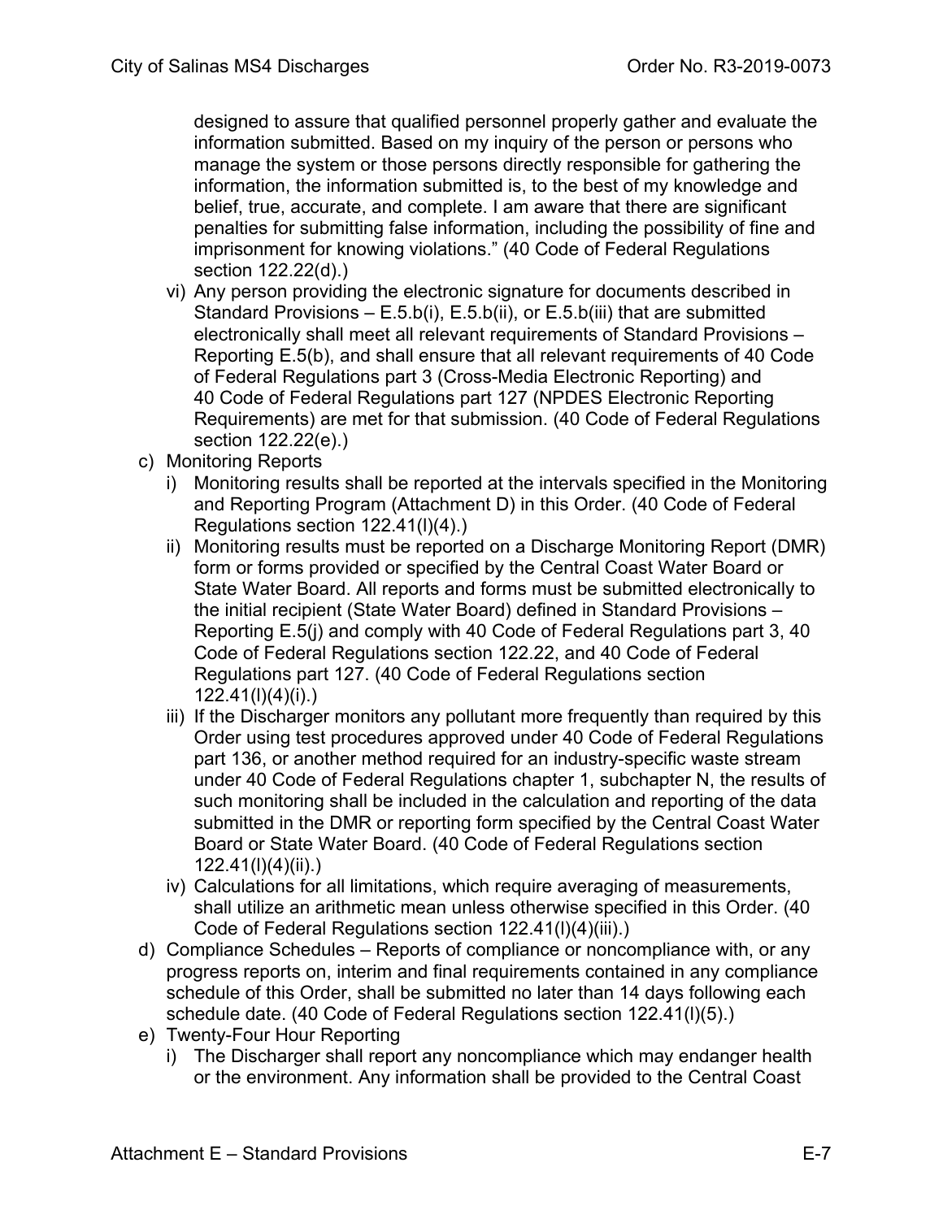designed to assure that qualified personnel properly gather and evaluate the information submitted. Based on my inquiry of the person or persons who manage the system or those persons directly responsible for gathering the information, the information submitted is, to the best of my knowledge and belief, true, accurate, and complete. I am aware that there are significant penalties for submitting false information, including the possibility of fine and imprisonment for knowing violations." (40 Code of Federal Regulations section 122.22(d).)

vi) Any person providing the electronic signature for documents described in Standard Provisions – E.5.b(i), E.5.b(ii), or E.5.b(iii) that are submitted electronically shall meet all relevant requirements of Standard Provisions – Reporting E.5(b), and shall ensure that all relevant requirements of 40 Code of Federal Regulations part 3 (Cross-Media Electronic Reporting) and 40 Code of Federal Regulations part 127 (NPDES Electronic Reporting Requirements) are met for that submission. (40 Code of Federal Regulations section 122.22(e).)

c) Monitoring Reports
   i) Monitoring results shall be reported at the intervals specified in the Monitoring and Reporting Program (Attachment D) in this Order. (40 Code of Federal Regulations section 122.41(l)(4).)
   ii) Monitoring results must be reported on a Discharge Monitoring Report (DMR) form or forms provided or specified by the Central Coast Water Board or State Water Board. All reports and forms must be submitted electronically to the initial recipient (State Water Board) defined in Standard Provisions – Reporting E.5(j) and comply with 40 Code of Federal Regulations part 3, 40 Code of Federal Regulations section 122.22, and 40 Code of Federal Regulations part 127. (40 Code of Federal Regulations section 122.41(l)(4)(i).)
   iii) If the Discharger monitors any pollutant more frequently than required by this Order using test procedures approved under 40 Code of Federal Regulations part 136, or another method required for an industry-specific waste stream under 40 Code of Federal Regulations chapter 1, subchapter N, the results of such monitoring shall be included in the calculation and reporting of the data submitted in the DMR or reporting form specified by the Central Coast Water Board or State Water Board. (40 Code of Federal Regulations section 122.41(l)(4)(ii).)
   iv) Calculations for all limitations, which require averaging of measurements, shall utilize an arithmetic mean unless otherwise specified in this Order. (40 Code of Federal Regulations section 122.41(l)(4)(iii).)

d) Compliance Schedules – Reports of compliance or noncompliance with, or any progress reports on, interim and final requirements contained in any compliance schedule of this Order, shall be submitted no later than 14 days following each schedule date. (40 Code of Federal Regulations section 122.41(l)(5).)

e) Twenty-Four Hour Reporting
   i) The Discharger shall report any noncompliance which may endanger health or the environment. Any information shall be provided to the Central Coast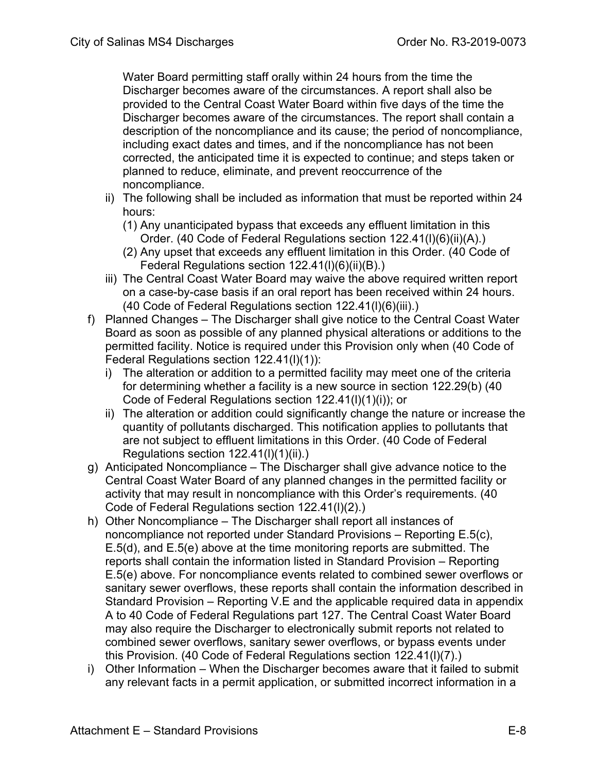Water Board permitting staff orally within 24 hours from the time the Discharger becomes aware of the circumstances. A report shall also be provided to the Central Coast Water Board within five days of the time the Discharger becomes aware of the circumstances. The report shall contain a description of the noncompliance and its cause; the period of noncompliance, including exact dates and times, and if the noncompliance has not been corrected, the anticipated time it is expected to continue; and steps taken or planned to reduce, eliminate, and prevent reoccurrence of the noncompliance.

ii) The following shall be included as information that must be reported within 24 hours:
   (1) Any unanticipated bypass that exceeds any effluent limitation in this Order. (40 Code of Federal Regulations section 122.41(l)(6)(ii)(A).)
   (2) Any upset that exceeds any effluent limitation in this Order. (40 Code of Federal Regulations section 122.41(l)(6)(ii)(B).)

iii) The Central Coast Water Board may waive the above required written report on a case-by-case basis if an oral report has been received within 24 hours. (40 Code of Federal Regulations section 122.41(l)(6)(iii).)

f) Planned Changes – The Discharger shall give notice to the Central Coast Water Board as soon as possible of any planned physical alterations or additions to the permitted facility. Notice is required under this Provision only when (40 Code of Federal Regulations section 122.41(l)(1)):
   i) The alteration or addition to a permitted facility may meet one of the criteria for determining whether a facility is a new source in section 122.29(b) (40 Code of Federal Regulations section 122.41(l)(1)(i)); or
   ii) The alteration or addition could significantly change the nature or increase the quantity of pollutants discharged. This notification applies to pollutants that are not subject to effluent limitations in this Order. (40 Code of Federal Regulations section 122.41(l)(1)(ii).)

g) Anticipated Noncompliance – The Discharger shall give advance notice to the Central Coast Water Board of any planned changes in the permitted facility or activity that may result in noncompliance with this Order's requirements. (40 Code of Federal Regulations section 122.41(l)(2).)

h) Other Noncompliance – The Discharger shall report all instances of noncompliance not reported under Standard Provisions – Reporting E.5(c), E.5(d), and E.5(e) above at the time monitoring reports are submitted. The reports shall contain the information listed in Standard Provision – Reporting E.5(e) above. For noncompliance events related to combined sewer overflows or sanitary sewer overflows, these reports shall contain the information described in Standard Provision – Reporting V.E and the applicable required data in appendix A to 40 Code of Federal Regulations part 127. The Central Coast Water Board may also require the Discharger to electronically submit reports not related to combined sewer overflows, sanitary sewer overflows, or bypass events under this Provision. (40 Code of Federal Regulations section 122.41(l)(7).)

i) Other Information – When the Discharger becomes aware that it failed to submit any relevant facts in a permit application, or submitted incorrect information in a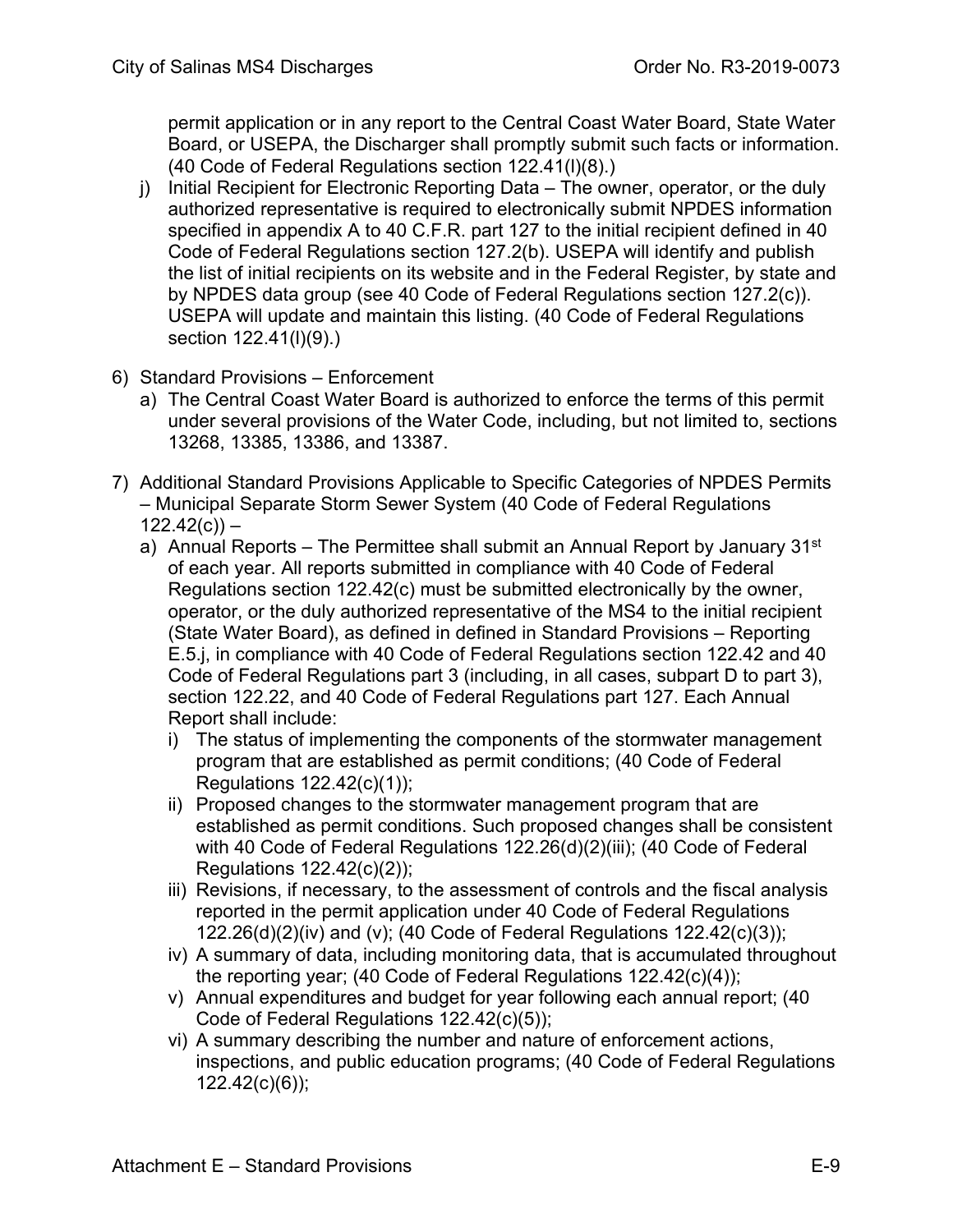permit application or in any report to the Central Coast Water Board, State Water Board, or USEPA, the Discharger shall promptly submit such facts or information. (40 Code of Federal Regulations section 122.41(l)(8).)

j) Initial Recipient for Electronic Reporting Data – The owner, operator, or the duly authorized representative is required to electronically submit NPDES information specified in appendix A to 40 C.F.R. part 127 to the initial recipient defined in 40 Code of Federal Regulations section 127.2(b). USEPA will identify and publish the list of initial recipients on its website and in the Federal Register, by state and by NPDES data group (see 40 Code of Federal Regulations section 127.2(c)). USEPA will update and maintain this listing. (40 Code of Federal Regulations section 122.41(l)(9).)

6) Standard Provisions – Enforcement
   a) The Central Coast Water Board is authorized to enforce the terms of this permit under several provisions of the Water Code, including, but not limited to, sections 13268, 13385, 13386, and 13387.

7) Additional Standard Provisions Applicable to Specific Categories of NPDES Permits – Municipal Separate Storm Sewer System (40 Code of Federal Regulations 122.42(c)) –
   a) Annual Reports – The Permittee shall submit an Annual Report by January 31st of each year. All reports submitted in compliance with 40 Code of Federal Regulations section 122.42(c) must be submitted electronically by the owner, operator, or the duly authorized representative of the MS4 to the initial recipient (State Water Board), as defined in defined in Standard Provisions – Reporting E.5.j, in compliance with 40 Code of Federal Regulations section 122.42 and 40 Code of Federal Regulations part 3 (including, in all cases, subpart D to part 3), section 122.22, and 40 Code of Federal Regulations part 127. Each Annual Report shall include:
      i) The status of implementing the components of the stormwater management program that are established as permit conditions; (40 Code of Federal Regulations 122.42(c)(1));
      ii) Proposed changes to the stormwater management program that are established as permit conditions. Such proposed changes shall be consistent with 40 Code of Federal Regulations 122.26(d)(2)(iii); (40 Code of Federal Regulations 122.42(c)(2));
      iii) Revisions, if necessary, to the assessment of controls and the fiscal analysis reported in the permit application under 40 Code of Federal Regulations 122.26(d)(2)(iv) and (v); (40 Code of Federal Regulations 122.42(c)(3));
      iv) A summary of data, including monitoring data, that is accumulated throughout the reporting year; (40 Code of Federal Regulations 122.42(c)(4));
      v) Annual expenditures and budget for year following each annual report; (40 Code of Federal Regulations 122.42(c)(5));
      vi) A summary describing the number and nature of enforcement actions, inspections, and public education programs; (40 Code of Federal Regulations 122.42(c)(6));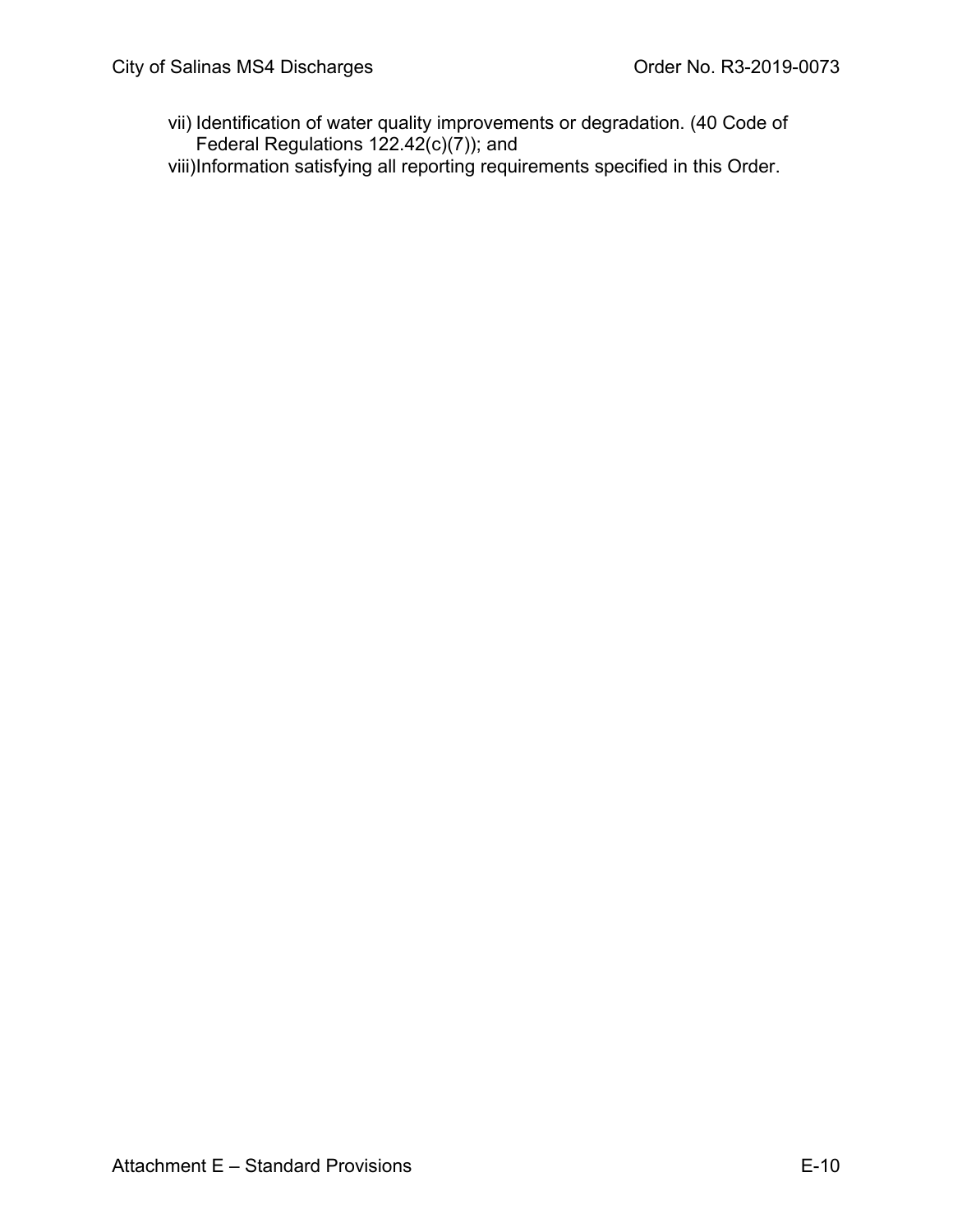vii) Identification of water quality improvements or degradation. (40 Code of Federal Regulations 122.42(c)(7)); and

viii) Information satisfying all reporting requirements specified in this Order.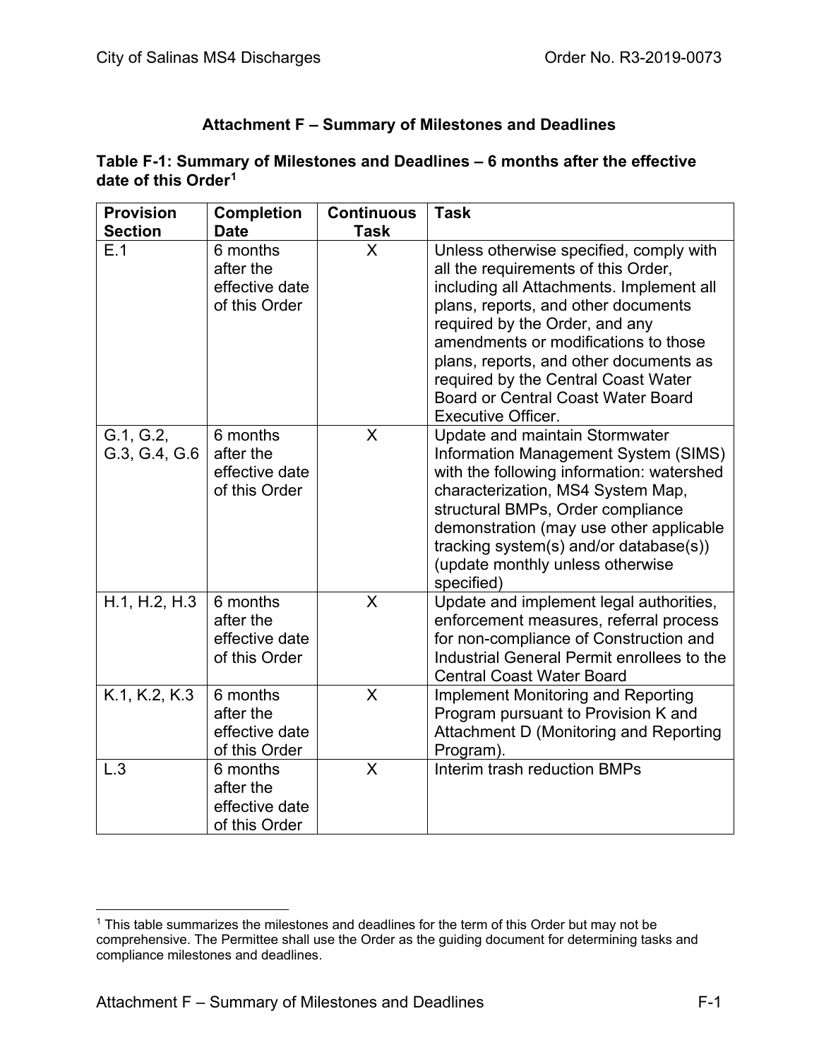## Attachment F – Summary of Milestones and Deadlines

**Table F-1: Summary of Milestones and Deadlines – 6 months after the effective date of this Order[1]**

| Provision Section | Completion Date | Continuous Task | Task |
|---|---|---|---|
| E.1 | 6 months after the effective date of this Order | X | Unless otherwise specified, comply with all the requirements of this Order, including all Attachments. Implement all plans, reports, and other documents required by the Order, and any amendments or modifications to those plans, reports, and other documents as required by the Central Coast Water Board or Central Coast Water Board Executive Officer. |
| G.1, G.2, G.3, G.4, G.6 | 6 months after the effective date of this Order | X | Update and maintain Stormwater Information Management System (SIMS) with the following information: watershed characterization, MS4 System Map, structural BMPs, Order compliance demonstration (may use other applicable tracking system(s) and/or database(s)) (update monthly unless otherwise specified) |
| H.1, H.2, H.3 | 6 months after the effective date of this Order | X | Update and implement legal authorities, enforcement measures, referral process for non-compliance of Construction and Industrial General Permit enrollees to the Central Coast Water Board |
| K.1, K.2, K.3 | 6 months after the effective date of this Order | X | Implement Monitoring and Reporting Program pursuant to Provision K and Attachment D (Monitoring and Reporting Program). |
| L.3 | 6 months after the effective date of this Order | X | Interim trash reduction BMPs |

[1] This table summarizes the milestones and deadlines for the term of this Order but may not be comprehensive. The Permittee shall use the Order as the guiding document for determining tasks and compliance milestones and deadlines.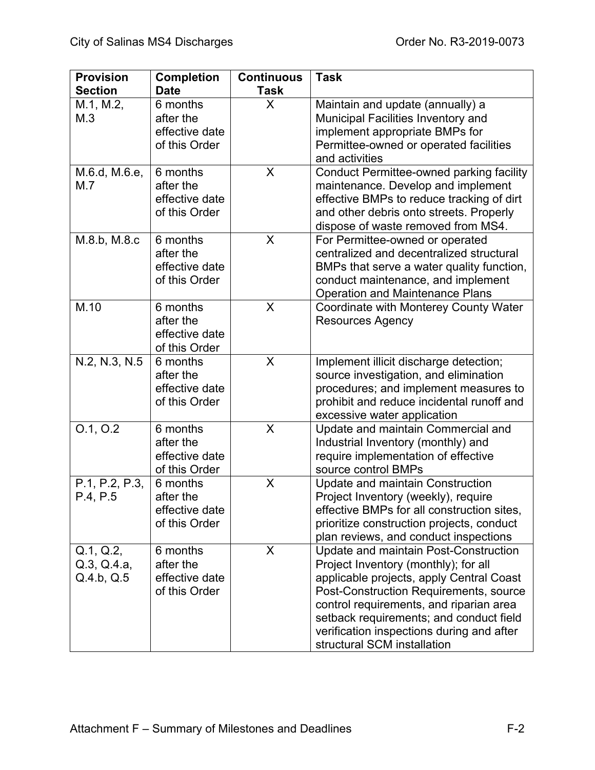| Provision Section | Completion Date | Continuous Task | Task |
|---|---|---|---|
| M.1, M.2, M.3 | 6 months after the effective date of this Order | X | Maintain and update (annually) a Municipal Facilities Inventory and implement appropriate BMPs for Permittee-owned or operated facilities and activities |
| M.6.d, M.6.e, M.7 | 6 months after the effective date of this Order | X | Conduct Permittee-owned parking facility maintenance. Develop and implement effective BMPs to reduce tracking of dirt and other debris onto streets. Properly dispose of waste removed from MS4. |
| M.8.b, M.8.c | 6 months after the effective date of this Order | X | For Permittee-owned or operated centralized and decentralized structural BMPs that serve a water quality function, conduct maintenance, and implement Operation and Maintenance Plans |
| M.10 | 6 months after the effective date of this Order | X | Coordinate with Monterey County Water Resources Agency |
| N.2, N.3, N.5 | 6 months after the effective date of this Order | X | Implement illicit discharge detection; source investigation, and elimination procedures; and implement measures to prohibit and reduce incidental runoff and excessive water application |
| O.1, O.2 | 6 months after the effective date of this Order | X | Update and maintain Commercial and Industrial Inventory (monthly) and require implementation of effective source control BMPs |
| P.1, P.2, P.3, P.4, P.5 | 6 months after the effective date of this Order | X | Update and maintain Construction Project Inventory (weekly), require effective BMPs for all construction sites, prioritize construction projects, conduct plan reviews, and conduct inspections |
| Q.1, Q.2, Q.3, Q.4.a, Q.4.b, Q.5 | 6 months after the effective date of this Order | X | Update and maintain Post-Construction Project Inventory (monthly); for all applicable projects, apply Central Coast Post-Construction Requirements, source control requirements, and riparian area setback requirements; and conduct field verification inspections during and after structural SCM installation |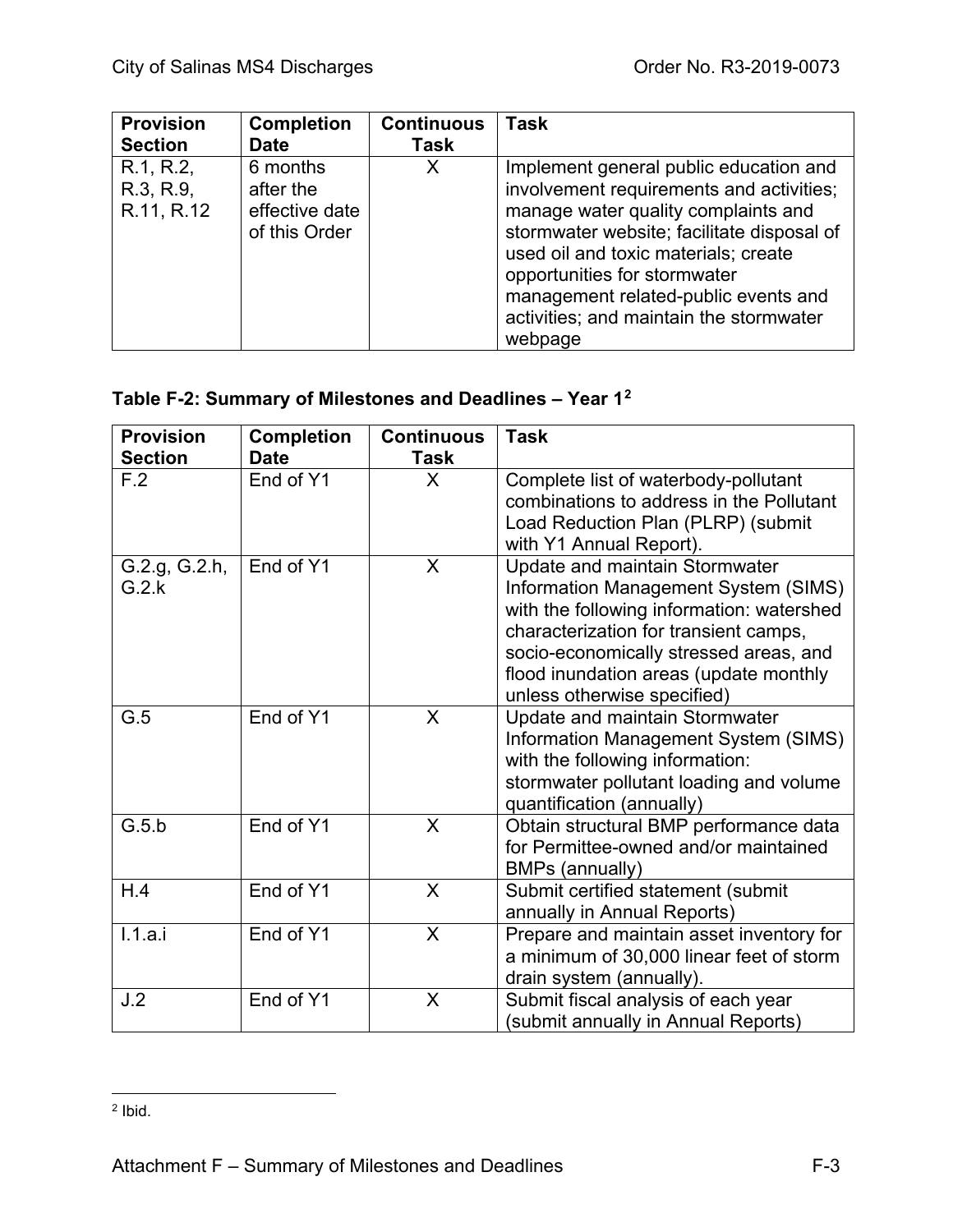| Provision Section | Completion Date | Continuous Task | Task |
|---|---|---|---|
| R.1, R.2, R.3, R.9, R.11, R.12 | 6 months after the effective date of this Order | X | Implement general public education and involvement requirements and activities; manage water quality complaints and stormwater website; facilitate disposal of used oil and toxic materials; create opportunities for stormwater management related-public events and activities; and maintain the stormwater webpage |

**Table F-2: Summary of Milestones and Deadlines – Year 1**[2]

| Provision Section | Completion Date | Continuous Task | Task |
|---|---|---|---|
| F.2 | End of Y1 | X | Complete list of waterbody-pollutant combinations to address in the Pollutant Load Reduction Plan (PLRP) (submit with Y1 Annual Report). |
| G.2.g, G.2.h, G.2.k | End of Y1 | X | Update and maintain Stormwater Information Management System (SIMS) with the following information: watershed characterization for transient camps, socio-economically stressed areas, and flood inundation areas (update monthly unless otherwise specified) |
| G.5 | End of Y1 | X | Update and maintain Stormwater Information Management System (SIMS) with the following information: stormwater pollutant loading and volume quantification (annually) |
| G.5.b | End of Y1 | X | Obtain structural BMP performance data for Permittee-owned and/or maintained BMPs (annually) |
| H.4 | End of Y1 | X | Submit certified statement (submit annually in Annual Reports) |
| I.1.a.i | End of Y1 | X | Prepare and maintain asset inventory for a minimum of 30,000 linear feet of storm drain system (annually). |
| J.2 | End of Y1 | X | Submit fiscal analysis of each year (submit annually in Annual Reports) |

[2] Ibid.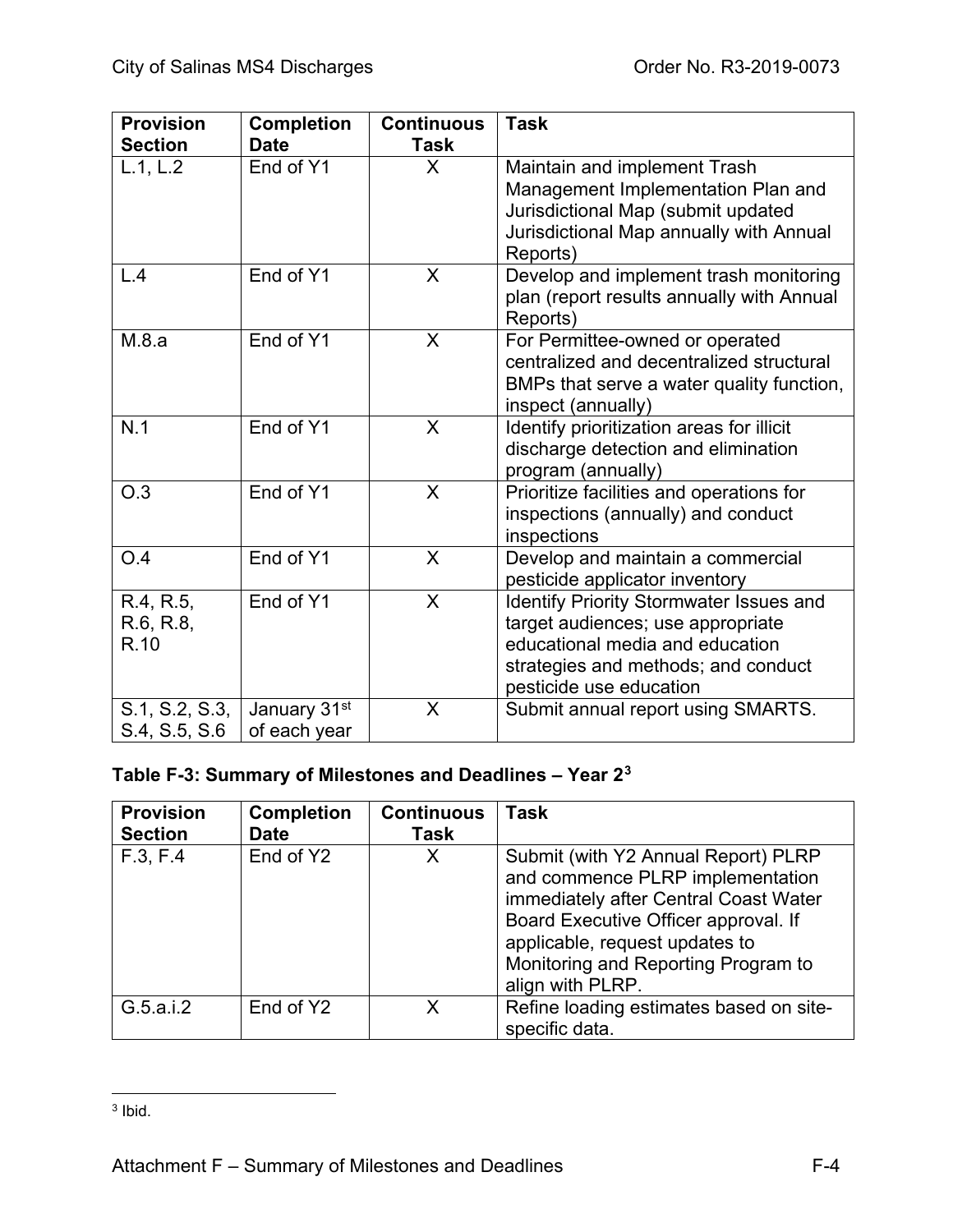| Provision Section | Completion Date | Continuous Task | Task |
|---|---|---|---|
| L.1, L.2 | End of Y1 | X | Maintain and implement Trash Management Implementation Plan and Jurisdictional Map (submit updated Jurisdictional Map annually with Annual Reports) |
| L.4 | End of Y1 | X | Develop and implement trash monitoring plan (report results annually with Annual Reports) |
| M.8.a | End of Y1 | X | For Permittee-owned or operated centralized and decentralized structural BMPs that serve a water quality function, inspect (annually) |
| N.1 | End of Y1 | X | Identify prioritization areas for illicit discharge detection and elimination program (annually) |
| O.3 | End of Y1 | X | Prioritize facilities and operations for inspections (annually) and conduct inspections |
| O.4 | End of Y1 | X | Develop and maintain a commercial pesticide applicator inventory |
| R.4, R.5, R.6, R.8, R.10 | End of Y1 | X | Identify Priority Stormwater Issues and target audiences; use appropriate educational media and education strategies and methods; and conduct pesticide use education |
| S.1, S.2, S.3, S.4, S.5, S.6 | January 31st of each year | X | Submit annual report using SMARTS. |

**Table F-3: Summary of Milestones and Deadlines – Year 2**[3]

| Provision Section | Completion Date | Continuous Task | Task |
|---|---|---|---|
| F.3, F.4 | End of Y2 | X | Submit (with Y2 Annual Report) PLRP and commence PLRP implementation immediately after Central Coast Water Board Executive Officer approval. If applicable, request updates to Monitoring and Reporting Program to align with PLRP. |
| G.5.a.i.2 | End of Y2 | X | Refine loading estimates based on site-specific data. |

[3] Ibid.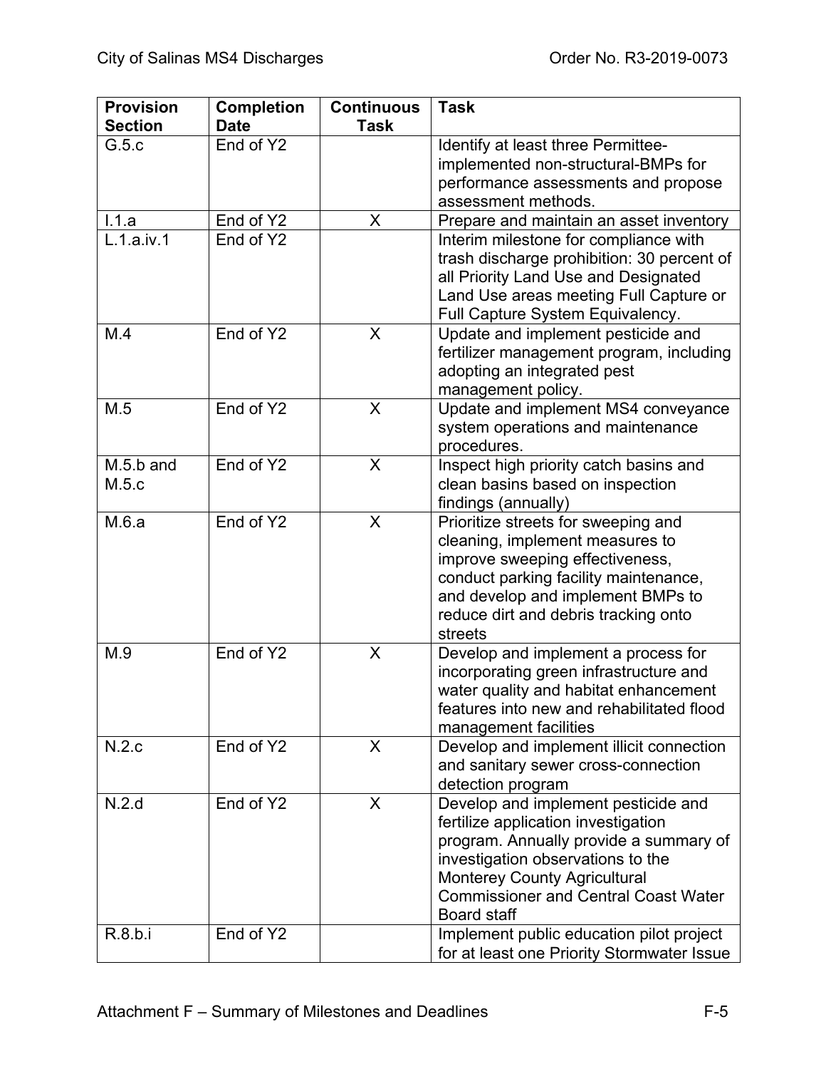| Provision Section | Completion Date | Continuous Task | Task |
|---|---|---|---|
| G.5.c | End of Y2 | | Identify at least three Permittee-implemented non-structural-BMPs for performance assessments and propose assessment methods. |
| I.1.a | End of Y2 | X | Prepare and maintain an asset inventory |
| L.1.a.iv.1 | End of Y2 | | Interim milestone for compliance with trash discharge prohibition: 30 percent of all Priority Land Use and Designated Land Use areas meeting Full Capture or Full Capture System Equivalency. |
| M.4 | End of Y2 | X | Update and implement pesticide and fertilizer management program, including adopting an integrated pest management policy. |
| M.5 | End of Y2 | X | Update and implement MS4 conveyance system operations and maintenance procedures. |
| M.5.b and M.5.c | End of Y2 | X | Inspect high priority catch basins and clean basins based on inspection findings (annually) |
| M.6.a | End of Y2 | X | Prioritize streets for sweeping and cleaning, implement measures to improve sweeping effectiveness, conduct parking facility maintenance, and develop and implement BMPs to reduce dirt and debris tracking onto streets |
| M.9 | End of Y2 | X | Develop and implement a process for incorporating green infrastructure and water quality and habitat enhancement features into new and rehabilitated flood management facilities |
| N.2.c | End of Y2 | X | Develop and implement illicit connection and sanitary sewer cross-connection detection program |
| N.2.d | End of Y2 | X | Develop and implement pesticide and fertilize application investigation program. Annually provide a summary of investigation observations to the Monterey County Agricultural Commissioner and Central Coast Water Board staff |
| R.8.b.i | End of Y2 | | Implement public education pilot project for at least one Priority Stormwater Issue |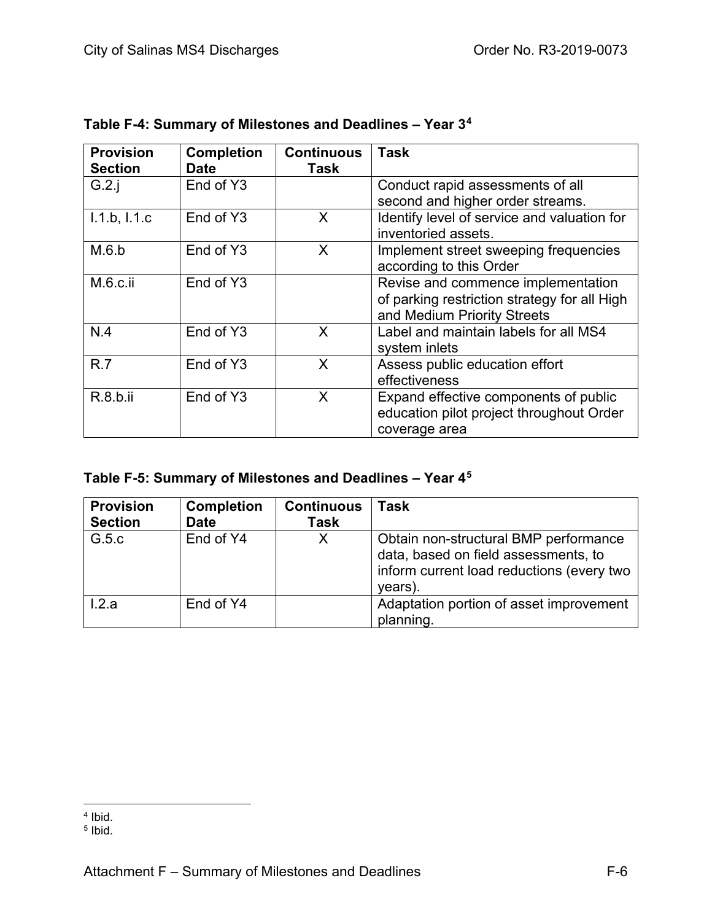**Table F-4: Summary of Milestones and Deadlines – Year 3**[4]

| Provision Section | Completion Date | Continuous Task | Task |
|---|---|---|---|
| G.2.j | End of Y3 | | Conduct rapid assessments of all second and higher order streams. |
| I.1.b, I.1.c | End of Y3 | X | Identify level of service and valuation for inventoried assets. |
| M.6.b | End of Y3 | X | Implement street sweeping frequencies according to this Order |
| M.6.c.ii | End of Y3 | | Revise and commence implementation of parking restriction strategy for all High and Medium Priority Streets |
| N.4 | End of Y3 | X | Label and maintain labels for all MS4 system inlets |
| R.7 | End of Y3 | X | Assess public education effort effectiveness |
| R.8.b.ii | End of Y3 | X | Expand effective components of public education pilot project throughout Order coverage area |

**Table F-5: Summary of Milestones and Deadlines – Year 4**[5]

| Provision Section | Completion Date | Continuous Task | Task |
|---|---|---|---|
| G.5.c | End of Y4 | X | Obtain non-structural BMP performance data, based on field assessments, to inform current load reductions (every two years). |
| I.2.a | End of Y4 | | Adaptation portion of asset improvement planning. |

[4] Ibid.

[5] Ibid.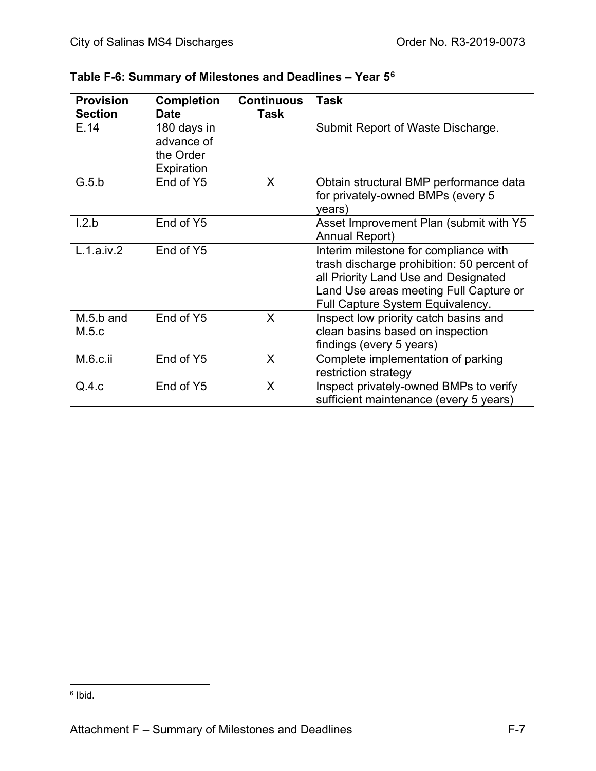**Table F-6: Summary of Milestones and Deadlines – Year 5[6]**

| Provision Section | Completion Date | Continuous Task | Task |
|---|---|---|---|
| E.14 | 180 days in advance of the Order Expiration | | Submit Report of Waste Discharge. |
| G.5.b | End of Y5 | X | Obtain structural BMP performance data for privately-owned BMPs (every 5 years) |
| I.2.b | End of Y5 | | Asset Improvement Plan (submit with Y5 Annual Report) |
| L.1.a.iv.2 | End of Y5 | | Interim milestone for compliance with trash discharge prohibition: 50 percent of all Priority Land Use and Designated Land Use areas meeting Full Capture or Full Capture System Equivalency. |
| M.5.b and M.5.c | End of Y5 | X | Inspect low priority catch basins and clean basins based on inspection findings (every 5 years) |
| M.6.c.ii | End of Y5 | X | Complete implementation of parking restriction strategy |
| Q.4.c | End of Y5 | X | Inspect privately-owned BMPs to verify sufficient maintenance (every 5 years) |

[6] Ibid.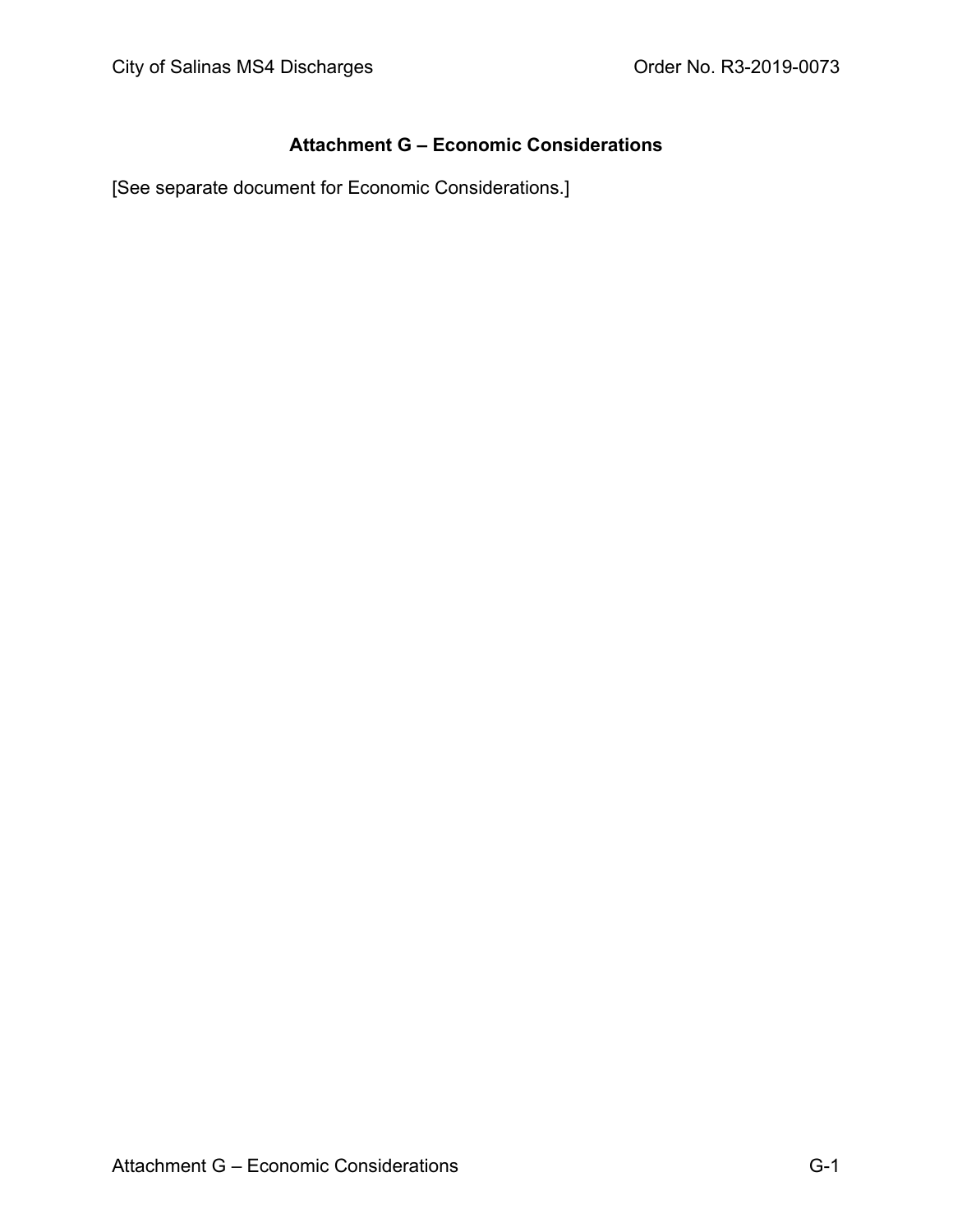# Attachment G – Economic Considerations

[See separate document for Economic Considerations.]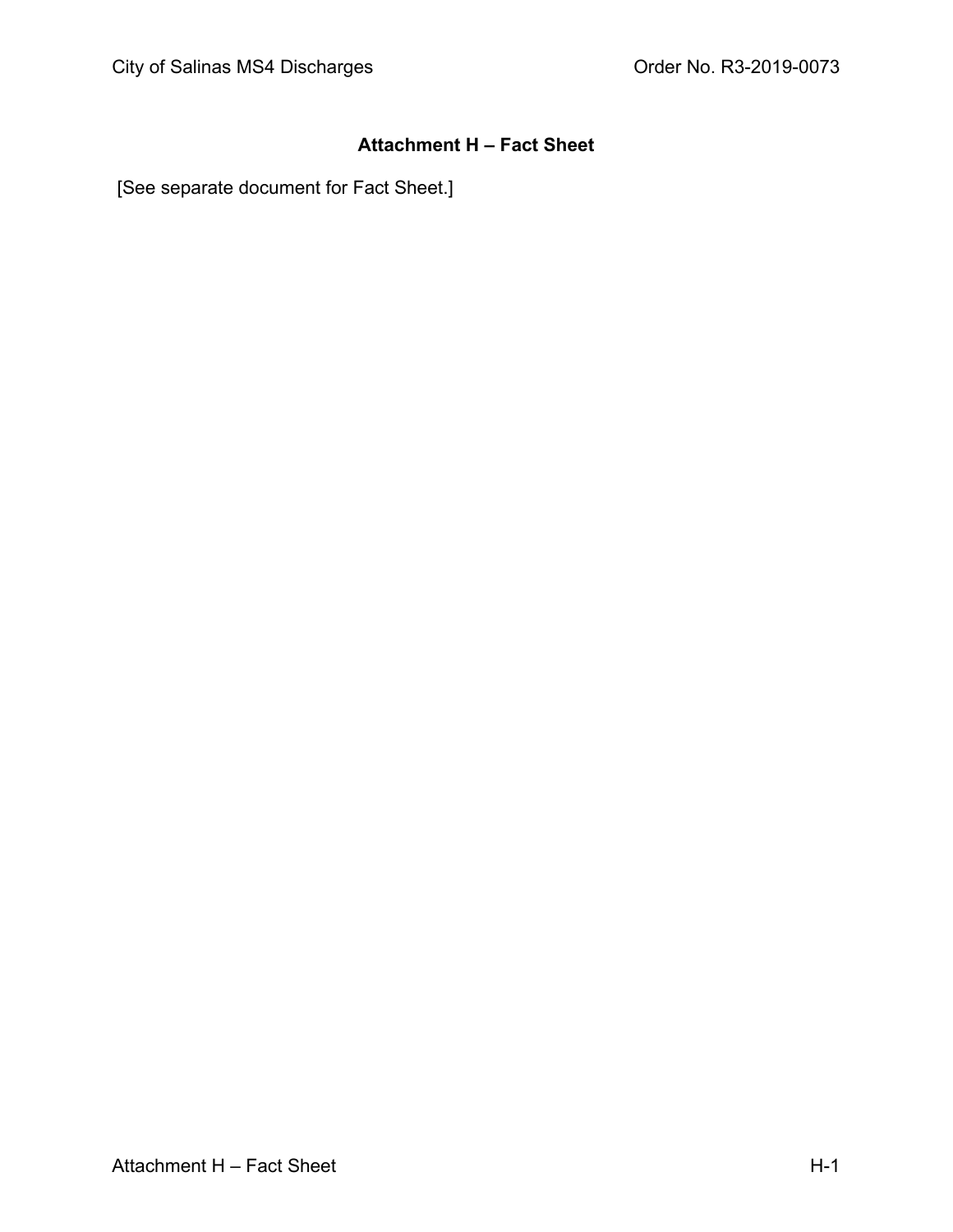## Attachment H – Fact Sheet

[See separate document for Fact Sheet.]